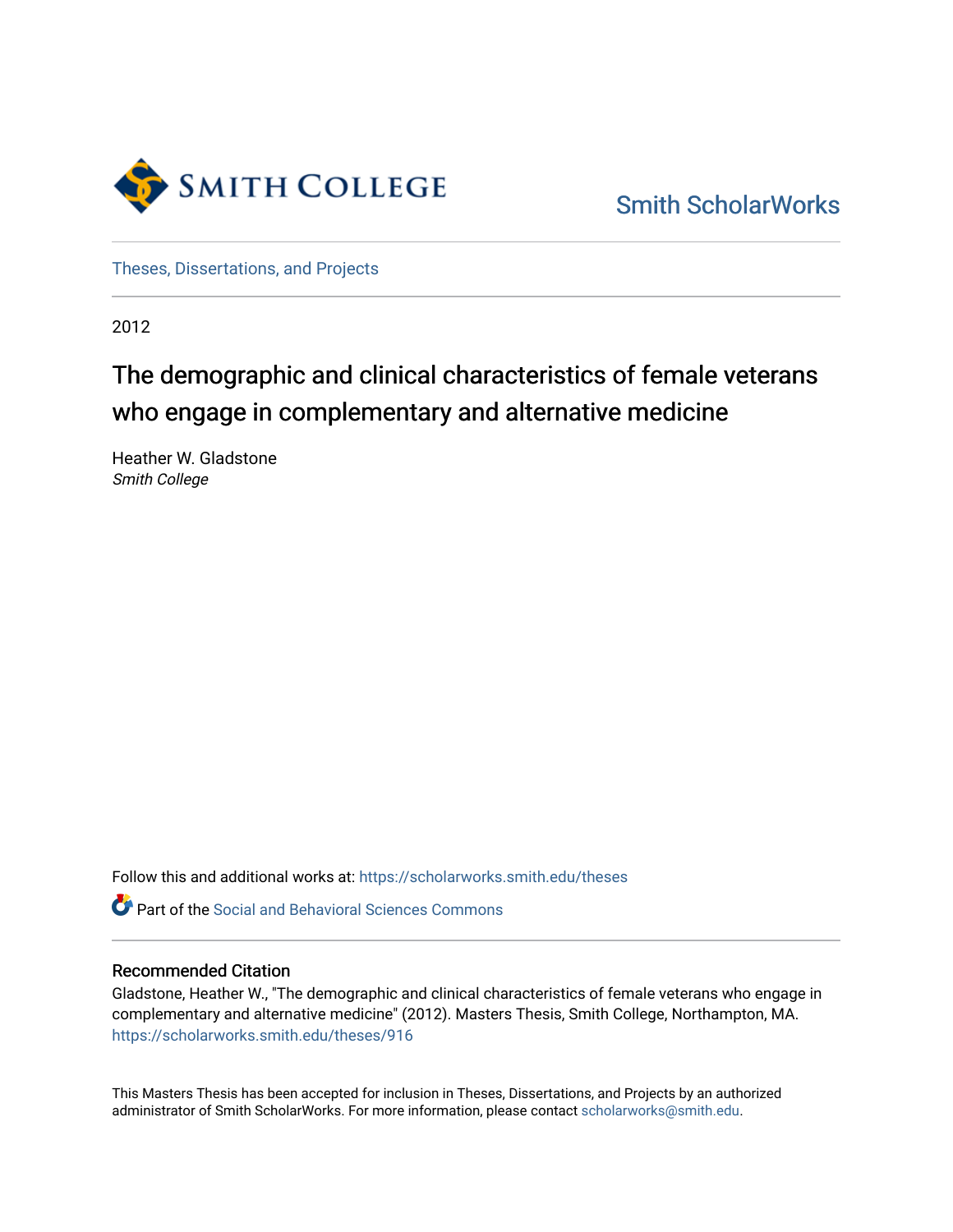SMITH COLLEGE

Smith ScholarWorks

Theses, Dissertations, and Projects

2012

# The demographic and clinical characteristics of female veterans who engage in complementary and alternative medicine

Heather W. Gladstone
*Smith College*

Follow this and additional works at: https://scholarworks.smith.edu/theses

Part of the Social and Behavioral Sciences Commons

### Recommended Citation

Gladstone, Heather W., "The demographic and clinical characteristics of female veterans who engage in complementary and alternative medicine" (2012). Masters Thesis, Smith College, Northampton, MA. https://scholarworks.smith.edu/theses/916

This Masters Thesis has been accepted for inclusion in Theses, Dissertations, and Projects by an authorized administrator of Smith ScholarWorks. For more information, please contact scholarworks@smith.edu.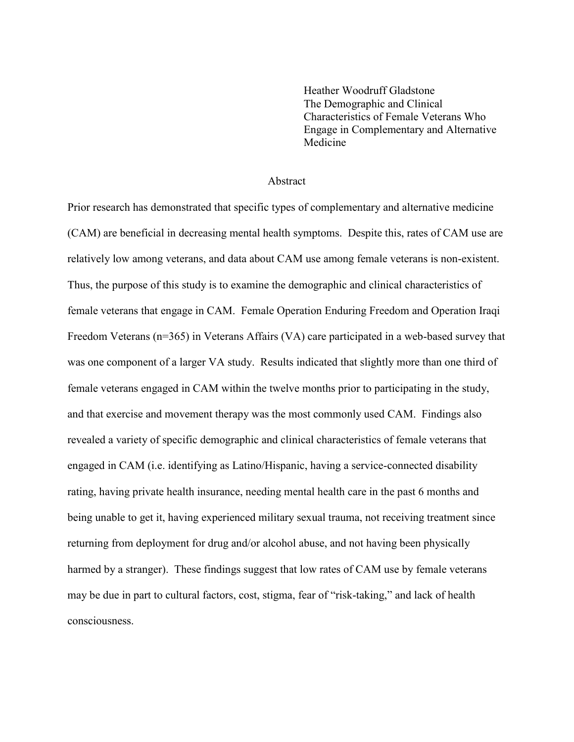Heather Woodruff Gladstone
The Demographic and Clinical Characteristics of Female Veterans Who Engage in Complementary and Alternative Medicine

## Abstract

Prior research has demonstrated that specific types of complementary and alternative medicine (CAM) are beneficial in decreasing mental health symptoms. Despite this, rates of CAM use are relatively low among veterans, and data about CAM use among female veterans is non-existent. Thus, the purpose of this study is to examine the demographic and clinical characteristics of female veterans that engage in CAM. Female Operation Enduring Freedom and Operation Iraqi Freedom Veterans (n=365) in Veterans Affairs (VA) care participated in a web-based survey that was one component of a larger VA study. Results indicated that slightly more than one third of female veterans engaged in CAM within the twelve months prior to participating in the study, and that exercise and movement therapy was the most commonly used CAM. Findings also revealed a variety of specific demographic and clinical characteristics of female veterans that engaged in CAM (i.e. identifying as Latino/Hispanic, having a service-connected disability rating, having private health insurance, needing mental health care in the past 6 months and being unable to get it, having experienced military sexual trauma, not receiving treatment since returning from deployment for drug and/or alcohol abuse, and not having been physically harmed by a stranger). These findings suggest that low rates of CAM use by female veterans may be due in part to cultural factors, cost, stigma, fear of "risk-taking," and lack of health consciousness.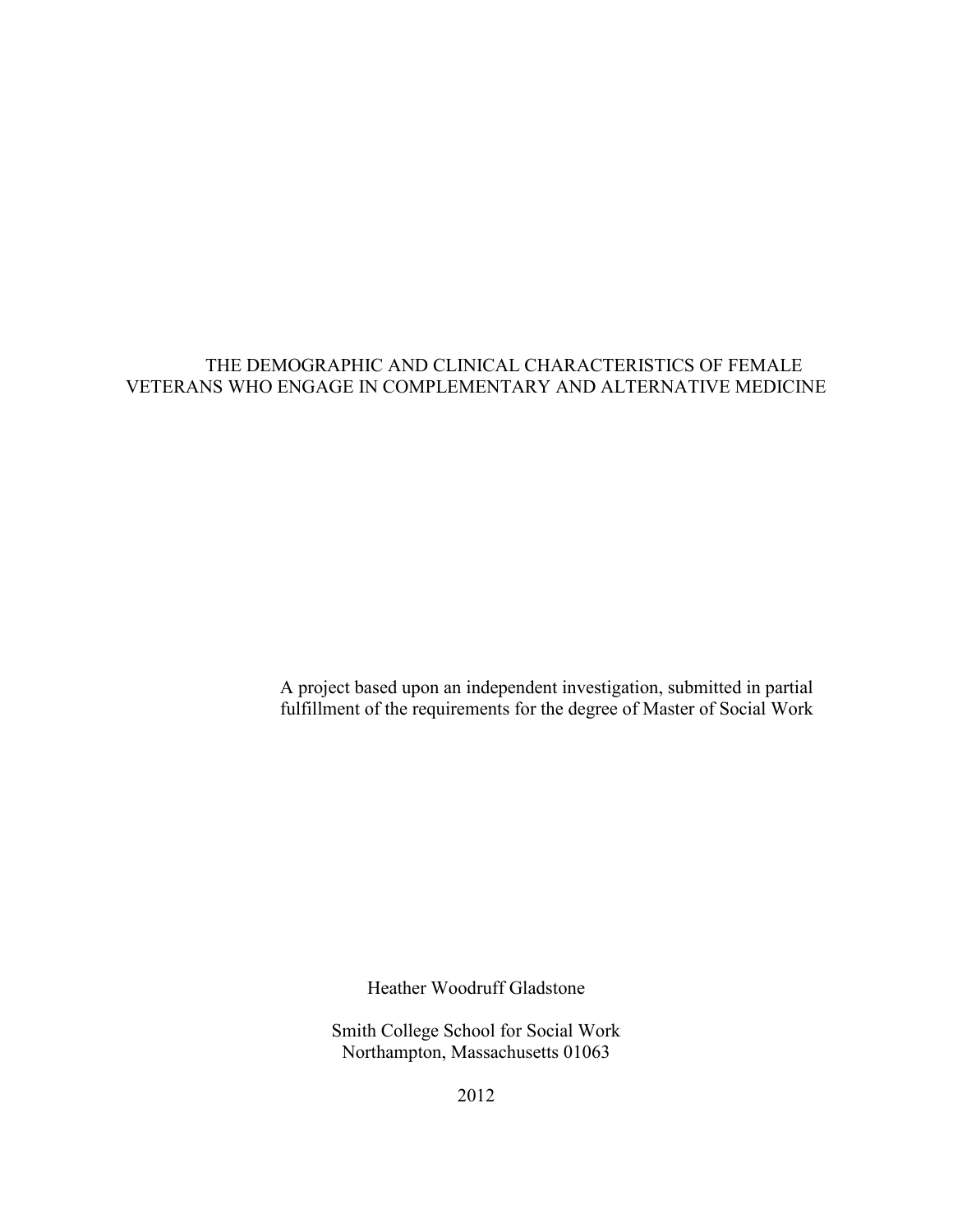# THE DEMOGRAPHIC AND CLINICAL CHARACTERISTICS OF FEMALE VETERANS WHO ENGAGE IN COMPLEMENTARY AND ALTERNATIVE MEDICINE

A project based upon an independent investigation, submitted in partial fulfillment of the requirements for the degree of Master of Social Work

Heather Woodruff Gladstone

Smith College School for Social Work
Northampton, Massachusetts 01063

2012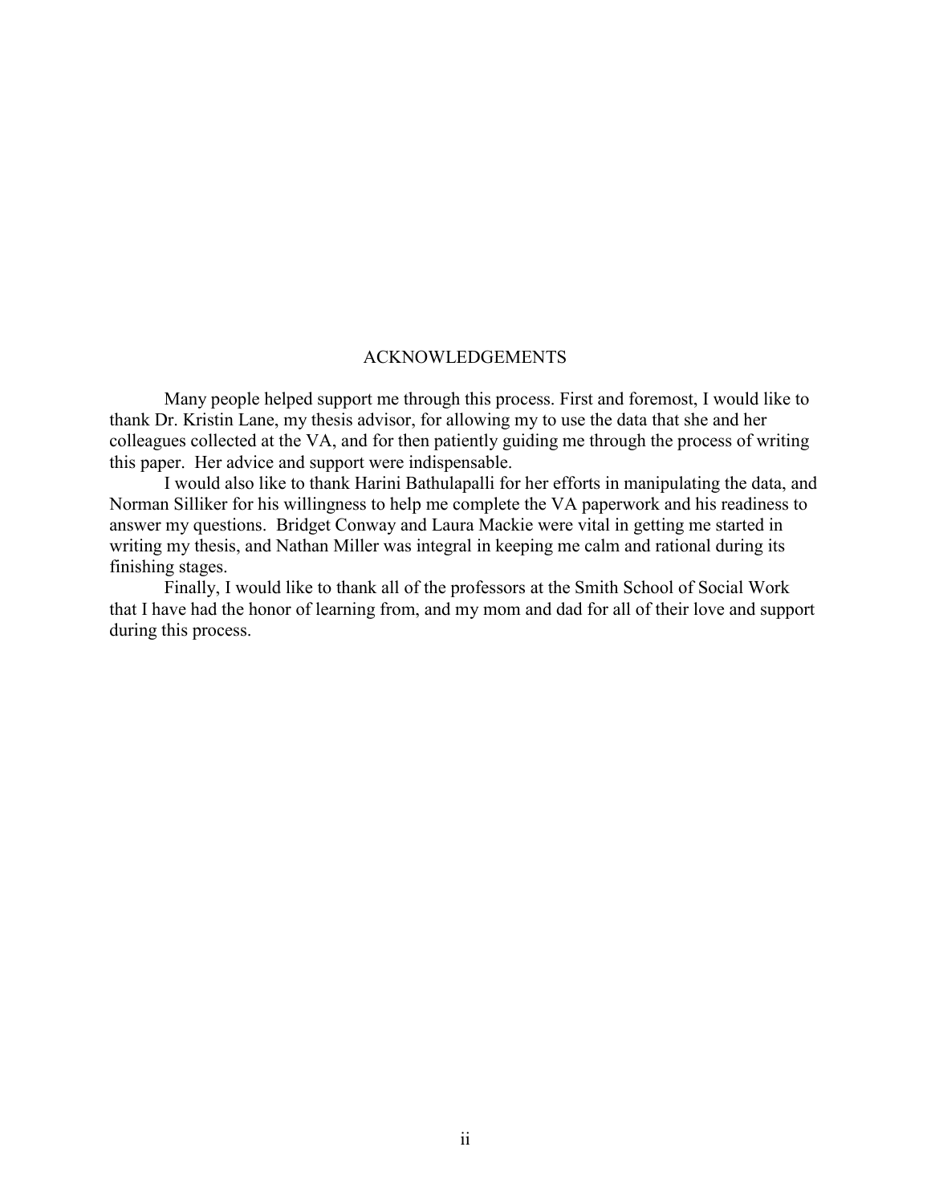# ACKNOWLEDGEMENTS

Many people helped support me through this process. First and foremost, I would like to thank Dr. Kristin Lane, my thesis advisor, for allowing my to use the data that she and her colleagues collected at the VA, and for then patiently guiding me through the process of writing this paper. Her advice and support were indispensable.

I would also like to thank Harini Bathulapalli for her efforts in manipulating the data, and Norman Silliker for his willingness to help me complete the VA paperwork and his readiness to answer my questions. Bridget Conway and Laura Mackie were vital in getting me started in writing my thesis, and Nathan Miller was integral in keeping me calm and rational during its finishing stages.

Finally, I would like to thank all of the professors at the Smith School of Social Work that I have had the honor of learning from, and my mom and dad for all of their love and support during this process.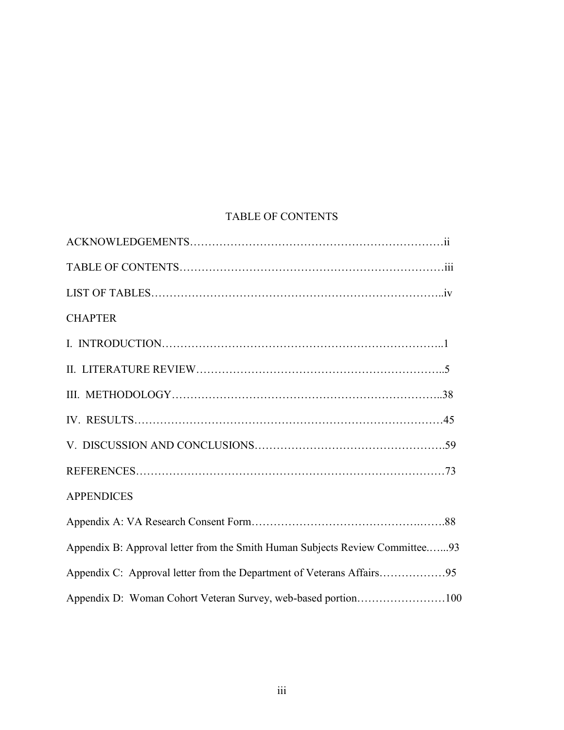# TABLE OF CONTENTS

ACKNOWLEDGEMENTS………………………………………………………………ii

TABLE OF CONTENTS……………………………………………………………iii

LIST OF TABLES…………………………………………………………………..iv

CHAPTER

I. INTRODUCTION………………………………………………………………..1

II. LITERATURE REVIEW…………………………………………………………..5

III. METHODOLOGY………………………………………………………………..38

IV. RESULTS……………………………………………………………………45

V. DISCUSSION AND CONCLUSIONS…………………………………………….59

REFERENCES……………………………………………………………………73

APPENDICES

Appendix A: VA Research Consent Form………………………………………….88

Appendix B: Approval letter from the Smith Human Subjects Review Committee.…...93

Appendix C: Approval letter from the Department of Veterans Affairs………………95

Appendix D: Woman Cohort Veteran Survey, web-based portion……………………100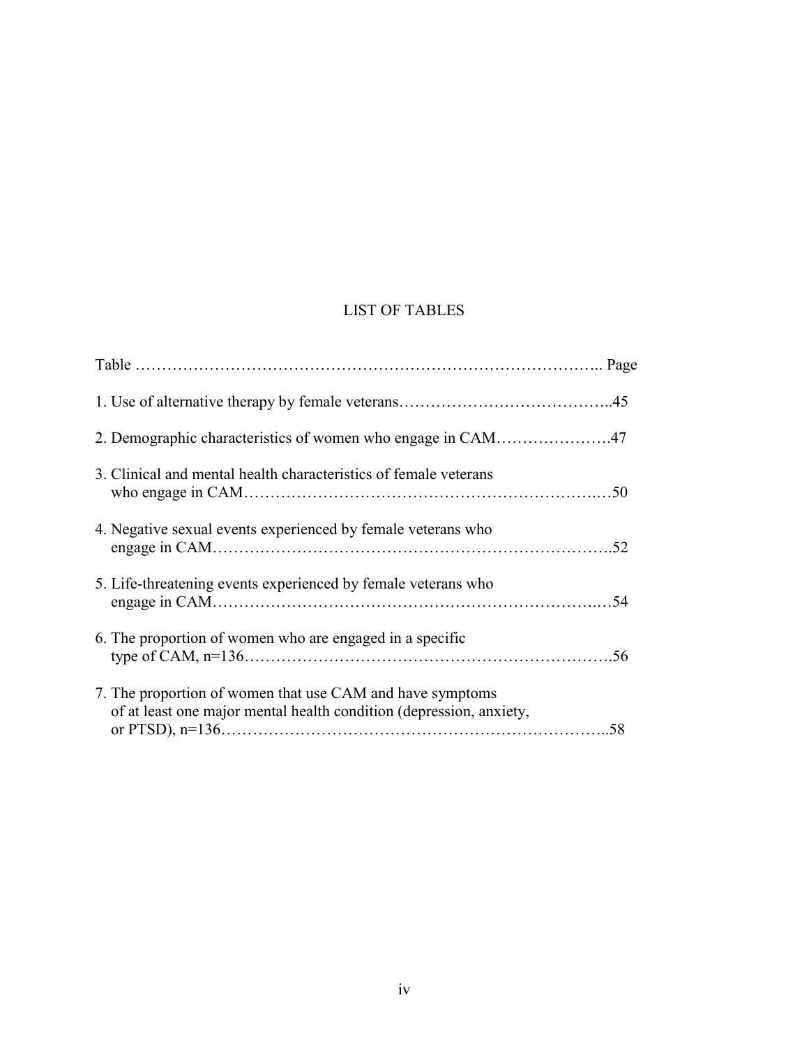# LIST OF TABLES

Table ………………………………………………………………………….. Page

1. Use of alternative therapy by female veterans…………………………………..45

2. Demographic characteristics of women who engage in CAM………………….47

3. Clinical and mental health characteristics of female veterans who engage in CAM……………………………………………………….…50

4. Negative sexual events experienced by female veterans who engage in CAM……………………………………………………………….52

5. Life-threatening events experienced by female veterans who engage in CAM………………………………………………………….…54

6. The proportion of women who are engaged in a specific type of CAM, n=136…………………………………………………………….56

7. The proportion of women that use CAM and have symptoms of at least one major mental health condition (depression, anxiety, or PTSD), n=136……………………………………………………………..58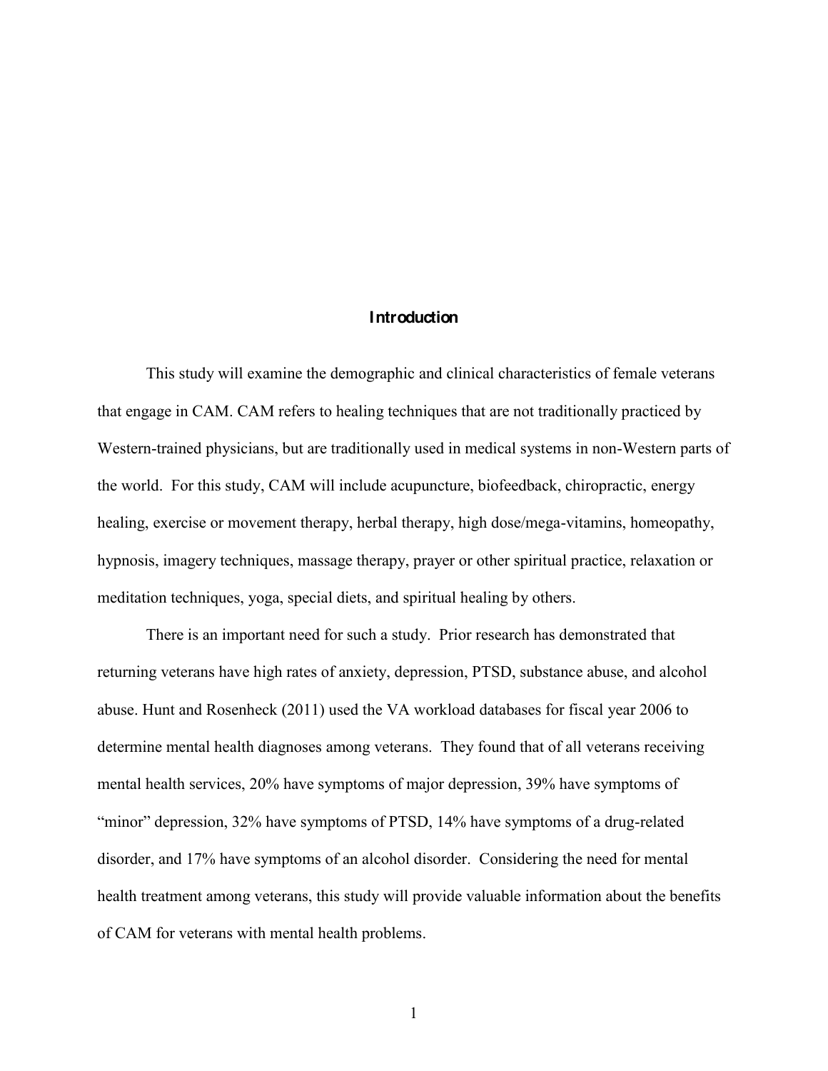# Introduction

This study will examine the demographic and clinical characteristics of female veterans that engage in CAM. CAM refers to healing techniques that are not traditionally practiced by Western-trained physicians, but are traditionally used in medical systems in non-Western parts of the world. For this study, CAM will include acupuncture, biofeedback, chiropractic, energy healing, exercise or movement therapy, herbal therapy, high dose/mega-vitamins, homeopathy, hypnosis, imagery techniques, massage therapy, prayer or other spiritual practice, relaxation or meditation techniques, yoga, special diets, and spiritual healing by others.

There is an important need for such a study. Prior research has demonstrated that returning veterans have high rates of anxiety, depression, PTSD, substance abuse, and alcohol abuse. Hunt and Rosenheck (2011) used the VA workload databases for fiscal year 2006 to determine mental health diagnoses among veterans. They found that of all veterans receiving mental health services, 20% have symptoms of major depression, 39% have symptoms of "minor" depression, 32% have symptoms of PTSD, 14% have symptoms of a drug-related disorder, and 17% have symptoms of an alcohol disorder. Considering the need for mental health treatment among veterans, this study will provide valuable information about the benefits of CAM for veterans with mental health problems.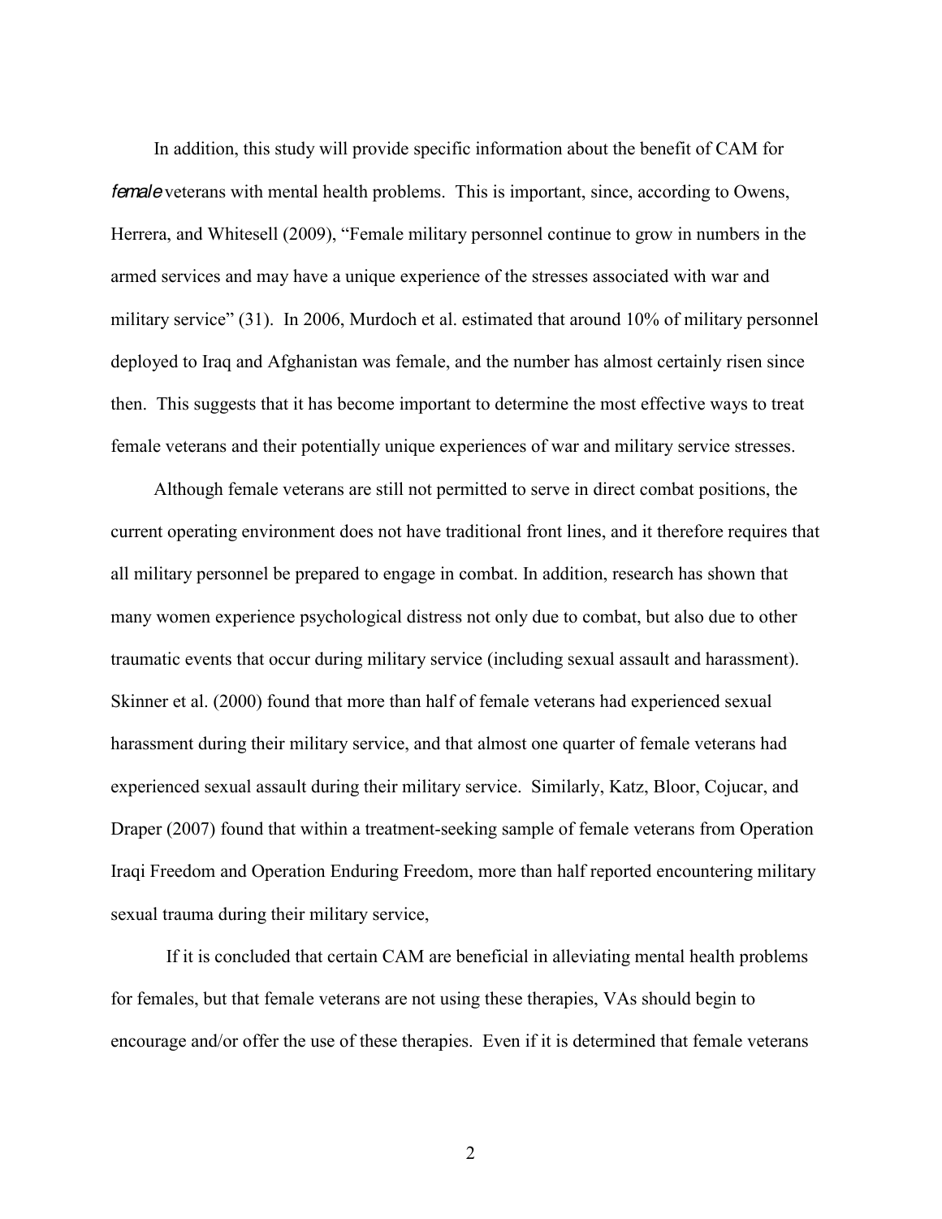In addition, this study will provide specific information about the benefit of CAM for *female* veterans with mental health problems. This is important, since, according to Owens, Herrera, and Whitesell (2009), "Female military personnel continue to grow in numbers in the armed services and may have a unique experience of the stresses associated with war and military service" (31). In 2006, Murdoch et al. estimated that around 10% of military personnel deployed to Iraq and Afghanistan was female, and the number has almost certainly risen since then. This suggests that it has become important to determine the most effective ways to treat female veterans and their potentially unique experiences of war and military service stresses.

Although female veterans are still not permitted to serve in direct combat positions, the current operating environment does not have traditional front lines, and it therefore requires that all military personnel be prepared to engage in combat. In addition, research has shown that many women experience psychological distress not only due to combat, but also due to other traumatic events that occur during military service (including sexual assault and harassment). Skinner et al. (2000) found that more than half of female veterans had experienced sexual harassment during their military service, and that almost one quarter of female veterans had experienced sexual assault during their military service. Similarly, Katz, Bloor, Cojucar, and Draper (2007) found that within a treatment-seeking sample of female veterans from Operation Iraqi Freedom and Operation Enduring Freedom, more than half reported encountering military sexual trauma during their military service,

If it is concluded that certain CAM are beneficial in alleviating mental health problems for females, but that female veterans are not using these therapies, VAs should begin to encourage and/or offer the use of these therapies. Even if it is determined that female veterans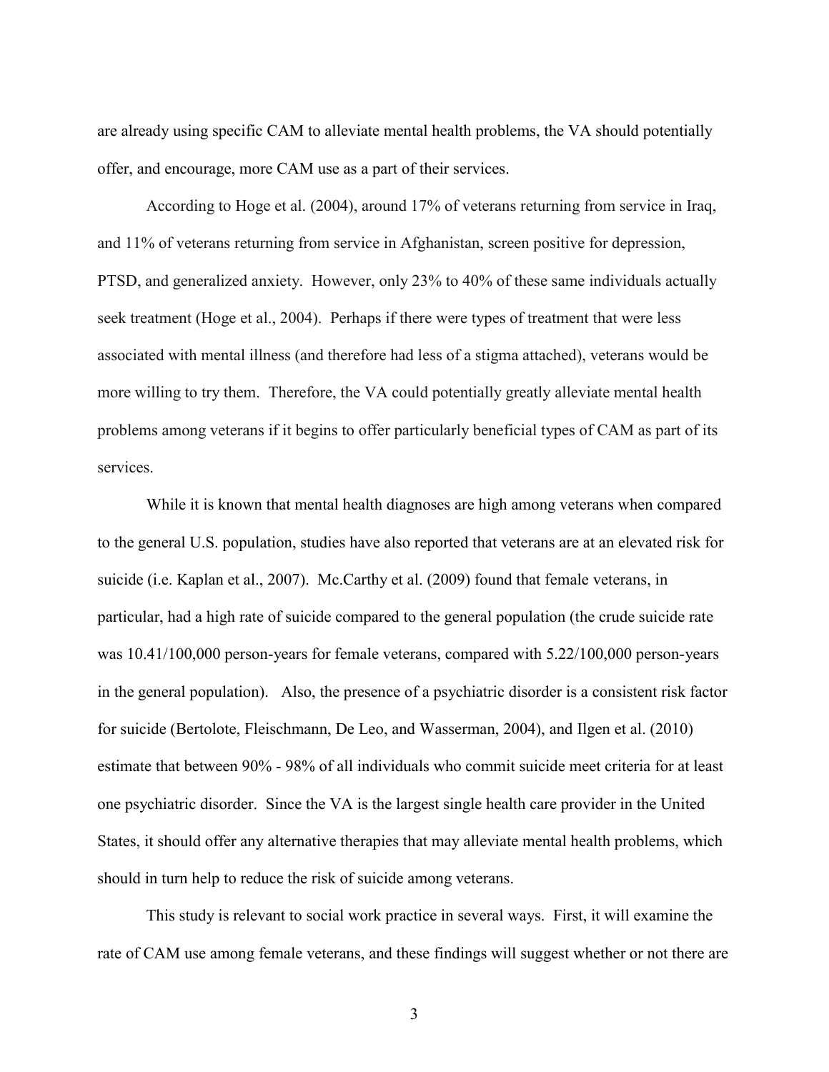are already using specific CAM to alleviate mental health problems, the VA should potentially offer, and encourage, more CAM use as a part of their services.

According to Hoge et al. (2004), around 17% of veterans returning from service in Iraq, and 11% of veterans returning from service in Afghanistan, screen positive for depression, PTSD, and generalized anxiety. However, only 23% to 40% of these same individuals actually seek treatment (Hoge et al., 2004). Perhaps if there were types of treatment that were less associated with mental illness (and therefore had less of a stigma attached), veterans would be more willing to try them. Therefore, the VA could potentially greatly alleviate mental health problems among veterans if it begins to offer particularly beneficial types of CAM as part of its services.

While it is known that mental health diagnoses are high among veterans when compared to the general U.S. population, studies have also reported that veterans are at an elevated risk for suicide (i.e. Kaplan et al., 2007). Mc.Carthy et al. (2009) found that female veterans, in particular, had a high rate of suicide compared to the general population (the crude suicide rate was 10.41/100,000 person-years for female veterans, compared with 5.22/100,000 person-years in the general population). Also, the presence of a psychiatric disorder is a consistent risk factor for suicide (Bertolote, Fleischmann, De Leo, and Wasserman, 2004), and Ilgen et al. (2010) estimate that between 90% - 98% of all individuals who commit suicide meet criteria for at least one psychiatric disorder. Since the VA is the largest single health care provider in the United States, it should offer any alternative therapies that may alleviate mental health problems, which should in turn help to reduce the risk of suicide among veterans.

This study is relevant to social work practice in several ways. First, it will examine the rate of CAM use among female veterans, and these findings will suggest whether or not there are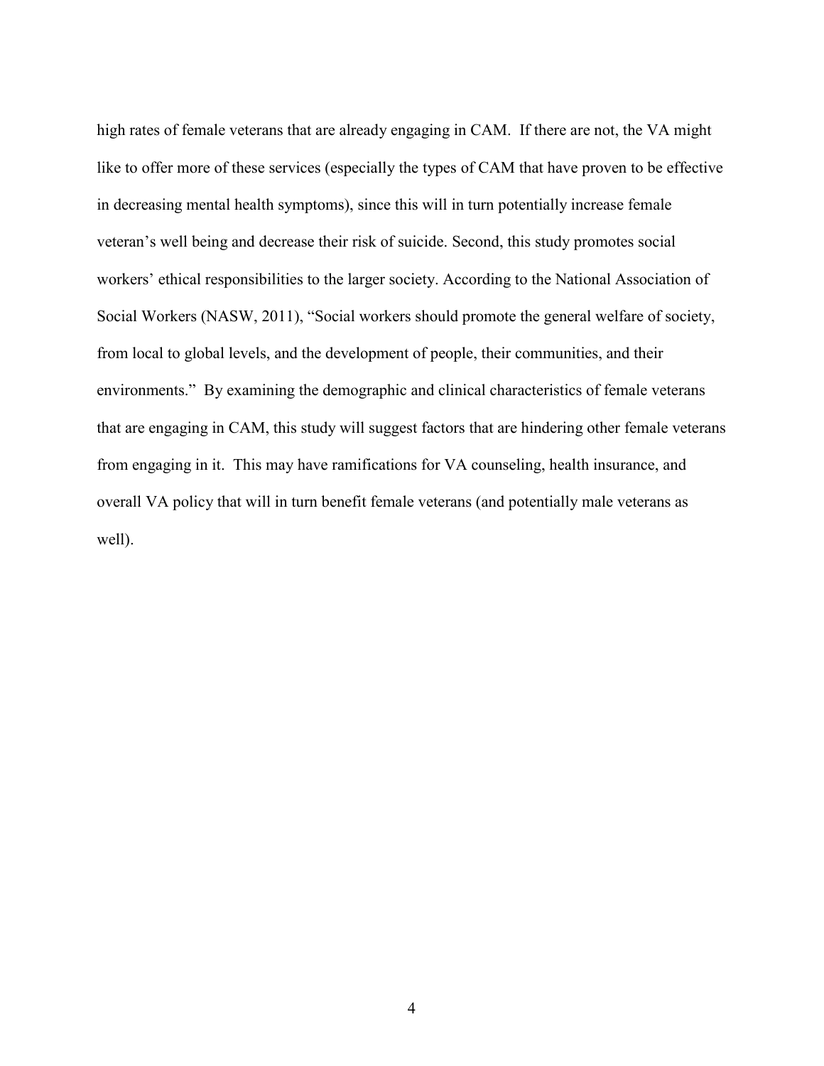high rates of female veterans that are already engaging in CAM. If there are not, the VA might like to offer more of these services (especially the types of CAM that have proven to be effective in decreasing mental health symptoms), since this will in turn potentially increase female veteran's well being and decrease their risk of suicide. Second, this study promotes social workers' ethical responsibilities to the larger society. According to the National Association of Social Workers (NASW, 2011), "Social workers should promote the general welfare of society, from local to global levels, and the development of people, their communities, and their environments." By examining the demographic and clinical characteristics of female veterans that are engaging in CAM, this study will suggest factors that are hindering other female veterans from engaging in it. This may have ramifications for VA counseling, health insurance, and overall VA policy that will in turn benefit female veterans (and potentially male veterans as well).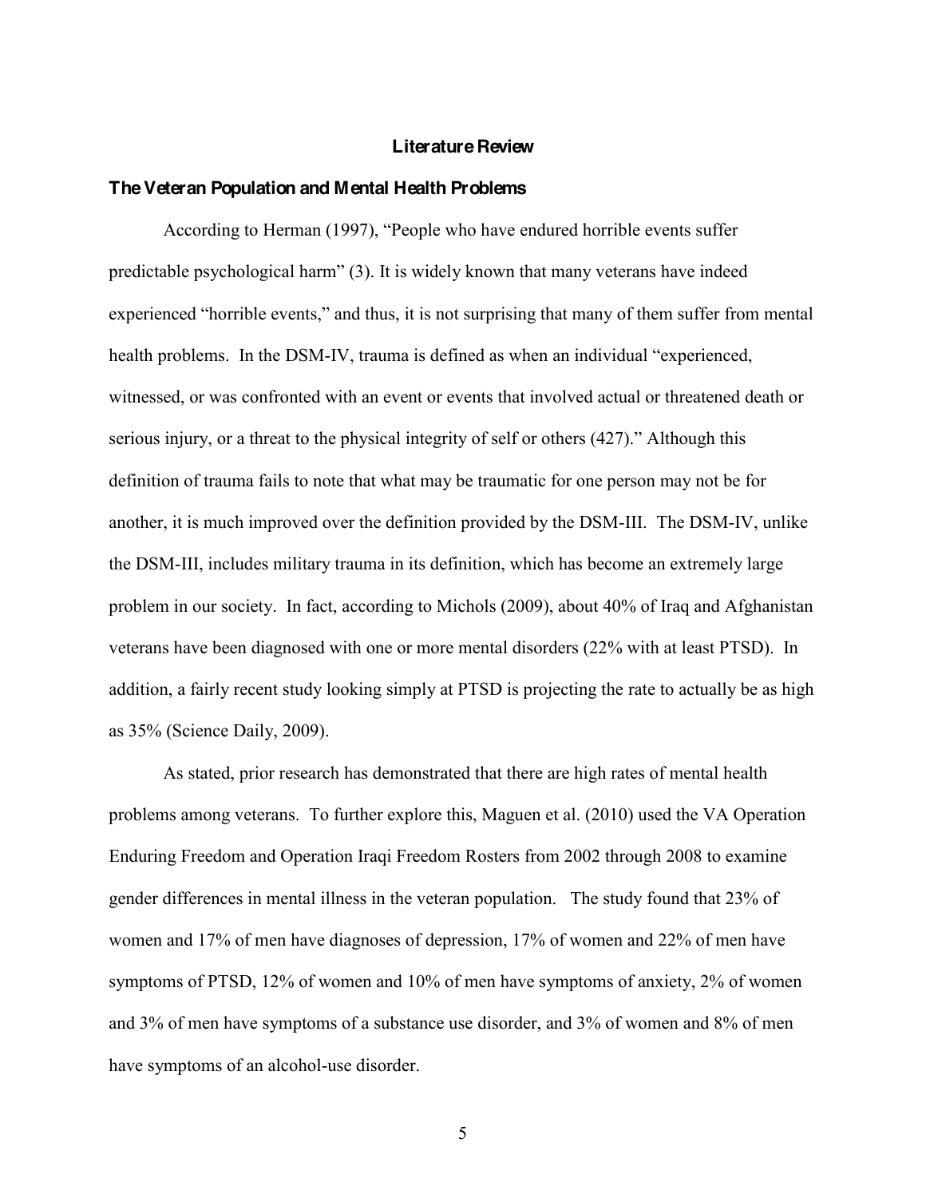# Literature Review

## The Veteran Population and Mental Health Problems

According to Herman (1997), "People who have endured horrible events suffer predictable psychological harm" (3). It is widely known that many veterans have indeed experienced "horrible events," and thus, it is not surprising that many of them suffer from mental health problems. In the DSM-IV, trauma is defined as when an individual "experienced, witnessed, or was confronted with an event or events that involved actual or threatened death or serious injury, or a threat to the physical integrity of self or others (427)." Although this definition of trauma fails to note that what may be traumatic for one person may not be for another, it is much improved over the definition provided by the DSM-III. The DSM-IV, unlike the DSM-III, includes military trauma in its definition, which has become an extremely large problem in our society. In fact, according to Michols (2009), about 40% of Iraq and Afghanistan veterans have been diagnosed with one or more mental disorders (22% with at least PTSD). In addition, a fairly recent study looking simply at PTSD is projecting the rate to actually be as high as 35% (Science Daily, 2009).

As stated, prior research has demonstrated that there are high rates of mental health problems among veterans. To further explore this, Maguen et al. (2010) used the VA Operation Enduring Freedom and Operation Iraqi Freedom Rosters from 2002 through 2008 to examine gender differences in mental illness in the veteran population. The study found that 23% of women and 17% of men have diagnoses of depression, 17% of women and 22% of men have symptoms of PTSD, 12% of women and 10% of men have symptoms of anxiety, 2% of women and 3% of men have symptoms of a substance use disorder, and 3% of women and 8% of men have symptoms of an alcohol-use disorder.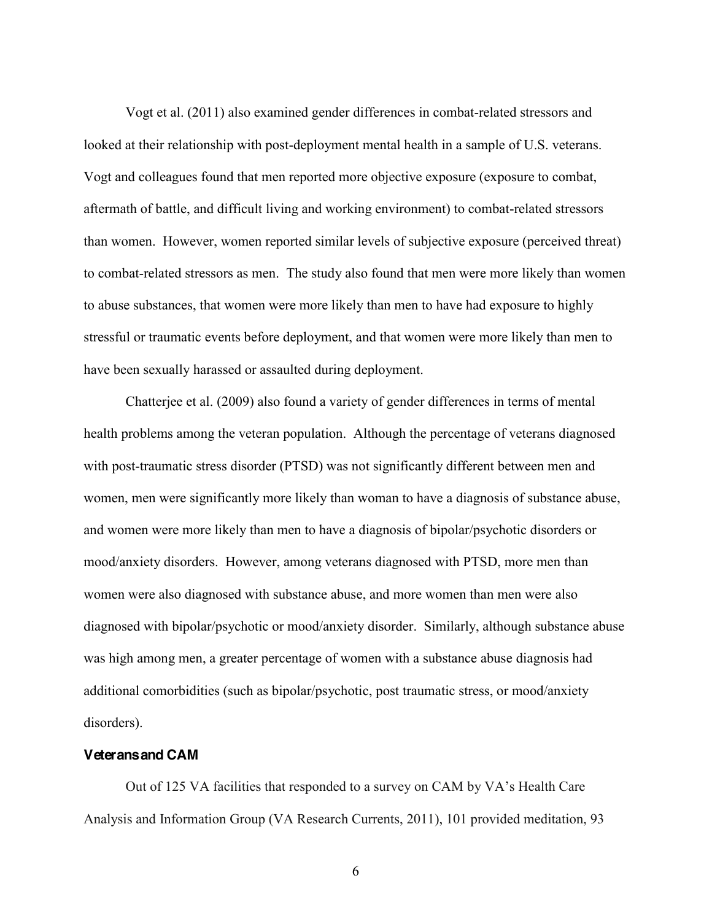Vogt et al. (2011) also examined gender differences in combat-related stressors and looked at their relationship with post-deployment mental health in a sample of U.S. veterans. Vogt and colleagues found that men reported more objective exposure (exposure to combat, aftermath of battle, and difficult living and working environment) to combat-related stressors than women. However, women reported similar levels of subjective exposure (perceived threat) to combat-related stressors as men. The study also found that men were more likely than women to abuse substances, that women were more likely than men to have had exposure to highly stressful or traumatic events before deployment, and that women were more likely than men to have been sexually harassed or assaulted during deployment.

Chatterjee et al. (2009) also found a variety of gender differences in terms of mental health problems among the veteran population. Although the percentage of veterans diagnosed with post-traumatic stress disorder (PTSD) was not significantly different between men and women, men were significantly more likely than woman to have a diagnosis of substance abuse, and women were more likely than men to have a diagnosis of bipolar/psychotic disorders or mood/anxiety disorders. However, among veterans diagnosed with PTSD, more men than women were also diagnosed with substance abuse, and more women than men were also diagnosed with bipolar/psychotic or mood/anxiety disorder. Similarly, although substance abuse was high among men, a greater percentage of women with a substance abuse diagnosis had additional comorbidities (such as bipolar/psychotic, post traumatic stress, or mood/anxiety disorders).

### Veterans and CAM

Out of 125 VA facilities that responded to a survey on CAM by VA's Health Care Analysis and Information Group (VA Research Currents, 2011), 101 provided meditation, 93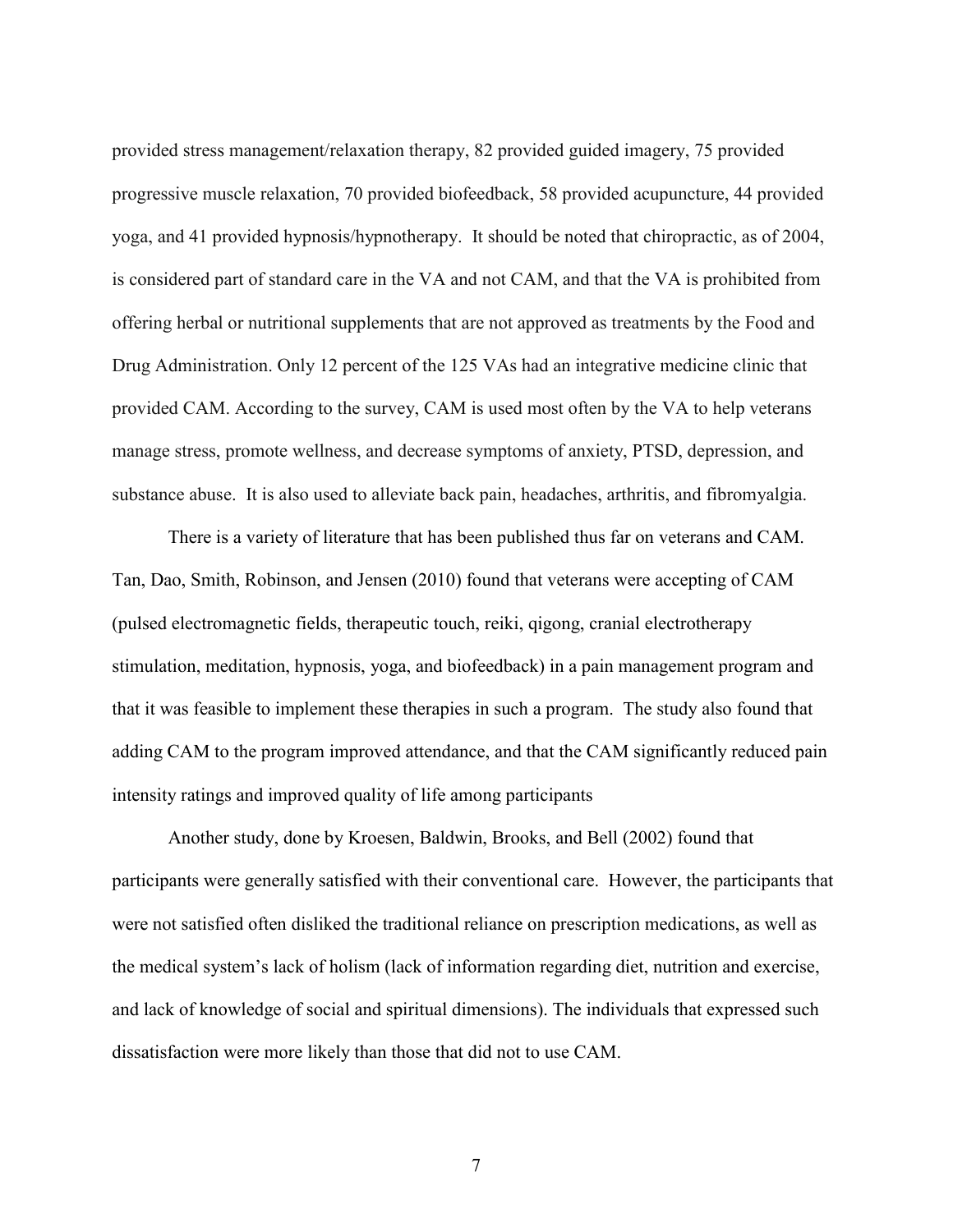provided stress management/relaxation therapy, 82 provided guided imagery, 75 provided progressive muscle relaxation, 70 provided biofeedback, 58 provided acupuncture, 44 provided yoga, and 41 provided hypnosis/hypnotherapy. It should be noted that chiropractic, as of 2004, is considered part of standard care in the VA and not CAM, and that the VA is prohibited from offering herbal or nutritional supplements that are not approved as treatments by the Food and Drug Administration. Only 12 percent of the 125 VAs had an integrative medicine clinic that provided CAM. According to the survey, CAM is used most often by the VA to help veterans manage stress, promote wellness, and decrease symptoms of anxiety, PTSD, depression, and substance abuse. It is also used to alleviate back pain, headaches, arthritis, and fibromyalgia.

There is a variety of literature that has been published thus far on veterans and CAM. Tan, Dao, Smith, Robinson, and Jensen (2010) found that veterans were accepting of CAM (pulsed electromagnetic fields, therapeutic touch, reiki, qigong, cranial electrotherapy stimulation, meditation, hypnosis, yoga, and biofeedback) in a pain management program and that it was feasible to implement these therapies in such a program. The study also found that adding CAM to the program improved attendance, and that the CAM significantly reduced pain intensity ratings and improved quality of life among participants

Another study, done by Kroesen, Baldwin, Brooks, and Bell (2002) found that participants were generally satisfied with their conventional care. However, the participants that were not satisfied often disliked the traditional reliance on prescription medications, as well as the medical system's lack of holism (lack of information regarding diet, nutrition and exercise, and lack of knowledge of social and spiritual dimensions). The individuals that expressed such dissatisfaction were more likely than those that did not to use CAM.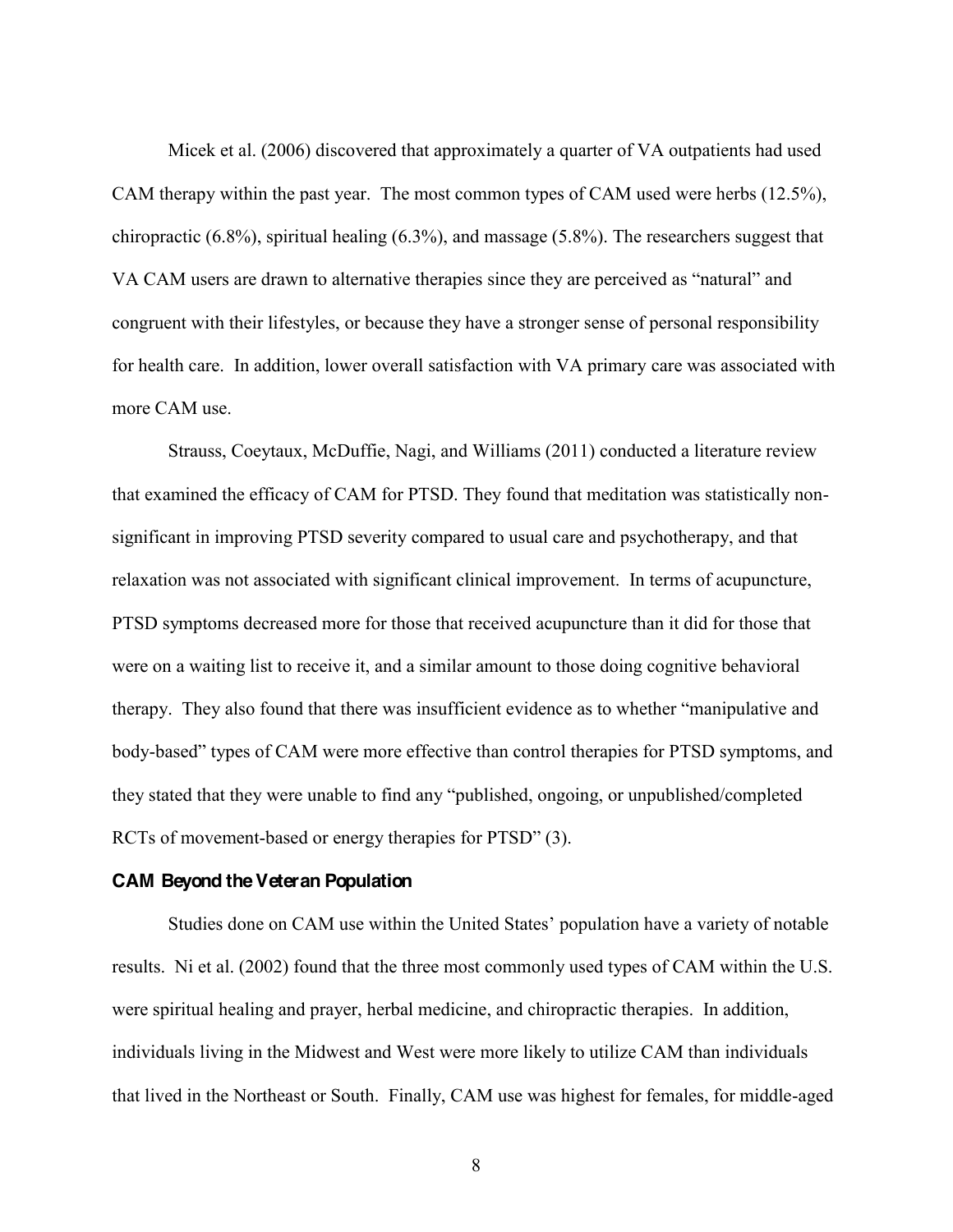Micek et al. (2006) discovered that approximately a quarter of VA outpatients had used CAM therapy within the past year. The most common types of CAM used were herbs (12.5%), chiropractic (6.8%), spiritual healing (6.3%), and massage (5.8%). The researchers suggest that VA CAM users are drawn to alternative therapies since they are perceived as "natural" and congruent with their lifestyles, or because they have a stronger sense of personal responsibility for health care. In addition, lower overall satisfaction with VA primary care was associated with more CAM use.

Strauss, Coeytaux, McDuffie, Nagi, and Williams (2011) conducted a literature review that examined the efficacy of CAM for PTSD. They found that meditation was statistically non-significant in improving PTSD severity compared to usual care and psychotherapy, and that relaxation was not associated with significant clinical improvement. In terms of acupuncture, PTSD symptoms decreased more for those that received acupuncture than it did for those that were on a waiting list to receive it, and a similar amount to those doing cognitive behavioral therapy. They also found that there was insufficient evidence as to whether "manipulative and body-based" types of CAM were more effective than control therapies for PTSD symptoms, and they stated that they were unable to find any "published, ongoing, or unpublished/completed RCTs of movement-based or energy therapies for PTSD" (3).

### CAM Beyond the Veteran Population

Studies done on CAM use within the United States' population have a variety of notable results. Ni et al. (2002) found that the three most commonly used types of CAM within the U.S. were spiritual healing and prayer, herbal medicine, and chiropractic therapies. In addition, individuals living in the Midwest and West were more likely to utilize CAM than individuals that lived in the Northeast or South. Finally, CAM use was highest for females, for middle-aged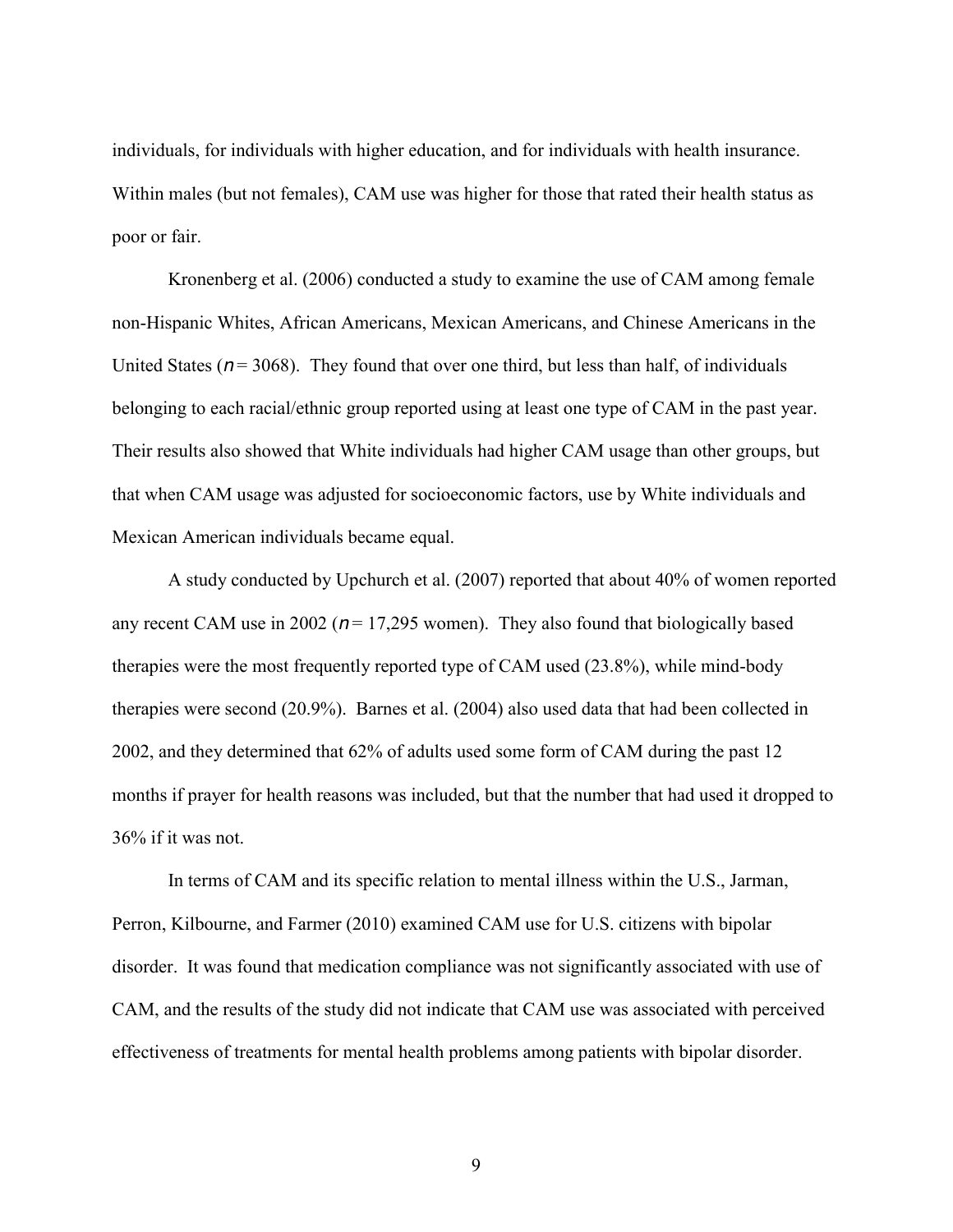individuals, for individuals with higher education, and for individuals with health insurance. Within males (but not females), CAM use was higher for those that rated their health status as poor or fair.

Kronenberg et al. (2006) conducted a study to examine the use of CAM among female non-Hispanic Whites, African Americans, Mexican Americans, and Chinese Americans in the United States ($n = 3068$). They found that over one third, but less than half, of individuals belonging to each racial/ethnic group reported using at least one type of CAM in the past year. Their results also showed that White individuals had higher CAM usage than other groups, but that when CAM usage was adjusted for socioeconomic factors, use by White individuals and Mexican American individuals became equal.

A study conducted by Upchurch et al. (2007) reported that about 40% of women reported any recent CAM use in 2002 ($n = 17{,}295$ women). They also found that biologically based therapies were the most frequently reported type of CAM used (23.8%), while mind-body therapies were second (20.9%). Barnes et al. (2004) also used data that had been collected in 2002, and they determined that 62% of adults used some form of CAM during the past 12 months if prayer for health reasons was included, but that the number that had used it dropped to 36% if it was not.

In terms of CAM and its specific relation to mental illness within the U.S., Jarman, Perron, Kilbourne, and Farmer (2010) examined CAM use for U.S. citizens with bipolar disorder. It was found that medication compliance was not significantly associated with use of CAM, and the results of the study did not indicate that CAM use was associated with perceived effectiveness of treatments for mental health problems among patients with bipolar disorder.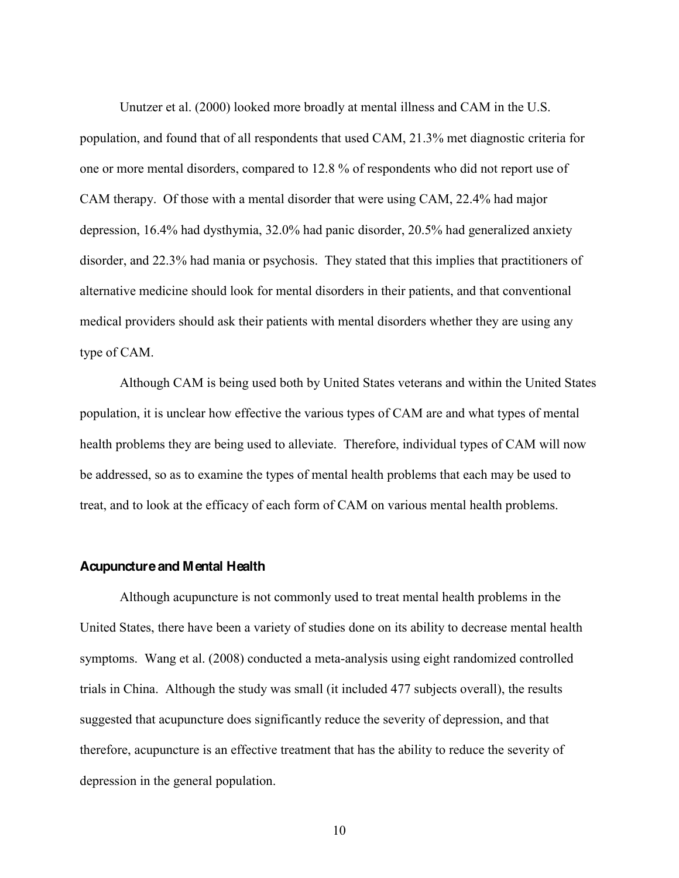Unutzer et al. (2000) looked more broadly at mental illness and CAM in the U.S. population, and found that of all respondents that used CAM, 21.3% met diagnostic criteria for one or more mental disorders, compared to 12.8 % of respondents who did not report use of CAM therapy. Of those with a mental disorder that were using CAM, 22.4% had major depression, 16.4% had dysthymia, 32.0% had panic disorder, 20.5% had generalized anxiety disorder, and 22.3% had mania or psychosis. They stated that this implies that practitioners of alternative medicine should look for mental disorders in their patients, and that conventional medical providers should ask their patients with mental disorders whether they are using any type of CAM.

Although CAM is being used both by United States veterans and within the United States population, it is unclear how effective the various types of CAM are and what types of mental health problems they are being used to alleviate. Therefore, individual types of CAM will now be addressed, so as to examine the types of mental health problems that each may be used to treat, and to look at the efficacy of each form of CAM on various mental health problems.

### Acupuncture and Mental Health

Although acupuncture is not commonly used to treat mental health problems in the United States, there have been a variety of studies done on its ability to decrease mental health symptoms. Wang et al. (2008) conducted a meta-analysis using eight randomized controlled trials in China. Although the study was small (it included 477 subjects overall), the results suggested that acupuncture does significantly reduce the severity of depression, and that therefore, acupuncture is an effective treatment that has the ability to reduce the severity of depression in the general population.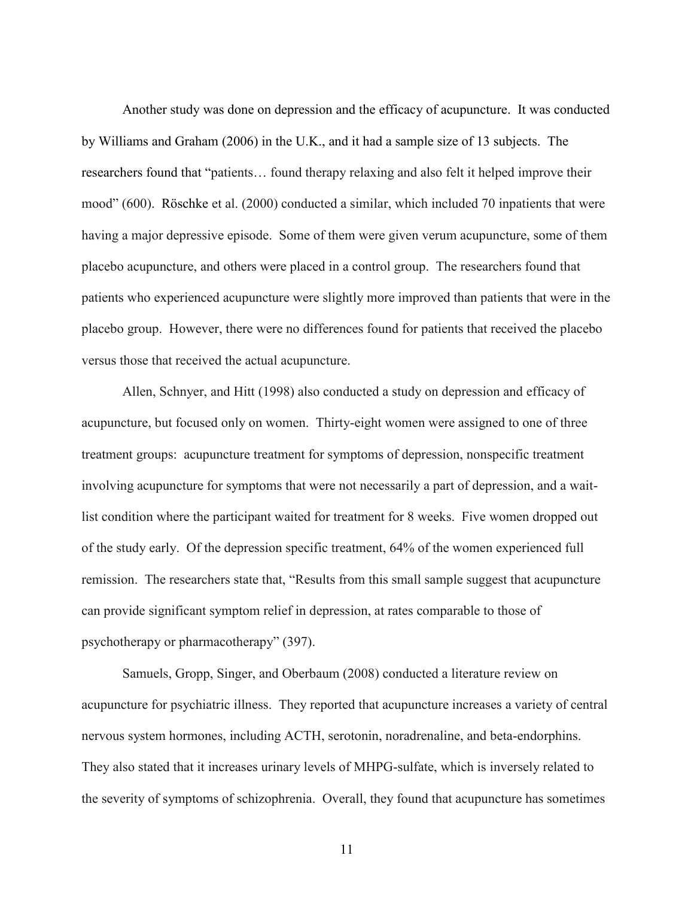Another study was done on depression and the efficacy of acupuncture. It was conducted by Williams and Graham (2006) in the U.K., and it had a sample size of 13 subjects. The researchers found that "patients… found therapy relaxing and also felt it helped improve their mood" (600). Röschke et al. (2000) conducted a similar, which included 70 inpatients that were having a major depressive episode. Some of them were given verum acupuncture, some of them placebo acupuncture, and others were placed in a control group. The researchers found that patients who experienced acupuncture were slightly more improved than patients that were in the placebo group. However, there were no differences found for patients that received the placebo versus those that received the actual acupuncture.

Allen, Schnyer, and Hitt (1998) also conducted a study on depression and efficacy of acupuncture, but focused only on women. Thirty-eight women were assigned to one of three treatment groups: acupuncture treatment for symptoms of depression, nonspecific treatment involving acupuncture for symptoms that were not necessarily a part of depression, and a wait-list condition where the participant waited for treatment for 8 weeks. Five women dropped out of the study early. Of the depression specific treatment, 64% of the women experienced full remission. The researchers state that, "Results from this small sample suggest that acupuncture can provide significant symptom relief in depression, at rates comparable to those of psychotherapy or pharmacotherapy" (397).

Samuels, Gropp, Singer, and Oberbaum (2008) conducted a literature review on acupuncture for psychiatric illness. They reported that acupuncture increases a variety of central nervous system hormones, including ACTH, serotonin, noradrenaline, and beta-endorphins. They also stated that it increases urinary levels of MHPG-sulfate, which is inversely related to the severity of symptoms of schizophrenia. Overall, they found that acupuncture has sometimes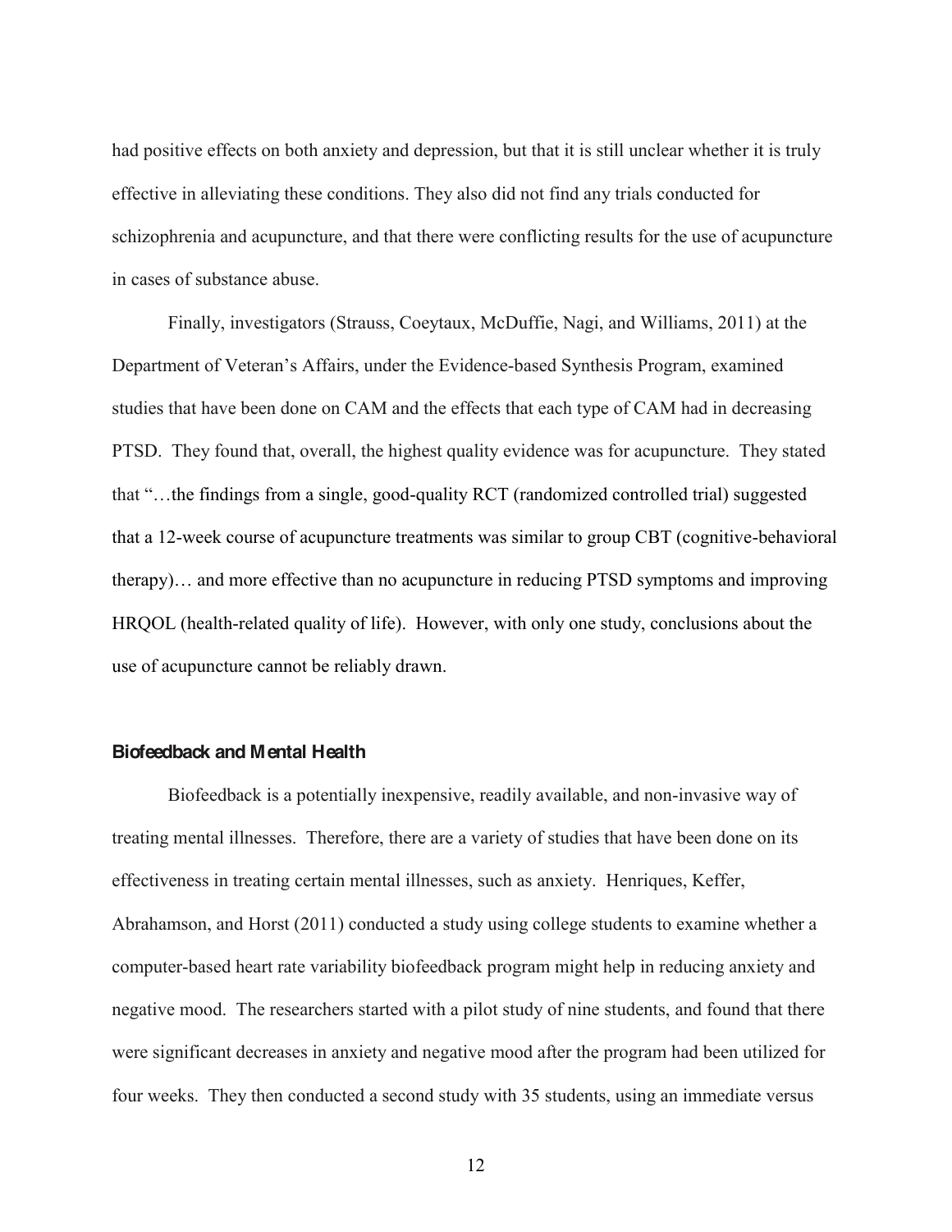had positive effects on both anxiety and depression, but that it is still unclear whether it is truly effective in alleviating these conditions. They also did not find any trials conducted for schizophrenia and acupuncture, and that there were conflicting results for the use of acupuncture in cases of substance abuse.

Finally, investigators (Strauss, Coeytaux, McDuffie, Nagi, and Williams, 2011) at the Department of Veteran's Affairs, under the Evidence-based Synthesis Program, examined studies that have been done on CAM and the effects that each type of CAM had in decreasing PTSD. They found that, overall, the highest quality evidence was for acupuncture. They stated that "…the findings from a single, good-quality RCT (randomized controlled trial) suggested that a 12-week course of acupuncture treatments was similar to group CBT (cognitive-behavioral therapy)… and more effective than no acupuncture in reducing PTSD symptoms and improving HRQOL (health-related quality of life). However, with only one study, conclusions about the use of acupuncture cannot be reliably drawn.

### Biofeedback and Mental Health

Biofeedback is a potentially inexpensive, readily available, and non-invasive way of treating mental illnesses. Therefore, there are a variety of studies that have been done on its effectiveness in treating certain mental illnesses, such as anxiety. Henriques, Keffer, Abrahamson, and Horst (2011) conducted a study using college students to examine whether a computer-based heart rate variability biofeedback program might help in reducing anxiety and negative mood. The researchers started with a pilot study of nine students, and found that there were significant decreases in anxiety and negative mood after the program had been utilized for four weeks. They then conducted a second study with 35 students, using an immediate versus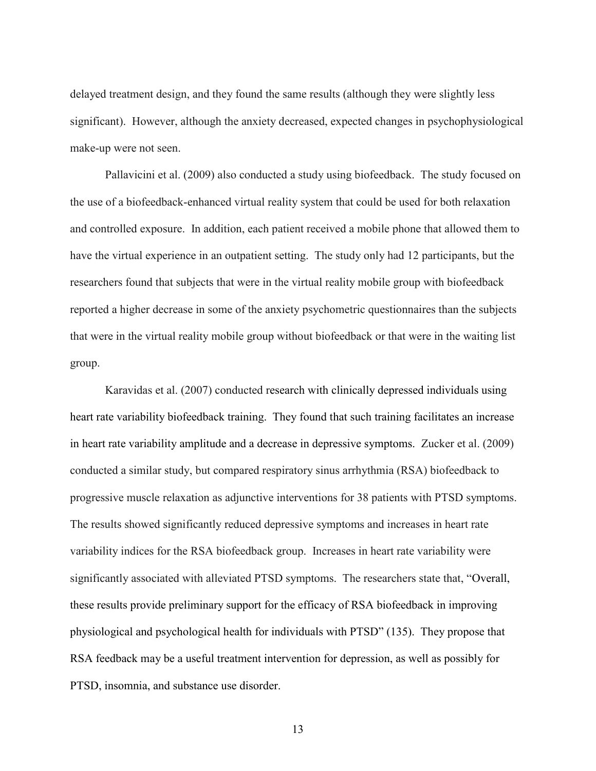delayed treatment design, and they found the same results (although they were slightly less significant). However, although the anxiety decreased, expected changes in psychophysiological make-up were not seen.

Pallavicini et al. (2009) also conducted a study using biofeedback. The study focused on the use of a biofeedback-enhanced virtual reality system that could be used for both relaxation and controlled exposure. In addition, each patient received a mobile phone that allowed them to have the virtual experience in an outpatient setting. The study only had 12 participants, but the researchers found that subjects that were in the virtual reality mobile group with biofeedback reported a higher decrease in some of the anxiety psychometric questionnaires than the subjects that were in the virtual reality mobile group without biofeedback or that were in the waiting list group.

Karavidas et al. (2007) conducted research with clinically depressed individuals using heart rate variability biofeedback training. They found that such training facilitates an increase in heart rate variability amplitude and a decrease in depressive symptoms. Zucker et al. (2009) conducted a similar study, but compared respiratory sinus arrhythmia (RSA) biofeedback to progressive muscle relaxation as adjunctive interventions for 38 patients with PTSD symptoms. The results showed significantly reduced depressive symptoms and increases in heart rate variability indices for the RSA biofeedback group. Increases in heart rate variability were significantly associated with alleviated PTSD symptoms. The researchers state that, "Overall, these results provide preliminary support for the efficacy of RSA biofeedback in improving physiological and psychological health for individuals with PTSD" (135). They propose that RSA feedback may be a useful treatment intervention for depression, as well as possibly for PTSD, insomnia, and substance use disorder.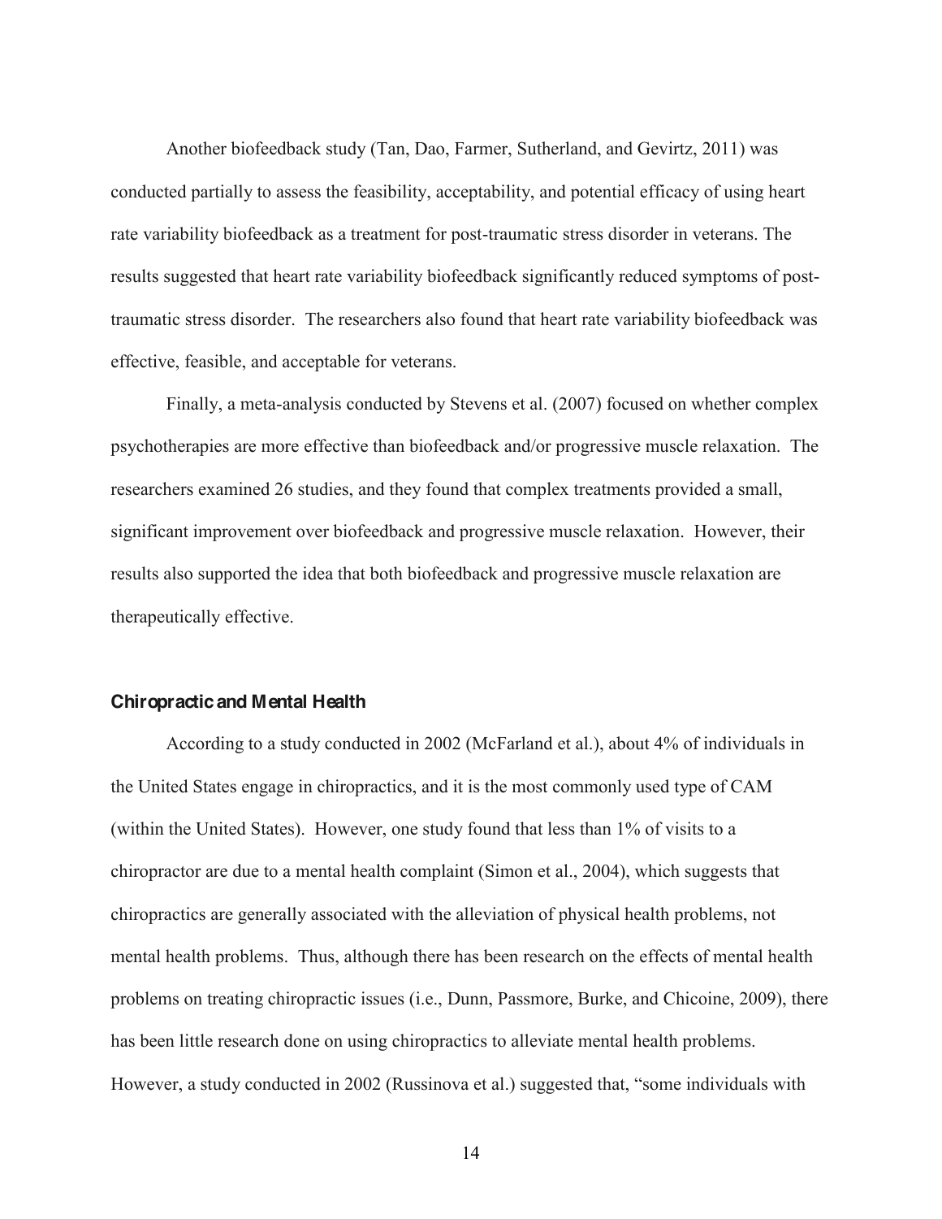Another biofeedback study (Tan, Dao, Farmer, Sutherland, and Gevirtz, 2011) was conducted partially to assess the feasibility, acceptability, and potential efficacy of using heart rate variability biofeedback as a treatment for post-traumatic stress disorder in veterans. The results suggested that heart rate variability biofeedback significantly reduced symptoms of post-traumatic stress disorder. The researchers also found that heart rate variability biofeedback was effective, feasible, and acceptable for veterans.

Finally, a meta-analysis conducted by Stevens et al. (2007) focused on whether complex psychotherapies are more effective than biofeedback and/or progressive muscle relaxation. The researchers examined 26 studies, and they found that complex treatments provided a small, significant improvement over biofeedback and progressive muscle relaxation. However, their results also supported the idea that both biofeedback and progressive muscle relaxation are therapeutically effective.

### Chiropractic and Mental Health

According to a study conducted in 2002 (McFarland et al.), about 4% of individuals in the United States engage in chiropractics, and it is the most commonly used type of CAM (within the United States). However, one study found that less than 1% of visits to a chiropractor are due to a mental health complaint (Simon et al., 2004), which suggests that chiropractics are generally associated with the alleviation of physical health problems, not mental health problems. Thus, although there has been research on the effects of mental health problems on treating chiropractic issues (i.e., Dunn, Passmore, Burke, and Chicoine, 2009), there has been little research done on using chiropractics to alleviate mental health problems. However, a study conducted in 2002 (Russinova et al.) suggested that, "some individuals with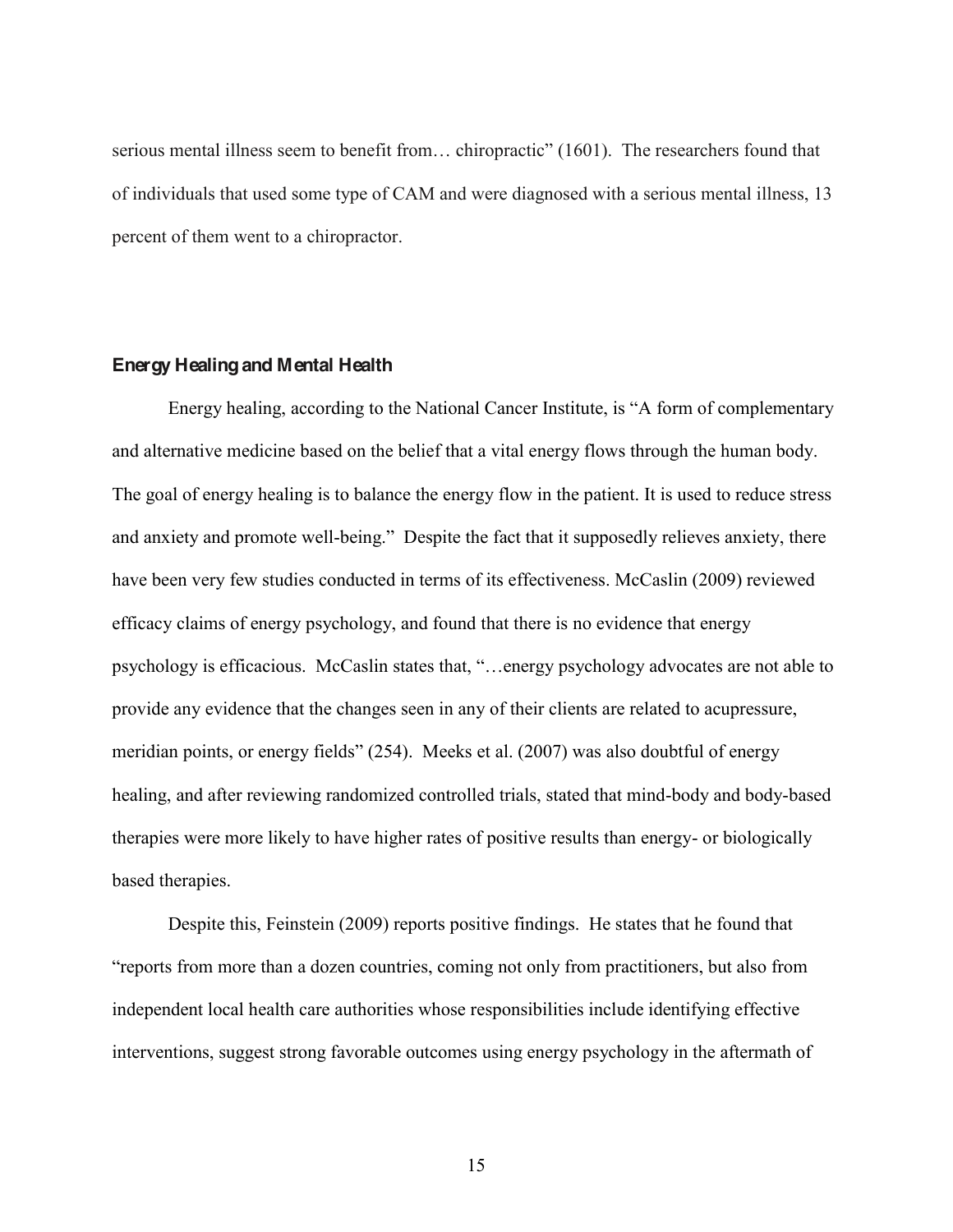serious mental illness seem to benefit from… chiropractic" (1601). The researchers found that of individuals that used some type of CAM and were diagnosed with a serious mental illness, 13 percent of them went to a chiropractor.

### Energy Healing and Mental Health

Energy healing, according to the National Cancer Institute, is "A form of complementary and alternative medicine based on the belief that a vital energy flows through the human body. The goal of energy healing is to balance the energy flow in the patient. It is used to reduce stress and anxiety and promote well-being." Despite the fact that it supposedly relieves anxiety, there have been very few studies conducted in terms of its effectiveness. McCaslin (2009) reviewed efficacy claims of energy psychology, and found that there is no evidence that energy psychology is efficacious. McCaslin states that, "…energy psychology advocates are not able to provide any evidence that the changes seen in any of their clients are related to acupressure, meridian points, or energy fields" (254). Meeks et al. (2007) was also doubtful of energy healing, and after reviewing randomized controlled trials, stated that mind-body and body-based therapies were more likely to have higher rates of positive results than energy- or biologically based therapies.

Despite this, Feinstein (2009) reports positive findings. He states that he found that "reports from more than a dozen countries, coming not only from practitioners, but also from independent local health care authorities whose responsibilities include identifying effective interventions, suggest strong favorable outcomes using energy psychology in the aftermath of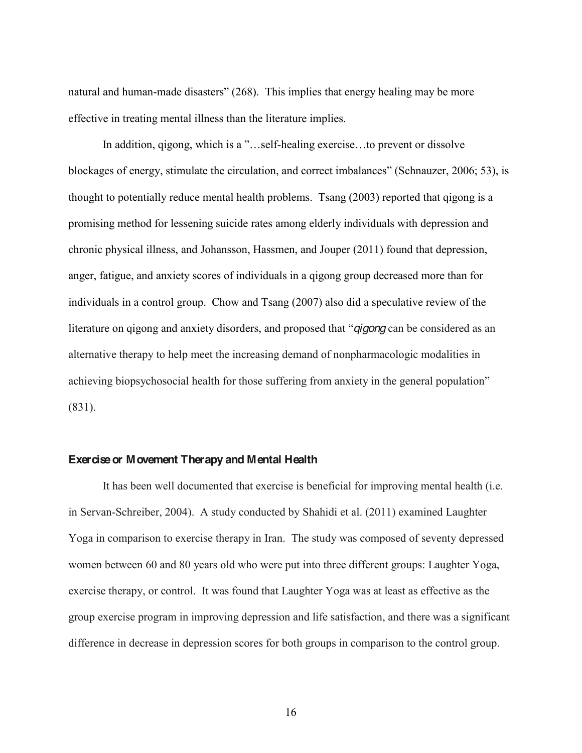natural and human-made disasters" (268). This implies that energy healing may be more effective in treating mental illness than the literature implies.

In addition, qigong, which is a "…self-healing exercise…to prevent or dissolve blockages of energy, stimulate the circulation, and correct imbalances" (Schnauzer, 2006; 53), is thought to potentially reduce mental health problems. Tsang (2003) reported that qigong is a promising method for lessening suicide rates among elderly individuals with depression and chronic physical illness, and Johansson, Hassmen, and Jouper (2011) found that depression, anger, fatigue, and anxiety scores of individuals in a qigong group decreased more than for individuals in a control group. Chow and Tsang (2007) also did a speculative review of the literature on qigong and anxiety disorders, and proposed that "*qigong* can be considered as an alternative therapy to help meet the increasing demand of nonpharmacologic modalities in achieving biopsychosocial health for those suffering from anxiety in the general population" (831).

### Exercise or Movement Therapy and Mental Health

It has been well documented that exercise is beneficial for improving mental health (i.e. in Servan-Schreiber, 2004). A study conducted by Shahidi et al. (2011) examined Laughter Yoga in comparison to exercise therapy in Iran. The study was composed of seventy depressed women between 60 and 80 years old who were put into three different groups: Laughter Yoga, exercise therapy, or control. It was found that Laughter Yoga was at least as effective as the group exercise program in improving depression and life satisfaction, and there was a significant difference in decrease in depression scores for both groups in comparison to the control group.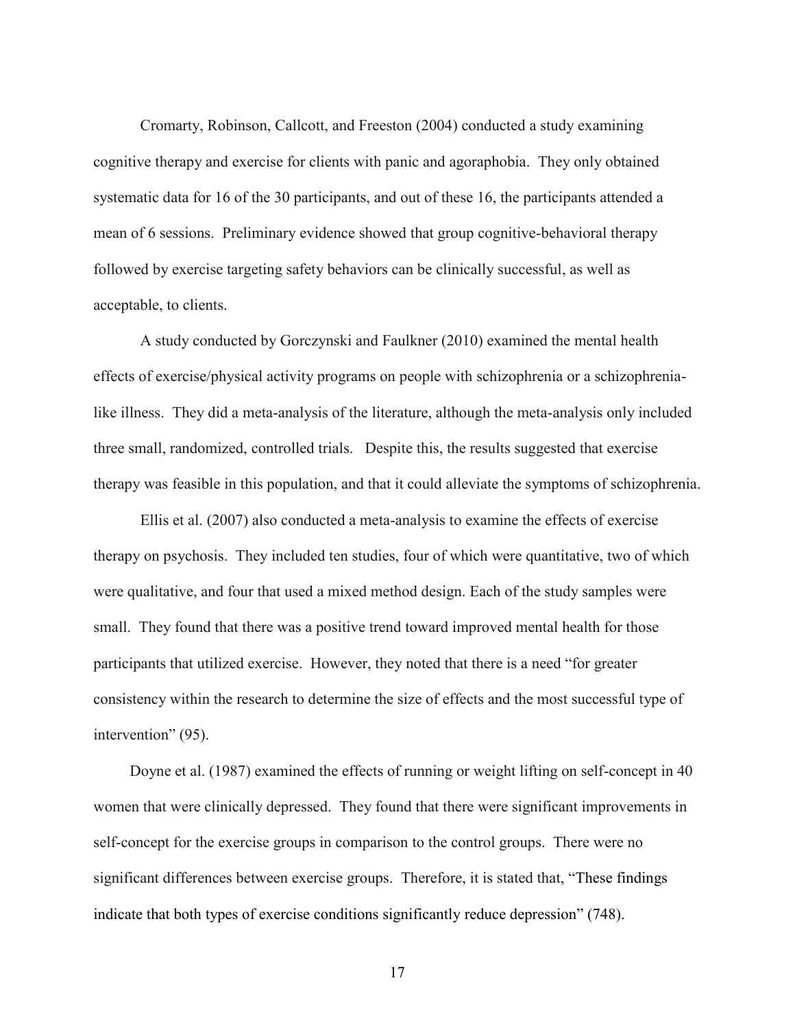Cromarty, Robinson, Callcott, and Freeston (2004) conducted a study examining cognitive therapy and exercise for clients with panic and agoraphobia. They only obtained systematic data for 16 of the 30 participants, and out of these 16, the participants attended a mean of 6 sessions. Preliminary evidence showed that group cognitive-behavioral therapy followed by exercise targeting safety behaviors can be clinically successful, as well as acceptable, to clients.

A study conducted by Gorczynski and Faulkner (2010) examined the mental health effects of exercise/physical activity programs on people with schizophrenia or a schizophrenia-like illness. They did a meta-analysis of the literature, although the meta-analysis only included three small, randomized, controlled trials. Despite this, the results suggested that exercise therapy was feasible in this population, and that it could alleviate the symptoms of schizophrenia.

Ellis et al. (2007) also conducted a meta-analysis to examine the effects of exercise therapy on psychosis. They included ten studies, four of which were quantitative, two of which were qualitative, and four that used a mixed method design. Each of the study samples were small. They found that there was a positive trend toward improved mental health for those participants that utilized exercise. However, they noted that there is a need "for greater consistency within the research to determine the size of effects and the most successful type of intervention" (95).

Doyne et al. (1987) examined the effects of running or weight lifting on self-concept in 40 women that were clinically depressed. They found that there were significant improvements in self-concept for the exercise groups in comparison to the control groups. There were no significant differences between exercise groups. Therefore, it is stated that, "These findings indicate that both types of exercise conditions significantly reduce depression" (748).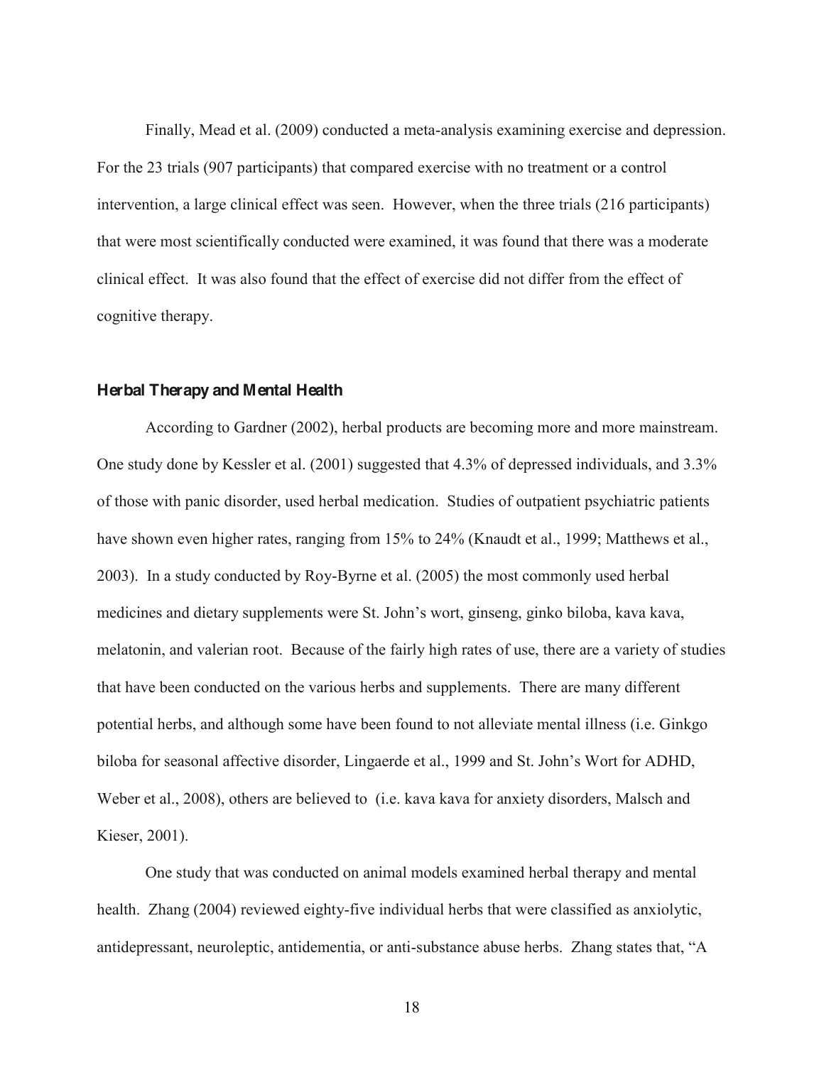Finally, Mead et al. (2009) conducted a meta-analysis examining exercise and depression. For the 23 trials (907 participants) that compared exercise with no treatment or a control intervention, a large clinical effect was seen. However, when the three trials (216 participants) that were most scientifically conducted were examined, it was found that there was a moderate clinical effect. It was also found that the effect of exercise did not differ from the effect of cognitive therapy.

### Herbal Therapy and Mental Health

According to Gardner (2002), herbal products are becoming more and more mainstream. One study done by Kessler et al. (2001) suggested that 4.3% of depressed individuals, and 3.3% of those with panic disorder, used herbal medication. Studies of outpatient psychiatric patients have shown even higher rates, ranging from 15% to 24% (Knaudt et al., 1999; Matthews et al., 2003). In a study conducted by Roy-Byrne et al. (2005) the most commonly used herbal medicines and dietary supplements were St. John's wort, ginseng, ginko biloba, kava kava, melatonin, and valerian root. Because of the fairly high rates of use, there are a variety of studies that have been conducted on the various herbs and supplements. There are many different potential herbs, and although some have been found to not alleviate mental illness (i.e. Ginkgo biloba for seasonal affective disorder, Lingaerde et al., 1999 and St. John's Wort for ADHD, Weber et al., 2008), others are believed to (i.e. kava kava for anxiety disorders, Malsch and Kieser, 2001).

One study that was conducted on animal models examined herbal therapy and mental health. Zhang (2004) reviewed eighty-five individual herbs that were classified as anxiolytic, antidepressant, neuroleptic, antidementia, or anti-substance abuse herbs. Zhang states that, "A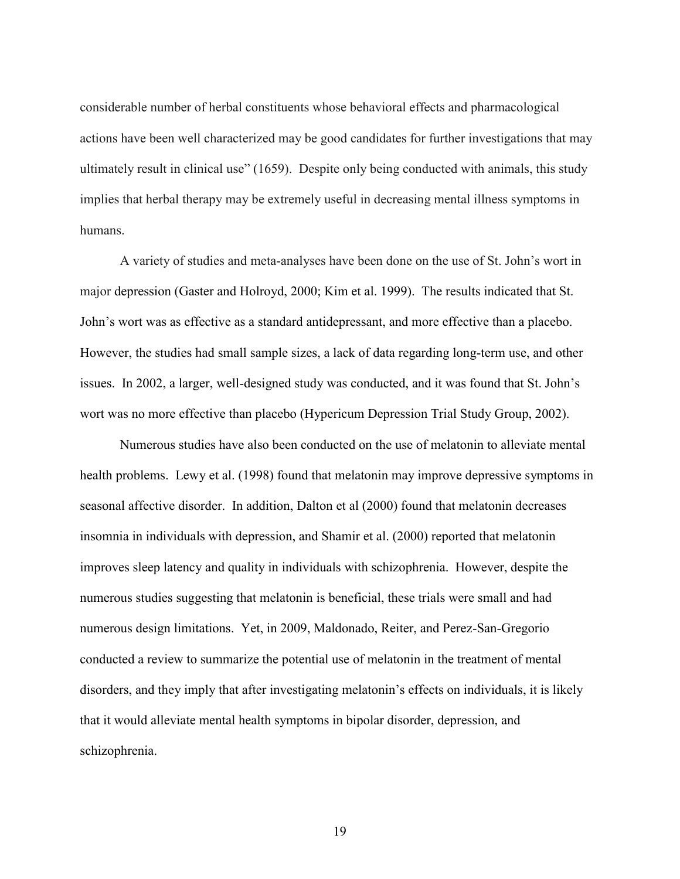considerable number of herbal constituents whose behavioral effects and pharmacological actions have been well characterized may be good candidates for further investigations that may ultimately result in clinical use" (1659). Despite only being conducted with animals, this study implies that herbal therapy may be extremely useful in decreasing mental illness symptoms in humans.

A variety of studies and meta-analyses have been done on the use of St. John's wort in major depression (Gaster and Holroyd, 2000; Kim et al. 1999). The results indicated that St. John's wort was as effective as a standard antidepressant, and more effective than a placebo. However, the studies had small sample sizes, a lack of data regarding long-term use, and other issues. In 2002, a larger, well-designed study was conducted, and it was found that St. John's wort was no more effective than placebo (Hypericum Depression Trial Study Group, 2002).

Numerous studies have also been conducted on the use of melatonin to alleviate mental health problems. Lewy et al. (1998) found that melatonin may improve depressive symptoms in seasonal affective disorder. In addition, Dalton et al (2000) found that melatonin decreases insomnia in individuals with depression, and Shamir et al. (2000) reported that melatonin improves sleep latency and quality in individuals with schizophrenia. However, despite the numerous studies suggesting that melatonin is beneficial, these trials were small and had numerous design limitations. Yet, in 2009, Maldonado, Reiter, and Perez-San-Gregorio conducted a review to summarize the potential use of melatonin in the treatment of mental disorders, and they imply that after investigating melatonin's effects on individuals, it is likely that it would alleviate mental health symptoms in bipolar disorder, depression, and schizophrenia.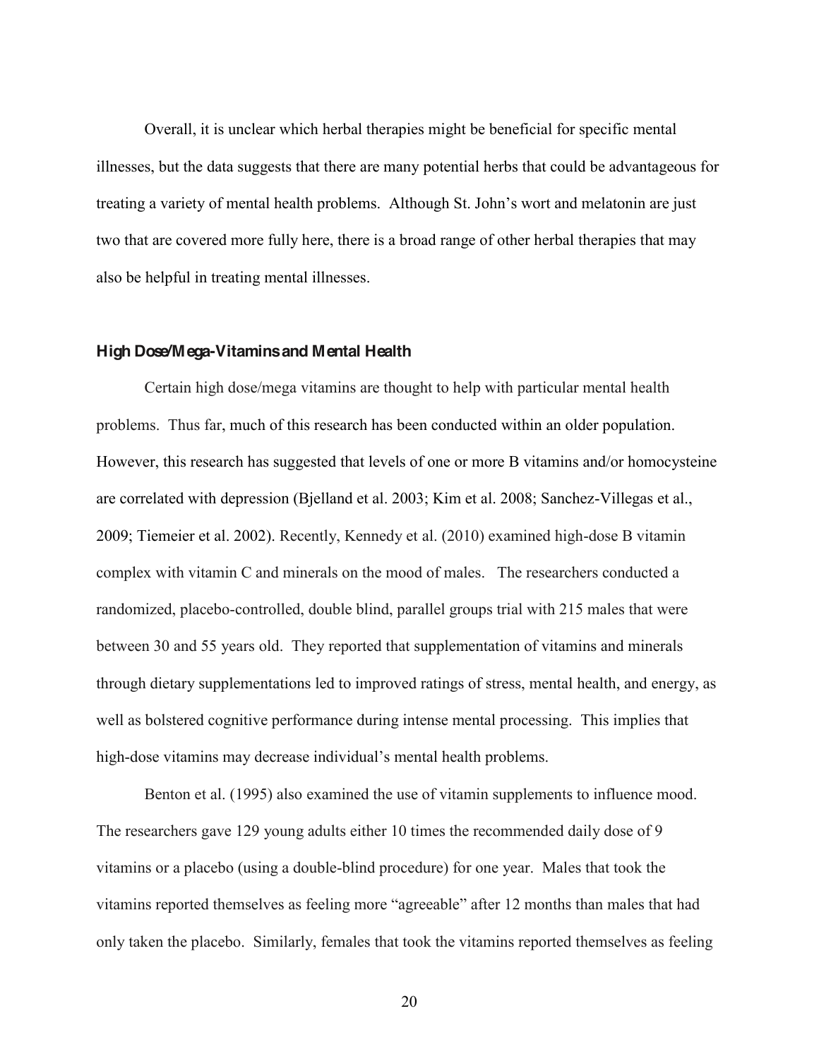Overall, it is unclear which herbal therapies might be beneficial for specific mental illnesses, but the data suggests that there are many potential herbs that could be advantageous for treating a variety of mental health problems. Although St. John's wort and melatonin are just two that are covered more fully here, there is a broad range of other herbal therapies that may also be helpful in treating mental illnesses.

### High Dose/Mega-Vitamins and Mental Health

Certain high dose/mega vitamins are thought to help with particular mental health problems. Thus far, much of this research has been conducted within an older population. However, this research has suggested that levels of one or more B vitamins and/or homocysteine are correlated with depression (Bjelland et al. 2003; Kim et al. 2008; Sanchez-Villegas et al., 2009; Tiemeier et al. 2002). Recently, Kennedy et al. (2010) examined high-dose B vitamin complex with vitamin C and minerals on the mood of males. The researchers conducted a randomized, placebo-controlled, double blind, parallel groups trial with 215 males that were between 30 and 55 years old. They reported that supplementation of vitamins and minerals through dietary supplementations led to improved ratings of stress, mental health, and energy, as well as bolstered cognitive performance during intense mental processing. This implies that high-dose vitamins may decrease individual's mental health problems.

Benton et al. (1995) also examined the use of vitamin supplements to influence mood. The researchers gave 129 young adults either 10 times the recommended daily dose of 9 vitamins or a placebo (using a double-blind procedure) for one year. Males that took the vitamins reported themselves as feeling more "agreeable" after 12 months than males that had only taken the placebo. Similarly, females that took the vitamins reported themselves as feeling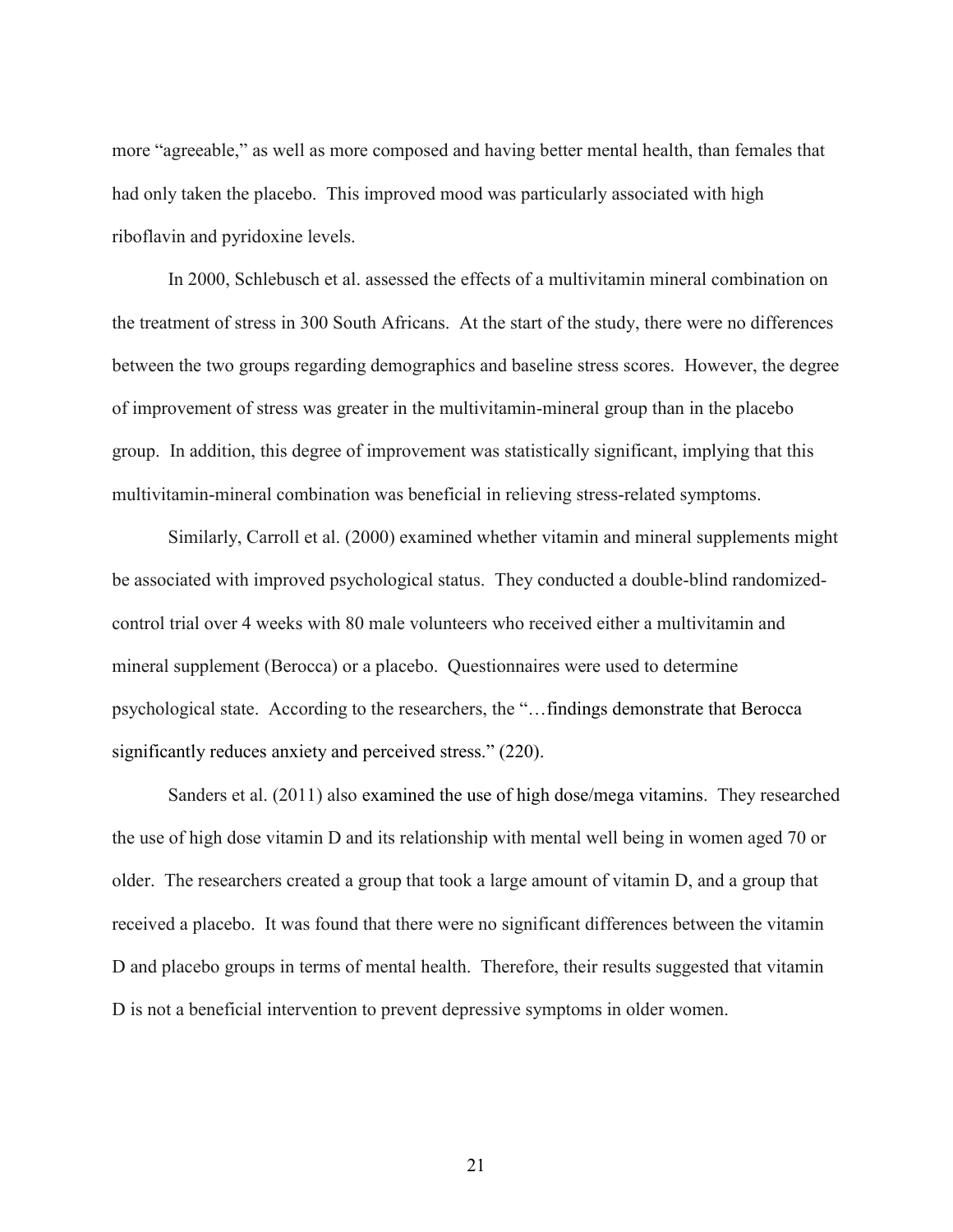more “agreeable,” as well as more composed and having better mental health, than females that had only taken the placebo. This improved mood was particularly associated with high riboflavin and pyridoxine levels.

In 2000, Schlebusch et al. assessed the effects of a multivitamin mineral combination on the treatment of stress in 300 South Africans. At the start of the study, there were no differences between the two groups regarding demographics and baseline stress scores. However, the degree of improvement of stress was greater in the multivitamin-mineral group than in the placebo group. In addition, this degree of improvement was statistically significant, implying that this multivitamin-mineral combination was beneficial in relieving stress-related symptoms.

Similarly, Carroll et al. (2000) examined whether vitamin and mineral supplements might be associated with improved psychological status. They conducted a double-blind randomized-control trial over 4 weeks with 80 male volunteers who received either a multivitamin and mineral supplement (Berocca) or a placebo. Questionnaires were used to determine psychological state. According to the researchers, the “…findings demonstrate that Berocca significantly reduces anxiety and perceived stress.” (220).

Sanders et al. (2011) also examined the use of high dose/mega vitamins. They researched the use of high dose vitamin D and its relationship with mental well being in women aged 70 or older. The researchers created a group that took a large amount of vitamin D, and a group that received a placebo. It was found that there were no significant differences between the vitamin D and placebo groups in terms of mental health. Therefore, their results suggested that vitamin D is not a beneficial intervention to prevent depressive symptoms in older women.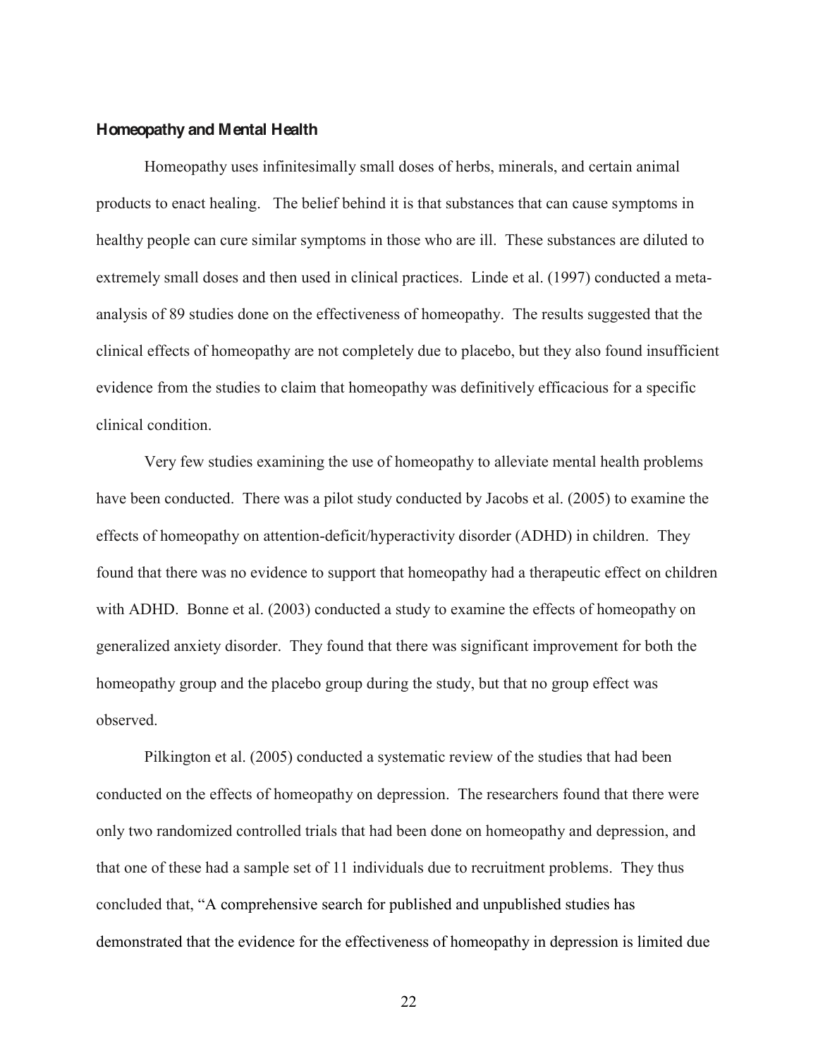### Homeopathy and Mental Health

Homeopathy uses infinitesimally small doses of herbs, minerals, and certain animal products to enact healing. The belief behind it is that substances that can cause symptoms in healthy people can cure similar symptoms in those who are ill. These substances are diluted to extremely small doses and then used in clinical practices. Linde et al. (1997) conducted a meta-analysis of 89 studies done on the effectiveness of homeopathy. The results suggested that the clinical effects of homeopathy are not completely due to placebo, but they also found insufficient evidence from the studies to claim that homeopathy was definitively efficacious for a specific clinical condition.

Very few studies examining the use of homeopathy to alleviate mental health problems have been conducted. There was a pilot study conducted by Jacobs et al. (2005) to examine the effects of homeopathy on attention-deficit/hyperactivity disorder (ADHD) in children. They found that there was no evidence to support that homeopathy had a therapeutic effect on children with ADHD. Bonne et al. (2003) conducted a study to examine the effects of homeopathy on generalized anxiety disorder. They found that there was significant improvement for both the homeopathy group and the placebo group during the study, but that no group effect was observed.

Pilkington et al. (2005) conducted a systematic review of the studies that had been conducted on the effects of homeopathy on depression. The researchers found that there were only two randomized controlled trials that had been done on homeopathy and depression, and that one of these had a sample set of 11 individuals due to recruitment problems. They thus concluded that, "A comprehensive search for published and unpublished studies has demonstrated that the evidence for the effectiveness of homeopathy in depression is limited due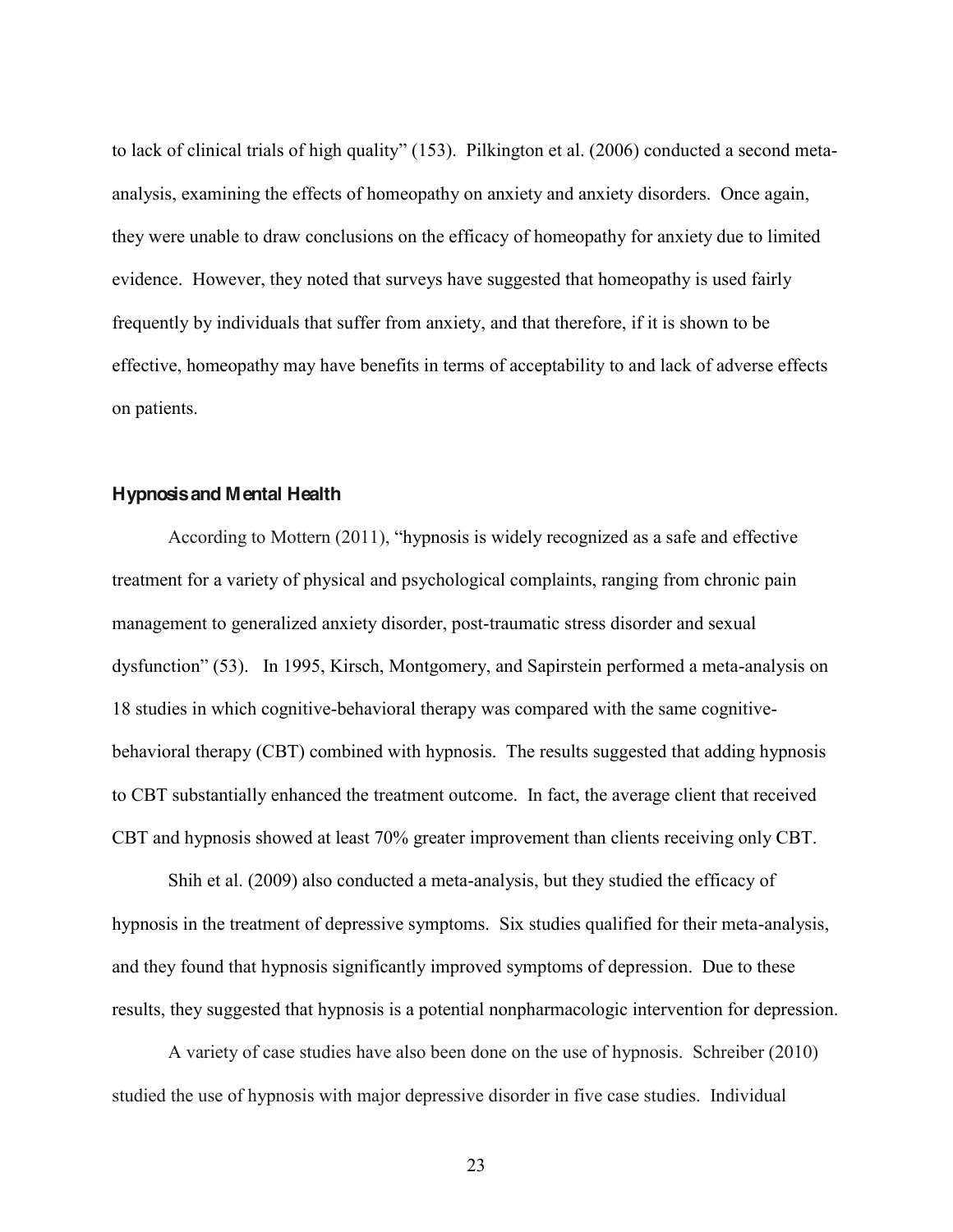to lack of clinical trials of high quality" (153). Pilkington et al. (2006) conducted a second meta-analysis, examining the effects of homeopathy on anxiety and anxiety disorders. Once again, they were unable to draw conclusions on the efficacy of homeopathy for anxiety due to limited evidence. However, they noted that surveys have suggested that homeopathy is used fairly frequently by individuals that suffer from anxiety, and that therefore, if it is shown to be effective, homeopathy may have benefits in terms of acceptability to and lack of adverse effects on patients.

### Hypnosis and Mental Health

According to Mottern (2011), "hypnosis is widely recognized as a safe and effective treatment for a variety of physical and psychological complaints, ranging from chronic pain management to generalized anxiety disorder, post-traumatic stress disorder and sexual dysfunction" (53). In 1995, Kirsch, Montgomery, and Sapirstein performed a meta-analysis on 18 studies in which cognitive-behavioral therapy was compared with the same cognitive-behavioral therapy (CBT) combined with hypnosis. The results suggested that adding hypnosis to CBT substantially enhanced the treatment outcome. In fact, the average client that received CBT and hypnosis showed at least 70% greater improvement than clients receiving only CBT.

Shih et al. (2009) also conducted a meta-analysis, but they studied the efficacy of hypnosis in the treatment of depressive symptoms. Six studies qualified for their meta-analysis, and they found that hypnosis significantly improved symptoms of depression. Due to these results, they suggested that hypnosis is a potential nonpharmacologic intervention for depression.

A variety of case studies have also been done on the use of hypnosis. Schreiber (2010) studied the use of hypnosis with major depressive disorder in five case studies. Individual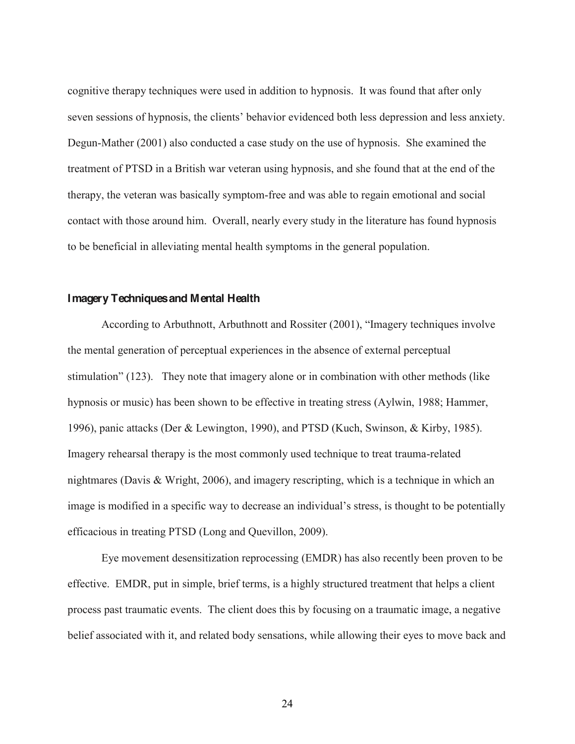cognitive therapy techniques were used in addition to hypnosis. It was found that after only seven sessions of hypnosis, the clients' behavior evidenced both less depression and less anxiety. Degun-Mather (2001) also conducted a case study on the use of hypnosis. She examined the treatment of PTSD in a British war veteran using hypnosis, and she found that at the end of the therapy, the veteran was basically symptom-free and was able to regain emotional and social contact with those around him. Overall, nearly every study in the literature has found hypnosis to be beneficial in alleviating mental health symptoms in the general population.

### Imagery Techniques and Mental Health

According to Arbuthnott, Arbuthnott and Rossiter (2001), "Imagery techniques involve the mental generation of perceptual experiences in the absence of external perceptual stimulation" (123). They note that imagery alone or in combination with other methods (like hypnosis or music) has been shown to be effective in treating stress (Aylwin, 1988; Hammer, 1996), panic attacks (Der & Lewington, 1990), and PTSD (Kuch, Swinson, & Kirby, 1985). Imagery rehearsal therapy is the most commonly used technique to treat trauma-related nightmares (Davis & Wright, 2006), and imagery rescripting, which is a technique in which an image is modified in a specific way to decrease an individual's stress, is thought to be potentially efficacious in treating PTSD (Long and Quevillon, 2009).

Eye movement desensitization reprocessing (EMDR) has also recently been proven to be effective. EMDR, put in simple, brief terms, is a highly structured treatment that helps a client process past traumatic events. The client does this by focusing on a traumatic image, a negative belief associated with it, and related body sensations, while allowing their eyes to move back and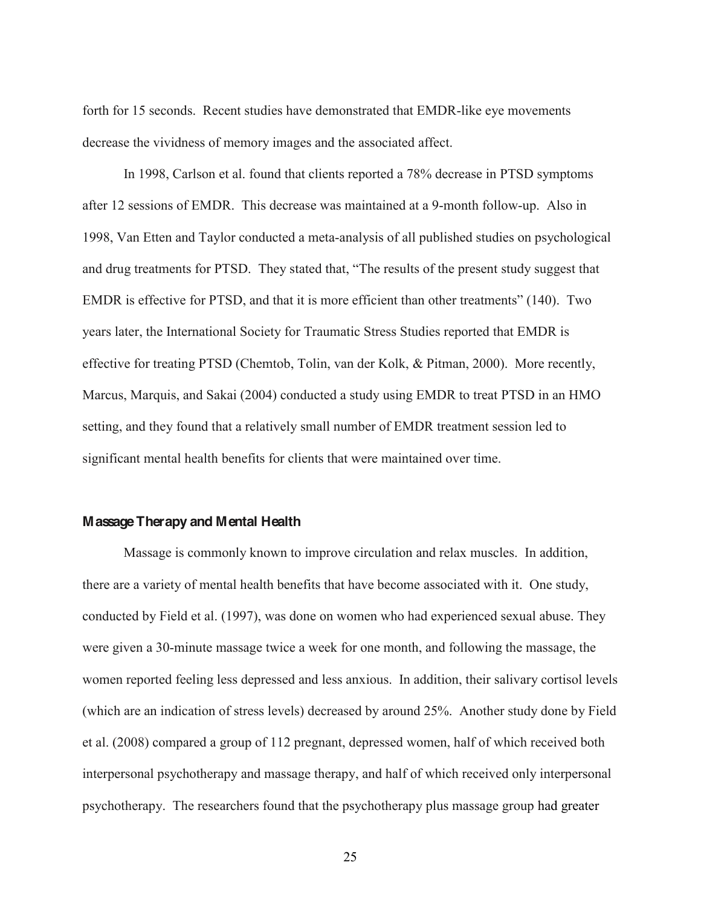forth for 15 seconds. Recent studies have demonstrated that EMDR-like eye movements decrease the vividness of memory images and the associated affect.

In 1998, Carlson et al. found that clients reported a 78% decrease in PTSD symptoms after 12 sessions of EMDR. This decrease was maintained at a 9-month follow-up. Also in 1998, Van Etten and Taylor conducted a meta-analysis of all published studies on psychological and drug treatments for PTSD. They stated that, "The results of the present study suggest that EMDR is effective for PTSD, and that it is more efficient than other treatments" (140). Two years later, the International Society for Traumatic Stress Studies reported that EMDR is effective for treating PTSD (Chemtob, Tolin, van der Kolk, & Pitman, 2000). More recently, Marcus, Marquis, and Sakai (2004) conducted a study using EMDR to treat PTSD in an HMO setting, and they found that a relatively small number of EMDR treatment session led to significant mental health benefits for clients that were maintained over time.

### Massage Therapy and Mental Health

Massage is commonly known to improve circulation and relax muscles. In addition, there are a variety of mental health benefits that have become associated with it. One study, conducted by Field et al. (1997), was done on women who had experienced sexual abuse. They were given a 30-minute massage twice a week for one month, and following the massage, the women reported feeling less depressed and less anxious. In addition, their salivary cortisol levels (which are an indication of stress levels) decreased by around 25%. Another study done by Field et al. (2008) compared a group of 112 pregnant, depressed women, half of which received both interpersonal psychotherapy and massage therapy, and half of which received only interpersonal psychotherapy. The researchers found that the psychotherapy plus massage group had greater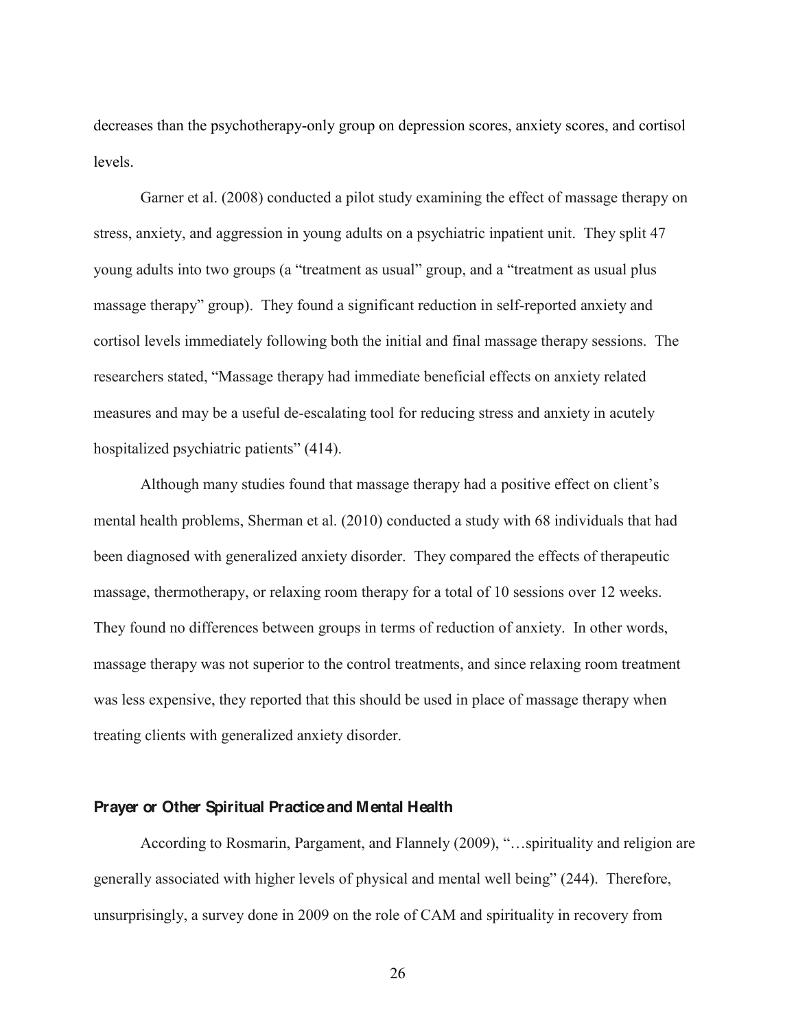decreases than the psychotherapy-only group on depression scores, anxiety scores, and cortisol levels.

Garner et al. (2008) conducted a pilot study examining the effect of massage therapy on stress, anxiety, and aggression in young adults on a psychiatric inpatient unit. They split 47 young adults into two groups (a "treatment as usual" group, and a "treatment as usual plus massage therapy" group). They found a significant reduction in self-reported anxiety and cortisol levels immediately following both the initial and final massage therapy sessions. The researchers stated, "Massage therapy had immediate beneficial effects on anxiety related measures and may be a useful de-escalating tool for reducing stress and anxiety in acutely hospitalized psychiatric patients" (414).

Although many studies found that massage therapy had a positive effect on client's mental health problems, Sherman et al. (2010) conducted a study with 68 individuals that had been diagnosed with generalized anxiety disorder. They compared the effects of therapeutic massage, thermotherapy, or relaxing room therapy for a total of 10 sessions over 12 weeks. They found no differences between groups in terms of reduction of anxiety. In other words, massage therapy was not superior to the control treatments, and since relaxing room treatment was less expensive, they reported that this should be used in place of massage therapy when treating clients with generalized anxiety disorder.

### Prayer or Other Spiritual Practice and Mental Health

According to Rosmarin, Pargament, and Flannely (2009), "…spirituality and religion are generally associated with higher levels of physical and mental well being" (244). Therefore, unsurprisingly, a survey done in 2009 on the role of CAM and spirituality in recovery from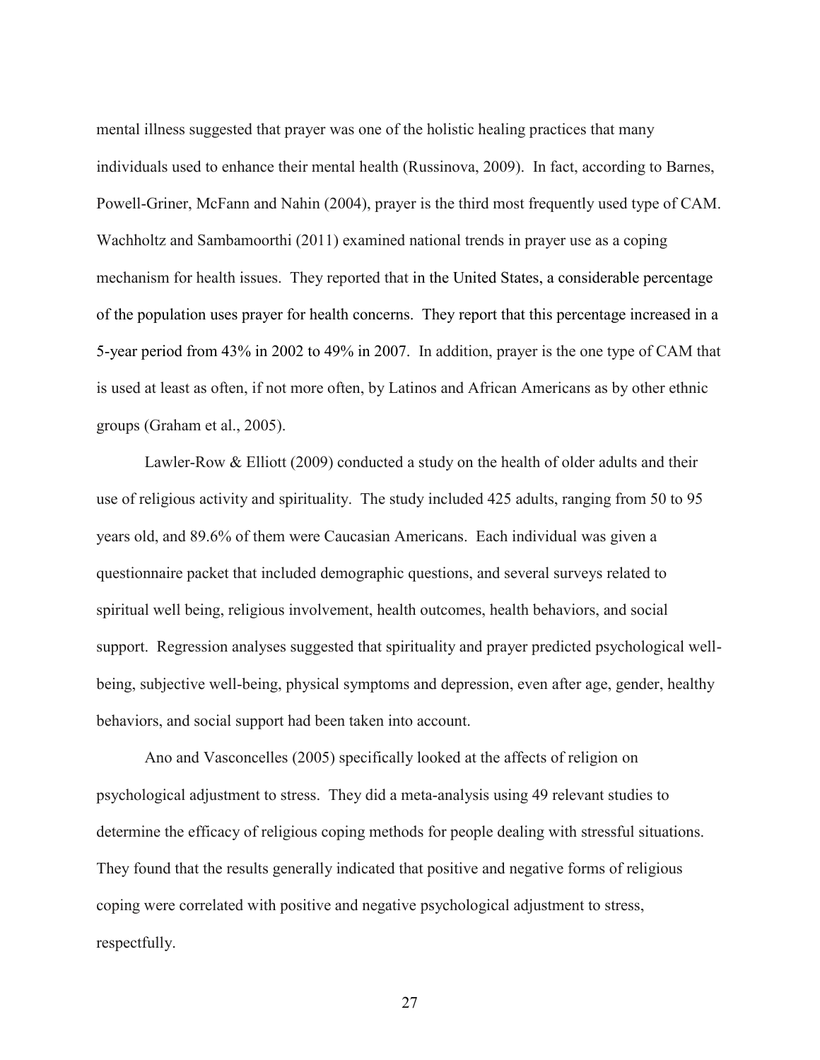mental illness suggested that prayer was one of the holistic healing practices that many individuals used to enhance their mental health (Russinova, 2009). In fact, according to Barnes, Powell-Griner, McFann and Nahin (2004), prayer is the third most frequently used type of CAM. Wachholtz and Sambamoorthi (2011) examined national trends in prayer use as a coping mechanism for health issues. They reported that in the United States, a considerable percentage of the population uses prayer for health concerns. They report that this percentage increased in a 5-year period from 43% in 2002 to 49% in 2007. In addition, prayer is the one type of CAM that is used at least as often, if not more often, by Latinos and African Americans as by other ethnic groups (Graham et al., 2005).

Lawler-Row & Elliott (2009) conducted a study on the health of older adults and their use of religious activity and spirituality. The study included 425 adults, ranging from 50 to 95 years old, and 89.6% of them were Caucasian Americans. Each individual was given a questionnaire packet that included demographic questions, and several surveys related to spiritual well being, religious involvement, health outcomes, health behaviors, and social support. Regression analyses suggested that spirituality and prayer predicted psychological well-being, subjective well-being, physical symptoms and depression, even after age, gender, healthy behaviors, and social support had been taken into account.

Ano and Vasconcelles (2005) specifically looked at the affects of religion on psychological adjustment to stress. They did a meta-analysis using 49 relevant studies to determine the efficacy of religious coping methods for people dealing with stressful situations. They found that the results generally indicated that positive and negative forms of religious coping were correlated with positive and negative psychological adjustment to stress, respectfully.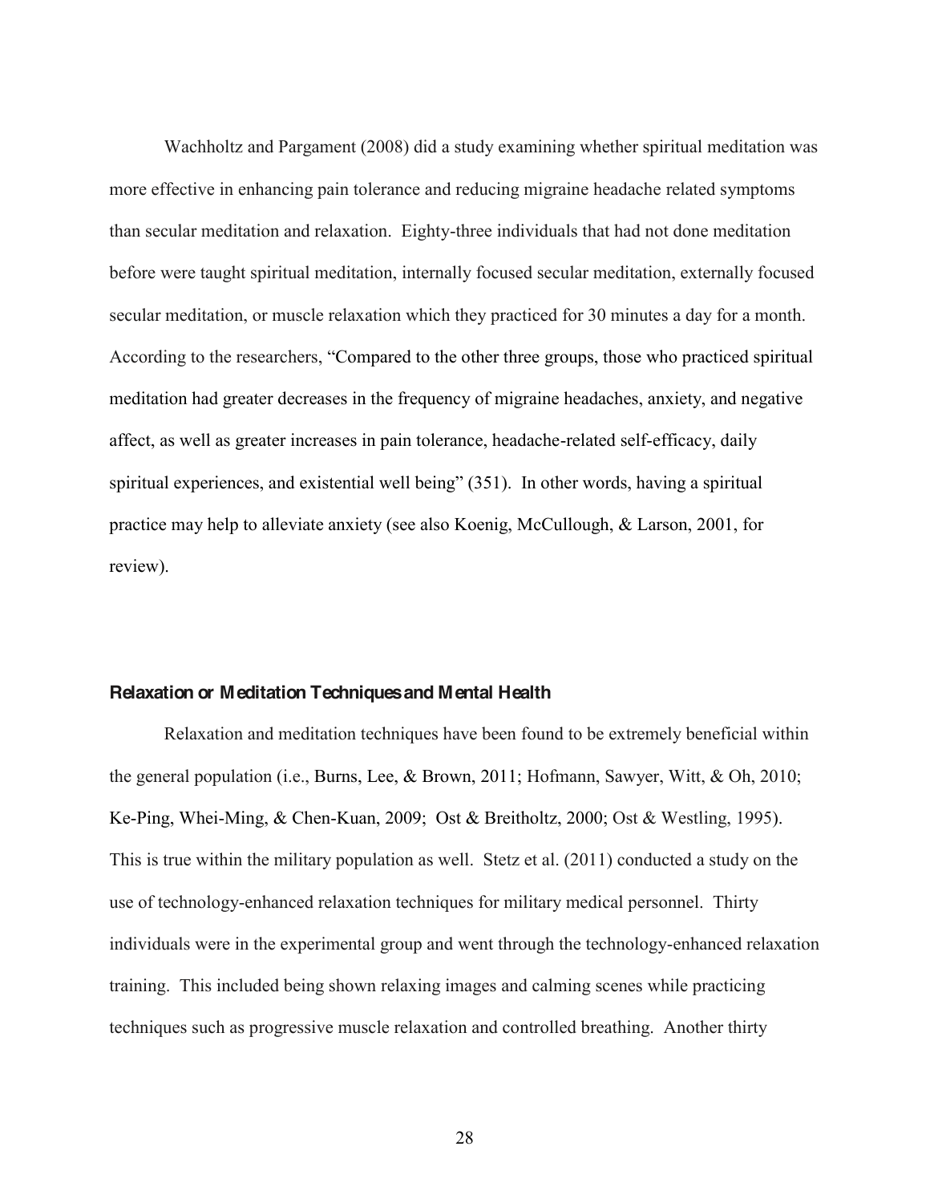Wachholtz and Pargament (2008) did a study examining whether spiritual meditation was more effective in enhancing pain tolerance and reducing migraine headache related symptoms than secular meditation and relaxation. Eighty-three individuals that had not done meditation before were taught spiritual meditation, internally focused secular meditation, externally focused secular meditation, or muscle relaxation which they practiced for 30 minutes a day for a month. According to the researchers, "Compared to the other three groups, those who practiced spiritual meditation had greater decreases in the frequency of migraine headaches, anxiety, and negative affect, as well as greater increases in pain tolerance, headache-related self-efficacy, daily spiritual experiences, and existential well being" (351). In other words, having a spiritual practice may help to alleviate anxiety (see also Koenig, McCullough, & Larson, 2001, for review).

### Relaxation or Meditation Techniques and Mental Health

Relaxation and meditation techniques have been found to be extremely beneficial within the general population (i.e., Burns, Lee, & Brown, 2011; Hofmann, Sawyer, Witt, & Oh, 2010; Ke-Ping, Whei-Ming, & Chen-Kuan, 2009; Ost & Breitholtz, 2000; Ost & Westling, 1995). This is true within the military population as well. Stetz et al. (2011) conducted a study on the use of technology-enhanced relaxation techniques for military medical personnel. Thirty individuals were in the experimental group and went through the technology-enhanced relaxation training. This included being shown relaxing images and calming scenes while practicing techniques such as progressive muscle relaxation and controlled breathing. Another thirty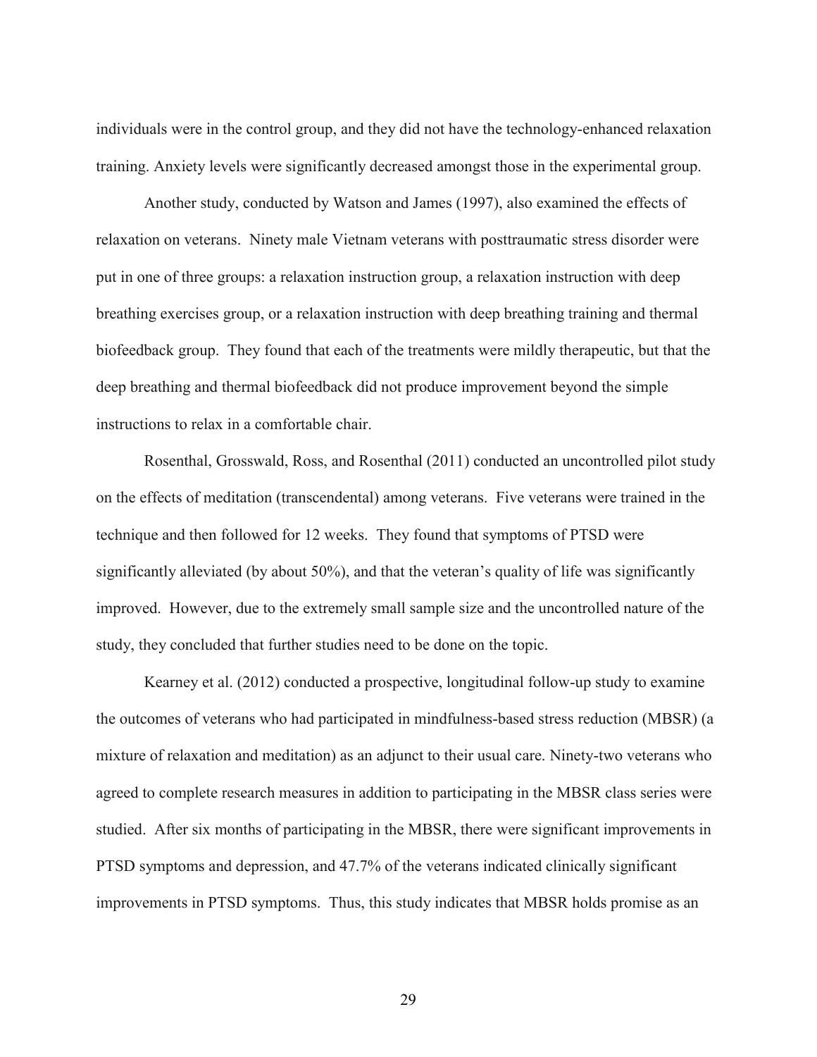individuals were in the control group, and they did not have the technology-enhanced relaxation training. Anxiety levels were significantly decreased amongst those in the experimental group.

Another study, conducted by Watson and James (1997), also examined the effects of relaxation on veterans. Ninety male Vietnam veterans with posttraumatic stress disorder were put in one of three groups: a relaxation instruction group, a relaxation instruction with deep breathing exercises group, or a relaxation instruction with deep breathing training and thermal biofeedback group. They found that each of the treatments were mildly therapeutic, but that the deep breathing and thermal biofeedback did not produce improvement beyond the simple instructions to relax in a comfortable chair.

Rosenthal, Grosswald, Ross, and Rosenthal (2011) conducted an uncontrolled pilot study on the effects of meditation (transcendental) among veterans. Five veterans were trained in the technique and then followed for 12 weeks. They found that symptoms of PTSD were significantly alleviated (by about 50%), and that the veteran's quality of life was significantly improved. However, due to the extremely small sample size and the uncontrolled nature of the study, they concluded that further studies need to be done on the topic.

Kearney et al. (2012) conducted a prospective, longitudinal follow-up study to examine the outcomes of veterans who had participated in mindfulness-based stress reduction (MBSR) (a mixture of relaxation and meditation) as an adjunct to their usual care. Ninety-two veterans who agreed to complete research measures in addition to participating in the MBSR class series were studied. After six months of participating in the MBSR, there were significant improvements in PTSD symptoms and depression, and 47.7% of the veterans indicated clinically significant improvements in PTSD symptoms. Thus, this study indicates that MBSR holds promise as an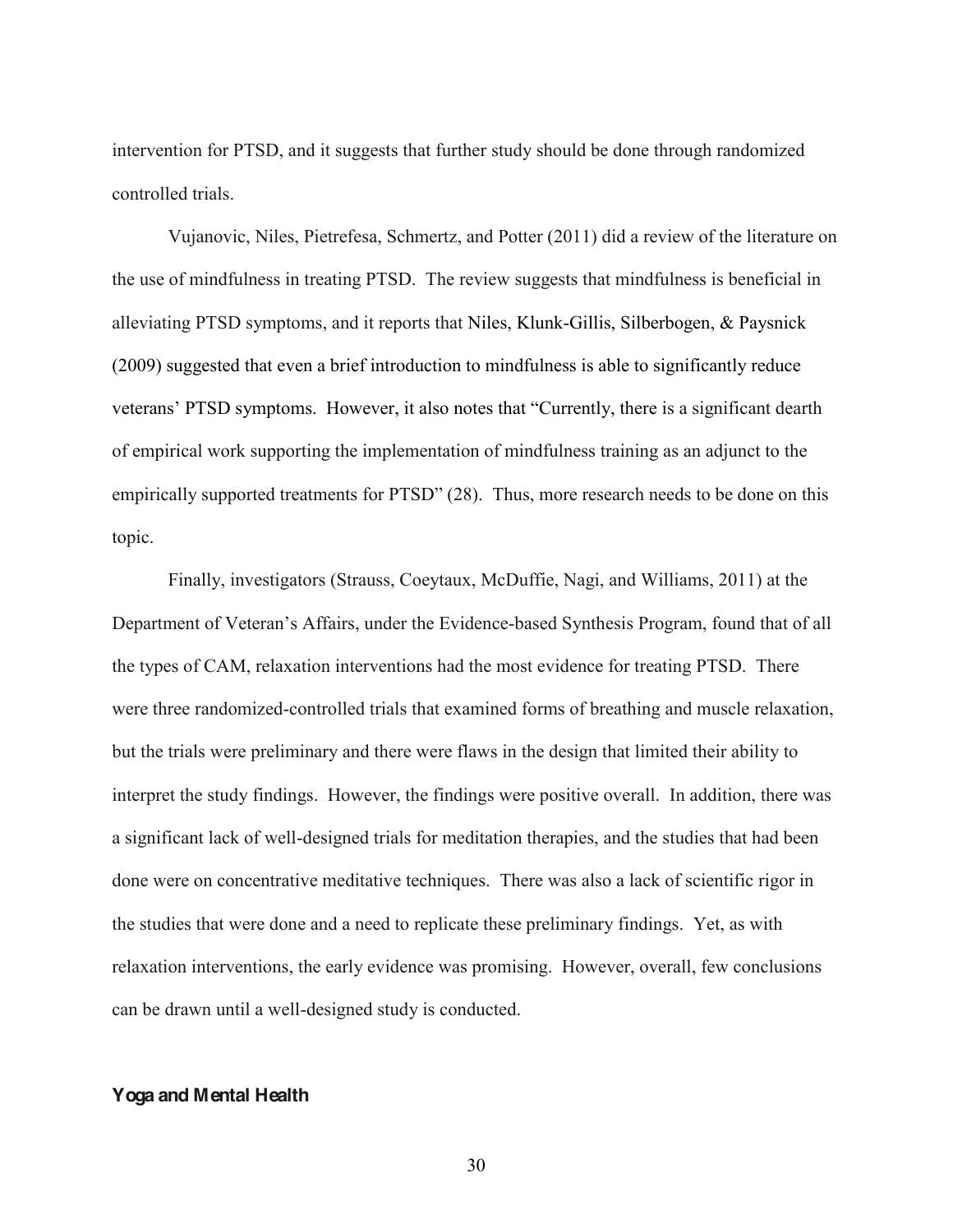intervention for PTSD, and it suggests that further study should be done through randomized controlled trials.

Vujanovic, Niles, Pietrefesa, Schmertz, and Potter (2011) did a review of the literature on the use of mindfulness in treating PTSD. The review suggests that mindfulness is beneficial in alleviating PTSD symptoms, and it reports that Niles, Klunk-Gillis, Silberbogen, & Paysnick (2009) suggested that even a brief introduction to mindfulness is able to significantly reduce veterans' PTSD symptoms. However, it also notes that "Currently, there is a significant dearth of empirical work supporting the implementation of mindfulness training as an adjunct to the empirically supported treatments for PTSD" (28). Thus, more research needs to be done on this topic.

Finally, investigators (Strauss, Coeytaux, McDuffie, Nagi, and Williams, 2011) at the Department of Veteran's Affairs, under the Evidence-based Synthesis Program, found that of all the types of CAM, relaxation interventions had the most evidence for treating PTSD. There were three randomized-controlled trials that examined forms of breathing and muscle relaxation, but the trials were preliminary and there were flaws in the design that limited their ability to interpret the study findings. However, the findings were positive overall. In addition, there was a significant lack of well-designed trials for meditation therapies, and the studies that had been done were on concentrative meditative techniques. There was also a lack of scientific rigor in the studies that were done and a need to replicate these preliminary findings. Yet, as with relaxation interventions, the early evidence was promising. However, overall, few conclusions can be drawn until a well-designed study is conducted.

### Yoga and Mental Health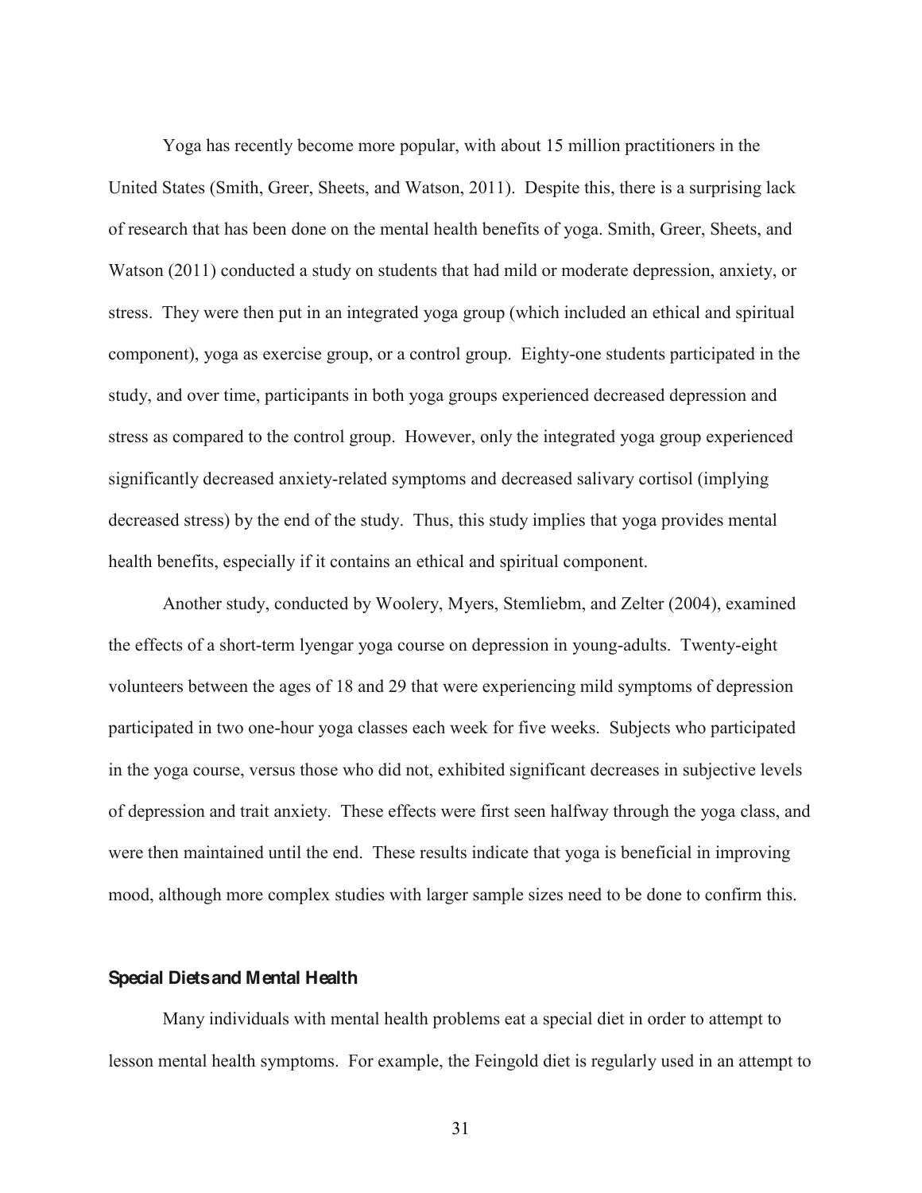Yoga has recently become more popular, with about 15 million practitioners in the United States (Smith, Greer, Sheets, and Watson, 2011). Despite this, there is a surprising lack of research that has been done on the mental health benefits of yoga. Smith, Greer, Sheets, and Watson (2011) conducted a study on students that had mild or moderate depression, anxiety, or stress. They were then put in an integrated yoga group (which included an ethical and spiritual component), yoga as exercise group, or a control group. Eighty-one students participated in the study, and over time, participants in both yoga groups experienced decreased depression and stress as compared to the control group. However, only the integrated yoga group experienced significantly decreased anxiety-related symptoms and decreased salivary cortisol (implying decreased stress) by the end of the study. Thus, this study implies that yoga provides mental health benefits, especially if it contains an ethical and spiritual component.

Another study, conducted by Woolery, Myers, Stemliebm, and Zelter (2004), examined the effects of a short-term Iyengar yoga course on depression in young-adults. Twenty-eight volunteers between the ages of 18 and 29 that were experiencing mild symptoms of depression participated in two one-hour yoga classes each week for five weeks. Subjects who participated in the yoga course, versus those who did not, exhibited significant decreases in subjective levels of depression and trait anxiety. These effects were first seen halfway through the yoga class, and were then maintained until the end. These results indicate that yoga is beneficial in improving mood, although more complex studies with larger sample sizes need to be done to confirm this.

## Special Diets and Mental Health

Many individuals with mental health problems eat a special diet in order to attempt to lesson mental health symptoms. For example, the Feingold diet is regularly used in an attempt to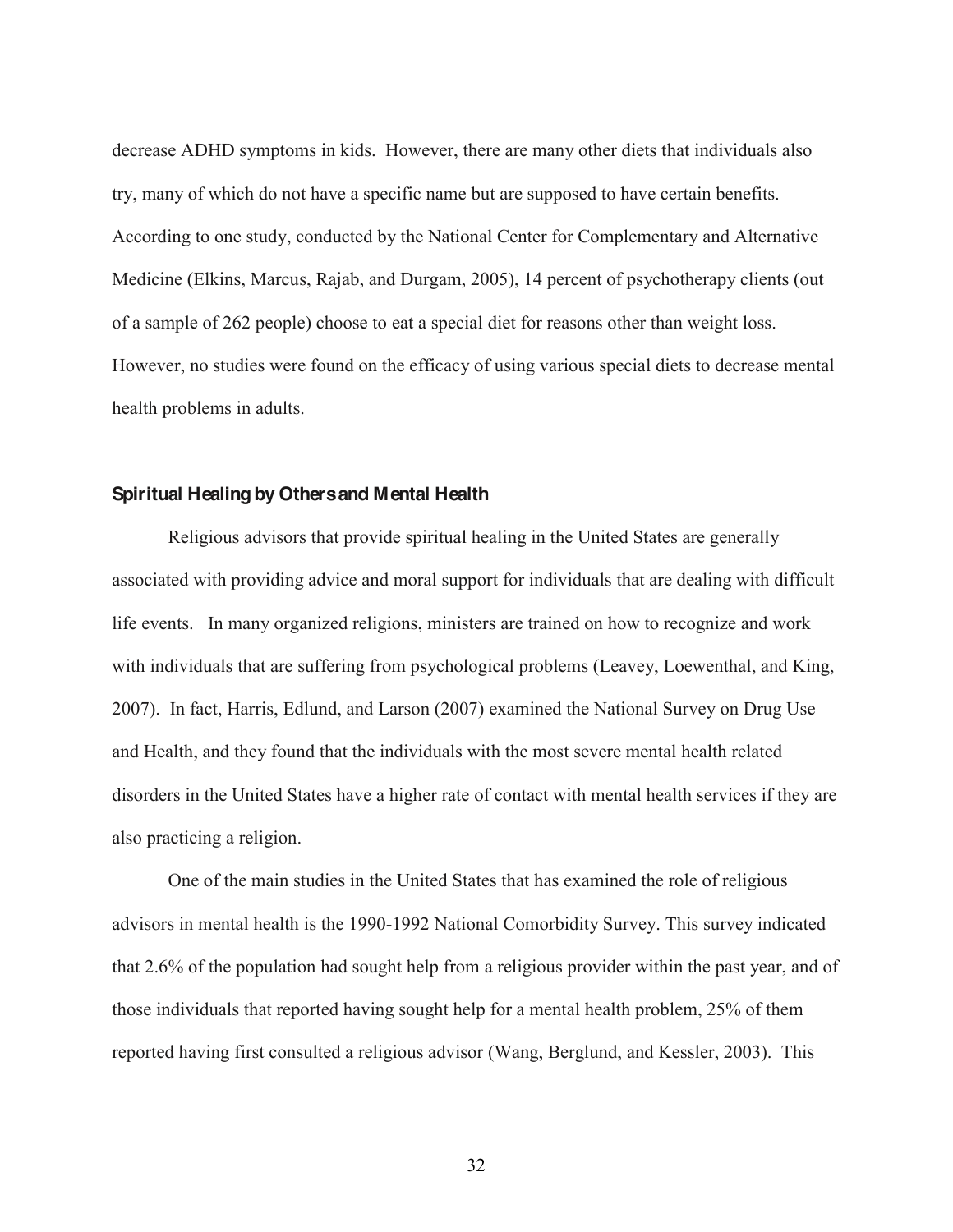decrease ADHD symptoms in kids. However, there are many other diets that individuals also try, many of which do not have a specific name but are supposed to have certain benefits. According to one study, conducted by the National Center for Complementary and Alternative Medicine (Elkins, Marcus, Rajab, and Durgam, 2005), 14 percent of psychotherapy clients (out of a sample of 262 people) choose to eat a special diet for reasons other than weight loss. However, no studies were found on the efficacy of using various special diets to decrease mental health problems in adults.

### Spiritual Healing by Others and Mental Health

Religious advisors that provide spiritual healing in the United States are generally associated with providing advice and moral support for individuals that are dealing with difficult life events. In many organized religions, ministers are trained on how to recognize and work with individuals that are suffering from psychological problems (Leavey, Loewenthal, and King, 2007). In fact, Harris, Edlund, and Larson (2007) examined the National Survey on Drug Use and Health, and they found that the individuals with the most severe mental health related disorders in the United States have a higher rate of contact with mental health services if they are also practicing a religion.

One of the main studies in the United States that has examined the role of religious advisors in mental health is the 1990-1992 National Comorbidity Survey. This survey indicated that 2.6% of the population had sought help from a religious provider within the past year, and of those individuals that reported having sought help for a mental health problem, 25% of them reported having first consulted a religious advisor (Wang, Berglund, and Kessler, 2003). This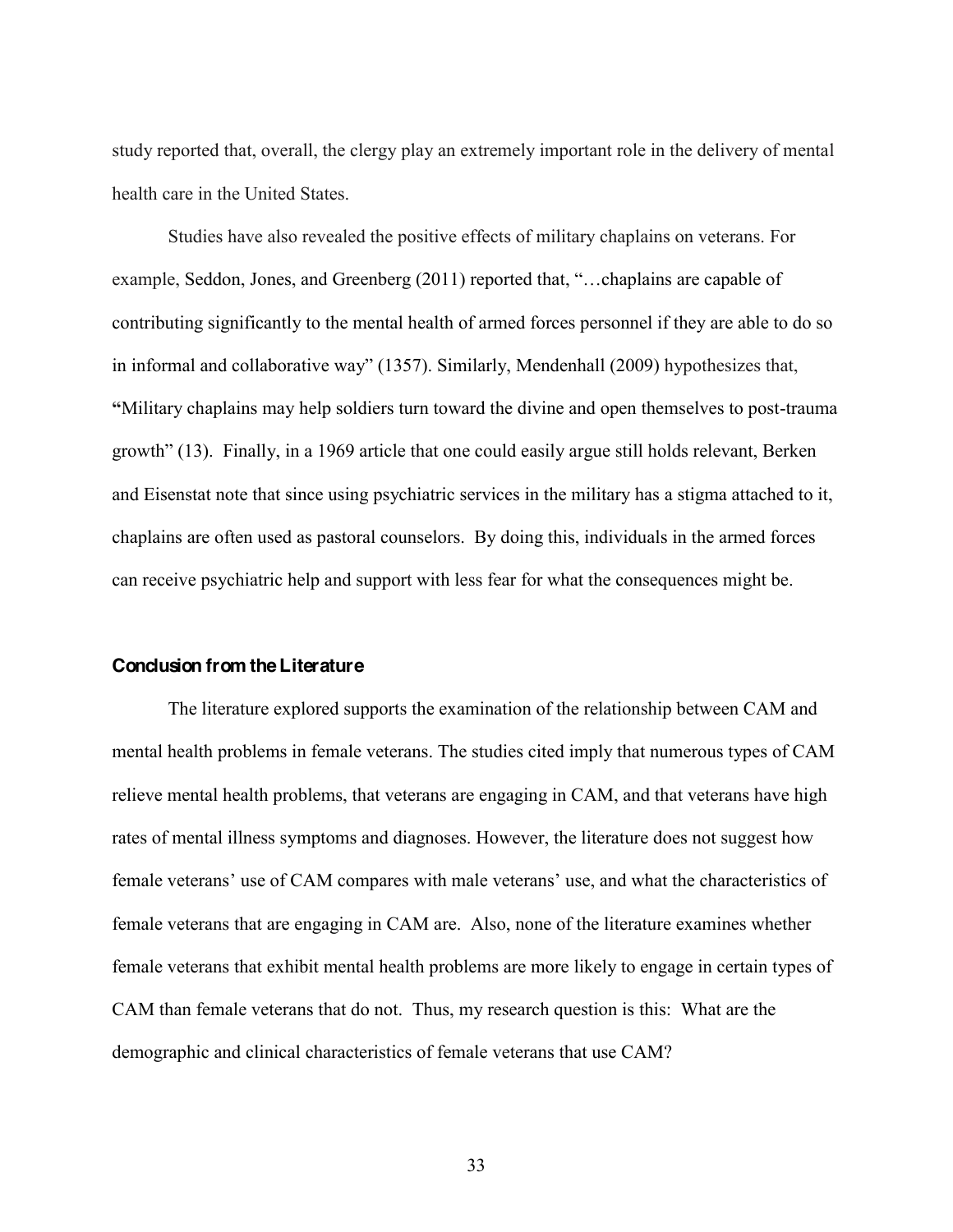study reported that, overall, the clergy play an extremely important role in the delivery of mental health care in the United States.

Studies have also revealed the positive effects of military chaplains on veterans. For example, Seddon, Jones, and Greenberg (2011) reported that, "…chaplains are capable of contributing significantly to the mental health of armed forces personnel if they are able to do so in informal and collaborative way" (1357). Similarly, Mendenhall (2009) hypothesizes that, "Military chaplains may help soldiers turn toward the divine and open themselves to post-trauma growth" (13). Finally, in a 1969 article that one could easily argue still holds relevant, Berken and Eisenstat note that since using psychiatric services in the military has a stigma attached to it, chaplains are often used as pastoral counselors. By doing this, individuals in the armed forces can receive psychiatric help and support with less fear for what the consequences might be.

### Conclusion from the Literature

The literature explored supports the examination of the relationship between CAM and mental health problems in female veterans. The studies cited imply that numerous types of CAM relieve mental health problems, that veterans are engaging in CAM, and that veterans have high rates of mental illness symptoms and diagnoses. However, the literature does not suggest how female veterans' use of CAM compares with male veterans' use, and what the characteristics of female veterans that are engaging in CAM are. Also, none of the literature examines whether female veterans that exhibit mental health problems are more likely to engage in certain types of CAM than female veterans that do not. Thus, my research question is this: What are the demographic and clinical characteristics of female veterans that use CAM?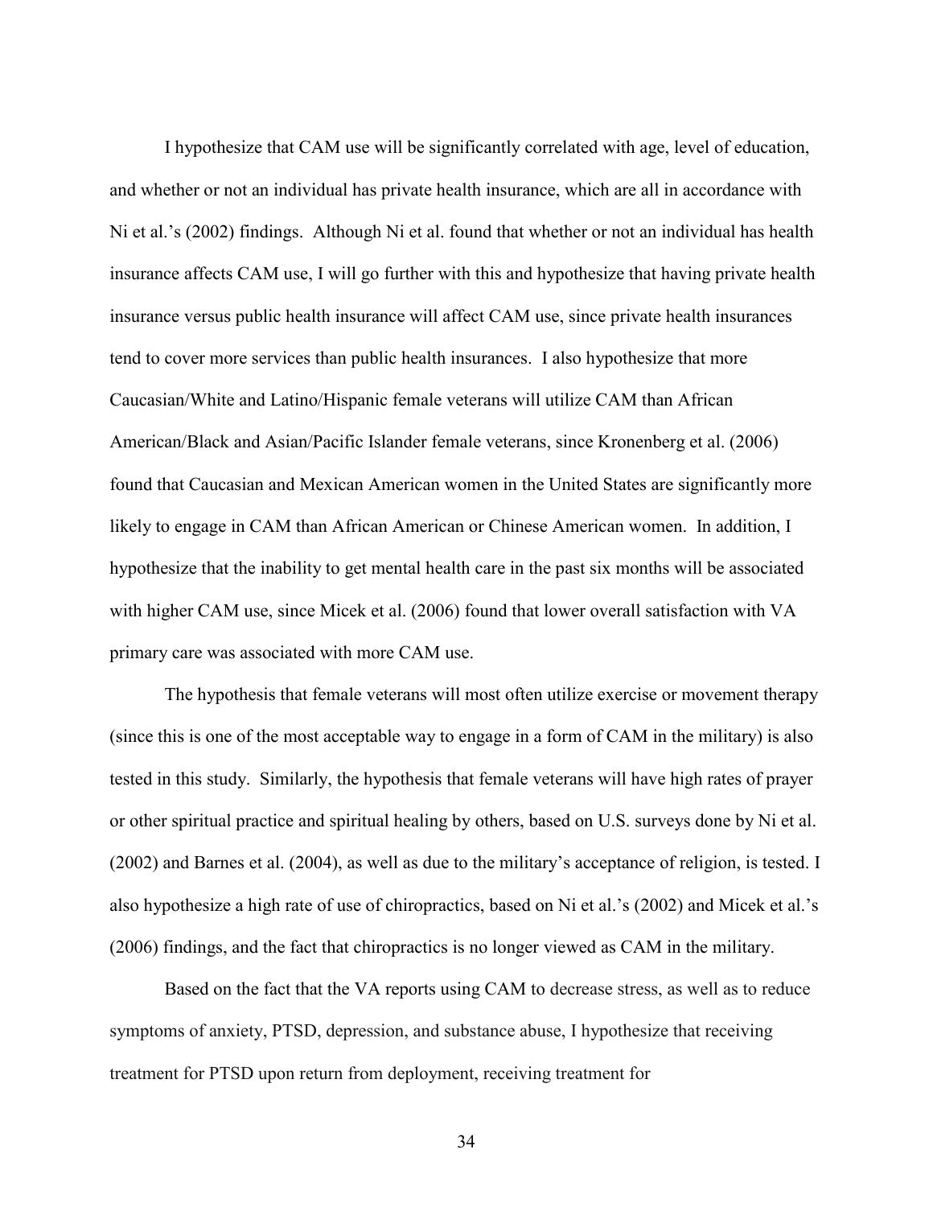I hypothesize that CAM use will be significantly correlated with age, level of education, and whether or not an individual has private health insurance, which are all in accordance with Ni et al.'s (2002) findings. Although Ni et al. found that whether or not an individual has health insurance affects CAM use, I will go further with this and hypothesize that having private health insurance versus public health insurance will affect CAM use, since private health insurances tend to cover more services than public health insurances. I also hypothesize that more Caucasian/White and Latino/Hispanic female veterans will utilize CAM than African American/Black and Asian/Pacific Islander female veterans, since Kronenberg et al. (2006) found that Caucasian and Mexican American women in the United States are significantly more likely to engage in CAM than African American or Chinese American women. In addition, I hypothesize that the inability to get mental health care in the past six months will be associated with higher CAM use, since Micek et al. (2006) found that lower overall satisfaction with VA primary care was associated with more CAM use.

The hypothesis that female veterans will most often utilize exercise or movement therapy (since this is one of the most acceptable way to engage in a form of CAM in the military) is also tested in this study. Similarly, the hypothesis that female veterans will have high rates of prayer or other spiritual practice and spiritual healing by others, based on U.S. surveys done by Ni et al. (2002) and Barnes et al. (2004), as well as due to the military's acceptance of religion, is tested. I also hypothesize a high rate of use of chiropractics, based on Ni et al.'s (2002) and Micek et al.'s (2006) findings, and the fact that chiropractics is no longer viewed as CAM in the military.

Based on the fact that the VA reports using CAM to decrease stress, as well as to reduce symptoms of anxiety, PTSD, depression, and substance abuse, I hypothesize that receiving treatment for PTSD upon return from deployment, receiving treatment for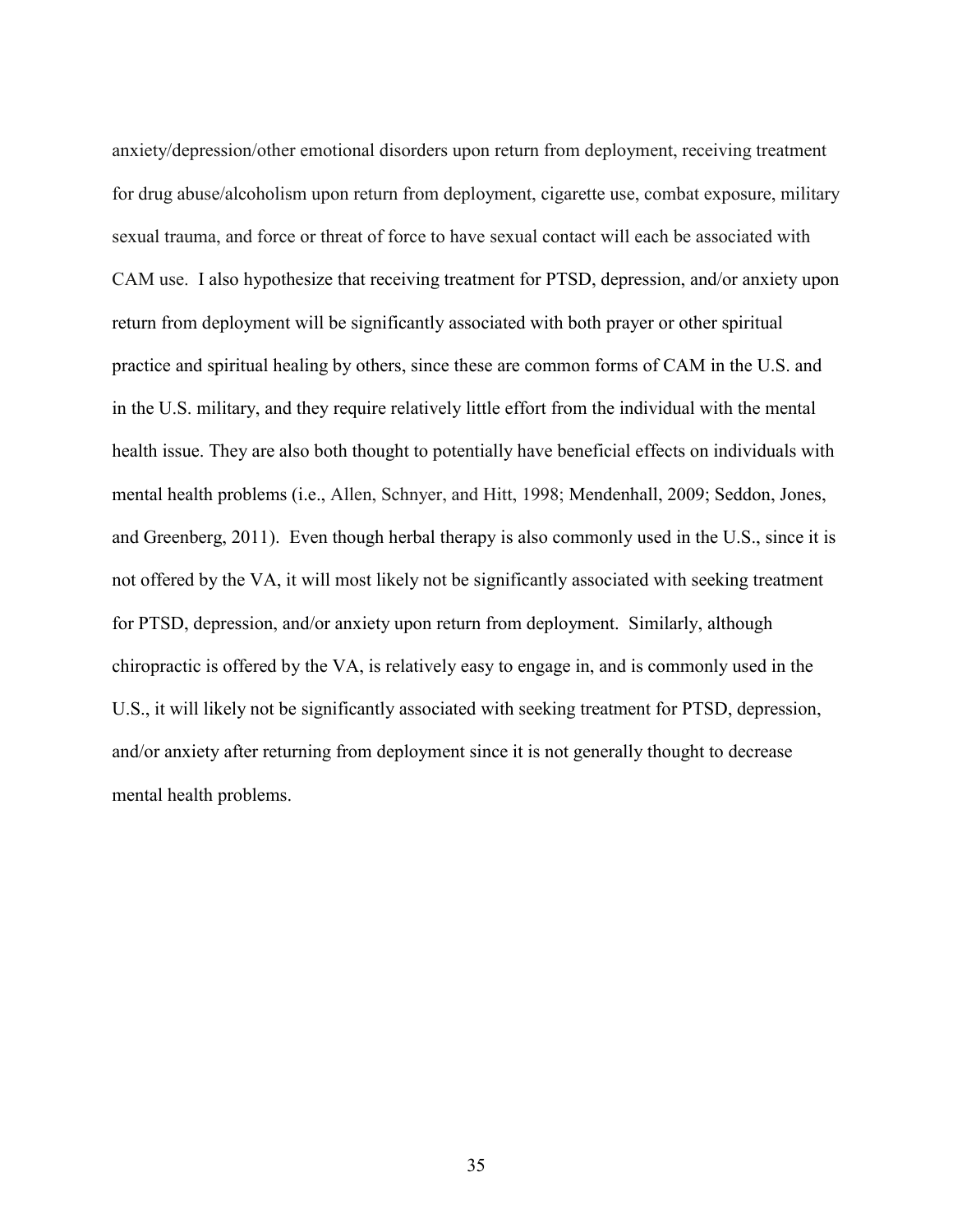anxiety/depression/other emotional disorders upon return from deployment, receiving treatment for drug abuse/alcoholism upon return from deployment, cigarette use, combat exposure, military sexual trauma, and force or threat of force to have sexual contact will each be associated with CAM use. I also hypothesize that receiving treatment for PTSD, depression, and/or anxiety upon return from deployment will be significantly associated with both prayer or other spiritual practice and spiritual healing by others, since these are common forms of CAM in the U.S. and in the U.S. military, and they require relatively little effort from the individual with the mental health issue. They are also both thought to potentially have beneficial effects on individuals with mental health problems (i.e., Allen, Schnyer, and Hitt, 1998; Mendenhall, 2009; Seddon, Jones, and Greenberg, 2011). Even though herbal therapy is also commonly used in the U.S., since it is not offered by the VA, it will most likely not be significantly associated with seeking treatment for PTSD, depression, and/or anxiety upon return from deployment. Similarly, although chiropractic is offered by the VA, is relatively easy to engage in, and is commonly used in the U.S., it will likely not be significantly associated with seeking treatment for PTSD, depression, and/or anxiety after returning from deployment since it is not generally thought to decrease mental health problems.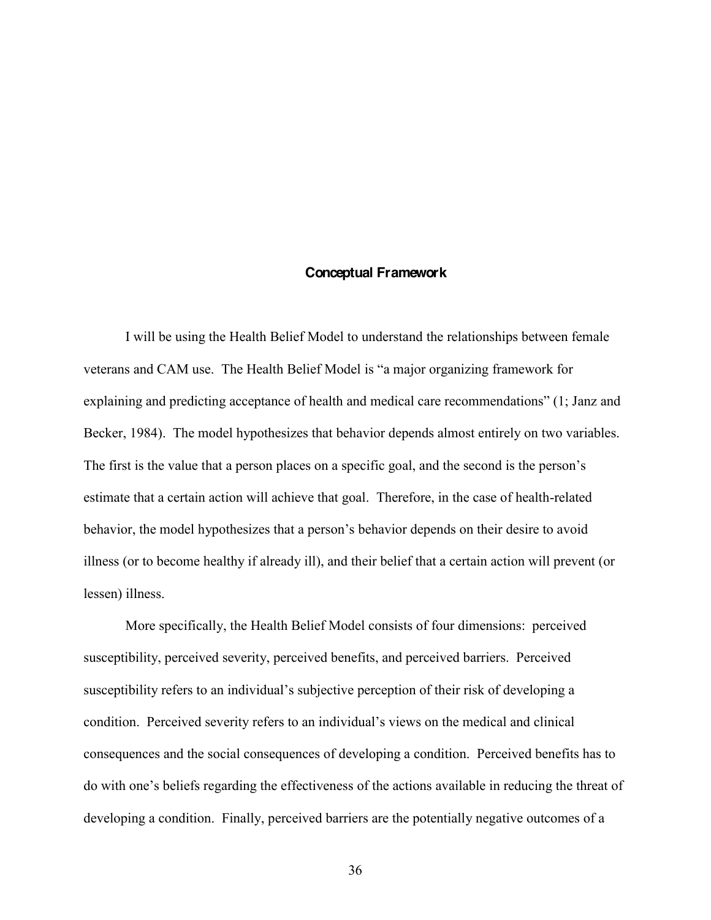## Conceptual Framework

I will be using the Health Belief Model to understand the relationships between female veterans and CAM use. The Health Belief Model is "a major organizing framework for explaining and predicting acceptance of health and medical care recommendations" (1; Janz and Becker, 1984). The model hypothesizes that behavior depends almost entirely on two variables. The first is the value that a person places on a specific goal, and the second is the person's estimate that a certain action will achieve that goal. Therefore, in the case of health-related behavior, the model hypothesizes that a person's behavior depends on their desire to avoid illness (or to become healthy if already ill), and their belief that a certain action will prevent (or lessen) illness.

More specifically, the Health Belief Model consists of four dimensions: perceived susceptibility, perceived severity, perceived benefits, and perceived barriers. Perceived susceptibility refers to an individual's subjective perception of their risk of developing a condition. Perceived severity refers to an individual's views on the medical and clinical consequences and the social consequences of developing a condition. Perceived benefits has to do with one's beliefs regarding the effectiveness of the actions available in reducing the threat of developing a condition. Finally, perceived barriers are the potentially negative outcomes of a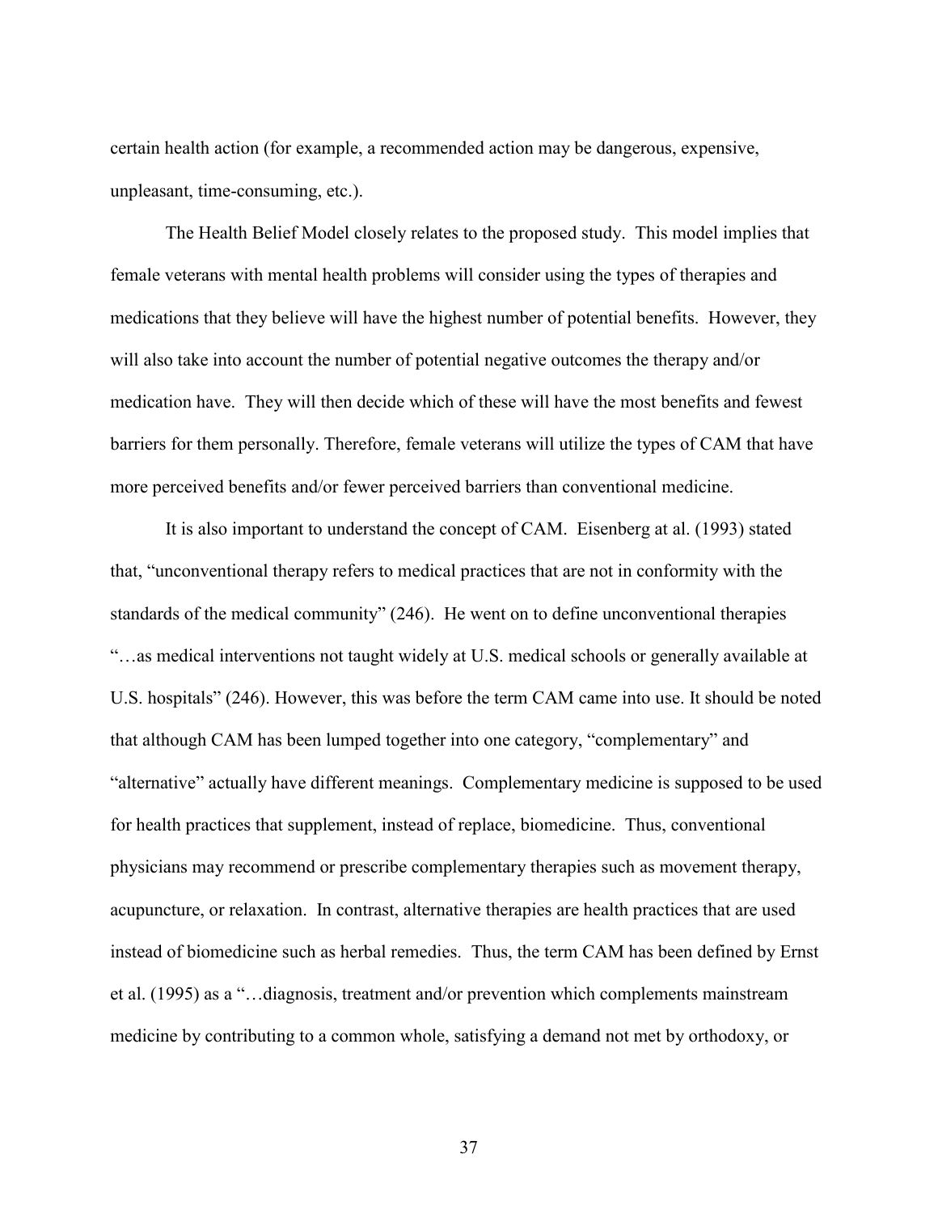certain health action (for example, a recommended action may be dangerous, expensive, unpleasant, time-consuming, etc.).

The Health Belief Model closely relates to the proposed study. This model implies that female veterans with mental health problems will consider using the types of therapies and medications that they believe will have the highest number of potential benefits. However, they will also take into account the number of potential negative outcomes the therapy and/or medication have. They will then decide which of these will have the most benefits and fewest barriers for them personally. Therefore, female veterans will utilize the types of CAM that have more perceived benefits and/or fewer perceived barriers than conventional medicine.

It is also important to understand the concept of CAM. Eisenberg at al. (1993) stated that, "unconventional therapy refers to medical practices that are not in conformity with the standards of the medical community" (246). He went on to define unconventional therapies "…as medical interventions not taught widely at U.S. medical schools or generally available at U.S. hospitals" (246). However, this was before the term CAM came into use. It should be noted that although CAM has been lumped together into one category, "complementary" and "alternative" actually have different meanings. Complementary medicine is supposed to be used for health practices that supplement, instead of replace, biomedicine. Thus, conventional physicians may recommend or prescribe complementary therapies such as movement therapy, acupuncture, or relaxation. In contrast, alternative therapies are health practices that are used instead of biomedicine such as herbal remedies. Thus, the term CAM has been defined by Ernst et al. (1995) as a "…diagnosis, treatment and/or prevention which complements mainstream medicine by contributing to a common whole, satisfying a demand not met by orthodoxy, or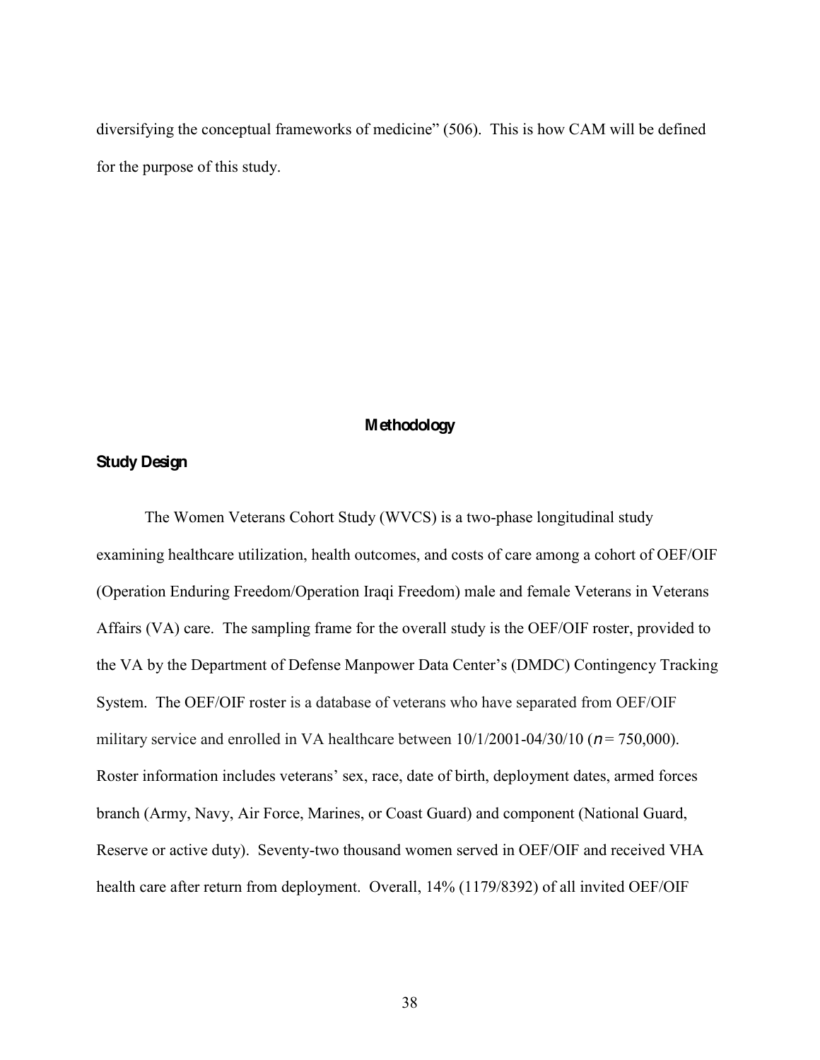diversifying the conceptual frameworks of medicine" (506). This is how CAM will be defined for the purpose of this study.

# Methodology

## Study Design

The Women Veterans Cohort Study (WVCS) is a two-phase longitudinal study examining healthcare utilization, health outcomes, and costs of care among a cohort of OEF/OIF (Operation Enduring Freedom/Operation Iraqi Freedom) male and female Veterans in Veterans Affairs (VA) care. The sampling frame for the overall study is the OEF/OIF roster, provided to the VA by the Department of Defense Manpower Data Center's (DMDC) Contingency Tracking System. The OEF/OIF roster is a database of veterans who have separated from OEF/OIF military service and enrolled in VA healthcare between 10/1/2001-04/30/10 ($n$ = 750,000). Roster information includes veterans' sex, race, date of birth, deployment dates, armed forces branch (Army, Navy, Air Force, Marines, or Coast Guard) and component (National Guard, Reserve or active duty). Seventy-two thousand women served in OEF/OIF and received VHA health care after return from deployment. Overall, 14% (1179/8392) of all invited OEF/OIF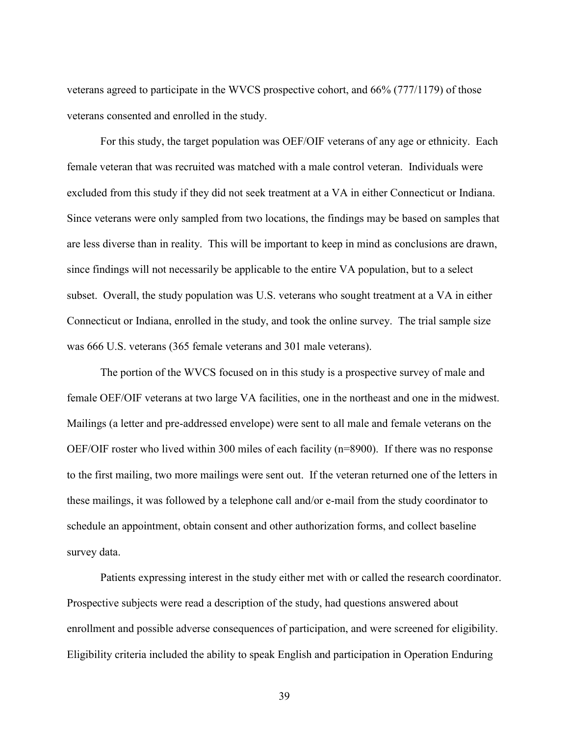veterans agreed to participate in the WVCS prospective cohort, and 66% (777/1179) of those veterans consented and enrolled in the study.

For this study, the target population was OEF/OIF veterans of any age or ethnicity. Each female veteran that was recruited was matched with a male control veteran. Individuals were excluded from this study if they did not seek treatment at a VA in either Connecticut or Indiana. Since veterans were only sampled from two locations, the findings may be based on samples that are less diverse than in reality. This will be important to keep in mind as conclusions are drawn, since findings will not necessarily be applicable to the entire VA population, but to a select subset. Overall, the study population was U.S. veterans who sought treatment at a VA in either Connecticut or Indiana, enrolled in the study, and took the online survey. The trial sample size was 666 U.S. veterans (365 female veterans and 301 male veterans).

The portion of the WVCS focused on in this study is a prospective survey of male and female OEF/OIF veterans at two large VA facilities, one in the northeast and one in the midwest. Mailings (a letter and pre-addressed envelope) were sent to all male and female veterans on the OEF/OIF roster who lived within 300 miles of each facility (n=8900). If there was no response to the first mailing, two more mailings were sent out. If the veteran returned one of the letters in these mailings, it was followed by a telephone call and/or e-mail from the study coordinator to schedule an appointment, obtain consent and other authorization forms, and collect baseline survey data.

Patients expressing interest in the study either met with or called the research coordinator. Prospective subjects were read a description of the study, had questions answered about enrollment and possible adverse consequences of participation, and were screened for eligibility. Eligibility criteria included the ability to speak English and participation in Operation Enduring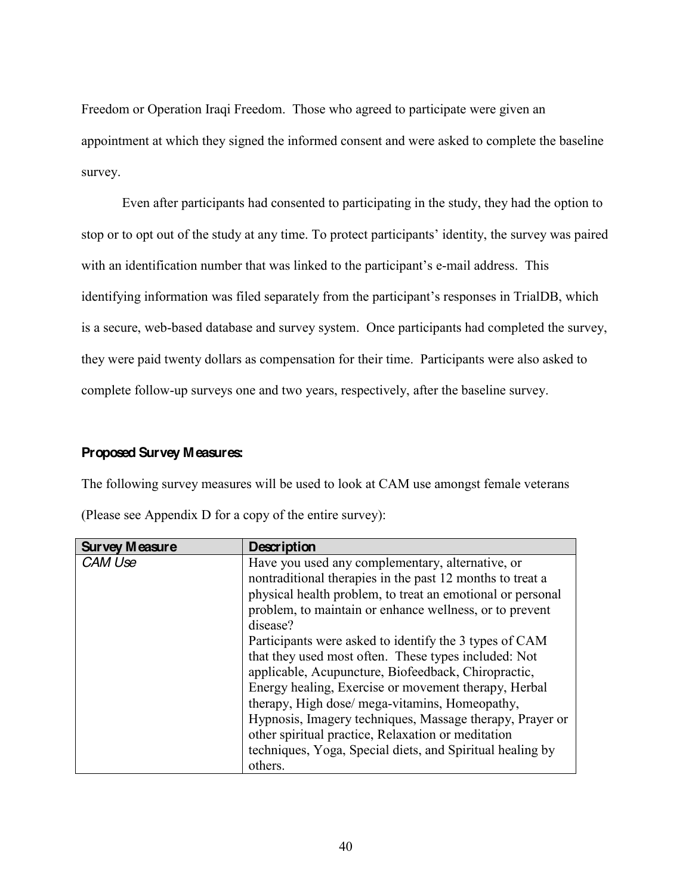Freedom or Operation Iraqi Freedom. Those who agreed to participate were given an appointment at which they signed the informed consent and were asked to complete the baseline survey.

Even after participants had consented to participating in the study, they had the option to stop or to opt out of the study at any time. To protect participants' identity, the survey was paired with an identification number that was linked to the participant's e-mail address. This identifying information was filed separately from the participant's responses in TrialDB, which is a secure, web-based database and survey system. Once participants had completed the survey, they were paid twenty dollars as compensation for their time. Participants were also asked to complete follow-up surveys one and two years, respectively, after the baseline survey.

**Proposed Survey Measures:**

The following survey measures will be used to look at CAM use amongst female veterans (Please see Appendix D for a copy of the entire survey):

| Survey Measure | Description |
|---|---|
| *CAM Use* | Have you used any complementary, alternative, or nontraditional therapies in the past 12 months to treat a physical health problem, to treat an emotional or personal problem, to maintain or enhance wellness, or to prevent disease? Participants were asked to identify the 3 types of CAM that they used most often. These types included: Not applicable, Acupuncture, Biofeedback, Chiropractic, Energy healing, Exercise or movement therapy, Herbal therapy, High dose/ mega-vitamins, Homeopathy, Hypnosis, Imagery techniques, Massage therapy, Prayer or other spiritual practice, Relaxation or meditation techniques, Yoga, Special diets, and Spiritual healing by others. |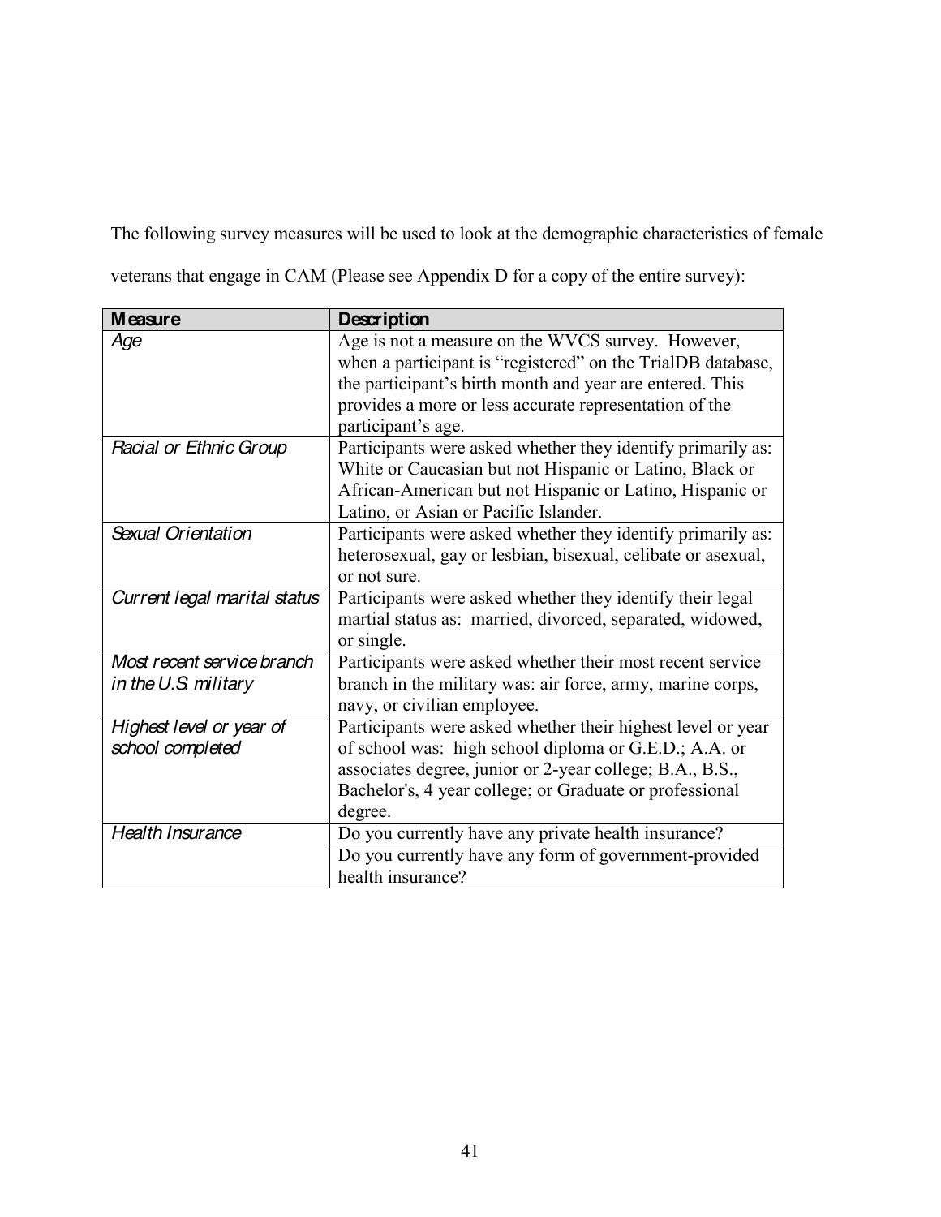The following survey measures will be used to look at the demographic characteristics of female veterans that engage in CAM (Please see Appendix D for a copy of the entire survey):

| **Measure** | **Description** |
| --- | --- |
| *Age* | Age is not a measure on the WVCS survey. However, when a participant is "registered" on the TrialDB database, the participant's birth month and year are entered. This provides a more or less accurate representation of the participant's age. |
| *Racial or Ethnic Group* | Participants were asked whether they identify primarily as: White or Caucasian but not Hispanic or Latino, Black or African-American but not Hispanic or Latino, Hispanic or Latino, or Asian or Pacific Islander. |
| *Sexual Orientation* | Participants were asked whether they identify primarily as: heterosexual, gay or lesbian, bisexual, celibate or asexual, or not sure. |
| *Current legal marital status* | Participants were asked whether they identify their legal martial status as: married, divorced, separated, widowed, or single. |
| *Most recent service branch in the U.S. military* | Participants were asked whether their most recent service branch in the military was: air force, army, marine corps, navy, or civilian employee. |
| *Highest level or year of school completed* | Participants were asked whether their highest level or year of school was: high school diploma or G.E.D.; A.A. or associates degree, junior or 2-year college; B.A., B.S., Bachelor's, 4 year college; or Graduate or professional degree. |
| *Health Insurance* | Do you currently have any private health insurance? |
| | Do you currently have any form of government-provided health insurance? |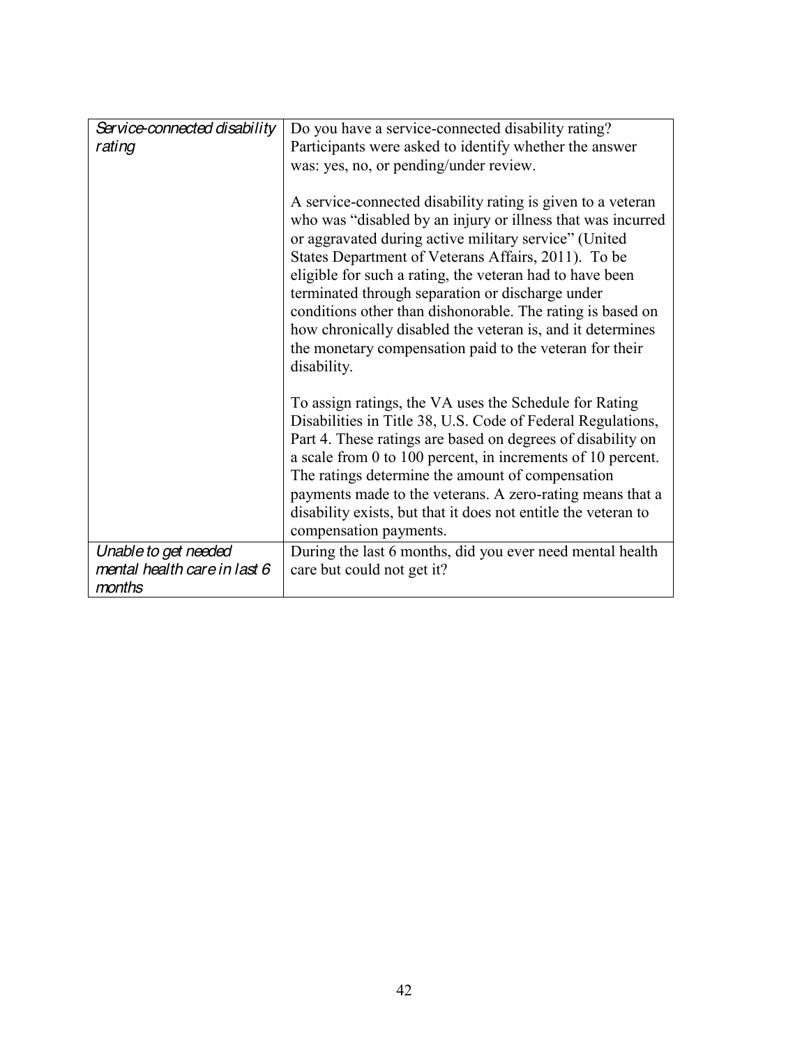| | |
|---|---|
| *Service-connected disability rating* | Do you have a service-connected disability rating? Participants were asked to identify whether the answer was: yes, no, or pending/under review.<br><br>A service-connected disability rating is given to a veteran who was “disabled by an injury or illness that was incurred or aggravated during active military service” (United States Department of Veterans Affairs, 2011). To be eligible for such a rating, the veteran had to have been terminated through separation or discharge under conditions other than dishonorable. The rating is based on how chronically disabled the veteran is, and it determines the monetary compensation paid to the veteran for their disability.<br><br>To assign ratings, the VA uses the Schedule for Rating Disabilities in Title 38, U.S. Code of Federal Regulations, Part 4. These ratings are based on degrees of disability on a scale from 0 to 100 percent, in increments of 10 percent. The ratings determine the amount of compensation payments made to the veterans. A zero-rating means that a disability exists, but that it does not entitle the veteran to compensation payments. |
| *Unable to get needed mental health care in last 6 months* | During the last 6 months, did you ever need mental health care but could not get it? |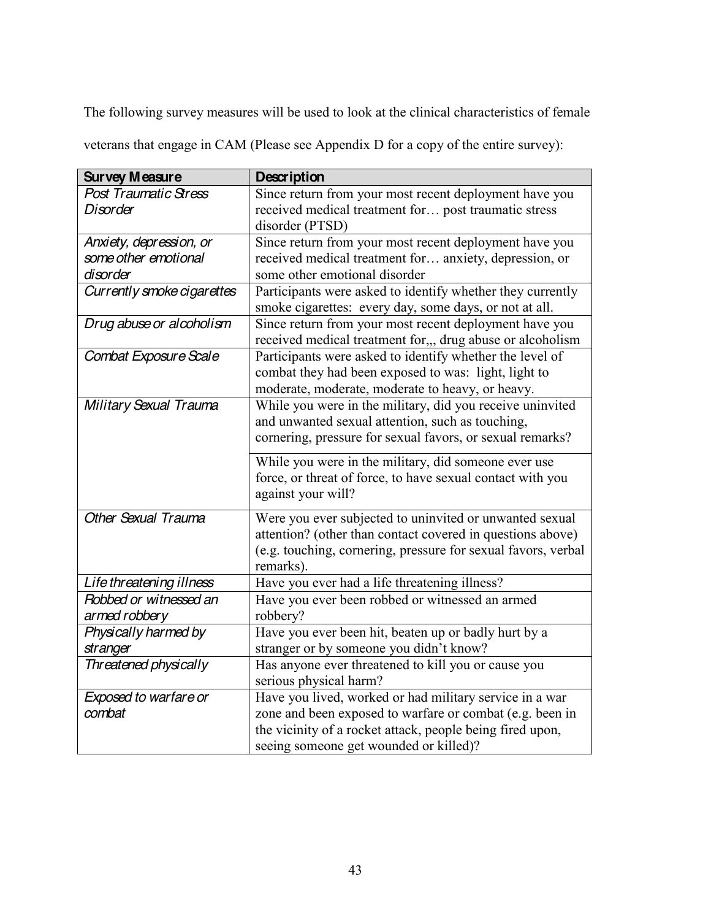The following survey measures will be used to look at the clinical characteristics of female veterans that engage in CAM (Please see Appendix D for a copy of the entire survey):

| **Survey Measure** | **Description** |
|---|---|
| *Post Traumatic Stress Disorder* | Since return from your most recent deployment have you received medical treatment for… post traumatic stress disorder (PTSD) |
| *Anxiety, depression, or some other emotional disorder* | Since return from your most recent deployment have you received medical treatment for… anxiety, depression, or some other emotional disorder |
| *Currently smoke cigarettes* | Participants were asked to identify whether they currently smoke cigarettes: every day, some days, or not at all. |
| *Drug abuse or alcoholism* | Since return from your most recent deployment have you received medical treatment for,,, drug abuse or alcoholism |
| *Combat Exposure Scale* | Participants were asked to identify whether the level of combat they had been exposed to was: light, light to moderate, moderate, moderate to heavy, or heavy. |
| *Military Sexual Trauma* | While you were in the military, did you receive uninvited and unwanted sexual attention, such as touching, cornering, pressure for sexual favors, or sexual remarks? |
| | While you were in the military, did someone ever use force, or threat of force, to have sexual contact with you against your will? |
| *Other Sexual Trauma* | Were you ever subjected to uninvited or unwanted sexual attention? (other than contact covered in questions above) (e.g. touching, cornering, pressure for sexual favors, verbal remarks). |
| *Life threatening illness* | Have you ever had a life threatening illness? |
| *Robbed or witnessed an armed robbery* | Have you ever been robbed or witnessed an armed robbery? |
| *Physically harmed by stranger* | Have you ever been hit, beaten up or badly hurt by a stranger or by someone you didn't know? |
| *Threatened physically* | Has anyone ever threatened to kill you or cause you serious physical harm? |
| *Exposed to warfare or combat* | Have you lived, worked or had military service in a war zone and been exposed to warfare or combat (e.g. been in the vicinity of a rocket attack, people being fired upon, seeing someone get wounded or killed)? |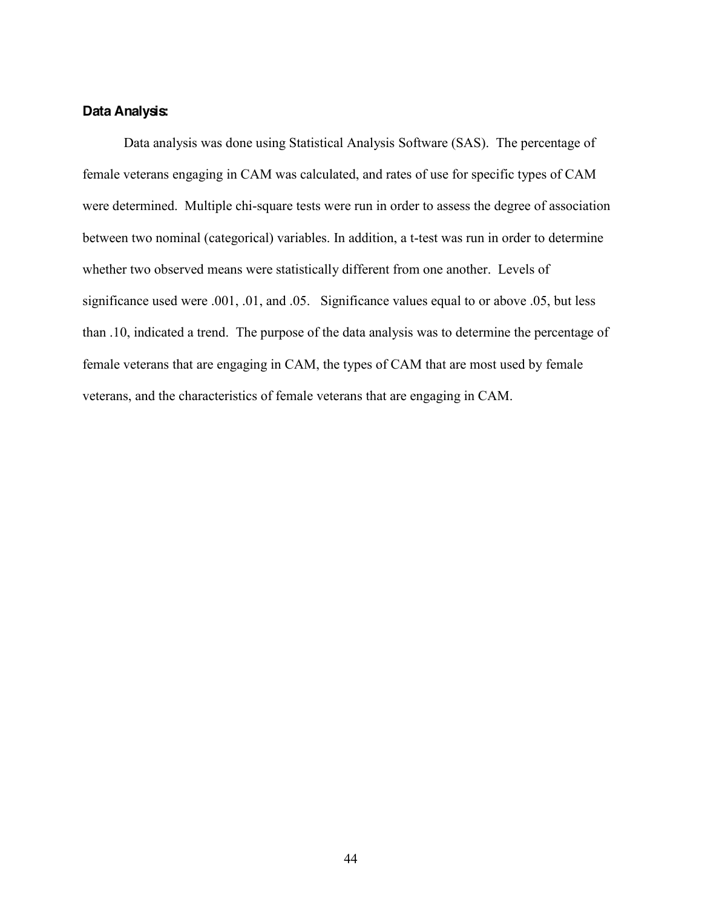**Data Analysis:**

Data analysis was done using Statistical Analysis Software (SAS). The percentage of female veterans engaging in CAM was calculated, and rates of use for specific types of CAM were determined. Multiple chi-square tests were run in order to assess the degree of association between two nominal (categorical) variables. In addition, a t-test was run in order to determine whether two observed means were statistically different from one another. Levels of significance used were .001, .01, and .05. Significance values equal to or above .05, but less than .10, indicated a trend. The purpose of the data analysis was to determine the percentage of female veterans that are engaging in CAM, the types of CAM that are most used by female veterans, and the characteristics of female veterans that are engaging in CAM.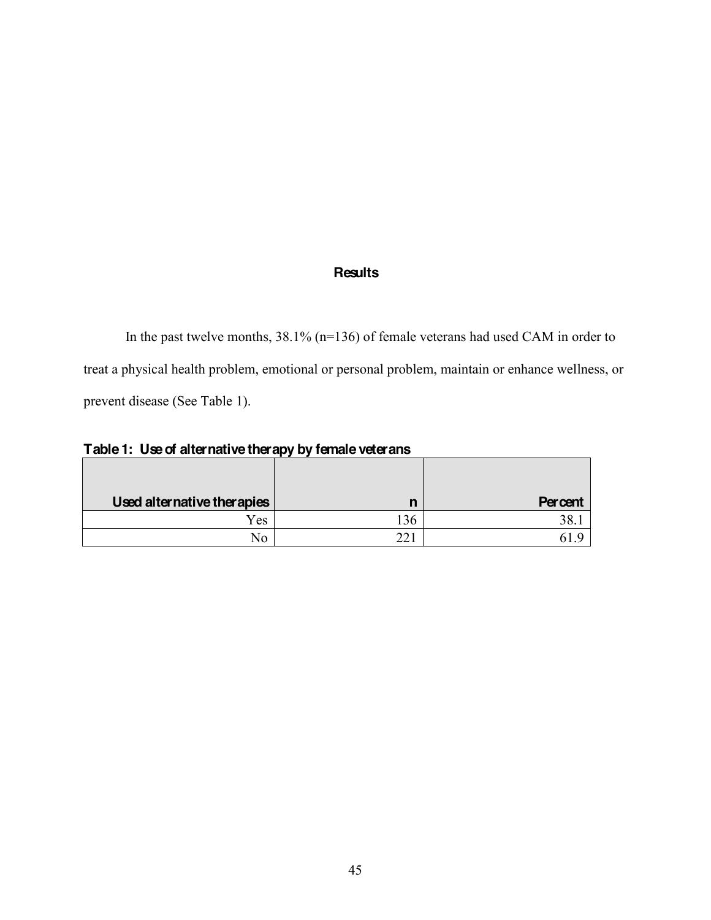## Results

In the past twelve months, 38.1% (n=136) of female veterans had used CAM in order to treat a physical health problem, emotional or personal problem, maintain or enhance wellness, or prevent disease (See Table 1).

**Table 1: Use of alternative therapy by female veterans**

| Used alternative therapies | n | Percent |
|---:|---:|---:|
| Yes | 136 | 38.1 |
| No | 221 | 61.9 |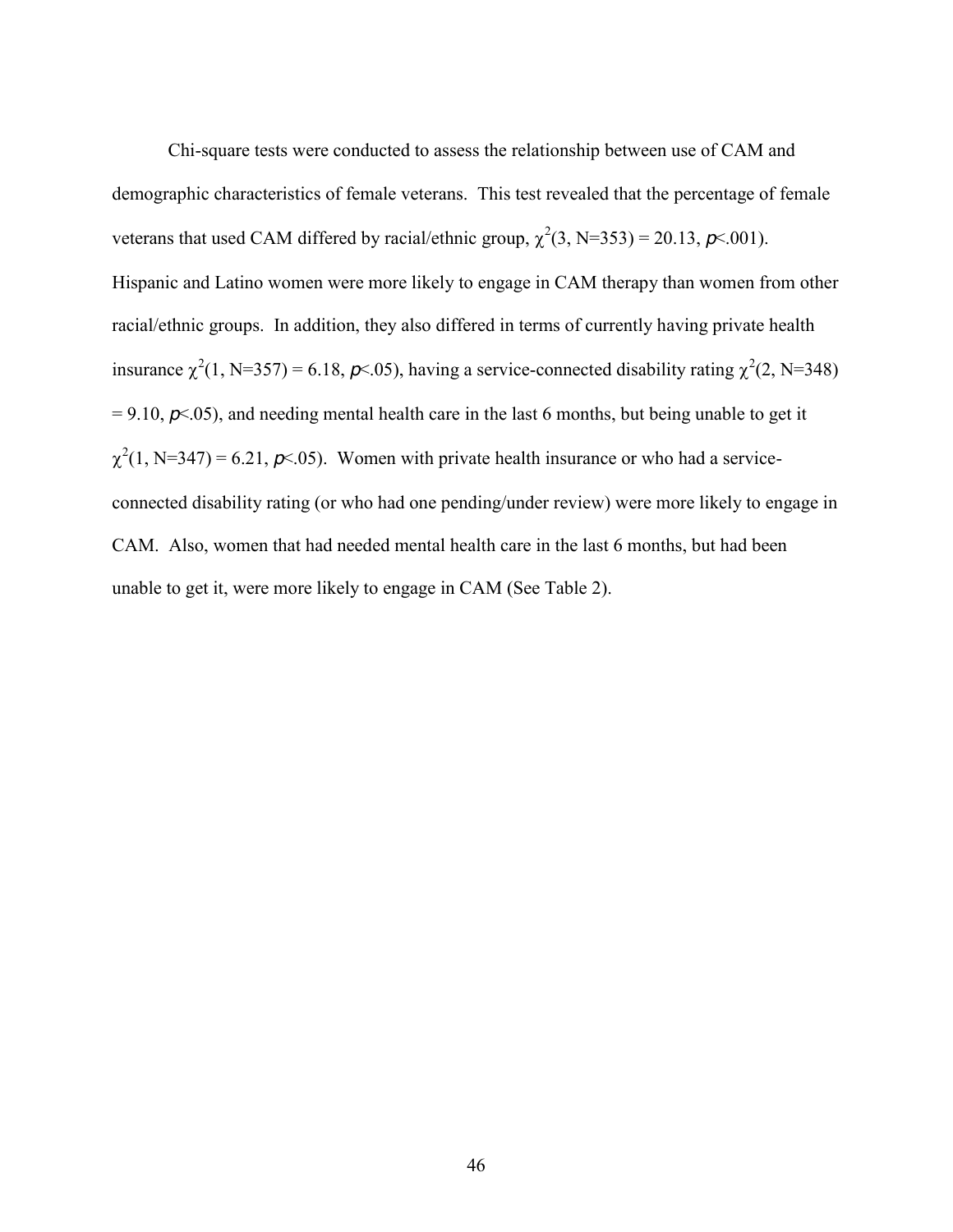Chi-square tests were conducted to assess the relationship between use of CAM and demographic characteristics of female veterans. This test revealed that the percentage of female veterans that used CAM differed by racial/ethnic group, $\chi^2(3, N=353) = 20.13$, $p<.001$). Hispanic and Latino women were more likely to engage in CAM therapy than women from other racial/ethnic groups. In addition, they also differed in terms of currently having private health insurance $\chi^2(1, N=357) = 6.18$, $p<.05$), having a service-connected disability rating $\chi^2(2, N=348) = 9.10$, $p<.05$), and needing mental health care in the last 6 months, but being unable to get it $\chi^2(1, N=347) = 6.21$, $p<.05$). Women with private health insurance or who had a service-connected disability rating (or who had one pending/under review) were more likely to engage in CAM. Also, women that had needed mental health care in the last 6 months, but had been unable to get it, were more likely to engage in CAM (See Table 2).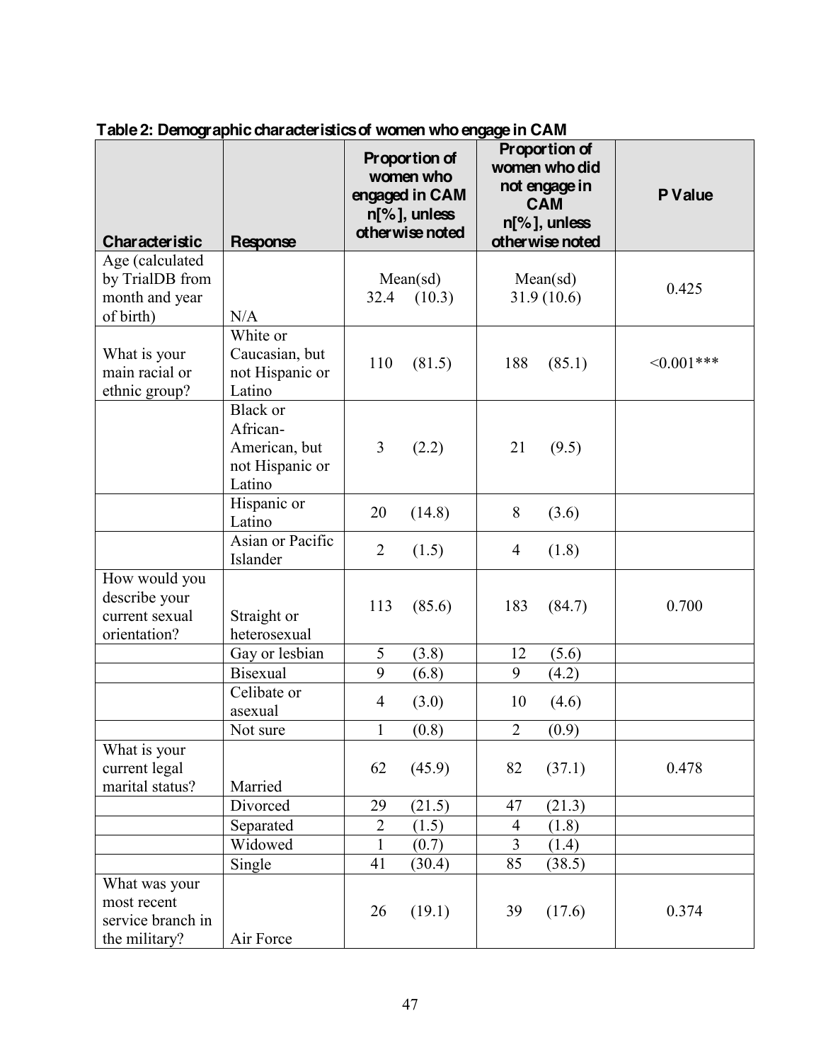**Table 2: Demographic characteristics of women who engage in CAM**

| Characteristic | Response | Proportion of women who engaged in CAM n[%], unless otherwise noted | Proportion of women who did not engage in CAM n[%], unless otherwise noted | P Value |
|---|---|---|---|---|
| Age (calculated by TrialDB from month and year of birth) | N/A | Mean(sd) 32.4 (10.3) | Mean(sd) 31.9 (10.6) | 0.425 |
| What is your main racial or ethnic group? | White or Caucasian, but not Hispanic or Latino | 110 (81.5) | 188 (85.1) | <0.001*** |
| | Black or African-American, but not Hispanic or Latino | 3 (2.2) | 21 (9.5) | |
| | Hispanic or Latino | 20 (14.8) | 8 (3.6) | |
| | Asian or Pacific Islander | 2 (1.5) | 4 (1.8) | |
| How would you describe your current sexual orientation? | Straight or heterosexual | 113 (85.6) | 183 (84.7) | 0.700 |
| | Gay or lesbian | 5 (3.8) | 12 (5.6) | |
| | Bisexual | 9 (6.8) | 9 (4.2) | |
| | Celibate or asexual | 4 (3.0) | 10 (4.6) | |
| | Not sure | 1 (0.8) | 2 (0.9) | |
| What is your current legal marital status? | Married | 62 (45.9) | 82 (37.1) | 0.478 |
| | Divorced | 29 (21.5) | 47 (21.3) | |
| | Separated | 2 (1.5) | 4 (1.8) | |
| | Widowed | 1 (0.7) | 3 (1.4) | |
| | Single | 41 (30.4) | 85 (38.5) | |
| What was your most recent service branch in the military? | Air Force | 26 (19.1) | 39 (17.6) | 0.374 |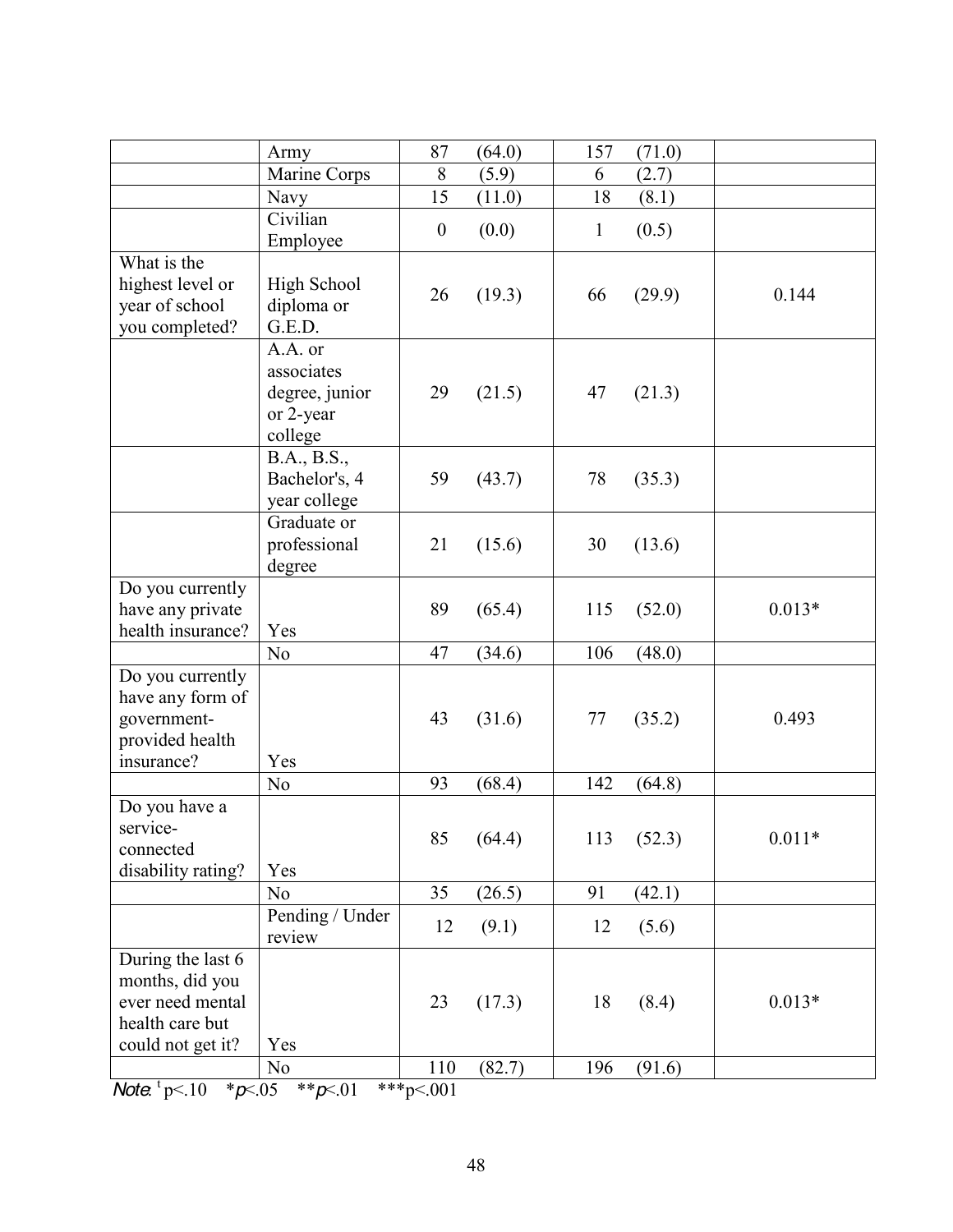| | | | | | | |
|---|---|---|---|---|---|---|
| | Army | 87 | (64.0) | 157 | (71.0) | |
| | Marine Corps | 8 | (5.9) | 6 | (2.7) | |
| | Navy | 15 | (11.0) | 18 | (8.1) | |
| | Civilian Employee | 0 | (0.0) | 1 | (0.5) | |
| What is the highest level or year of school you completed? | High School diploma or G.E.D. | 26 | (19.3) | 66 | (29.9) | 0.144 |
| | A.A. or associates degree, junior or 2-year college | 29 | (21.5) | 47 | (21.3) | |
| | B.A., B.S., Bachelor's, 4 year college | 59 | (43.7) | 78 | (35.3) | |
| | Graduate or professional degree | 21 | (15.6) | 30 | (13.6) | |
| Do you currently have any private health insurance? | Yes | 89 | (65.4) | 115 | (52.0) | 0.013* |
| | No | 47 | (34.6) | 106 | (48.0) | |
| Do you currently have any form of government-provided health insurance? | Yes | 43 | (31.6) | 77 | (35.2) | 0.493 |
| | No | 93 | (68.4) | 142 | (64.8) | |
| Do you have a service-connected disability rating? | Yes | 85 | (64.4) | 113 | (52.3) | 0.011* |
| | No | 35 | (26.5) | 91 | (42.1) | |
| | Pending / Under review | 12 | (9.1) | 12 | (5.6) | |
| During the last 6 months, did you ever need mental health care but could not get it? | Yes | 23 | (17.3) | 18 | (8.4) | 0.013* |
| | No | 110 | (82.7) | 196 | (91.6) | |

*Note*: $^{t}$ p<.10 \*$p$<.05 \*\*$p$<.01 \*\*\*p<.001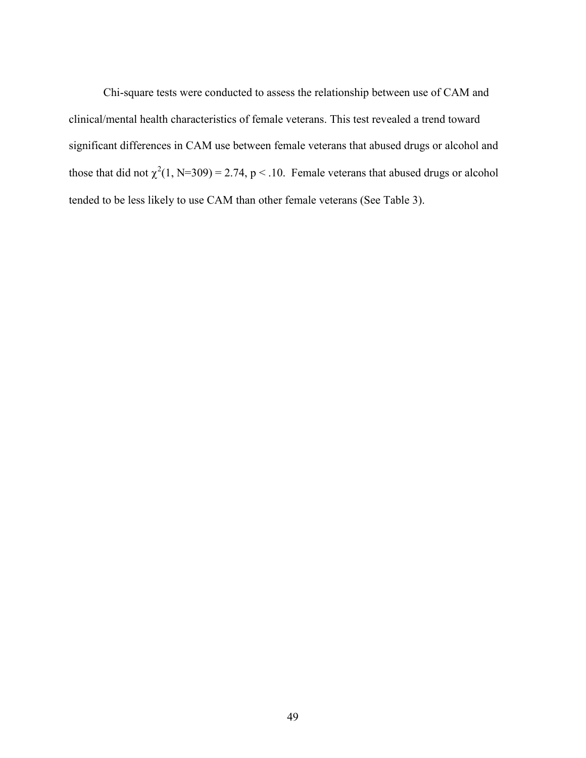Chi-square tests were conducted to assess the relationship between use of CAM and clinical/mental health characteristics of female veterans. This test revealed a trend toward significant differences in CAM use between female veterans that abused drugs or alcohol and those that did not $\chi^2(1, N=309) = 2.74$, $p < .10$. Female veterans that abused drugs or alcohol tended to be less likely to use CAM than other female veterans (See Table 3).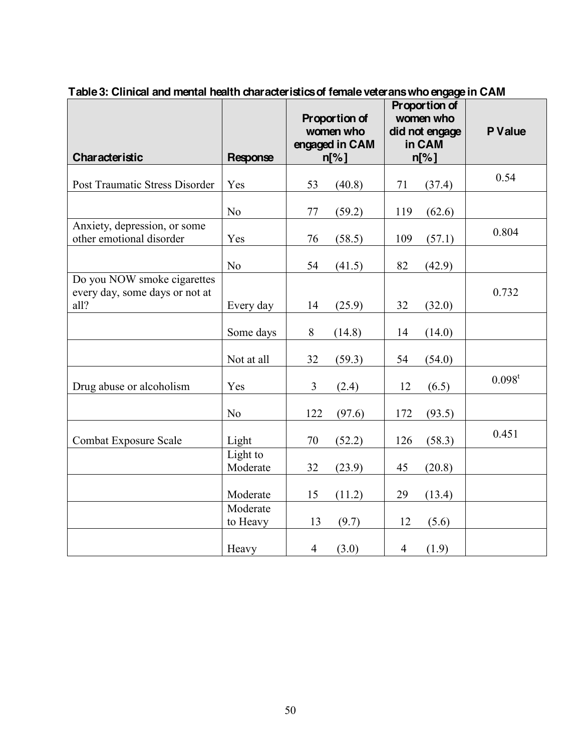**Table 3: Clinical and mental health characteristics of female veterans who engage in CAM**

| Characteristic | Response | Proportion of women who engaged in CAM n[%] | Proportion of women who did not engage in CAM n[%] | P Value |
|---|---|---|---|---|
| Post Traumatic Stress Disorder | Yes | 53 (40.8) | 71 (37.4) | 0.54 |
| | No | 77 (59.2) | 119 (62.6) | |
| Anxiety, depression, or some other emotional disorder | Yes | 76 (58.5) | 109 (57.1) | 0.804 |
| | No | 54 (41.5) | 82 (42.9) | |
| Do you NOW smoke cigarettes every day, some days or not at all? | Every day | 14 (25.9) | 32 (32.0) | 0.732 |
| | Some days | 8 (14.8) | 14 (14.0) | |
| | Not at all | 32 (59.3) | 54 (54.0) | |
| Drug abuse or alcoholism | Yes | 3 (2.4) | 12 (6.5) | 0.098[t] |
| | No | 122 (97.6) | 172 (93.5) | |
| Combat Exposure Scale | Light | 70 (52.2) | 126 (58.3) | 0.451 |
| | Light to Moderate | 32 (23.9) | 45 (20.8) | |
| | Moderate | 15 (11.2) | 29 (13.4) | |
| | Moderate to Heavy | 13 (9.7) | 12 (5.6) | |
| | Heavy | 4 (3.0) | 4 (1.9) | |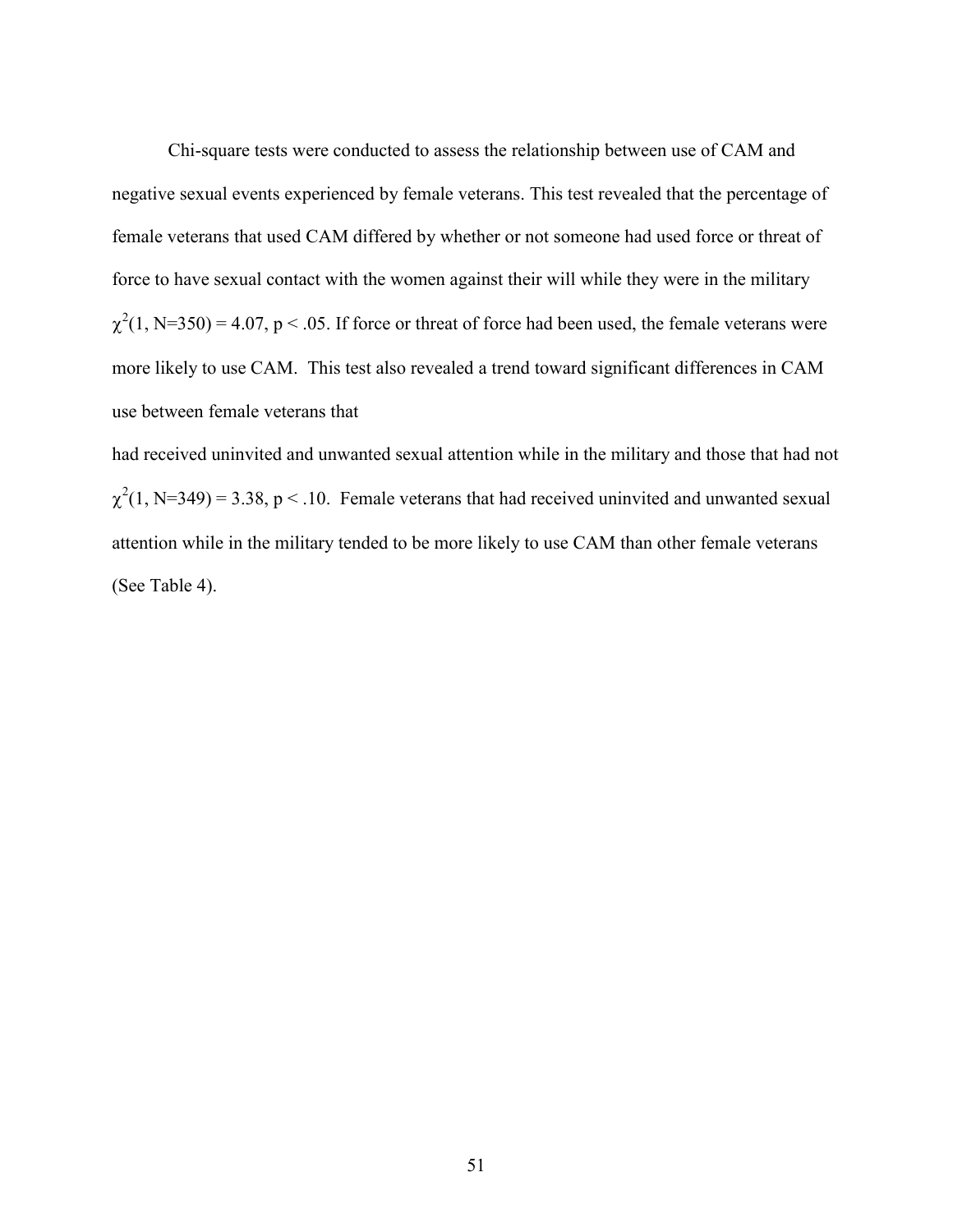Chi-square tests were conducted to assess the relationship between use of CAM and negative sexual events experienced by female veterans. This test revealed that the percentage of female veterans that used CAM differed by whether or not someone had used force or threat of force to have sexual contact with the women against their will while they were in the military $\chi^2(1, N=350) = 4.07$, $p < .05$. If force or threat of force had been used, the female veterans were more likely to use CAM. This test also revealed a trend toward significant differences in CAM use between female veterans that had received uninvited and unwanted sexual attention while in the military and those that had not $\chi^2(1, N=349) = 3.38$, $p < .10$. Female veterans that had received uninvited and unwanted sexual attention while in the military tended to be more likely to use CAM than other female veterans (See Table 4).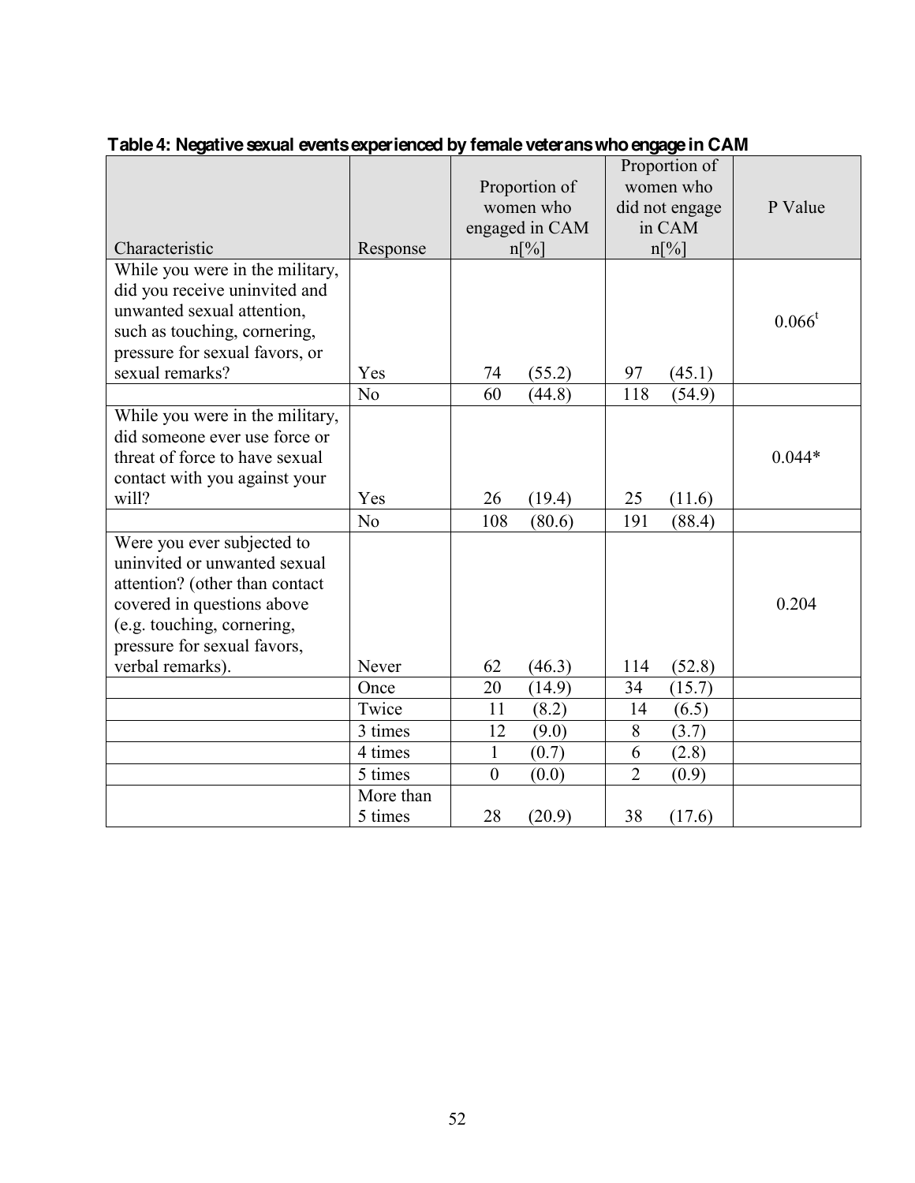**Table 4: Negative sexual events experienced by female veterans who engage in CAM**

| Characteristic | Response | Proportion of women who engaged in CAM n[%] | Proportion of women who did not engage in CAM n[%] | P Value |
|---|---|---|---|---|
| While you were in the military, did you receive uninvited and unwanted sexual attention, such as touching, cornering, pressure for sexual favors, or sexual remarks? | Yes | 74 (55.2) | 97 (45.1) | 0.066[t] |
| | No | 60 (44.8) | 118 (54.9) | |
| While you were in the military, did someone ever use force or threat of force to have sexual contact with you against your will? | Yes | 26 (19.4) | 25 (11.6) | 0.044* |
| | No | 108 (80.6) | 191 (88.4) | |
| Were you ever subjected to uninvited or unwanted sexual attention? (other than contact covered in questions above (e.g. touching, cornering, pressure for sexual favors, verbal remarks). | Never | 62 (46.3) | 114 (52.8) | 0.204 |
| | Once | 20 (14.9) | 34 (15.7) | |
| | Twice | 11 (8.2) | 14 (6.5) | |
| | 3 times | 12 (9.0) | 8 (3.7) | |
| | 4 times | 1 (0.7) | 6 (2.8) | |
| | 5 times | 0 (0.0) | 2 (0.9) | |
| | More than 5 times | 28 (20.9) | 38 (17.6) | |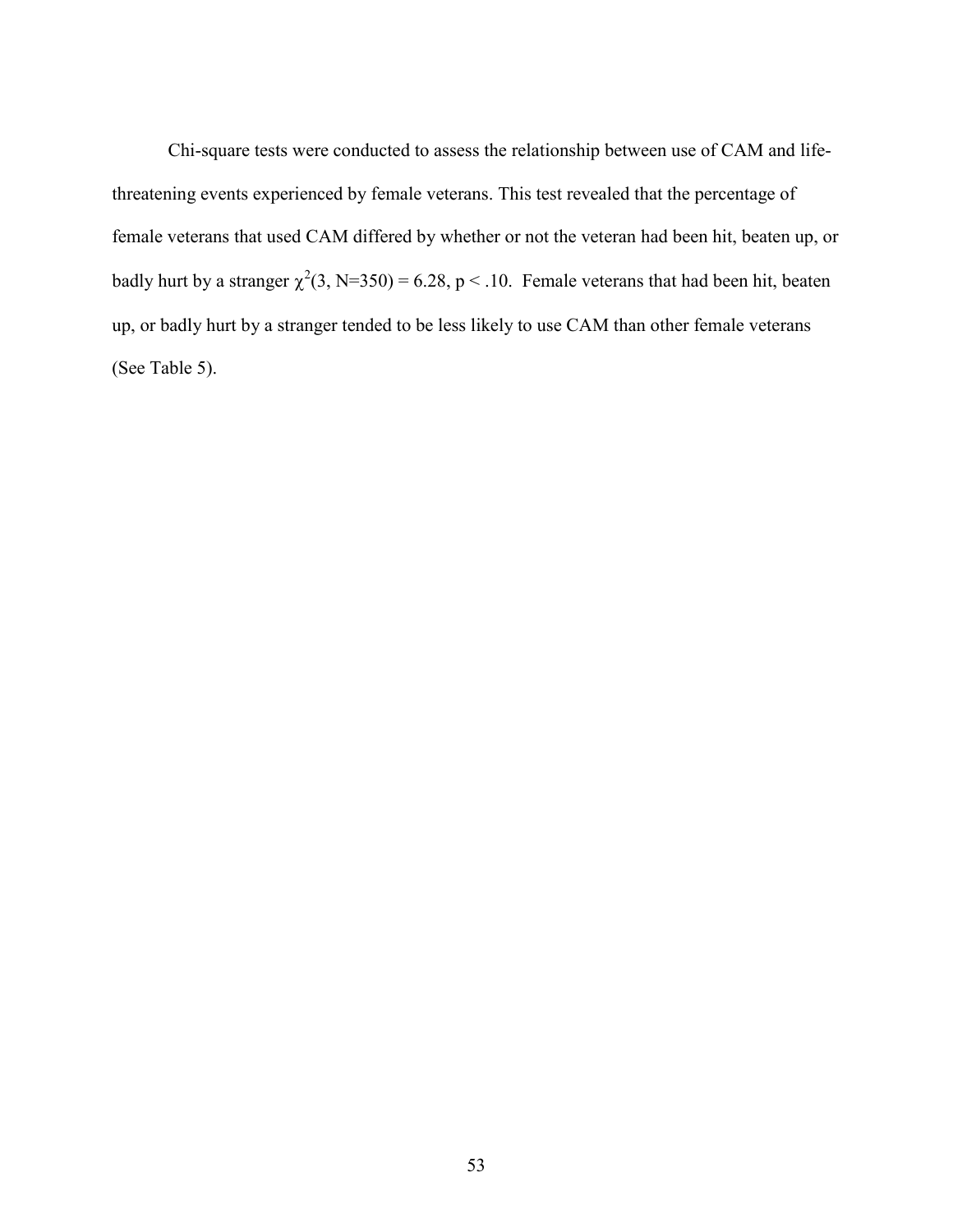Chi-square tests were conducted to assess the relationship between use of CAM and life-threatening events experienced by female veterans. This test revealed that the percentage of female veterans that used CAM differed by whether or not the veteran had been hit, beaten up, or badly hurt by a stranger $\chi^2(3, N=350) = 6.28, p < .10$. Female veterans that had been hit, beaten up, or badly hurt by a stranger tended to be less likely to use CAM than other female veterans (See Table 5).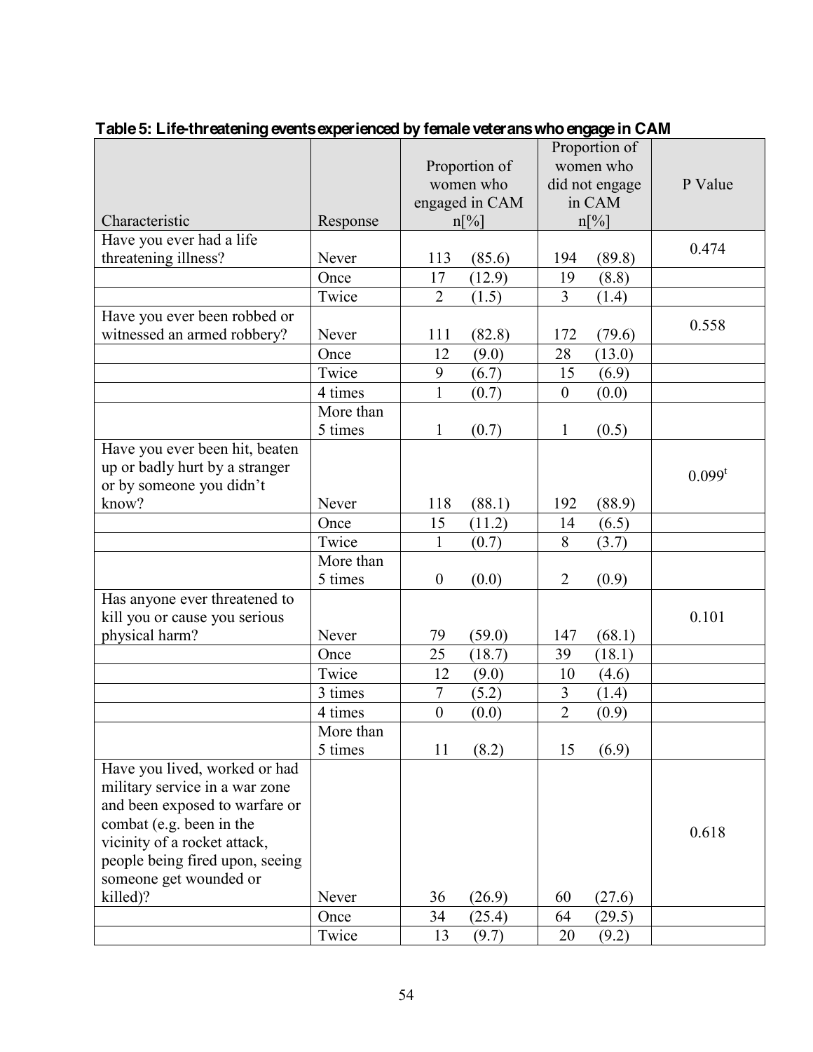**Table 5: Life-threatening events experienced by female veterans who engage in CAM**

| Characteristic | Response | Proportion of women who engaged in CAM n[%] | Proportion of women who did not engage in CAM n[%] | P Value |
|---|---|---|---|---|
| Have you ever had a life threatening illness? | Never | 113 (85.6) | 194 (89.8) | 0.474 |
| | Once | 17 (12.9) | 19 (8.8) | |
| | Twice | 2 (1.5) | 3 (1.4) | |
| Have you ever been robbed or witnessed an armed robbery? | Never | 111 (82.8) | 172 (79.6) | 0.558 |
| | Once | 12 (9.0) | 28 (13.0) | |
| | Twice | 9 (6.7) | 15 (6.9) | |
| | 4 times | 1 (0.7) | 0 (0.0) | |
| | More than 5 times | 1 (0.7) | 1 (0.5) | |
| Have you ever been hit, beaten up or badly hurt by a stranger or by someone you didn't know? | Never | 118 (88.1) | 192 (88.9) | 0.099[t] |
| | Once | 15 (11.2) | 14 (6.5) | |
| | Twice | 1 (0.7) | 8 (3.7) | |
| | More than 5 times | 0 (0.0) | 2 (0.9) | |
| Has anyone ever threatened to kill you or cause you serious physical harm? | Never | 79 (59.0) | 147 (68.1) | 0.101 |
| | Once | 25 (18.7) | 39 (18.1) | |
| | Twice | 12 (9.0) | 10 (4.6) | |
| | 3 times | 7 (5.2) | 3 (1.4) | |
| | 4 times | 0 (0.0) | 2 (0.9) | |
| | More than 5 times | 11 (8.2) | 15 (6.9) | |
| Have you lived, worked or had military service in a war zone and been exposed to warfare or combat (e.g. been in the vicinity of a rocket attack, people being fired upon, seeing someone get wounded or killed)? | Never | 36 (26.9) | 60 (27.6) | 0.618 |
| | Once | 34 (25.4) | 64 (29.5) | |
| | Twice | 13 (9.7) | 20 (9.2) | |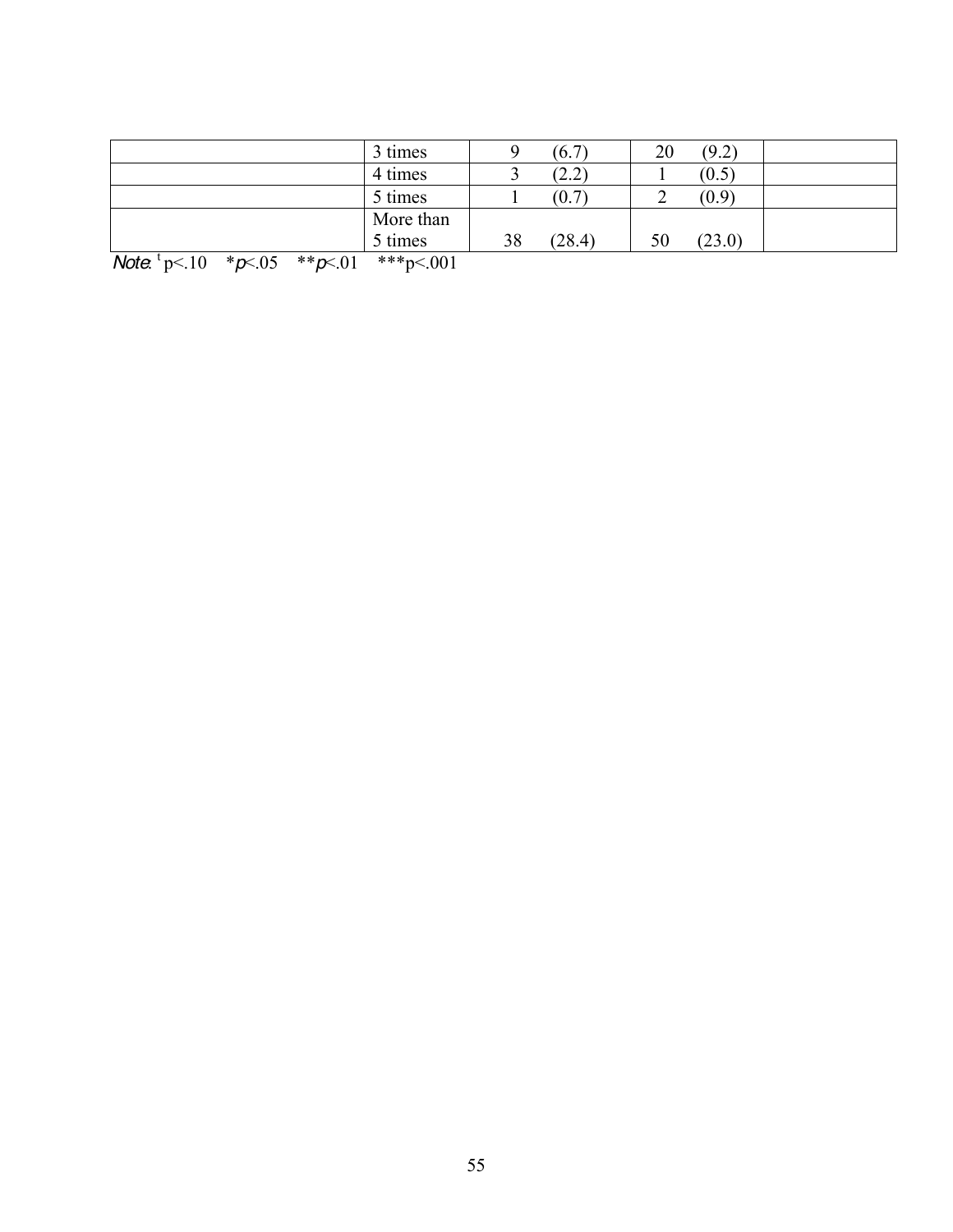| | | | | | | |
|---|---|---|---|---|---|---|
| | 3 times | 9 | (6.7) | 20 | (9.2) | |
| | 4 times | 3 | (2.2) | 1 | (0.5) | |
| | 5 times | 1 | (0.7) | 2 | (0.9) | |
| | More than 5 times | 38 | (28.4) | 50 | (23.0) | |

*Note*. $^{t}p<.10$  $^{*}p<.05$  $^{**}p<.01$  $^{***}p<.001$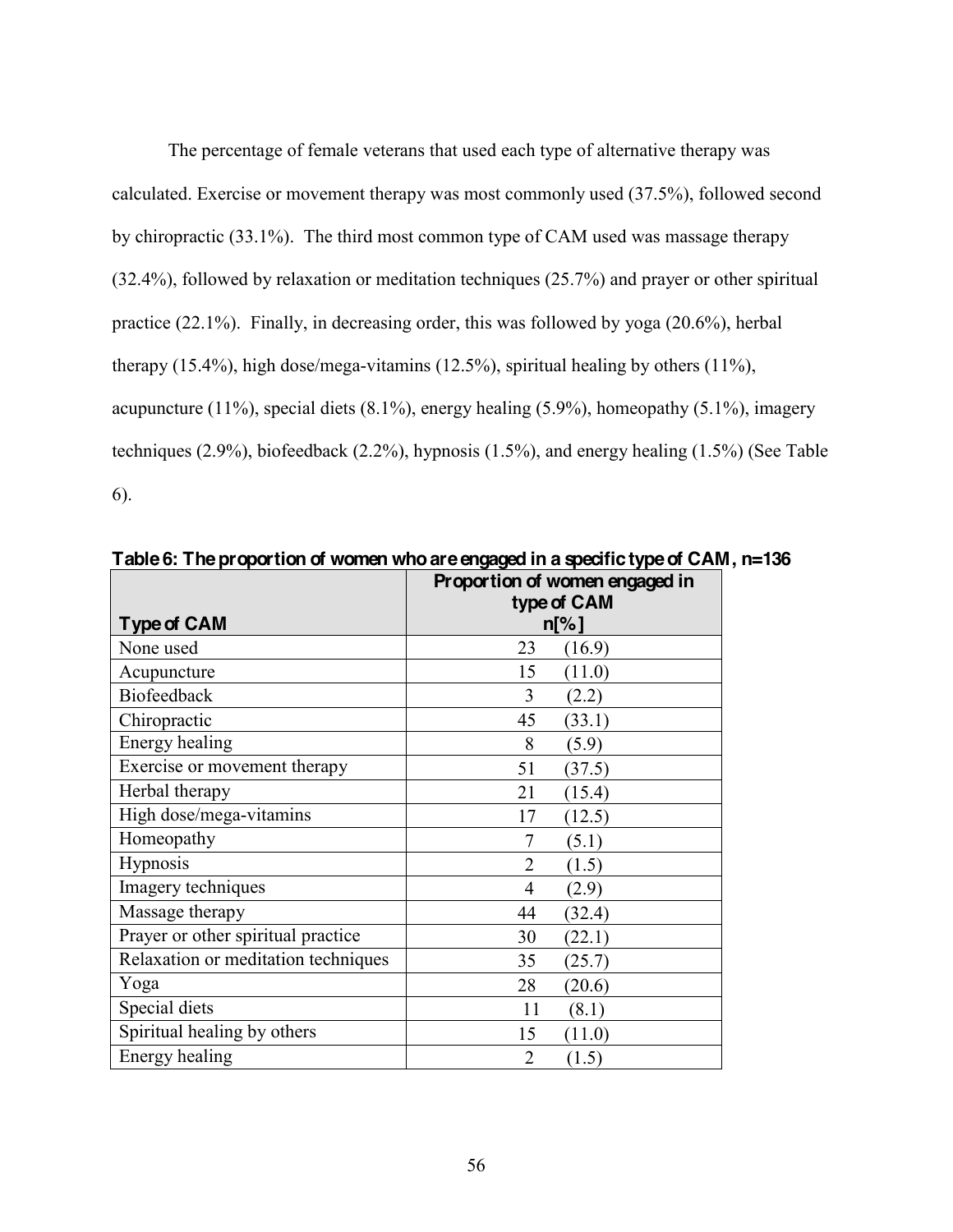The percentage of female veterans that used each type of alternative therapy was calculated. Exercise or movement therapy was most commonly used (37.5%), followed second by chiropractic (33.1%). The third most common type of CAM used was massage therapy (32.4%), followed by relaxation or meditation techniques (25.7%) and prayer or other spiritual practice (22.1%). Finally, in decreasing order, this was followed by yoga (20.6%), herbal therapy (15.4%), high dose/mega-vitamins (12.5%), spiritual healing by others (11%), acupuncture (11%), special diets (8.1%), energy healing (5.9%), homeopathy (5.1%), imagery techniques (2.9%), biofeedback (2.2%), hypnosis (1.5%), and energy healing (1.5%) (See Table 6).

**Table 6: The proportion of women who are engaged in a specific type of CAM, n=136**

| Type of CAM | Proportion of women engaged in type of CAM n[%] |
|---|---|
| None used | 23 (16.9) |
| Acupuncture | 15 (11.0) |
| Biofeedback | 3 (2.2) |
| Chiropractic | 45 (33.1) |
| Energy healing | 8 (5.9) |
| Exercise or movement therapy | 51 (37.5) |
| Herbal therapy | 21 (15.4) |
| High dose/mega-vitamins | 17 (12.5) |
| Homeopathy | 7 (5.1) |
| Hypnosis | 2 (1.5) |
| Imagery techniques | 4 (2.9) |
| Massage therapy | 44 (32.4) |
| Prayer or other spiritual practice | 30 (22.1) |
| Relaxation or meditation techniques | 35 (25.7) |
| Yoga | 28 (20.6) |
| Special diets | 11 (8.1) |
| Spiritual healing by others | 15 (11.0) |
| Energy healing | 2 (1.5) |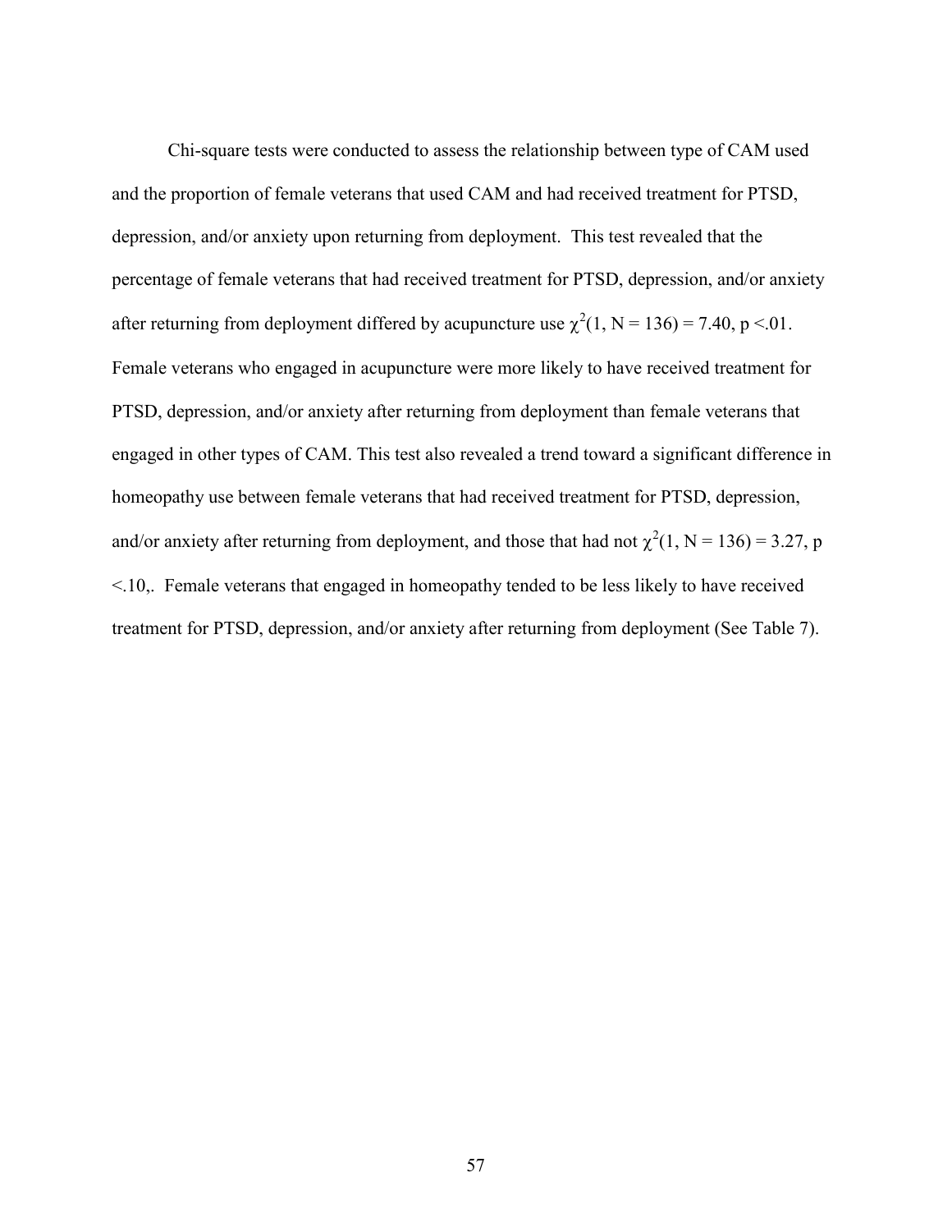Chi-square tests were conducted to assess the relationship between type of CAM used and the proportion of female veterans that used CAM and had received treatment for PTSD, depression, and/or anxiety upon returning from deployment. This test revealed that the percentage of female veterans that had received treatment for PTSD, depression, and/or anxiety after returning from deployment differed by acupuncture use $\chi^2(1, N = 136) = 7.40, p < .01$. Female veterans who engaged in acupuncture were more likely to have received treatment for PTSD, depression, and/or anxiety after returning from deployment than female veterans that engaged in other types of CAM. This test also revealed a trend toward a significant difference in homeopathy use between female veterans that had received treatment for PTSD, depression, and/or anxiety after returning from deployment, and those that had not $\chi^2(1, N = 136) = 3.27, p < .10$,. Female veterans that engaged in homeopathy tended to be less likely to have received treatment for PTSD, depression, and/or anxiety after returning from deployment (See Table 7).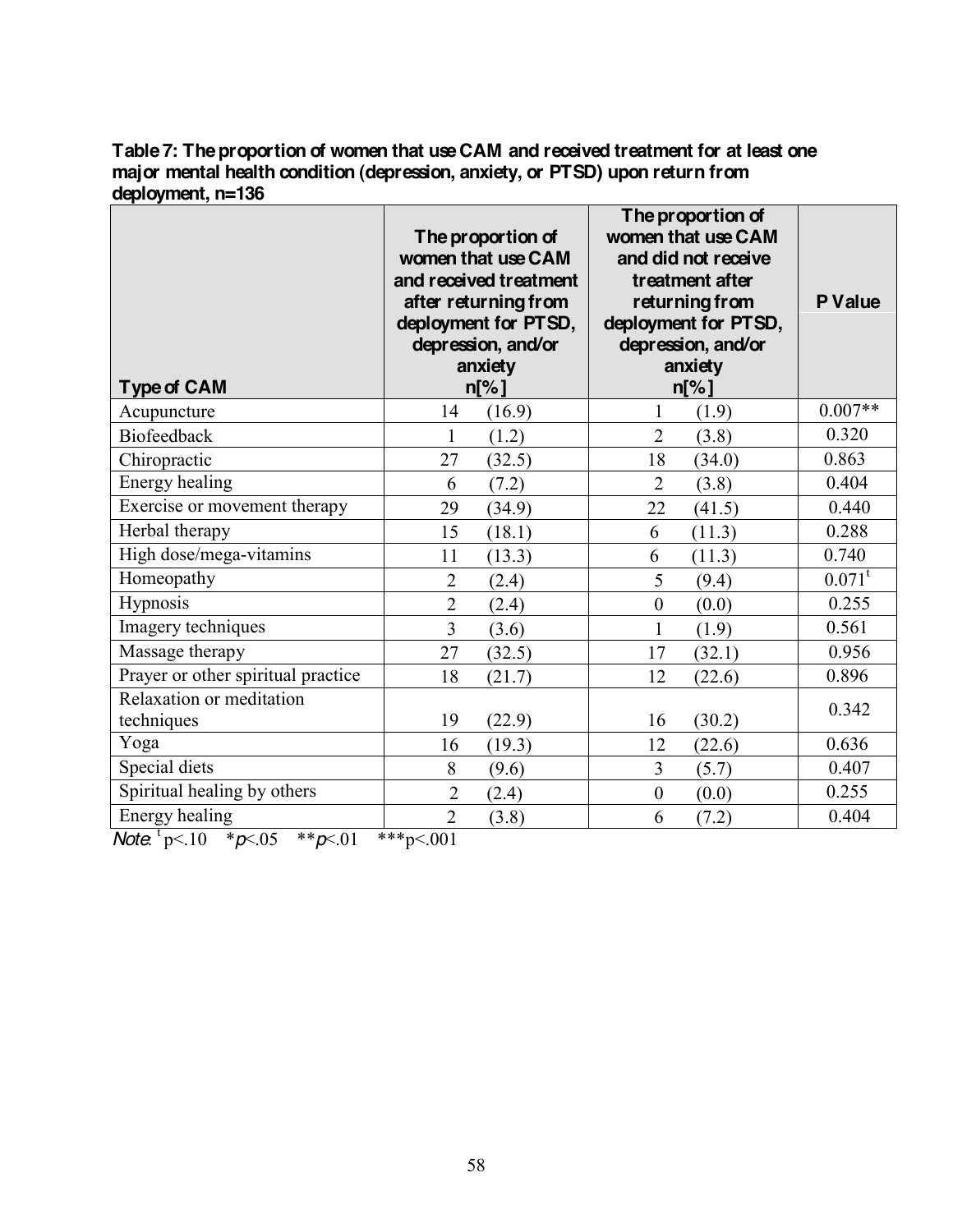**Table 7: The proportion of women that use CAM and received treatment for at least one major mental health condition (depression, anxiety, or PTSD) upon return from deployment, n=136**

| Type of CAM | The proportion of women that use CAM and received treatment after returning from deployment for PTSD, depression, and/or anxiety n[%] | The proportion of women that use CAM and did not receive treatment after returning from deployment for PTSD, depression, and/or anxiety n[%] | P Value |
|---|---|---|---|
| Acupuncture | 14 (16.9) | 1 (1.9) | 0.007** |
| Biofeedback | 1 (1.2) | 2 (3.8) | 0.320 |
| Chiropractic | 27 (32.5) | 18 (34.0) | 0.863 |
| Energy healing | 6 (7.2) | 2 (3.8) | 0.404 |
| Exercise or movement therapy | 29 (34.9) | 22 (41.5) | 0.440 |
| Herbal therapy | 15 (18.1) | 6 (11.3) | 0.288 |
| High dose/mega-vitamins | 11 (13.3) | 6 (11.3) | 0.740 |
| Homeopathy | 2 (2.4) | 5 (9.4) | 0.071[t] |
| Hypnosis | 2 (2.4) | 0 (0.0) | 0.255 |
| Imagery techniques | 3 (3.6) | 1 (1.9) | 0.561 |
| Massage therapy | 27 (32.5) | 17 (32.1) | 0.956 |
| Prayer or other spiritual practice | 18 (21.7) | 12 (22.6) | 0.896 |
| Relaxation or meditation techniques | 19 (22.9) | 16 (30.2) | 0.342 |
| Yoga | 16 (19.3) | 12 (22.6) | 0.636 |
| Special diets | 8 (9.6) | 3 (5.7) | 0.407 |
| Spiritual healing by others | 2 (2.4) | 0 (0.0) | 0.255 |
| Energy healing | 2 (3.8) | 6 (7.2) | 0.404 |

*Note*: [t] $p<.10$ \* $p<.05$ \*\* $p<.01$ \*\*\* $p<.001$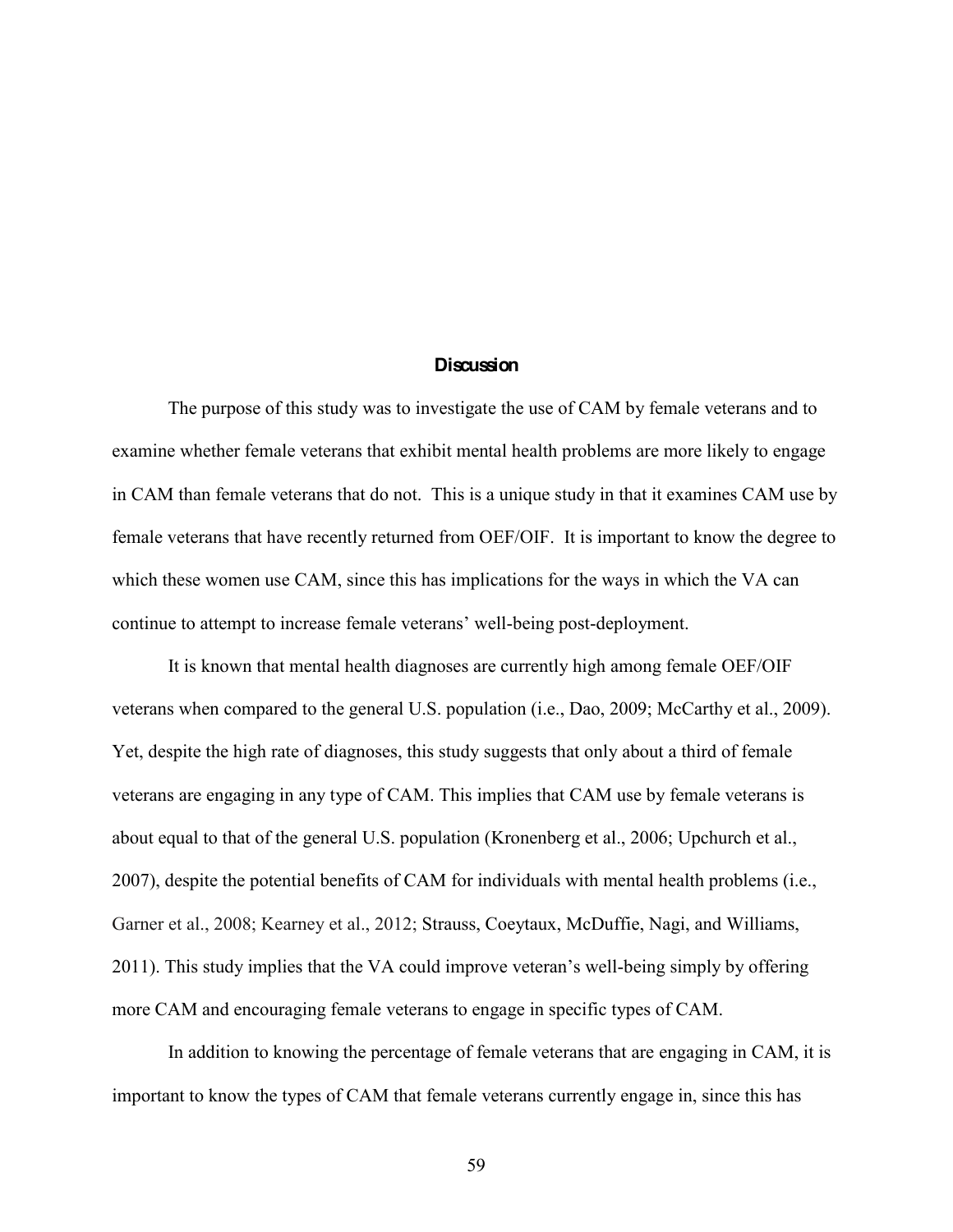# Discussion

The purpose of this study was to investigate the use of CAM by female veterans and to examine whether female veterans that exhibit mental health problems are more likely to engage in CAM than female veterans that do not. This is a unique study in that it examines CAM use by female veterans that have recently returned from OEF/OIF. It is important to know the degree to which these women use CAM, since this has implications for the ways in which the VA can continue to attempt to increase female veterans' well-being post-deployment.

It is known that mental health diagnoses are currently high among female OEF/OIF veterans when compared to the general U.S. population (i.e., Dao, 2009; McCarthy et al., 2009). Yet, despite the high rate of diagnoses, this study suggests that only about a third of female veterans are engaging in any type of CAM. This implies that CAM use by female veterans is about equal to that of the general U.S. population (Kronenberg et al., 2006; Upchurch et al., 2007), despite the potential benefits of CAM for individuals with mental health problems (i.e., Garner et al., 2008; Kearney et al., 2012; Strauss, Coeytaux, McDuffie, Nagi, and Williams, 2011). This study implies that the VA could improve veteran's well-being simply by offering more CAM and encouraging female veterans to engage in specific types of CAM.

In addition to knowing the percentage of female veterans that are engaging in CAM, it is important to know the types of CAM that female veterans currently engage in, since this has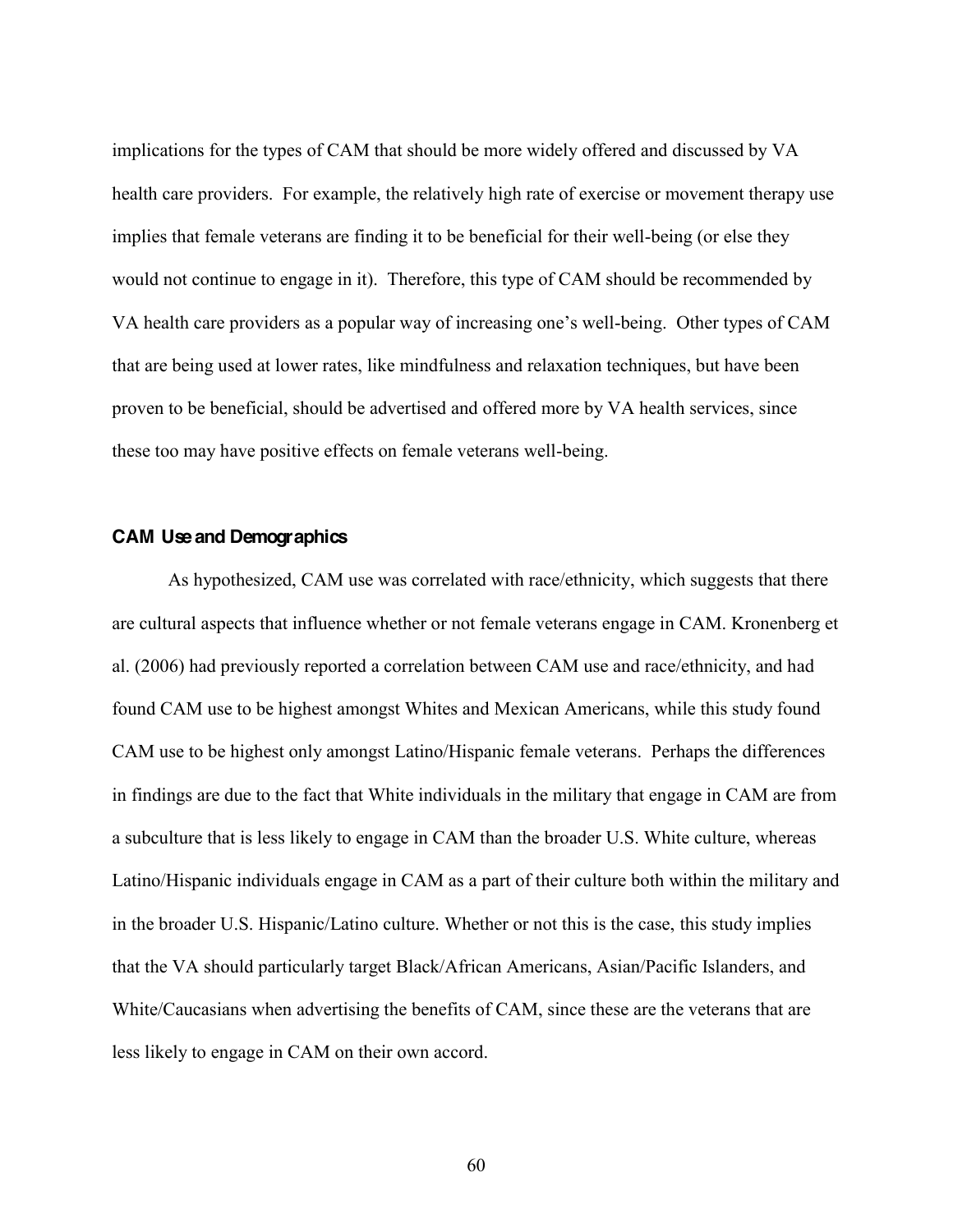implications for the types of CAM that should be more widely offered and discussed by VA health care providers. For example, the relatively high rate of exercise or movement therapy use implies that female veterans are finding it to be beneficial for their well-being (or else they would not continue to engage in it). Therefore, this type of CAM should be recommended by VA health care providers as a popular way of increasing one's well-being. Other types of CAM that are being used at lower rates, like mindfulness and relaxation techniques, but have been proven to be beneficial, should be advertised and offered more by VA health services, since these too may have positive effects on female veterans well-being.

### CAM Use and Demographics

As hypothesized, CAM use was correlated with race/ethnicity, which suggests that there are cultural aspects that influence whether or not female veterans engage in CAM. Kronenberg et al. (2006) had previously reported a correlation between CAM use and race/ethnicity, and had found CAM use to be highest amongst Whites and Mexican Americans, while this study found CAM use to be highest only amongst Latino/Hispanic female veterans. Perhaps the differences in findings are due to the fact that White individuals in the military that engage in CAM are from a subculture that is less likely to engage in CAM than the broader U.S. White culture, whereas Latino/Hispanic individuals engage in CAM as a part of their culture both within the military and in the broader U.S. Hispanic/Latino culture. Whether or not this is the case, this study implies that the VA should particularly target Black/African Americans, Asian/Pacific Islanders, and White/Caucasians when advertising the benefits of CAM, since these are the veterans that are less likely to engage in CAM on their own accord.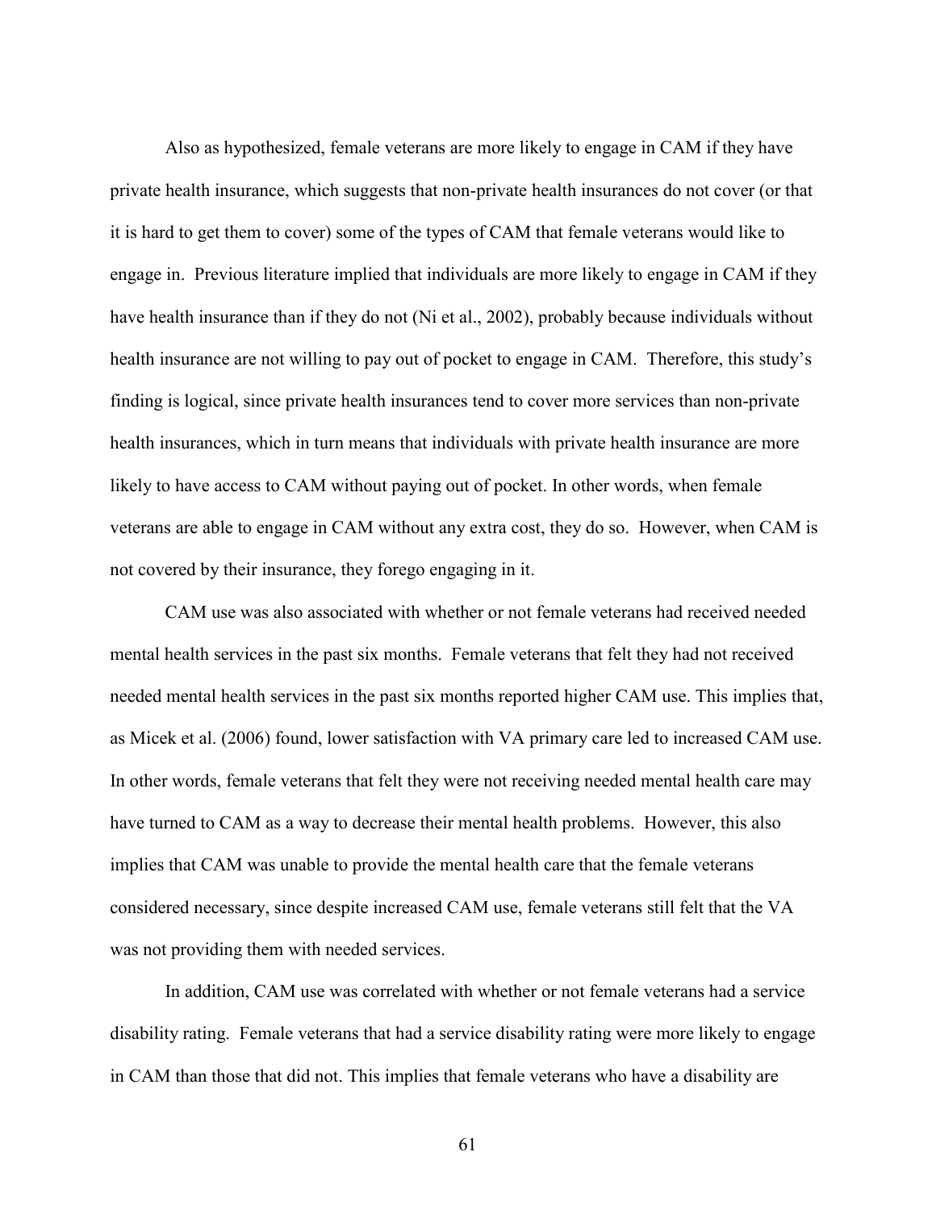Also as hypothesized, female veterans are more likely to engage in CAM if they have private health insurance, which suggests that non-private health insurances do not cover (or that it is hard to get them to cover) some of the types of CAM that female veterans would like to engage in. Previous literature implied that individuals are more likely to engage in CAM if they have health insurance than if they do not (Ni et al., 2002), probably because individuals without health insurance are not willing to pay out of pocket to engage in CAM. Therefore, this study's finding is logical, since private health insurances tend to cover more services than non-private health insurances, which in turn means that individuals with private health insurance are more likely to have access to CAM without paying out of pocket. In other words, when female veterans are able to engage in CAM without any extra cost, they do so. However, when CAM is not covered by their insurance, they forego engaging in it.

CAM use was also associated with whether or not female veterans had received needed mental health services in the past six months. Female veterans that felt they had not received needed mental health services in the past six months reported higher CAM use. This implies that, as Micek et al. (2006) found, lower satisfaction with VA primary care led to increased CAM use. In other words, female veterans that felt they were not receiving needed mental health care may have turned to CAM as a way to decrease their mental health problems. However, this also implies that CAM was unable to provide the mental health care that the female veterans considered necessary, since despite increased CAM use, female veterans still felt that the VA was not providing them with needed services.

In addition, CAM use was correlated with whether or not female veterans had a service disability rating. Female veterans that had a service disability rating were more likely to engage in CAM than those that did not. This implies that female veterans who have a disability are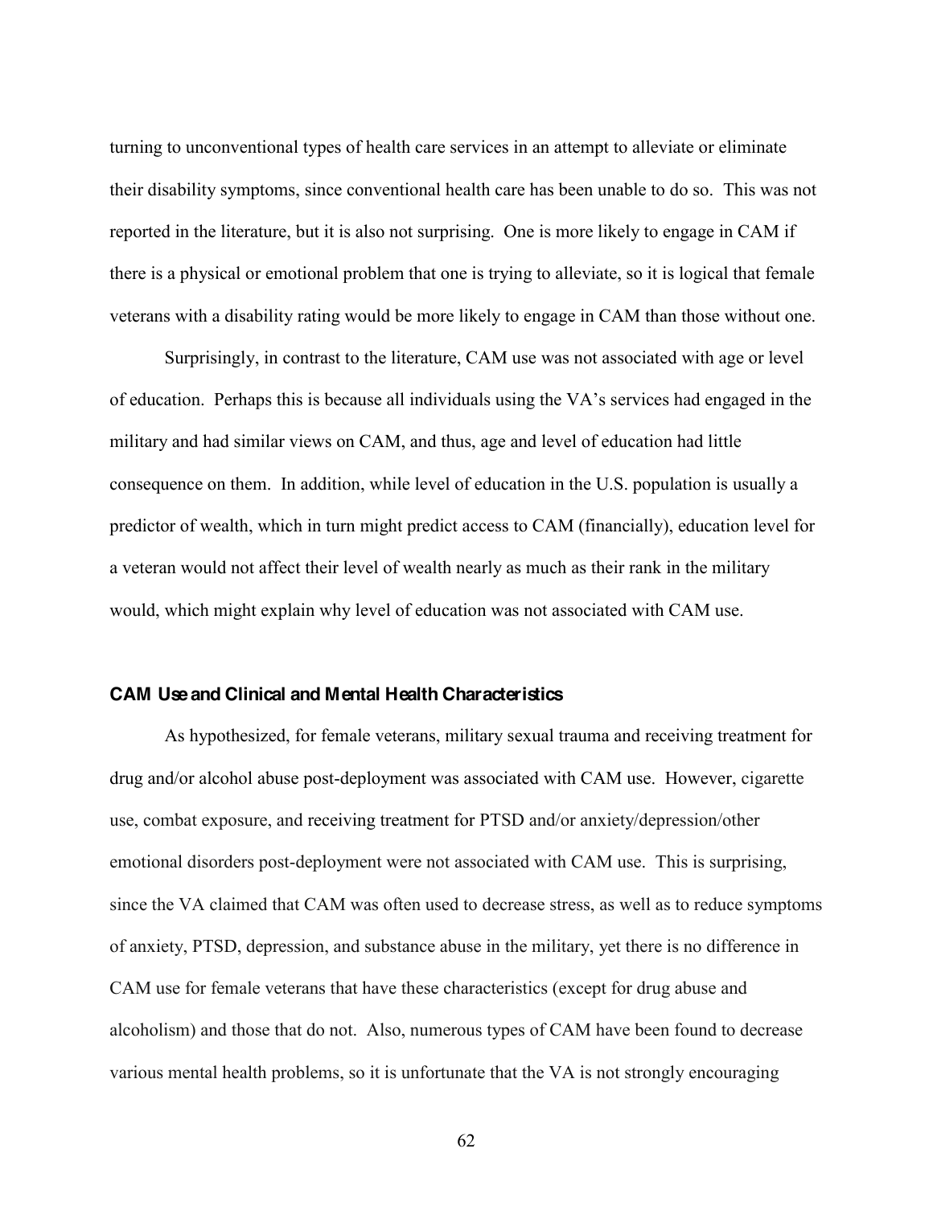turning to unconventional types of health care services in an attempt to alleviate or eliminate their disability symptoms, since conventional health care has been unable to do so. This was not reported in the literature, but it is also not surprising. One is more likely to engage in CAM if there is a physical or emotional problem that one is trying to alleviate, so it is logical that female veterans with a disability rating would be more likely to engage in CAM than those without one.

Surprisingly, in contrast to the literature, CAM use was not associated with age or level of education. Perhaps this is because all individuals using the VA's services had engaged in the military and had similar views on CAM, and thus, age and level of education had little consequence on them. In addition, while level of education in the U.S. population is usually a predictor of wealth, which in turn might predict access to CAM (financially), education level for a veteran would not affect their level of wealth nearly as much as their rank in the military would, which might explain why level of education was not associated with CAM use.

### CAM Use and Clinical and Mental Health Characteristics

As hypothesized, for female veterans, military sexual trauma and receiving treatment for drug and/or alcohol abuse post-deployment was associated with CAM use. However, cigarette use, combat exposure, and receiving treatment for PTSD and/or anxiety/depression/other emotional disorders post-deployment were not associated with CAM use. This is surprising, since the VA claimed that CAM was often used to decrease stress, as well as to reduce symptoms of anxiety, PTSD, depression, and substance abuse in the military, yet there is no difference in CAM use for female veterans that have these characteristics (except for drug abuse and alcoholism) and those that do not. Also, numerous types of CAM have been found to decrease various mental health problems, so it is unfortunate that the VA is not strongly encouraging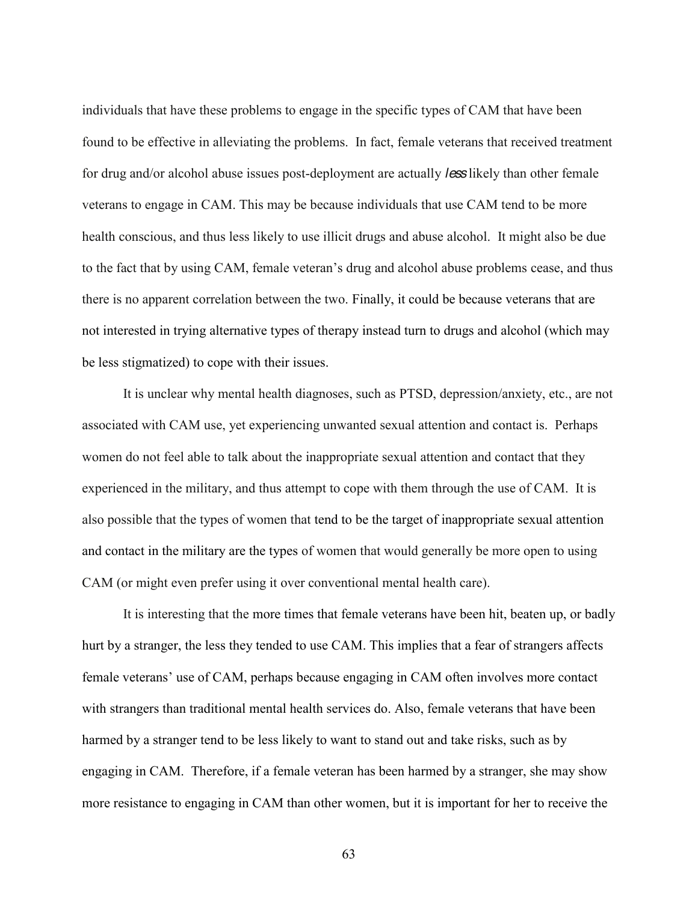individuals that have these problems to engage in the specific types of CAM that have been found to be effective in alleviating the problems. In fact, female veterans that received treatment for drug and/or alcohol abuse issues post-deployment are actually *less* likely than other female veterans to engage in CAM. This may be because individuals that use CAM tend to be more health conscious, and thus less likely to use illicit drugs and abuse alcohol. It might also be due to the fact that by using CAM, female veteran's drug and alcohol abuse problems cease, and thus there is no apparent correlation between the two. Finally, it could be because veterans that are not interested in trying alternative types of therapy instead turn to drugs and alcohol (which may be less stigmatized) to cope with their issues.

It is unclear why mental health diagnoses, such as PTSD, depression/anxiety, etc., are not associated with CAM use, yet experiencing unwanted sexual attention and contact is. Perhaps women do not feel able to talk about the inappropriate sexual attention and contact that they experienced in the military, and thus attempt to cope with them through the use of CAM. It is also possible that the types of women that tend to be the target of inappropriate sexual attention and contact in the military are the types of women that would generally be more open to using CAM (or might even prefer using it over conventional mental health care).

It is interesting that the more times that female veterans have been hit, beaten up, or badly hurt by a stranger, the less they tended to use CAM. This implies that a fear of strangers affects female veterans' use of CAM, perhaps because engaging in CAM often involves more contact with strangers than traditional mental health services do. Also, female veterans that have been harmed by a stranger tend to be less likely to want to stand out and take risks, such as by engaging in CAM. Therefore, if a female veteran has been harmed by a stranger, she may show more resistance to engaging in CAM than other women, but it is important for her to receive the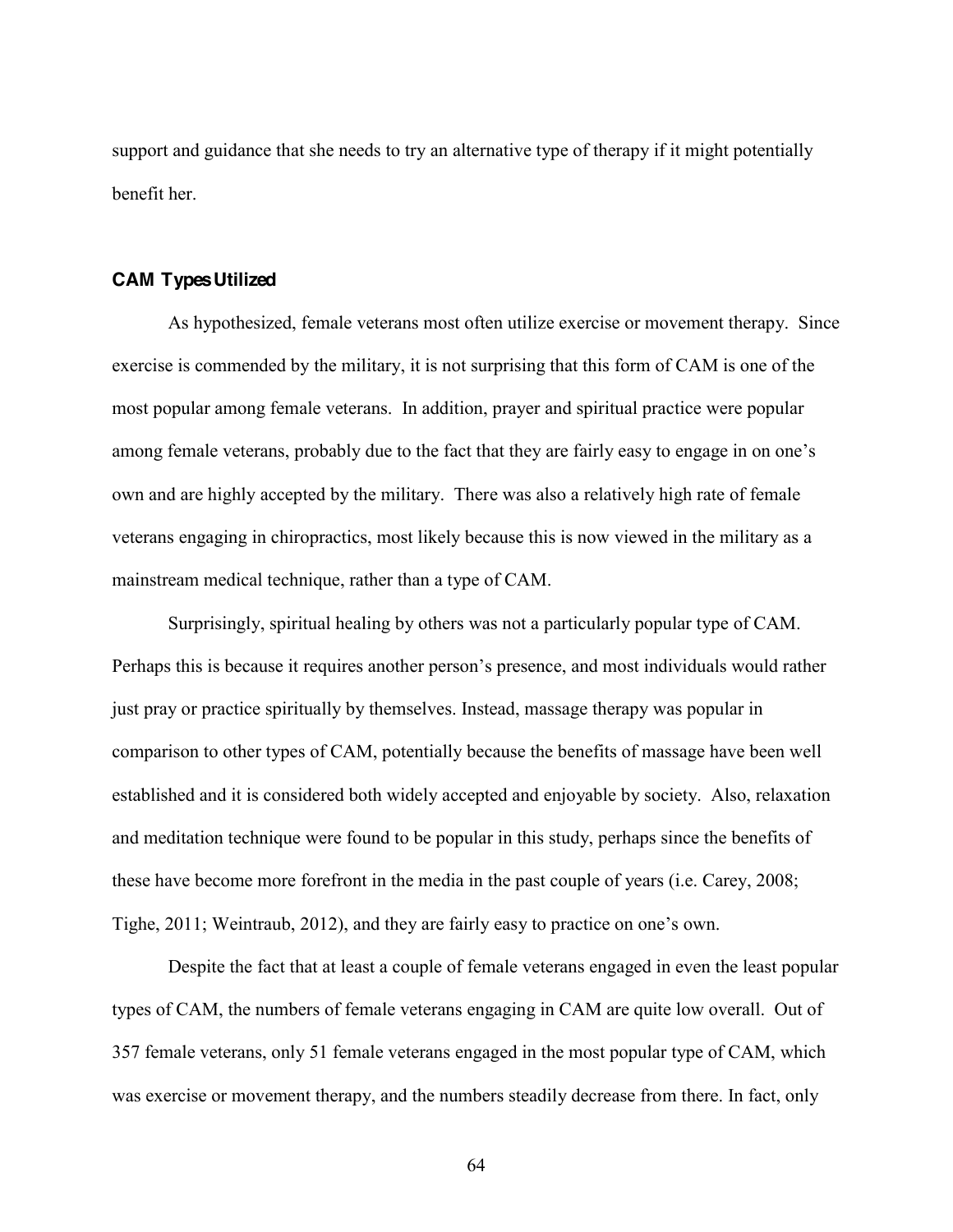support and guidance that she needs to try an alternative type of therapy if it might potentially benefit her.

### CAM Types Utilized

As hypothesized, female veterans most often utilize exercise or movement therapy. Since exercise is commended by the military, it is not surprising that this form of CAM is one of the most popular among female veterans. In addition, prayer and spiritual practice were popular among female veterans, probably due to the fact that they are fairly easy to engage in on one's own and are highly accepted by the military. There was also a relatively high rate of female veterans engaging in chiropractics, most likely because this is now viewed in the military as a mainstream medical technique, rather than a type of CAM.

Surprisingly, spiritual healing by others was not a particularly popular type of CAM. Perhaps this is because it requires another person's presence, and most individuals would rather just pray or practice spiritually by themselves. Instead, massage therapy was popular in comparison to other types of CAM, potentially because the benefits of massage have been well established and it is considered both widely accepted and enjoyable by society. Also, relaxation and meditation technique were found to be popular in this study, perhaps since the benefits of these have become more forefront in the media in the past couple of years (i.e. Carey, 2008; Tighe, 2011; Weintraub, 2012), and they are fairly easy to practice on one's own.

Despite the fact that at least a couple of female veterans engaged in even the least popular types of CAM, the numbers of female veterans engaging in CAM are quite low overall. Out of 357 female veterans, only 51 female veterans engaged in the most popular type of CAM, which was exercise or movement therapy, and the numbers steadily decrease from there. In fact, only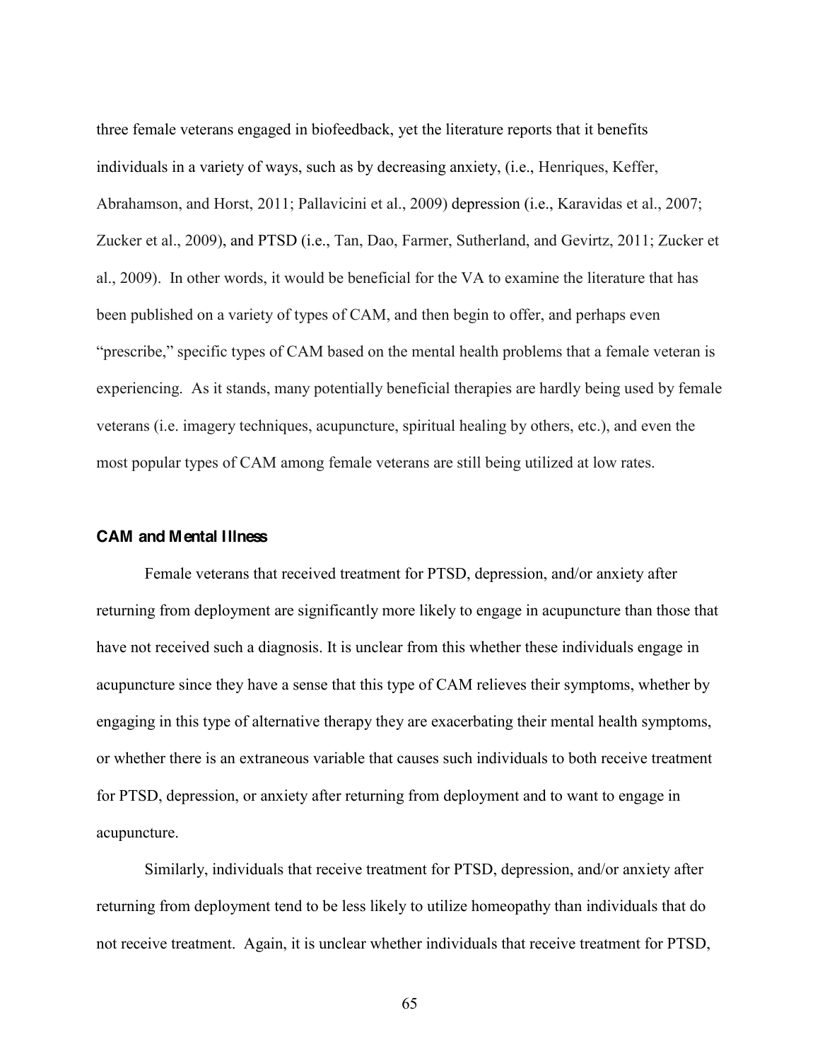three female veterans engaged in biofeedback, yet the literature reports that it benefits individuals in a variety of ways, such as by decreasing anxiety, (i.e., Henriques, Keffer, Abrahamson, and Horst, 2011; Pallavicini et al., 2009) depression (i.e., Karavidas et al., 2007; Zucker et al., 2009), and PTSD (i.e., Tan, Dao, Farmer, Sutherland, and Gevirtz, 2011; Zucker et al., 2009). In other words, it would be beneficial for the VA to examine the literature that has been published on a variety of types of CAM, and then begin to offer, and perhaps even "prescribe," specific types of CAM based on the mental health problems that a female veteran is experiencing. As it stands, many potentially beneficial therapies are hardly being used by female veterans (i.e. imagery techniques, acupuncture, spiritual healing by others, etc.), and even the most popular types of CAM among female veterans are still being utilized at low rates.

### CAM and Mental Illness

Female veterans that received treatment for PTSD, depression, and/or anxiety after returning from deployment are significantly more likely to engage in acupuncture than those that have not received such a diagnosis. It is unclear from this whether these individuals engage in acupuncture since they have a sense that this type of CAM relieves their symptoms, whether by engaging in this type of alternative therapy they are exacerbating their mental health symptoms, or whether there is an extraneous variable that causes such individuals to both receive treatment for PTSD, depression, or anxiety after returning from deployment and to want to engage in acupuncture.

Similarly, individuals that receive treatment for PTSD, depression, and/or anxiety after returning from deployment tend to be less likely to utilize homeopathy than individuals that do not receive treatment. Again, it is unclear whether individuals that receive treatment for PTSD,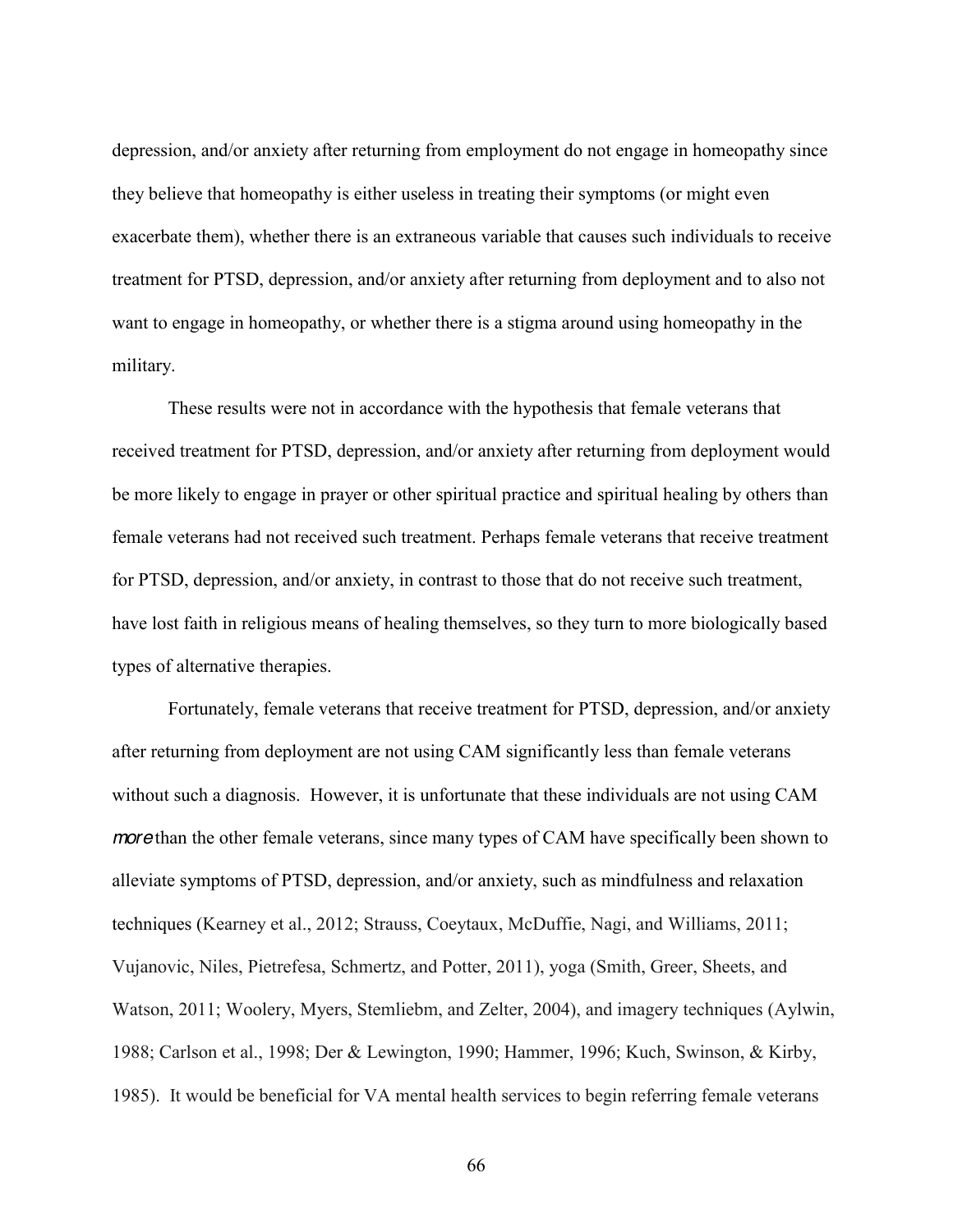depression, and/or anxiety after returning from employment do not engage in homeopathy since they believe that homeopathy is either useless in treating their symptoms (or might even exacerbate them), whether there is an extraneous variable that causes such individuals to receive treatment for PTSD, depression, and/or anxiety after returning from deployment and to also not want to engage in homeopathy, or whether there is a stigma around using homeopathy in the military.

These results were not in accordance with the hypothesis that female veterans that received treatment for PTSD, depression, and/or anxiety after returning from deployment would be more likely to engage in prayer or other spiritual practice and spiritual healing by others than female veterans had not received such treatment. Perhaps female veterans that receive treatment for PTSD, depression, and/or anxiety, in contrast to those that do not receive such treatment, have lost faith in religious means of healing themselves, so they turn to more biologically based types of alternative therapies.

Fortunately, female veterans that receive treatment for PTSD, depression, and/or anxiety after returning from deployment are not using CAM significantly less than female veterans without such a diagnosis. However, it is unfortunate that these individuals are not using CAM *more* than the other female veterans, since many types of CAM have specifically been shown to alleviate symptoms of PTSD, depression, and/or anxiety, such as mindfulness and relaxation techniques (Kearney et al., 2012; Strauss, Coeytaux, McDuffie, Nagi, and Williams, 2011; Vujanovic, Niles, Pietrefesa, Schmertz, and Potter, 2011), yoga (Smith, Greer, Sheets, and Watson, 2011; Woolery, Myers, Stemliebm, and Zelter, 2004), and imagery techniques (Aylwin, 1988; Carlson et al., 1998; Der & Lewington, 1990; Hammer, 1996; Kuch, Swinson, & Kirby, 1985). It would be beneficial for VA mental health services to begin referring female veterans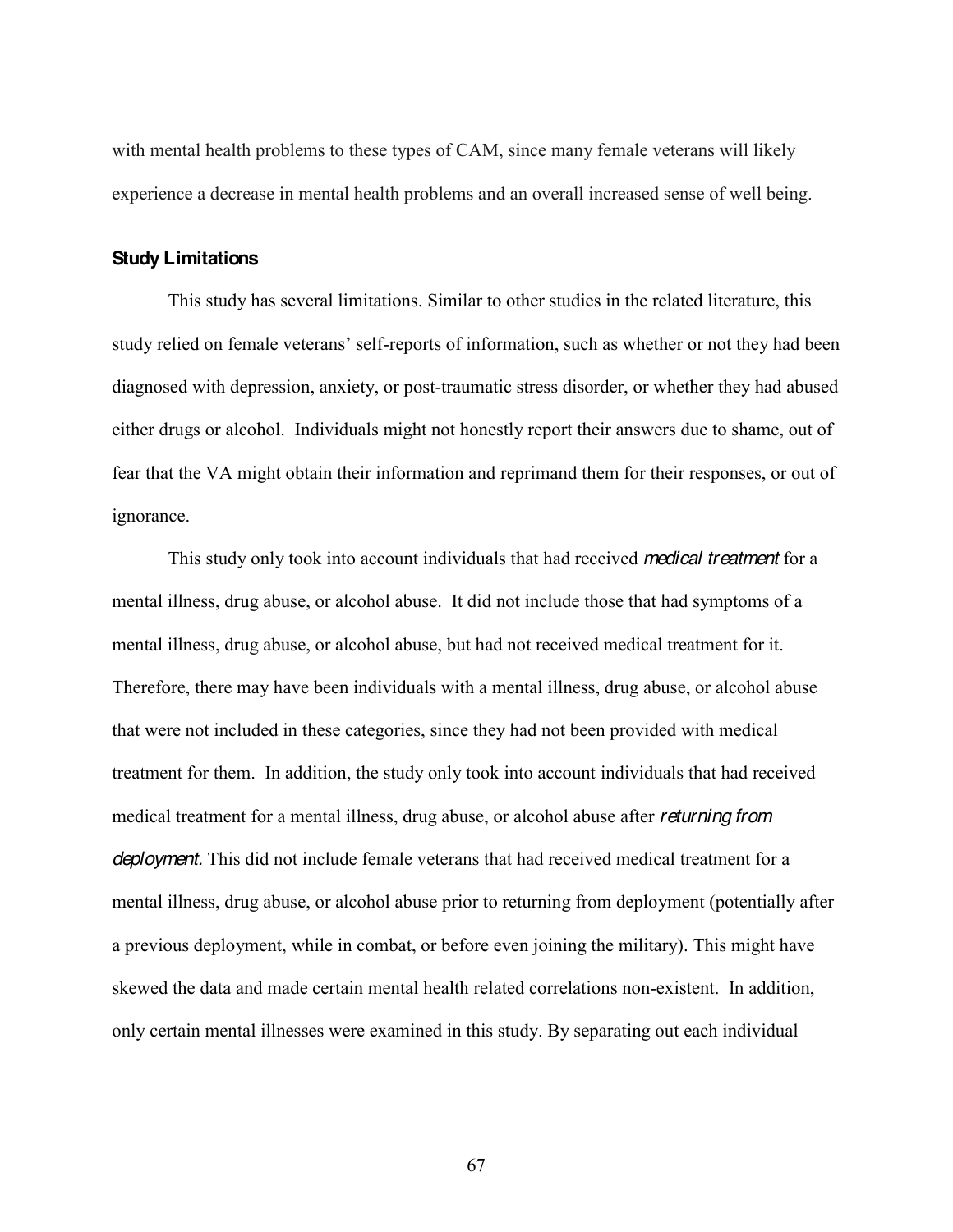with mental health problems to these types of CAM, since many female veterans will likely experience a decrease in mental health problems and an overall increased sense of well being.

### Study Limitations

This study has several limitations. Similar to other studies in the related literature, this study relied on female veterans' self-reports of information, such as whether or not they had been diagnosed with depression, anxiety, or post-traumatic stress disorder, or whether they had abused either drugs or alcohol. Individuals might not honestly report their answers due to shame, out of fear that the VA might obtain their information and reprimand them for their responses, or out of ignorance.

This study only took into account individuals that had received *medical treatment* for a mental illness, drug abuse, or alcohol abuse. It did not include those that had symptoms of a mental illness, drug abuse, or alcohol abuse, but had not received medical treatment for it. Therefore, there may have been individuals with a mental illness, drug abuse, or alcohol abuse that were not included in these categories, since they had not been provided with medical treatment for them. In addition, the study only took into account individuals that had received medical treatment for a mental illness, drug abuse, or alcohol abuse after *returning from deployment*. This did not include female veterans that had received medical treatment for a mental illness, drug abuse, or alcohol abuse prior to returning from deployment (potentially after a previous deployment, while in combat, or before even joining the military). This might have skewed the data and made certain mental health related correlations non-existent. In addition, only certain mental illnesses were examined in this study. By separating out each individual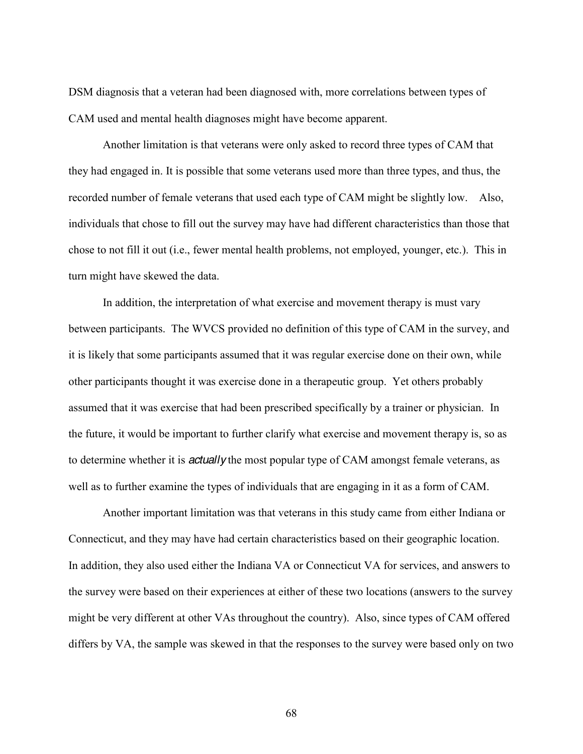DSM diagnosis that a veteran had been diagnosed with, more correlations between types of CAM used and mental health diagnoses might have become apparent.

Another limitation is that veterans were only asked to record three types of CAM that they had engaged in. It is possible that some veterans used more than three types, and thus, the recorded number of female veterans that used each type of CAM might be slightly low. Also, individuals that chose to fill out the survey may have had different characteristics than those that chose to not fill it out (i.e., fewer mental health problems, not employed, younger, etc.). This in turn might have skewed the data.

In addition, the interpretation of what exercise and movement therapy is must vary between participants. The WVCS provided no definition of this type of CAM in the survey, and it is likely that some participants assumed that it was regular exercise done on their own, while other participants thought it was exercise done in a therapeutic group. Yet others probably assumed that it was exercise that had been prescribed specifically by a trainer or physician. In the future, it would be important to further clarify what exercise and movement therapy is, so as to determine whether it is *actually* the most popular type of CAM amongst female veterans, as well as to further examine the types of individuals that are engaging in it as a form of CAM.

Another important limitation was that veterans in this study came from either Indiana or Connecticut, and they may have had certain characteristics based on their geographic location. In addition, they also used either the Indiana VA or Connecticut VA for services, and answers to the survey were based on their experiences at either of these two locations (answers to the survey might be very different at other VAs throughout the country). Also, since types of CAM offered differs by VA, the sample was skewed in that the responses to the survey were based only on two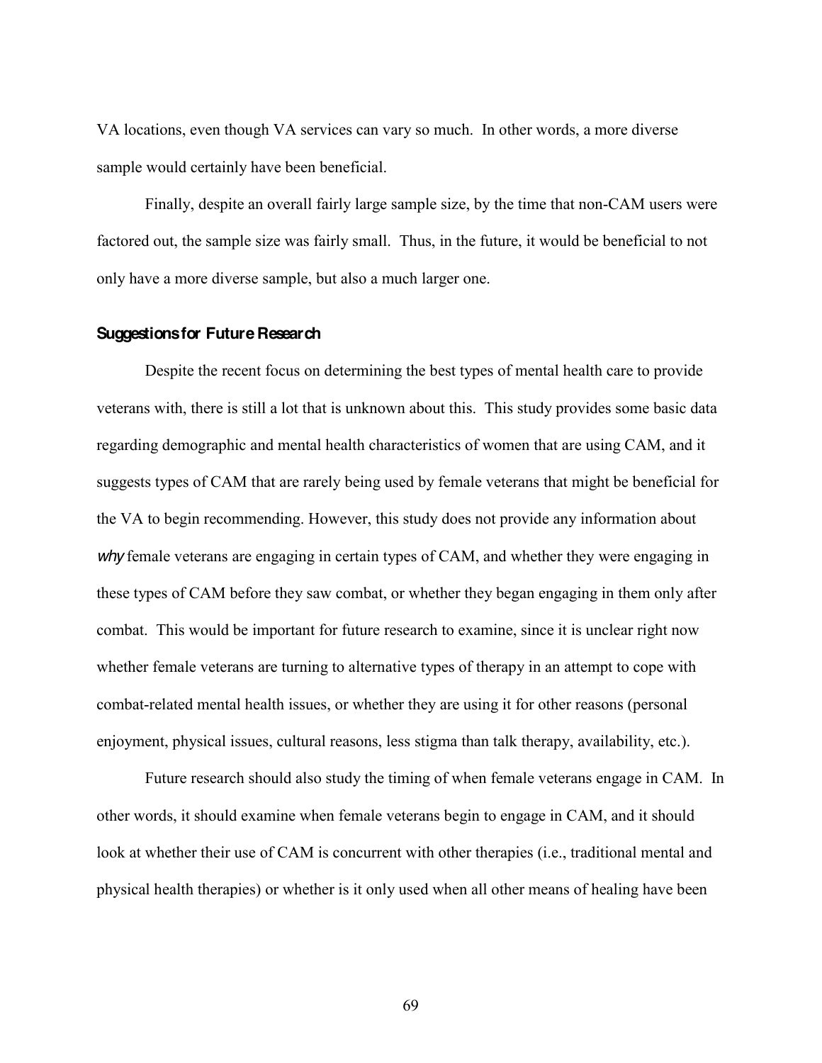VA locations, even though VA services can vary so much. In other words, a more diverse sample would certainly have been beneficial.

Finally, despite an overall fairly large sample size, by the time that non-CAM users were factored out, the sample size was fairly small. Thus, in the future, it would be beneficial to not only have a more diverse sample, but also a much larger one.

### Suggestions for Future Research

Despite the recent focus on determining the best types of mental health care to provide veterans with, there is still a lot that is unknown about this. This study provides some basic data regarding demographic and mental health characteristics of women that are using CAM, and it suggests types of CAM that are rarely being used by female veterans that might be beneficial for the VA to begin recommending. However, this study does not provide any information about *why* female veterans are engaging in certain types of CAM, and whether they were engaging in these types of CAM before they saw combat, or whether they began engaging in them only after combat. This would be important for future research to examine, since it is unclear right now whether female veterans are turning to alternative types of therapy in an attempt to cope with combat-related mental health issues, or whether they are using it for other reasons (personal enjoyment, physical issues, cultural reasons, less stigma than talk therapy, availability, etc.).

Future research should also study the timing of when female veterans engage in CAM. In other words, it should examine when female veterans begin to engage in CAM, and it should look at whether their use of CAM is concurrent with other therapies (i.e., traditional mental and physical health therapies) or whether is it only used when all other means of healing have been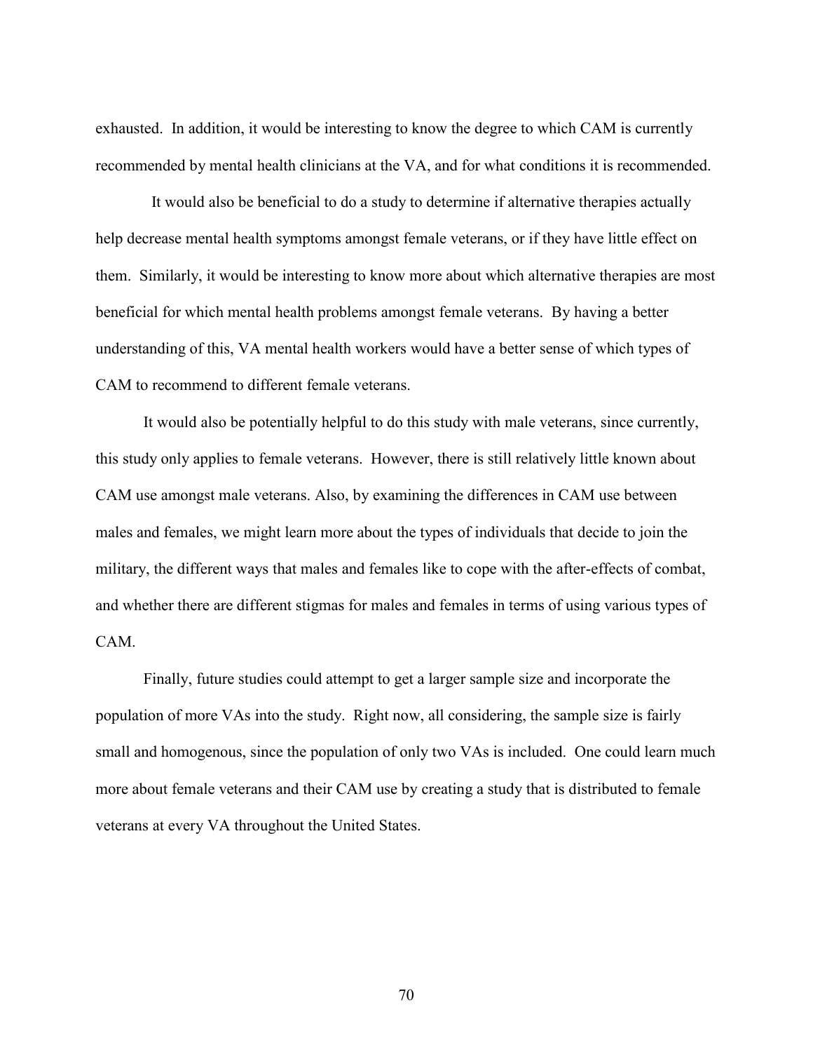exhausted. In addition, it would be interesting to know the degree to which CAM is currently recommended by mental health clinicians at the VA, and for what conditions it is recommended.

It would also be beneficial to do a study to determine if alternative therapies actually help decrease mental health symptoms amongst female veterans, or if they have little effect on them. Similarly, it would be interesting to know more about which alternative therapies are most beneficial for which mental health problems amongst female veterans. By having a better understanding of this, VA mental health workers would have a better sense of which types of CAM to recommend to different female veterans.

It would also be potentially helpful to do this study with male veterans, since currently, this study only applies to female veterans. However, there is still relatively little known about CAM use amongst male veterans. Also, by examining the differences in CAM use between males and females, we might learn more about the types of individuals that decide to join the military, the different ways that males and females like to cope with the after-effects of combat, and whether there are different stigmas for males and females in terms of using various types of CAM.

Finally, future studies could attempt to get a larger sample size and incorporate the population of more VAs into the study. Right now, all considering, the sample size is fairly small and homogenous, since the population of only two VAs is included. One could learn much more about female veterans and their CAM use by creating a study that is distributed to female veterans at every VA throughout the United States.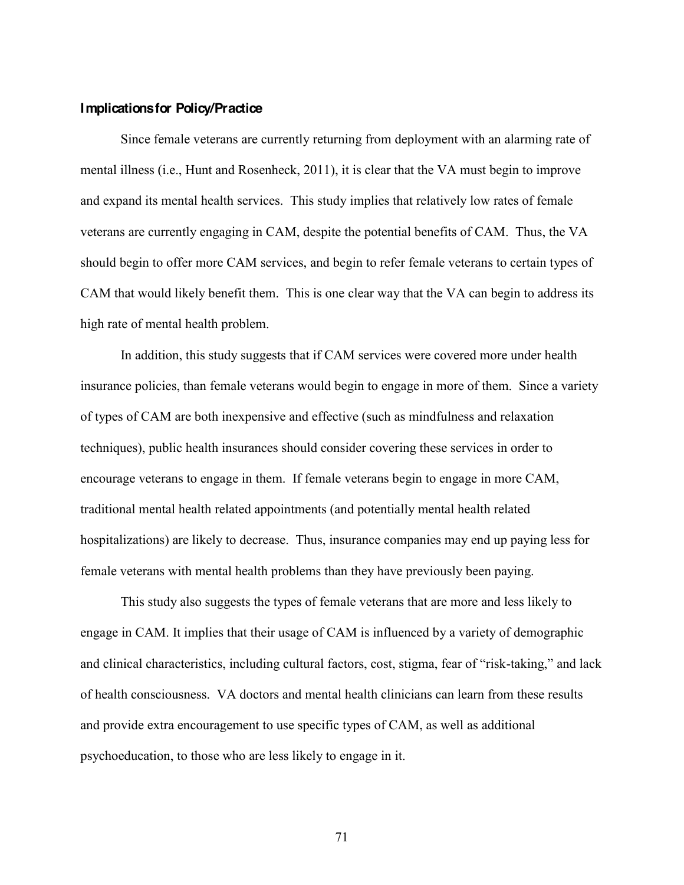### Implications for Policy/Practice

Since female veterans are currently returning from deployment with an alarming rate of mental illness (i.e., Hunt and Rosenheck, 2011), it is clear that the VA must begin to improve and expand its mental health services. This study implies that relatively low rates of female veterans are currently engaging in CAM, despite the potential benefits of CAM. Thus, the VA should begin to offer more CAM services, and begin to refer female veterans to certain types of CAM that would likely benefit them. This is one clear way that the VA can begin to address its high rate of mental health problem.

In addition, this study suggests that if CAM services were covered more under health insurance policies, than female veterans would begin to engage in more of them. Since a variety of types of CAM are both inexpensive and effective (such as mindfulness and relaxation techniques), public health insurances should consider covering these services in order to encourage veterans to engage in them. If female veterans begin to engage in more CAM, traditional mental health related appointments (and potentially mental health related hospitalizations) are likely to decrease. Thus, insurance companies may end up paying less for female veterans with mental health problems than they have previously been paying.

This study also suggests the types of female veterans that are more and less likely to engage in CAM. It implies that their usage of CAM is influenced by a variety of demographic and clinical characteristics, including cultural factors, cost, stigma, fear of "risk-taking," and lack of health consciousness. VA doctors and mental health clinicians can learn from these results and provide extra encouragement to use specific types of CAM, as well as additional psychoeducation, to those who are less likely to engage in it.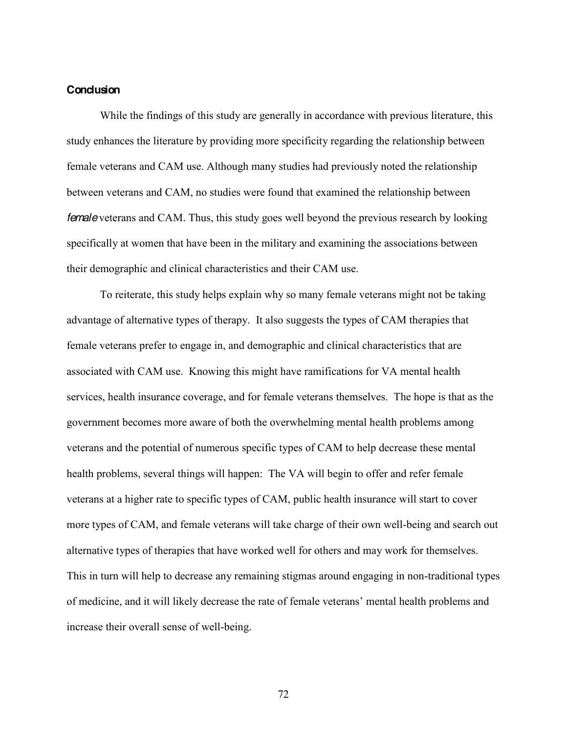## Conclusion

While the findings of this study are generally in accordance with previous literature, this study enhances the literature by providing more specificity regarding the relationship between female veterans and CAM use. Although many studies had previously noted the relationship between veterans and CAM, no studies were found that examined the relationship between *female* veterans and CAM. Thus, this study goes well beyond the previous research by looking specifically at women that have been in the military and examining the associations between their demographic and clinical characteristics and their CAM use.

To reiterate, this study helps explain why so many female veterans might not be taking advantage of alternative types of therapy. It also suggests the types of CAM therapies that female veterans prefer to engage in, and demographic and clinical characteristics that are associated with CAM use. Knowing this might have ramifications for VA mental health services, health insurance coverage, and for female veterans themselves. The hope is that as the government becomes more aware of both the overwhelming mental health problems among veterans and the potential of numerous specific types of CAM to help decrease these mental health problems, several things will happen: The VA will begin to offer and refer female veterans at a higher rate to specific types of CAM, public health insurance will start to cover more types of CAM, and female veterans will take charge of their own well-being and search out alternative types of therapies that have worked well for others and may work for themselves. This in turn will help to decrease any remaining stigmas around engaging in non-traditional types of medicine, and it will likely decrease the rate of female veterans' mental health problems and increase their overall sense of well-being.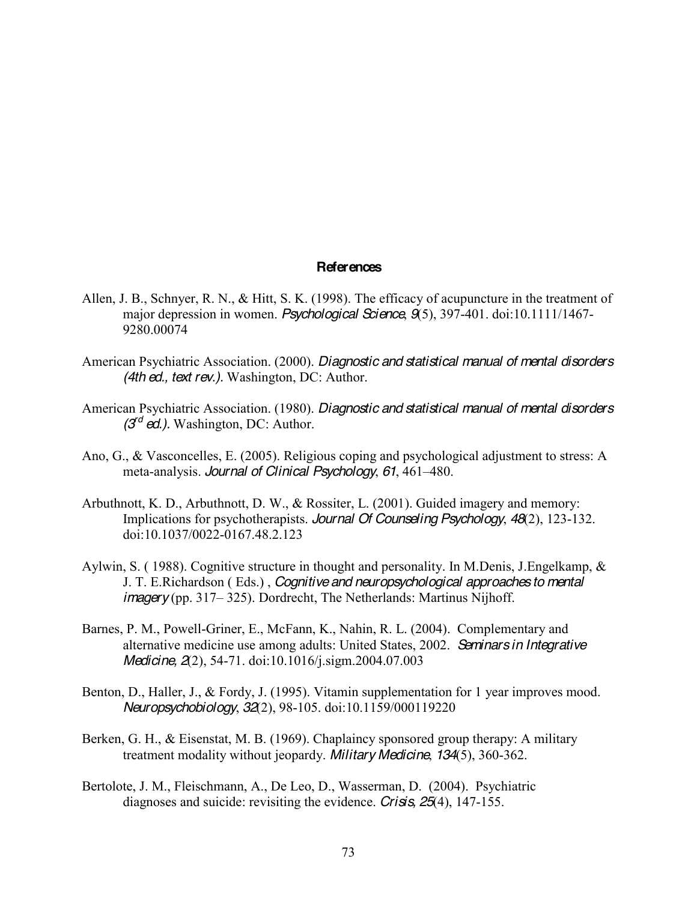## References

Allen, J. B., Schnyer, R. N., & Hitt, S. K. (1998). The efficacy of acupuncture in the treatment of major depression in women. *Psychological Science*, *9*(5), 397-401. doi:10.1111/1467-9280.00074

American Psychiatric Association. (2000). *Diagnostic and statistical manual of mental disorders (4th ed., text rev.).* Washington, DC: Author.

American Psychiatric Association. (1980). *Diagnostic and statistical manual of mental disorders (3rd ed.).* Washington, DC: Author.

Ano, G., & Vasconcelles, E. (2005). Religious coping and psychological adjustment to stress: A meta-analysis. *Journal of Clinical Psychology*, *61*, 461–480.

Arbuthnott, K. D., Arbuthnott, D. W., & Rossiter, L. (2001). Guided imagery and memory: Implications for psychotherapists. *Journal Of Counseling Psychology*, *48*(2), 123-132. doi:10.1037/0022-0167.48.2.123

Aylwin, S. ( 1988). Cognitive structure in thought and personality. In M.Denis, J.Engelkamp, & J. T. E.Richardson ( Eds.) , *Cognitive and neuropsychological approaches to mental imagery* (pp. 317– 325). Dordrecht, The Netherlands: Martinus Nijhoff.

Barnes, P. M., Powell-Griner, E., McFann, K., Nahin, R. L. (2004). Complementary and alternative medicine use among adults: United States, 2002. *Seminars in Integrative Medicine*, *2*(2), 54-71. doi:10.1016/j.sigm.2004.07.003

Benton, D., Haller, J., & Fordy, J. (1995). Vitamin supplementation for 1 year improves mood. *Neuropsychobiology*, *32*(2), 98-105. doi:10.1159/000119220

Berken, G. H., & Eisenstat, M. B. (1969). Chaplaincy sponsored group therapy: A military treatment modality without jeopardy. *Military Medicine*, *134*(5), 360-362.

Bertolote, J. M., Fleischmann, A., De Leo, D., Wasserman, D. (2004). Psychiatric diagnoses and suicide: revisiting the evidence. *Crisis*, *25*(4), 147-155.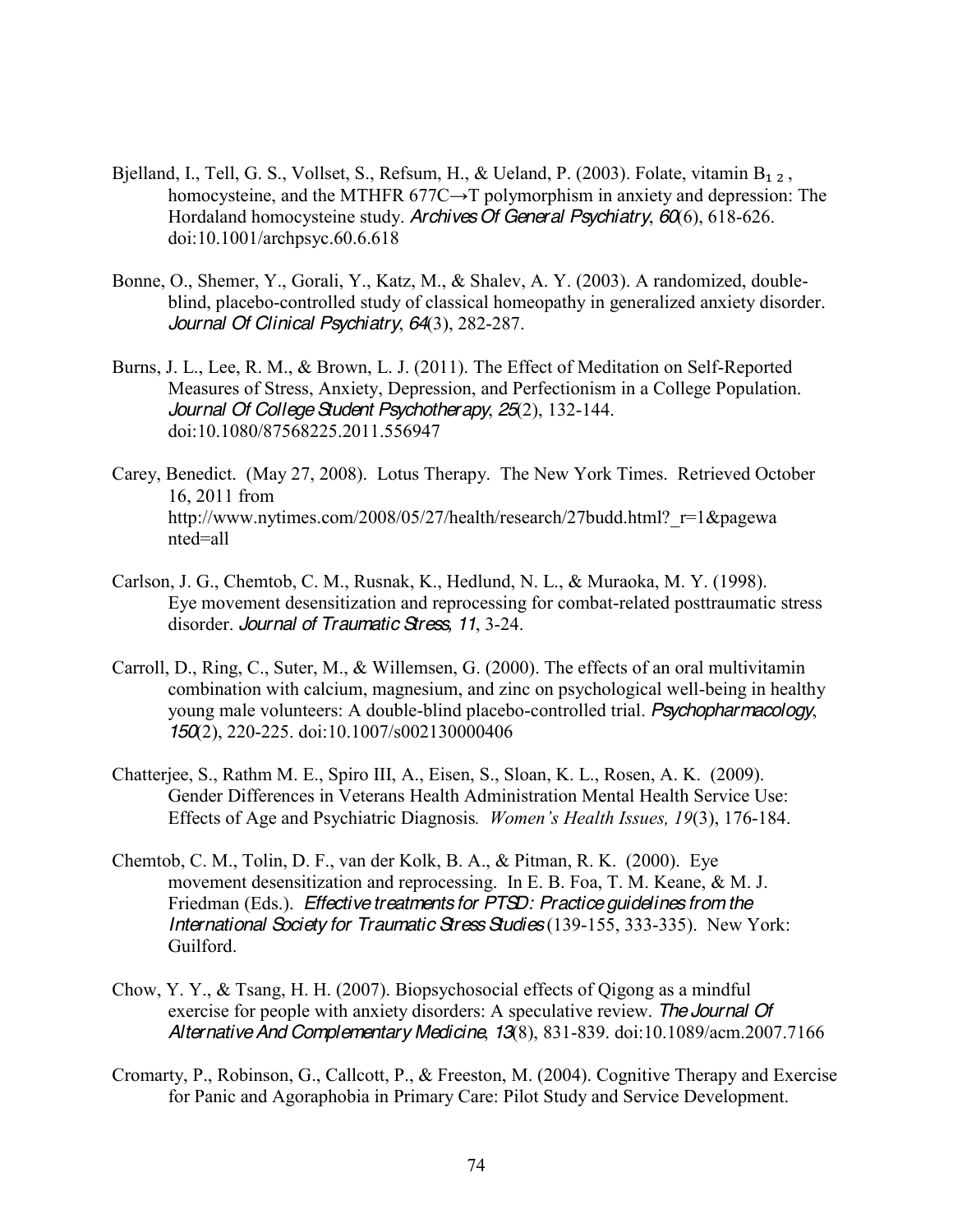Bjelland, I., Tell, G. S., Vollset, S., Refsum, H., & Ueland, P. (2003). Folate, vitamin $B_{12}$, homocysteine, and the MTHFR 677C→T polymorphism in anxiety and depression: The Hordaland homocysteine study. *Archives Of General Psychiatry*, *60*(6), 618-626. doi:10.1001/archpsyc.60.6.618

Bonne, O., Shemer, Y., Gorali, Y., Katz, M., & Shalev, A. Y. (2003). A randomized, double-blind, placebo-controlled study of classical homeopathy in generalized anxiety disorder. *Journal Of Clinical Psychiatry*, *64*(3), 282-287.

Burns, J. L., Lee, R. M., & Brown, L. J. (2011). The Effect of Meditation on Self-Reported Measures of Stress, Anxiety, Depression, and Perfectionism in a College Population. *Journal Of College Student Psychotherapy*, *25*(2), 132-144. doi:10.1080/87568225.2011.556947

Carey, Benedict. (May 27, 2008). Lotus Therapy. The New York Times. Retrieved October 16, 2011 from http://www.nytimes.com/2008/05/27/health/research/27budd.html?_r=1&pagewanted=all

Carlson, J. G., Chemtob, C. M., Rusnak, K., Hedlund, N. L., & Muraoka, M. Y. (1998). Eye movement desensitization and reprocessing for combat-related posttraumatic stress disorder. *Journal of Traumatic Stress*, *11*, 3-24.

Carroll, D., Ring, C., Suter, M., & Willemsen, G. (2000). The effects of an oral multivitamin combination with calcium, magnesium, and zinc on psychological well-being in healthy young male volunteers: A double-blind placebo-controlled trial. *Psychopharmacology*, *150*(2), 220-225. doi:10.1007/s002130000406

Chatterjee, S., Rathm M. E., Spiro III, A., Eisen, S., Sloan, K. L., Rosen, A. K. (2009). Gender Differences in Veterans Health Administration Mental Health Service Use: Effects of Age and Psychiatric Diagnosis*. Women's Health Issues, 19*(3), 176-184.

Chemtob, C. M., Tolin, D. F., van der Kolk, B. A., & Pitman, R. K. (2000). Eye movement desensitization and reprocessing. In E. B. Foa, T. M. Keane, & M. J. Friedman (Eds.). *Effective treatments for PTSD: Practice guidelines from the International Society for Traumatic Stress Studies* (139-155, 333-335). New York: Guilford.

Chow, Y. Y., & Tsang, H. H. (2007). Biopsychosocial effects of Qigong as a mindful exercise for people with anxiety disorders: A speculative review. *The Journal Of Alternative And Complementary Medicine*, *13*(8), 831-839. doi:10.1089/acm.2007.7166

Cromarty, P., Robinson, G., Callcott, P., & Freeston, M. (2004). Cognitive Therapy and Exercise for Panic and Agoraphobia in Primary Care: Pilot Study and Service Development.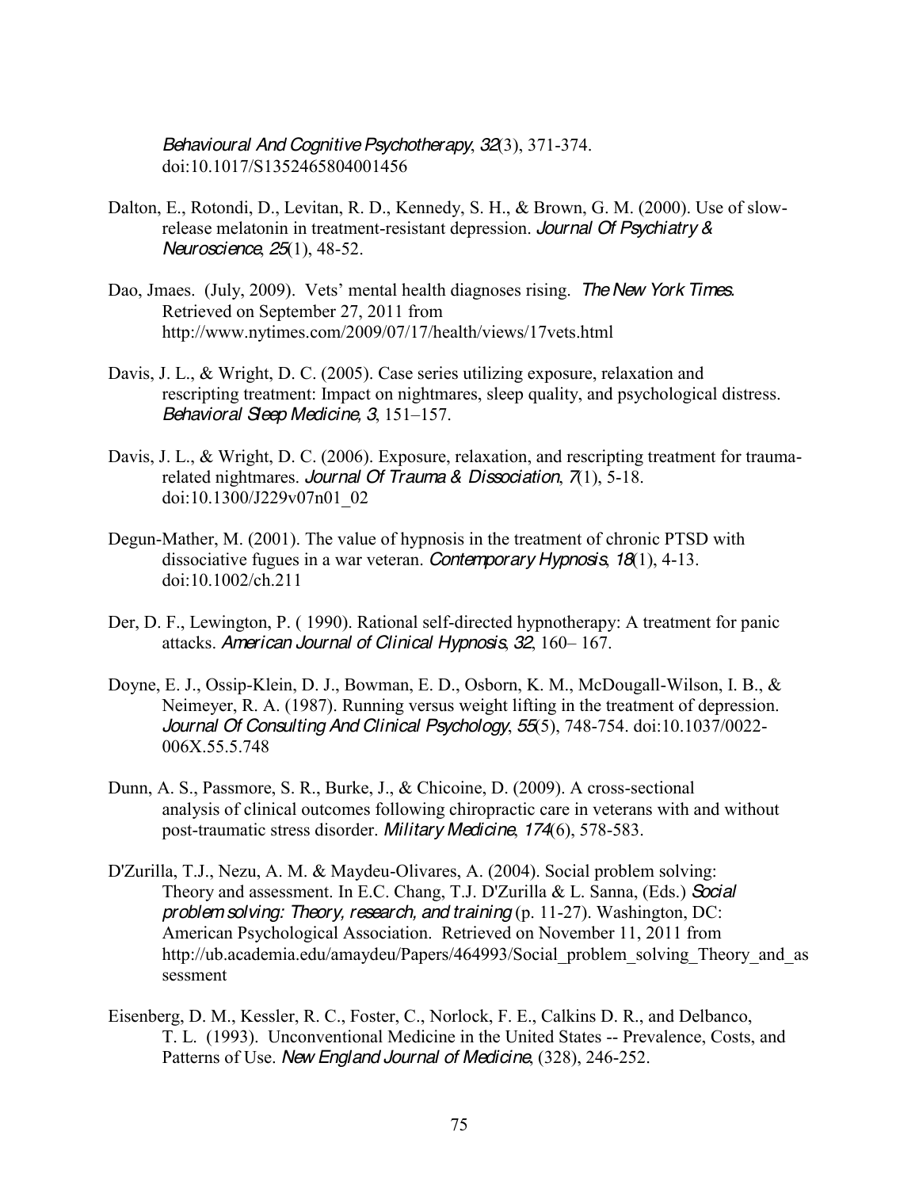*Behavioural And Cognitive Psychotherapy*, *32*(3), 371-374. doi:10.1017/S1352465804001456

Dalton, E., Rotondi, D., Levitan, R. D., Kennedy, S. H., & Brown, G. M. (2000). Use of slow-release melatonin in treatment-resistant depression. *Journal Of Psychiatry & Neuroscience*, *25*(1), 48-52.

Dao, Jmaes. (July, 2009). Vets' mental health diagnoses rising. *The New York Times.* Retrieved on September 27, 2011 from http://www.nytimes.com/2009/07/17/health/views/17vets.html

Davis, J. L., & Wright, D. C. (2005). Case series utilizing exposure, relaxation and rescripting treatment: Impact on nightmares, sleep quality, and psychological distress. *Behavioral Sleep Medicine*, *3*, 151–157.

Davis, J. L., & Wright, D. C. (2006). Exposure, relaxation, and rescripting treatment for trauma-related nightmares. *Journal Of Trauma & Dissociation*, *7*(1), 5-18. doi:10.1300/J229v07n01_02

Degun-Mather, M. (2001). The value of hypnosis in the treatment of chronic PTSD with dissociative fugues in a war veteran. *Contemporary Hypnosis*, *18*(1), 4-13. doi:10.1002/ch.211

Der, D. F., Lewington, P. ( 1990). Rational self-directed hypnotherapy: A treatment for panic attacks. *American Journal of Clinical Hypnosis*, *32*, 160– 167.

Doyne, E. J., Ossip-Klein, D. J., Bowman, E. D., Osborn, K. M., McDougall-Wilson, I. B., & Neimeyer, R. A. (1987). Running versus weight lifting in the treatment of depression. *Journal Of Consulting And Clinical Psychology*, *55*(5), 748-754. doi:10.1037/0022-006X.55.5.748

Dunn, A. S., Passmore, S. R., Burke, J., & Chicoine, D. (2009). A cross-sectional analysis of clinical outcomes following chiropractic care in veterans with and without post-traumatic stress disorder. *Military Medicine*, *174*(6), 578-583.

D'Zurilla, T.J., Nezu, A. M. & Maydeu-Olivares, A. (2004). Social problem solving: Theory and assessment. In E.C. Chang, T.J. D'Zurilla & L. Sanna, (Eds.) *Social problem solving: Theory, research, and training* (p. 11-27). Washington, DC: American Psychological Association. Retrieved on November 11, 2011 from http://ub.academia.edu/amaydeu/Papers/464993/Social_problem_solving_Theory_and_assessment

Eisenberg, D. M., Kessler, R. C., Foster, C., Norlock, F. E., Calkins D. R., and Delbanco, T. L. (1993). Unconventional Medicine in the United States -- Prevalence, Costs, and Patterns of Use. *New England Journal of Medicine*, (328), 246-252.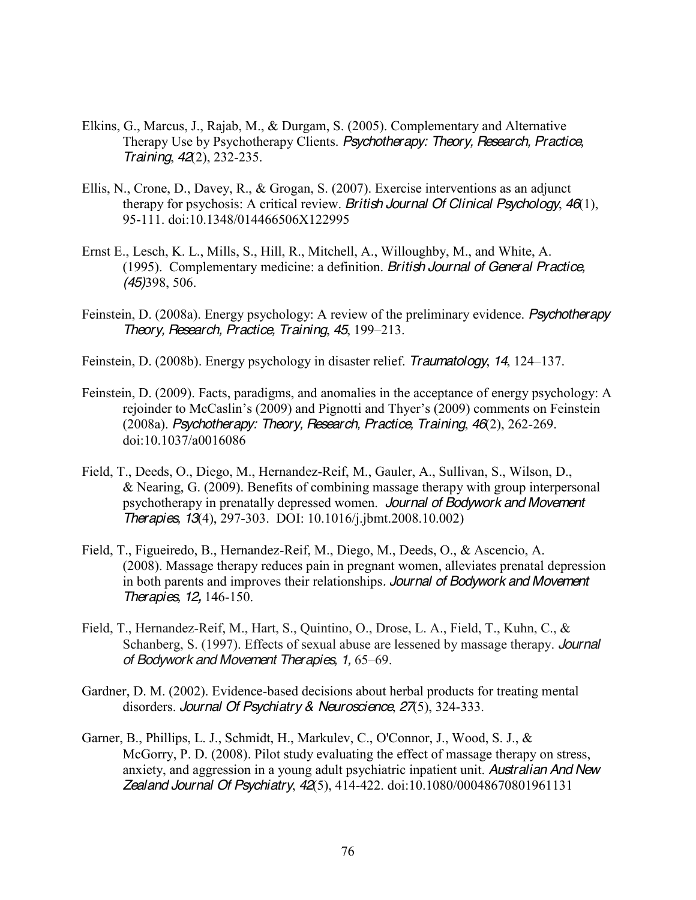Elkins, G., Marcus, J., Rajab, M., & Durgam, S. (2005). Complementary and Alternative Therapy Use by Psychotherapy Clients. *Psychotherapy: Theory, Research, Practice, Training*, *42*(2), 232-235.

Ellis, N., Crone, D., Davey, R., & Grogan, S. (2007). Exercise interventions as an adjunct therapy for psychosis: A critical review. *British Journal Of Clinical Psychology*, *46*(1), 95-111. doi:10.1348/014466506X122995

Ernst E., Lesch, K. L., Mills, S., Hill, R., Mitchell, A., Willoughby, M., and White, A. (1995). Complementary medicine: a definition. *British Journal of General Practice, (45)*398, 506.

Feinstein, D. (2008a). Energy psychology: A review of the preliminary evidence. *Psychotherapy Theory, Research, Practice, Training*, *45*, 199–213.

Feinstein, D. (2008b). Energy psychology in disaster relief. *Traumatology*, *14*, 124–137.

Feinstein, D. (2009). Facts, paradigms, and anomalies in the acceptance of energy psychology: A rejoinder to McCaslin's (2009) and Pignotti and Thyer's (2009) comments on Feinstein (2008a). *Psychotherapy: Theory, Research, Practice, Training*, *46*(2), 262-269. doi:10.1037/a0016086

Field, T., Deeds, O., Diego, M., Hernandez-Reif, M., Gauler, A., Sullivan, S., Wilson, D., & Nearing, G. (2009). Benefits of combining massage therapy with group interpersonal psychotherapy in prenatally depressed women. *Journal of Bodywork and Movement Therapies*, *13*(4), 297-303. DOI: 10.1016/j.jbmt.2008.10.002)

Field, T., Figueiredo, B., Hernandez-Reif, M., Diego, M., Deeds, O., & Ascencio, A. (2008). Massage therapy reduces pain in pregnant women, alleviates prenatal depression in both parents and improves their relationships. *Journal of Bodywork and Movement Therapies*, *12*, 146-150.

Field, T., Hernandez-Reif, M., Hart, S., Quintino, O., Drose, L. A., Field, T., Kuhn, C., & Schanberg, S. (1997). Effects of sexual abuse are lessened by massage therapy. *Journal of Bodywork and Movement Therapies*, *1*, 65–69.

Gardner, D. M. (2002). Evidence-based decisions about herbal products for treating mental disorders. *Journal Of Psychiatry & Neuroscience*, *27*(5), 324-333.

Garner, B., Phillips, L. J., Schmidt, H., Markulev, C., O'Connor, J., Wood, S. J., & McGorry, P. D. (2008). Pilot study evaluating the effect of massage therapy on stress, anxiety, and aggression in a young adult psychiatric inpatient unit. *Australian And New Zealand Journal Of Psychiatry*, *42*(5), 414-422. doi:10.1080/00048670801961131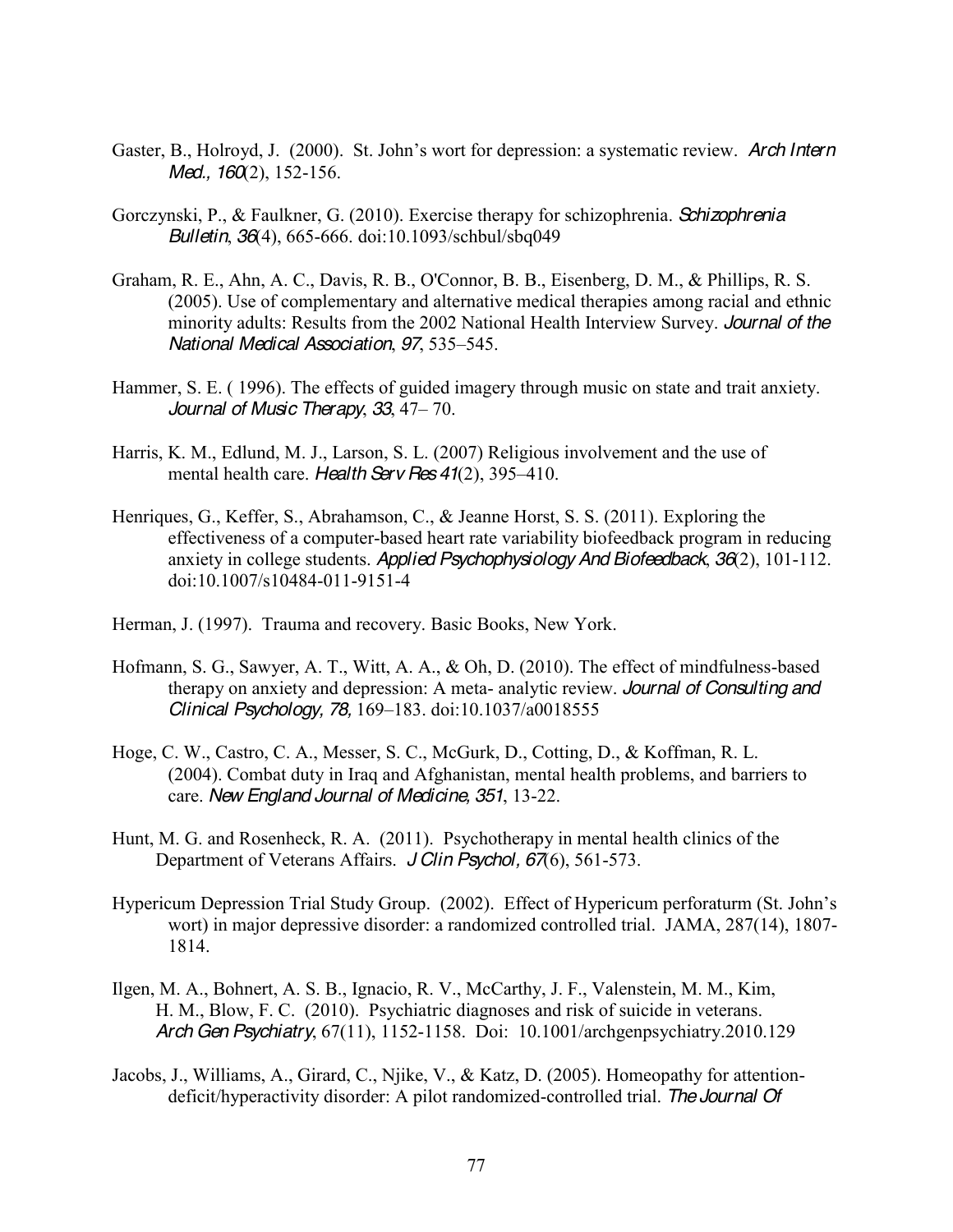Gaster, B., Holroyd, J. (2000). St. John's wort for depression: a systematic review. *Arch Intern Med., 160*(2), 152-156.

Gorczynski, P., & Faulkner, G. (2010). Exercise therapy for schizophrenia. *Schizophrenia Bulletin*, *36*(4), 665-666. doi:10.1093/schbul/sbq049

Graham, R. E., Ahn, A. C., Davis, R. B., O'Connor, B. B., Eisenberg, D. M., & Phillips, R. S. (2005). Use of complementary and alternative medical therapies among racial and ethnic minority adults: Results from the 2002 National Health Interview Survey. *Journal of the National Medical Association*, *97*, 535–545.

Hammer, S. E. ( 1996). The effects of guided imagery through music on state and trait anxiety. *Journal of Music Therapy*, *33*, 47– 70.

Harris, K. M., Edlund, M. J., Larson, S. L. (2007) Religious involvement and the use of mental health care. *Health Serv Res 41*(2), 395–410.

Henriques, G., Keffer, S., Abrahamson, C., & Jeanne Horst, S. S. (2011). Exploring the effectiveness of a computer-based heart rate variability biofeedback program in reducing anxiety in college students. *Applied Psychophysiology And Biofeedback*, *36*(2), 101-112. doi:10.1007/s10484-011-9151-4

Herman, J. (1997). Trauma and recovery. Basic Books, New York.

Hofmann, S. G., Sawyer, A. T., Witt, A. A., & Oh, D. (2010). The effect of mindfulness-based therapy on anxiety and depression: A meta- analytic review. *Journal of Consulting and Clinical Psychology, 78,* 169–183. doi:10.1037/a0018555

Hoge, C. W., Castro, C. A., Messer, S. C., McGurk, D., Cotting, D., & Koffman, R. L. (2004). Combat duty in Iraq and Afghanistan, mental health problems, and barriers to care. *New England Journal of Medicine, 351*, 13-22.

Hunt, M. G. and Rosenheck, R. A. (2011). Psychotherapy in mental health clinics of the Department of Veterans Affairs. *J Clin Psychol, 67*(6), 561-573.

Hypericum Depression Trial Study Group. (2002). Effect of Hypericum perforaturm (St. John's wort) in major depressive disorder: a randomized controlled trial. JAMA, 287(14), 1807-1814.

Ilgen, M. A., Bohnert, A. S. B., Ignacio, R. V., McCarthy, J. F., Valenstein, M. M., Kim, H. M., Blow, F. C. (2010). Psychiatric diagnoses and risk of suicide in veterans. *Arch Gen Psychiatry*, 67(11), 1152-1158. Doi: 10.1001/archgenpsychiatry.2010.129

Jacobs, J., Williams, A., Girard, C., Njike, V., & Katz, D. (2005). Homeopathy for attention-deficit/hyperactivity disorder: A pilot randomized-controlled trial. *The Journal Of*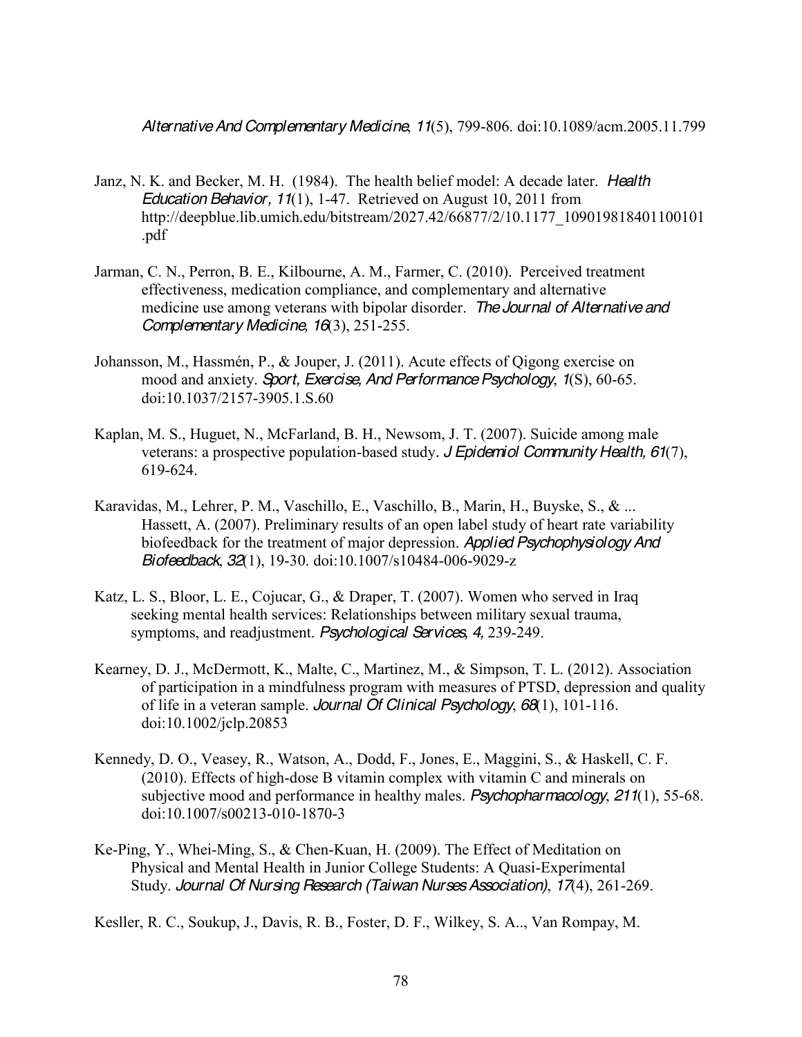*Alternative And Complementary Medicine*, *11*(5), 799-806. doi:10.1089/acm.2005.11.799

Janz, N. K. and Becker, M. H. (1984). The health belief model: A decade later. *Health Education Behavior, 11*(1), 1-47. Retrieved on August 10, 2011 from http://deepblue.lib.umich.edu/bitstream/2027.42/66877/2/10.1177_109019818401100101.pdf

Jarman, C. N., Perron, B. E., Kilbourne, A. M., Farmer, C. (2010). Perceived treatment effectiveness, medication compliance, and complementary and alternative medicine use among veterans with bipolar disorder. *The Journal of Alternative and Complementary Medicine, 16*(3), 251-255.

Johansson, M., Hassmén, P., & Jouper, J. (2011). Acute effects of Qigong exercise on mood and anxiety. *Sport, Exercise, And Performance Psychology*, *1*(S), 60-65. doi:10.1037/2157-3905.1.S.60

Kaplan, M. S., Huguet, N., McFarland, B. H., Newsom, J. T. (2007). Suicide among male veterans: a prospective population-based study. *J Epidemiol Community Health, 61*(7), 619-624.

Karavidas, M., Lehrer, P. M., Vaschillo, E., Vaschillo, B., Marin, H., Buyske, S., & ... Hassett, A. (2007). Preliminary results of an open label study of heart rate variability biofeedback for the treatment of major depression. *Applied Psychophysiology And Biofeedback*, *32*(1), 19-30. doi:10.1007/s10484-006-9029-z

Katz, L. S., Bloor, L. E., Cojucar, G., & Draper, T. (2007). Women who served in Iraq seeking mental health services: Relationships between military sexual trauma, symptoms, and readjustment. *Psychological Services, 4,* 239-249.

Kearney, D. J., McDermott, K., Malte, C., Martinez, M., & Simpson, T. L. (2012). Association of participation in a mindfulness program with measures of PTSD, depression and quality of life in a veteran sample. *Journal Of Clinical Psychology*, *68*(1), 101-116. doi:10.1002/jclp.20853

Kennedy, D. O., Veasey, R., Watson, A., Dodd, F., Jones, E., Maggini, S., & Haskell, C. F. (2010). Effects of high-dose B vitamin complex with vitamin C and minerals on subjective mood and performance in healthy males. *Psychopharmacology*, *211*(1), 55-68. doi:10.1007/s00213-010-1870-3

Ke-Ping, Y., Whei-Ming, S., & Chen-Kuan, H. (2009). The Effect of Meditation on Physical and Mental Health in Junior College Students: A Quasi-Experimental Study. *Journal Of Nursing Research (Taiwan Nurses Association)*, *17*(4), 261-269.

Keslller, R. C., Soukup, J., Davis, R. B., Foster, D. F., Wilkey, S. A.., Van Rompay, M.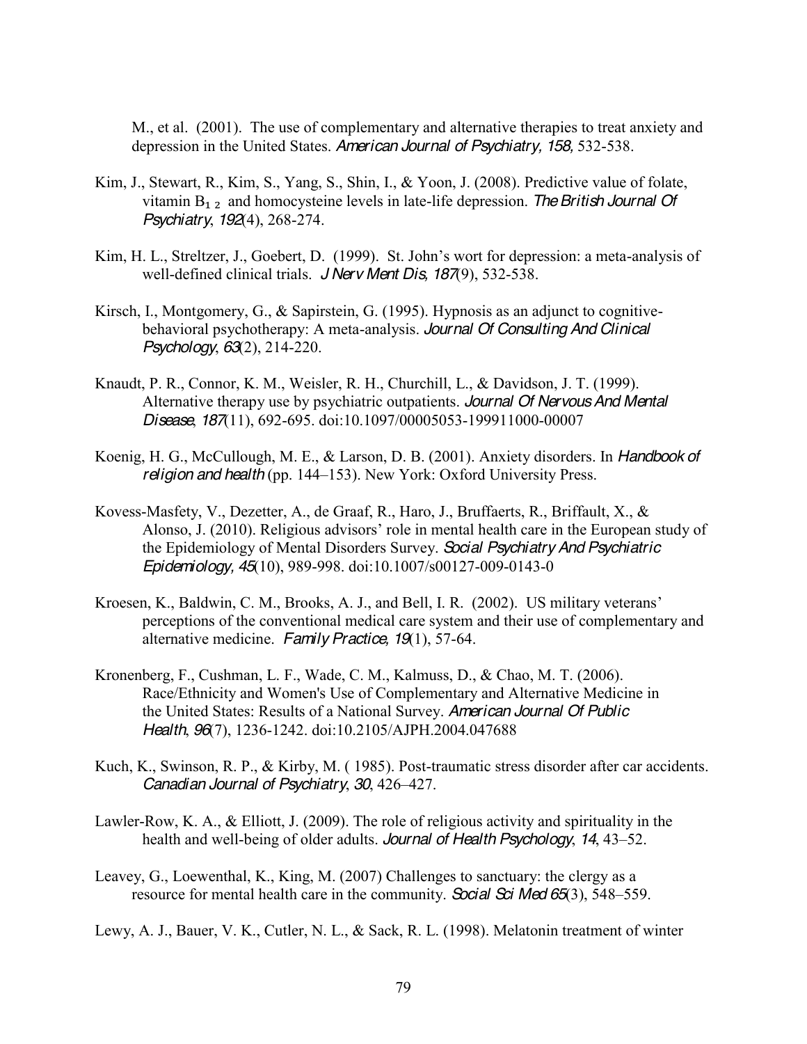M., et al. (2001). The use of complementary and alternative therapies to treat anxiety and depression in the United States. *American Journal of Psychiatry, 158,* 532-538.

Kim, J., Stewart, R., Kim, S., Yang, S., Shin, I., & Yoon, J. (2008). Predictive value of folate, vitamin $B_{12}$ and homocysteine levels in late-life depression. *The British Journal Of Psychiatry*, *192*(4), 268-274.

Kim, H. L., Streltzer, J., Goebert, D. (1999). St. John's wort for depression: a meta-analysis of well-defined clinical trials. *J Nerv Ment Dis*, *187*(9), 532-538.

Kirsch, I., Montgomery, G., & Sapirstein, G. (1995). Hypnosis as an adjunct to cognitive-behavioral psychotherapy: A meta-analysis. *Journal Of Consulting And Clinical Psychology*, *63*(2), 214-220.

Knaudt, P. R., Connor, K. M., Weisler, R. H., Churchill, L., & Davidson, J. T. (1999). Alternative therapy use by psychiatric outpatients. *Journal Of Nervous And Mental Disease*, *187*(11), 692-695. doi:10.1097/00005053-199911000-00007

Koenig, H. G., McCullough, M. E., & Larson, D. B. (2001). Anxiety disorders. In *Handbook of religion and health* (pp. 144–153). New York: Oxford University Press.

Kovess-Masfety, V., Dezetter, A., de Graaf, R., Haro, J., Bruffaerts, R., Briffault, X., & Alonso, J. (2010). Religious advisors' role in mental health care in the European study of the Epidemiology of Mental Disorders Survey. *Social Psychiatry And Psychiatric Epidemiology, 45*(10), 989-998. doi:10.1007/s00127-009-0143-0

Kroesen, K., Baldwin, C. M., Brooks, A. J., and Bell, I. R. (2002). US military veterans' perceptions of the conventional medical care system and their use of complementary and alternative medicine. *Family Practice*, *19*(1), 57-64.

Kronenberg, F., Cushman, L. F., Wade, C. M., Kalmuss, D., & Chao, M. T. (2006). Race/Ethnicity and Women's Use of Complementary and Alternative Medicine in the United States: Results of a National Survey. *American Journal Of Public Health*, *96*(7), 1236-1242. doi:10.2105/AJPH.2004.047688

Kuch, K., Swinson, R. P., & Kirby, M. ( 1985). Post-traumatic stress disorder after car accidents. *Canadian Journal of Psychiatry*, *30*, 426–427.

Lawler-Row, K. A., & Elliott, J. (2009). The role of religious activity and spirituality in the health and well-being of older adults. *Journal of Health Psychology*, *14*, 43–52.

Leavey, G., Loewenthal, K., King, M. (2007) Challenges to sanctuary: the clergy as a resource for mental health care in the community. *Social Sci Med 65*(3), 548–559.

Lewy, A. J., Bauer, V. K., Cutler, N. L., & Sack, R. L. (1998). Melatonin treatment of winter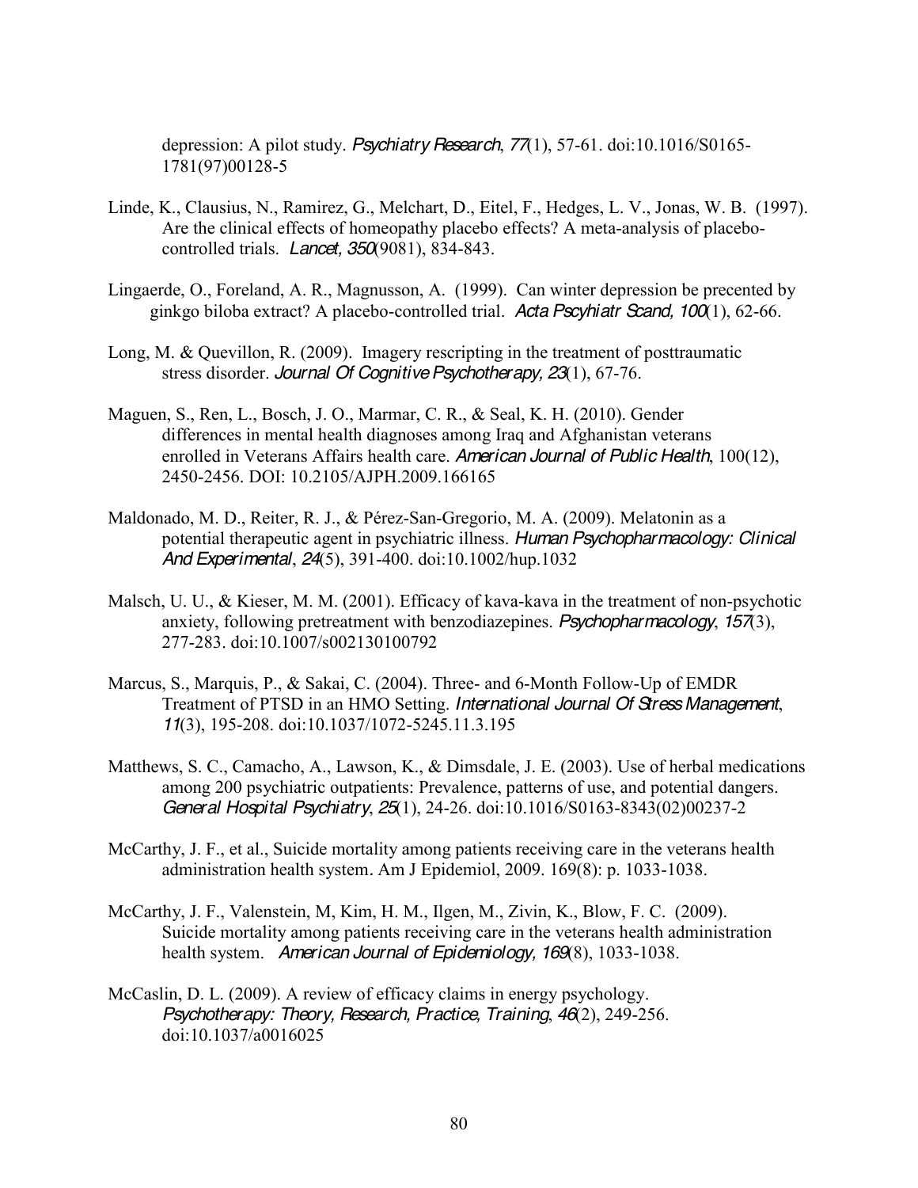depression: A pilot study. *Psychiatry Research*, *77*(1), 57-61. doi:10.1016/S0165-1781(97)00128-5

Linde, K., Clausius, N., Ramirez, G., Melchart, D., Eitel, F., Hedges, L. V., Jonas, W. B. (1997). Are the clinical effects of homeopathy placebo effects? A meta-analysis of placebo-controlled trials. *Lancet, 350*(9081), 834-843.

Lingaerde, O., Foreland, A. R., Magnusson, A. (1999). Can winter depression be precented by ginkgo biloba extract? A placebo-controlled trial. *Acta Pscyhiatr Scand, 100*(1), 62-66.

Long, M. & Quevillon, R. (2009). Imagery rescripting in the treatment of posttraumatic stress disorder. *Journal Of Cognitive Psychotherapy, 23*(1), 67-76.

Maguen, S., Ren, L., Bosch, J. O., Marmar, C. R., & Seal, K. H. (2010). Gender differences in mental health diagnoses among Iraq and Afghanistan veterans enrolled in Veterans Affairs health care. *American Journal of Public Health*, 100(12), 2450-2456. DOI: 10.2105/AJPH.2009.166165

Maldonado, M. D., Reiter, R. J., & Pérez-San-Gregorio, M. A. (2009). Melatonin as a potential therapeutic agent in psychiatric illness. *Human Psychopharmacology: Clinical And Experimental*, *24*(5), 391-400. doi:10.1002/hup.1032

Malsch, U. U., & Kieser, M. M. (2001). Efficacy of kava-kava in the treatment of non-psychotic anxiety, following pretreatment with benzodiazepines. *Psychopharmacology*, *157*(3), 277-283. doi:10.1007/s002130100792

Marcus, S., Marquis, P., & Sakai, C. (2004). Three- and 6-Month Follow-Up of EMDR Treatment of PTSD in an HMO Setting. *International Journal Of Stress Management*, *11*(3), 195-208. doi:10.1037/1072-5245.11.3.195

Matthews, S. C., Camacho, A., Lawson, K., & Dimsdale, J. E. (2003). Use of herbal medications among 200 psychiatric outpatients: Prevalence, patterns of use, and potential dangers. *General Hospital Psychiatry*, *25*(1), 24-26. doi:10.1016/S0163-8343(02)00237-2

McCarthy, J. F., et al., Suicide mortality among patients receiving care in the veterans health administration health system. Am J Epidemiol, 2009. 169(8): p. 1033-1038.

McCarthy, J. F., Valenstein, M, Kim, H. M., Ilgen, M., Zivin, K., Blow, F. C. (2009). Suicide mortality among patients receiving care in the veterans health administration health system. *American Journal of Epidemiology, 169*(8), 1033-1038.

McCaslin, D. L. (2009). A review of efficacy claims in energy psychology. *Psychotherapy: Theory, Research, Practice, Training*, *46*(2), 249-256. doi:10.1037/a0016025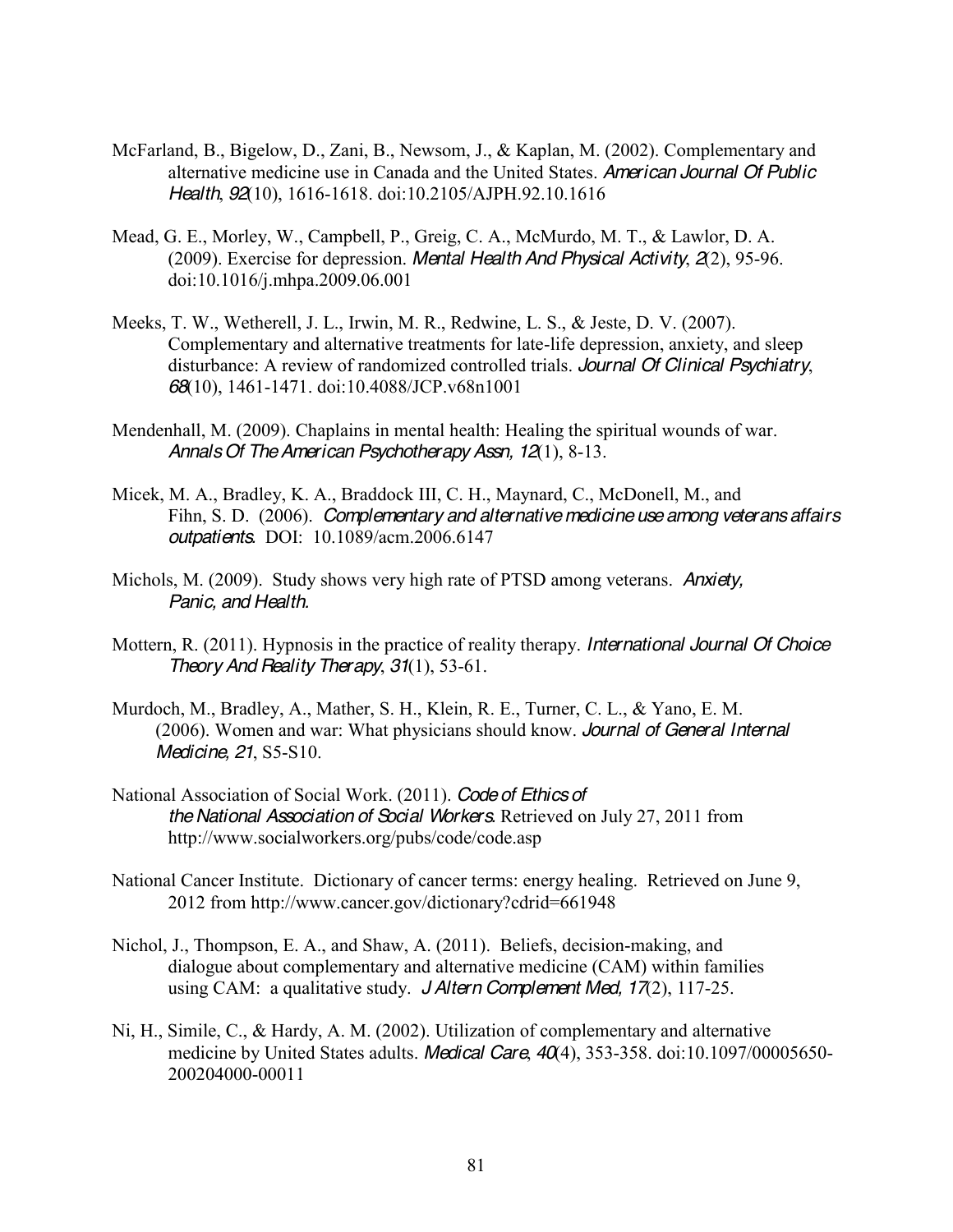McFarland, B., Bigelow, D., Zani, B., Newsom, J., & Kaplan, M. (2002). Complementary and alternative medicine use in Canada and the United States. *American Journal Of Public Health*, *92*(10), 1616-1618. doi:10.2105/AJPH.92.10.1616

Mead, G. E., Morley, W., Campbell, P., Greig, C. A., McMurdo, M. T., & Lawlor, D. A. (2009). Exercise for depression. *Mental Health And Physical Activity*, *2*(2), 95-96. doi:10.1016/j.mhpa.2009.06.001

Meeks, T. W., Wetherell, J. L., Irwin, M. R., Redwine, L. S., & Jeste, D. V. (2007). Complementary and alternative treatments for late-life depression, anxiety, and sleep disturbance: A review of randomized controlled trials. *Journal Of Clinical Psychiatry*, *68*(10), 1461-1471. doi:10.4088/JCP.v68n1001

Mendenhall, M. (2009). Chaplains in mental health: Healing the spiritual wounds of war. *Annals Of The American Psychotherapy Assn, 12*(1), 8-13.

Micek, M. A., Bradley, K. A., Braddock III, C. H., Maynard, C., McDonell, M., and Fihn, S. D. (2006). *Complementary and alternative medicine use among veterans affairs outpatients*. DOI: 10.1089/acm.2006.6147

Michols, M. (2009). Study shows very high rate of PTSD among veterans. *Anxiety, Panic, and Health.*

Mottern, R. (2011). Hypnosis in the practice of reality therapy. *International Journal Of Choice Theory And Reality Therapy*, *31*(1), 53-61.

Murdoch, M., Bradley, A., Mather, S. H., Klein, R. E., Turner, C. L., & Yano, E. M. (2006). Women and war: What physicians should know. *Journal of General Internal Medicine, 21*, S5-S10.

National Association of Social Work. (2011). *Code of Ethics of the National Association of Social Workers*. Retrieved on July 27, 2011 from http://www.socialworkers.org/pubs/code/code.asp

National Cancer Institute. Dictionary of cancer terms: energy healing. Retrieved on June 9, 2012 from http://www.cancer.gov/dictionary?cdrid=661948

Nichol, J., Thompson, E. A., and Shaw, A. (2011). Beliefs, decision-making, and dialogue about complementary and alternative medicine (CAM) within families using CAM: a qualitative study. *J Altern Complement Med, 17*(2), 117-25.

Ni, H., Simile, C., & Hardy, A. M. (2002). Utilization of complementary and alternative medicine by United States adults. *Medical Care*, *40*(4), 353-358. doi:10.1097/00005650-200204000-00011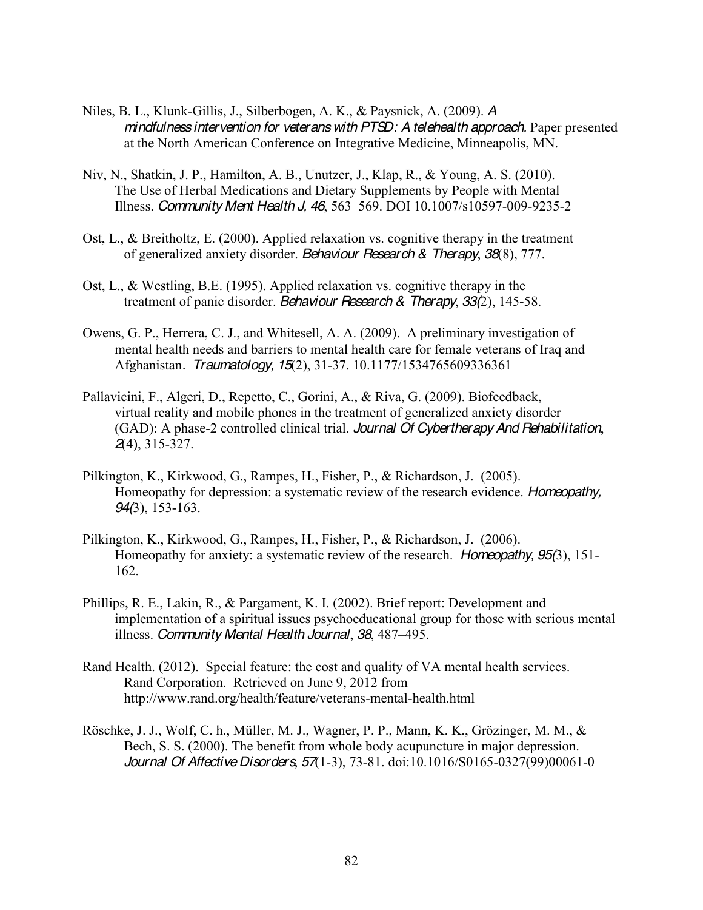Niles, B. L., Klunk-Gillis, J., Silberbogen, A. K., & Paysnick, A. (2009). *A mindfulness intervention for veterans with PTSD: A telehealth approach.* Paper presented at the North American Conference on Integrative Medicine, Minneapolis, MN.

Niv, N., Shatkin, J. P., Hamilton, A. B., Unutzer, J., Klap, R., & Young, A. S. (2010). The Use of Herbal Medications and Dietary Supplements by People with Mental Illness. *Community Ment Health J, 46*, 563–569. DOI 10.1007/s10597-009-9235-2

Ost, L., & Breitholtz, E. (2000). Applied relaxation vs. cognitive therapy in the treatment of generalized anxiety disorder. *Behaviour Research & Therapy*, *38*(8), 777.

Ost, L., & Westling, B.E. (1995). Applied relaxation vs. cognitive therapy in the treatment of panic disorder. *Behaviour Research & Therapy*, *33(*2), 145-58.

Owens, G. P., Herrera, C. J., and Whitesell, A. A. (2009). A preliminary investigation of mental health needs and barriers to mental health care for female veterans of Iraq and Afghanistan. *Traumatology, 15*(2), 31-37. 10.1177/1534765609336361

Pallavicini, F., Algeri, D., Repetto, C., Gorini, A., & Riva, G. (2009). Biofeedback, virtual reality and mobile phones in the treatment of generalized anxiety disorder (GAD): A phase-2 controlled clinical trial. *Journal Of Cybertherapy And Rehabilitation*, *2*(4), 315-327.

Pilkington, K., Kirkwood, G., Rampes, H., Fisher, P., & Richardson, J. (2005). Homeopathy for depression: a systematic review of the research evidence. *Homeopathy, 94(*3), 153-163.

Pilkington, K., Kirkwood, G., Rampes, H., Fisher, P., & Richardson, J. (2006). Homeopathy for anxiety: a systematic review of the research. *Homeopathy, 95(*3), 151-162.

Phillips, R. E., Lakin, R., & Pargament, K. I. (2002). Brief report: Development and implementation of a spiritual issues psychoeducational group for those with serious mental illness. *Community Mental Health Journal*, *38*, 487–495.

Rand Health. (2012). Special feature: the cost and quality of VA mental health services. Rand Corporation. Retrieved on June 9, 2012 from http://www.rand.org/health/feature/veterans-mental-health.html

Röschke, J. J., Wolf, C. h., Müller, M. J., Wagner, P. P., Mann, K. K., Grözinger, M. M., & Bech, S. S. (2000). The benefit from whole body acupuncture in major depression. *Journal Of Affective Disorders*, *57*(1-3), 73-81. doi:10.1016/S0165-0327(99)00061-0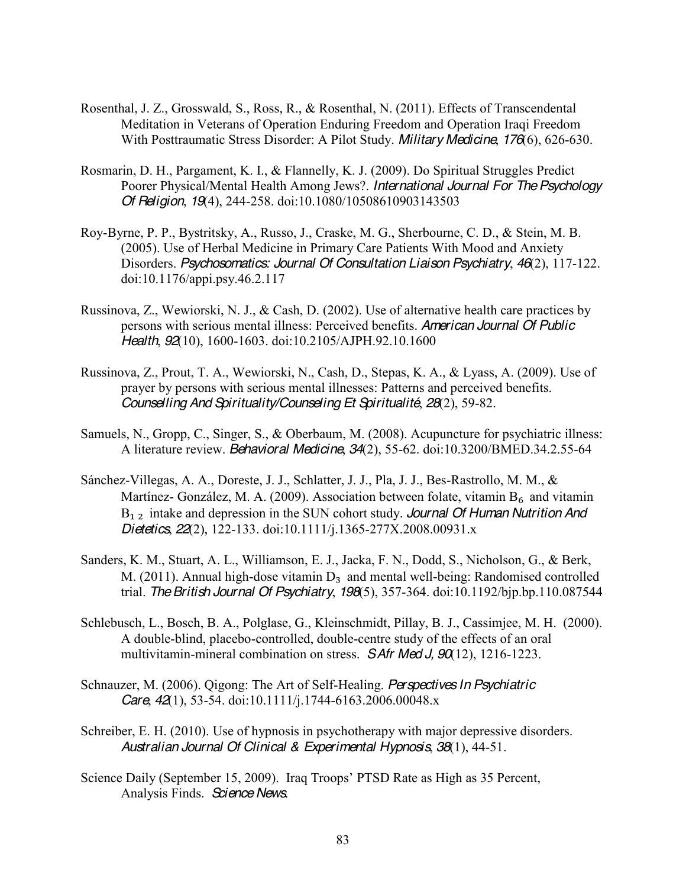Rosenthal, J. Z., Grosswald, S., Ross, R., & Rosenthal, N. (2011). Effects of Transcendental Meditation in Veterans of Operation Enduring Freedom and Operation Iraqi Freedom With Posttraumatic Stress Disorder: A Pilot Study. *Military Medicine*, *176*(6), 626-630.

Rosmarin, D. H., Pargament, K. I., & Flannelly, K. J. (2009). Do Spiritual Struggles Predict Poorer Physical/Mental Health Among Jews?. *International Journal For The Psychology Of Religion*, *19*(4), 244-258. doi:10.1080/10508610903143503

Roy-Byrne, P. P., Bystritsky, A., Russo, J., Craske, M. G., Sherbourne, C. D., & Stein, M. B. (2005). Use of Herbal Medicine in Primary Care Patients With Mood and Anxiety Disorders. *Psychosomatics: Journal Of Consultation Liaison Psychiatry*, *46*(2), 117-122. doi:10.1176/appi.psy.46.2.117

Russinova, Z., Wewiorski, N. J., & Cash, D. (2002). Use of alternative health care practices by persons with serious mental illness: Perceived benefits. *American Journal Of Public Health*, *92*(10), 1600-1603. doi:10.2105/AJPH.92.10.1600

Russinova, Z., Prout, T. A., Wewiorski, N., Cash, D., Stepas, K. A., & Lyass, A. (2009). Use of prayer by persons with serious mental illnesses: Patterns and perceived benefits. *Counselling And Spirituality/Counseling Et Spiritualité*, *28*(2), 59-82.

Samuels, N., Gropp, C., Singer, S., & Oberbaum, M. (2008). Acupuncture for psychiatric illness: A literature review. *Behavioral Medicine*, *34*(2), 55-62. doi:10.3200/BMED.34.2.55-64

Sánchez-Villegas, A. A., Doreste, J. J., Schlatter, J. J., Pla, J. J., Bes-Rastrollo, M. M., & Martínez- González, M. A. (2009). Association between folate, vitamin $B_6$ and vitamin $B_{12}$ intake and depression in the SUN cohort study. *Journal Of Human Nutrition And Dietetics*, *22*(2), 122-133. doi:10.1111/j.1365-277X.2008.00931.x

Sanders, K. M., Stuart, A. L., Williamson, E. J., Jacka, F. N., Dodd, S., Nicholson, G., & Berk, M. (2011). Annual high-dose vitamin $D_3$ and mental well-being: Randomised controlled trial. *The British Journal Of Psychiatry*, *198*(5), 357-364. doi:10.1192/bjp.bp.110.087544

Schlebusch, L., Bosch, B. A., Polglase, G., Kleinschmidt, Pillay, B. J., Cassimjee, M. H. (2000). A double-blind, placebo-controlled, double-centre study of the effects of an oral multivitamin-mineral combination on stress. *S Afr Med J, 90*(12), 1216-1223.

Schnauzer, M. (2006). Qigong: The Art of Self-Healing. *Perspectives In Psychiatric Care*, *42*(1), 53-54. doi:10.1111/j.1744-6163.2006.00048.x

Schreiber, E. H. (2010). Use of hypnosis in psychotherapy with major depressive disorders. *Australian Journal Of Clinical & Experimental Hypnosis*, *38*(1), 44-51.

Science Daily (September 15, 2009). Iraq Troops' PTSD Rate as High as 35 Percent, Analysis Finds. *Science News*.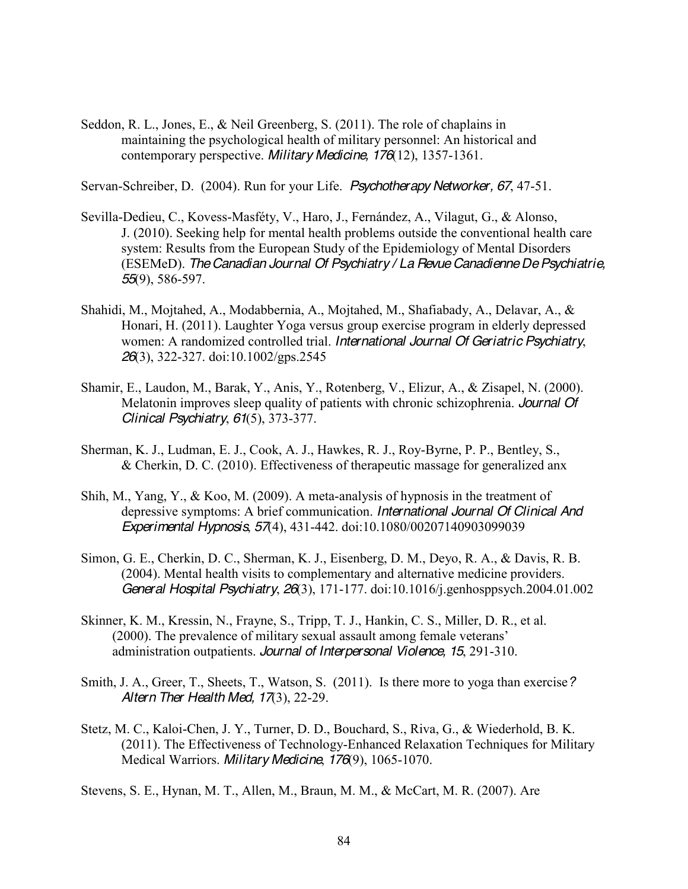Seddon, R. L., Jones, E., & Neil Greenberg, S. (2011). The role of chaplains in maintaining the psychological health of military personnel: An historical and contemporary perspective. *Military Medicine*, *176*(12), 1357-1361.

Servan-Schreiber, D. (2004). Run for your Life. *Psychotherapy Networker, 67*, 47-51.

Sevilla-Dedieu, C., Kovess-Masféty, V., Haro, J., Fernández, A., Vilagut, G., & Alonso, J. (2010). Seeking help for mental health problems outside the conventional health care system: Results from the European Study of the Epidemiology of Mental Disorders (ESEMeD). *The Canadian Journal Of Psychiatry / La Revue Canadienne De Psychiatrie*, *55*(9), 586-597.

Shahidi, M., Mojtahed, A., Modabbernia, A., Mojtahed, M., Shafiabady, A., Delavar, A., & Honari, H. (2011). Laughter Yoga versus group exercise program in elderly depressed women: A randomized controlled trial. *International Journal Of Geriatric Psychiatry*, *26*(3), 322-327. doi:10.1002/gps.2545

Shamir, E., Laudon, M., Barak, Y., Anis, Y., Rotenberg, V., Elizur, A., & Zisapel, N. (2000). Melatonin improves sleep quality of patients with chronic schizophrenia. *Journal Of Clinical Psychiatry*, *61*(5), 373-377.

Sherman, K. J., Ludman, E. J., Cook, A. J., Hawkes, R. J., Roy-Byrne, P. P., Bentley, S., & Cherkin, D. C. (2010). Effectiveness of therapeutic massage for generalized anx

Shih, M., Yang, Y., & Koo, M. (2009). A meta-analysis of hypnosis in the treatment of depressive symptoms: A brief communication. *International Journal Of Clinical And Experimental Hypnosis*, *57*(4), 431-442. doi:10.1080/00207140903099039

Simon, G. E., Cherkin, D. C., Sherman, K. J., Eisenberg, D. M., Deyo, R. A., & Davis, R. B. (2004). Mental health visits to complementary and alternative medicine providers. *General Hospital Psychiatry*, *26*(3), 171-177. doi:10.1016/j.genhosppsych.2004.01.002

Skinner, K. M., Kressin, N., Frayne, S., Tripp, T. J., Hankin, C. S., Miller, D. R., et al. (2000). The prevalence of military sexual assault among female veterans' administration outpatients. *Journal of Interpersonal Violence*, *15*, 291-310.

Smith, J. A., Greer, T., Sheets, T., Watson, S. (2011). Is there more to yoga than exercise*? Altern Ther Health Med, 17*(3), 22-29.

Stetz, M. C., Kaloi-Chen, J. Y., Turner, D. D., Bouchard, S., Riva, G., & Wiederhold, B. K. (2011). The Effectiveness of Technology-Enhanced Relaxation Techniques for Military Medical Warriors. *Military Medicine*, *176*(9), 1065-1070.

Stevens, S. E., Hynan, M. T., Allen, M., Braun, M. M., & McCart, M. R. (2007). Are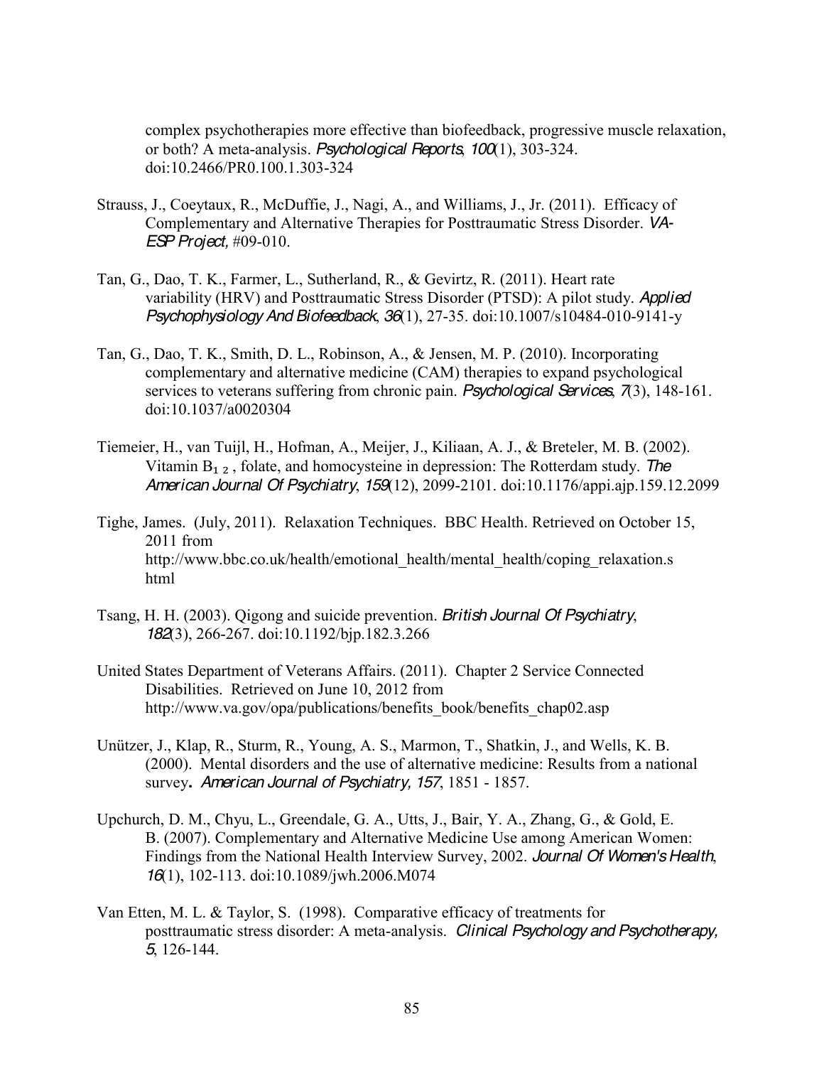complex psychotherapies more effective than biofeedback, progressive muscle relaxation, or both? A meta-analysis. *Psychological Reports*, *100*(1), 303-324. doi:10.2466/PR0.100.1.303-324

Strauss, J., Coeytaux, R., McDuffie, J., Nagi, A., and Williams, J., Jr. (2011). Efficacy of Complementary and Alternative Therapies for Posttraumatic Stress Disorder. *VA-ESP Project,* #09-010.

Tan, G., Dao, T. K., Farmer, L., Sutherland, R., & Gevirtz, R. (2011). Heart rate variability (HRV) and Posttraumatic Stress Disorder (PTSD): A pilot study. *Applied Psychophysiology And Biofeedback*, *36*(1), 27-35. doi:10.1007/s10484-010-9141-y

Tan, G., Dao, T. K., Smith, D. L., Robinson, A., & Jensen, M. P. (2010). Incorporating complementary and alternative medicine (CAM) therapies to expand psychological services to veterans suffering from chronic pain. *Psychological Services*, *7*(3), 148-161. doi:10.1037/a0020304

Tiemeier, H., van Tuijl, H., Hofman, A., Meijer, J., Kiliaan, A. J., & Breteler, M. B. (2002). Vitamin $B_{12}$, folate, and homocysteine in depression: The Rotterdam study. *The American Journal Of Psychiatry*, *159*(12), 2099-2101. doi:10.1176/appi.ajp.159.12.2099

Tighe, James. (July, 2011). Relaxation Techniques. BBC Health. Retrieved on October 15, 2011 from http://www.bbc.co.uk/health/emotional_health/mental_health/coping_relaxation.shtml

Tsang, H. H. (2003). Qigong and suicide prevention. *British Journal Of Psychiatry*, *182*(3), 266-267. doi:10.1192/bjp.182.3.266

United States Department of Veterans Affairs. (2011). Chapter 2 Service Connected Disabilities. Retrieved on June 10, 2012 from http://www.va.gov/opa/publications/benefits_book/benefits_chap02.asp

Unützer, J., Klap, R., Sturm, R., Young, A. S., Marmon, T., Shatkin, J., and Wells, K. B. (2000). Mental disorders and the use of alternative medicine: Results from a national survey**.** *American Journal of Psychiatry, 157*, 1851 - 1857.

Upchurch, D. M., Chyu, L., Greendale, G. A., Utts, J., Bair, Y. A., Zhang, G., & Gold, E. B. (2007). Complementary and Alternative Medicine Use among American Women: Findings from the National Health Interview Survey, 2002. *Journal Of Women's Health*, *16*(1), 102-113. doi:10.1089/jwh.2006.M074

Van Etten, M. L. & Taylor, S. (1998). Comparative efficacy of treatments for posttraumatic stress disorder: A meta-analysis. *Clinical Psychology and Psychotherapy, 5*, 126-144.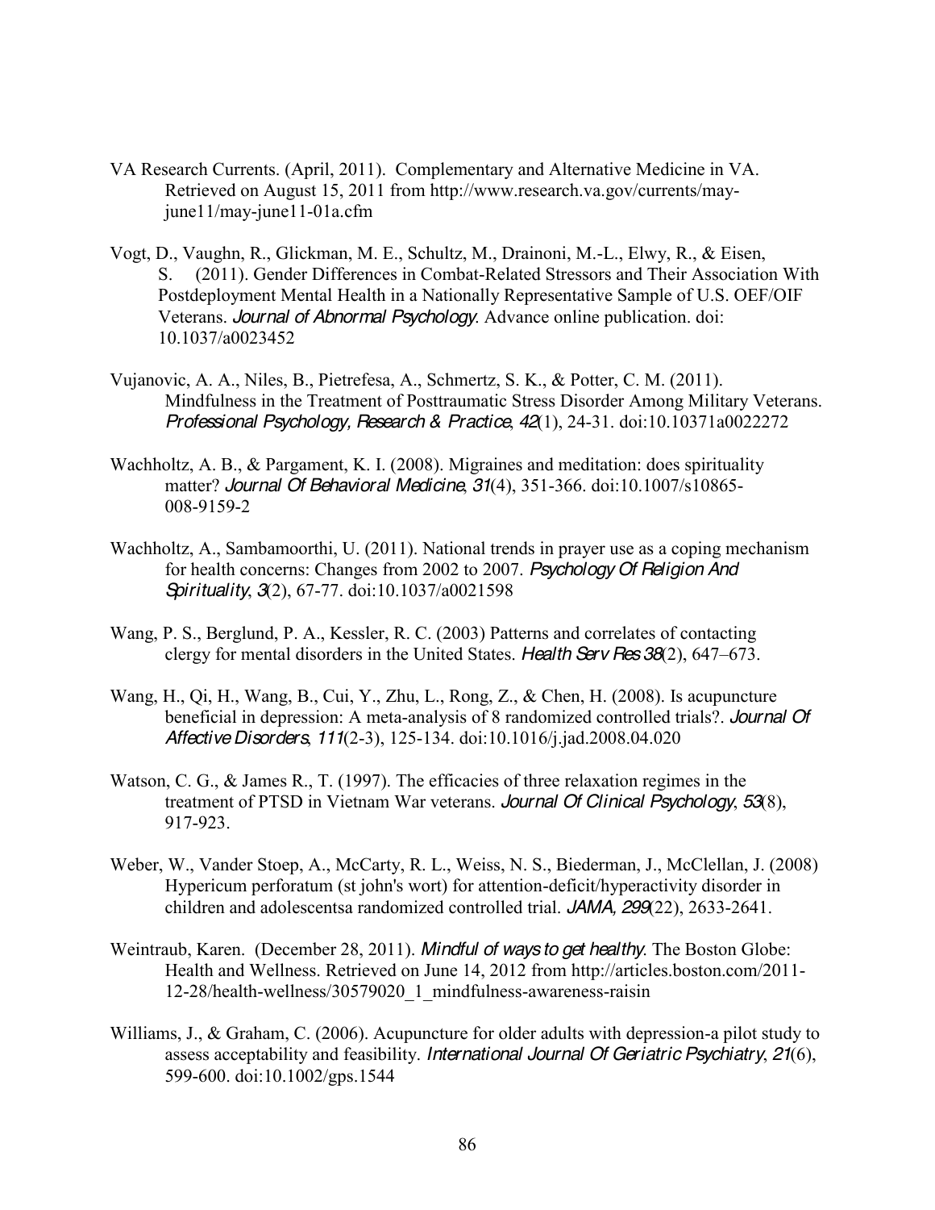VA Research Currents. (April, 2011). Complementary and Alternative Medicine in VA. Retrieved on August 15, 2011 from http://www.research.va.gov/currents/may-june11/may-june11-01a.cfm

Vogt, D., Vaughn, R., Glickman, M. E., Schultz, M., Drainoni, M.-L., Elwy, R., & Eisen, S. (2011). Gender Differences in Combat-Related Stressors and Their Association With Postdeployment Mental Health in a Nationally Representative Sample of U.S. OEF/OIF Veterans. *Journal of Abnormal Psychology*. Advance online publication. doi: 10.1037/a0023452

Vujanovic, A. A., Niles, B., Pietrefesa, A., Schmertz, S. K., & Potter, C. M. (2011). Mindfulness in the Treatment of Posttraumatic Stress Disorder Among Military Veterans. *Professional Psychology, Research & Practice*, *42*(1), 24-31. doi:10.10371a0022272

Wachholtz, A. B., & Pargament, K. I. (2008). Migraines and meditation: does spirituality matter? *Journal Of Behavioral Medicine*, *31*(4), 351-366. doi:10.1007/s10865-008-9159-2

Wachholtz, A., Sambamoorthi, U. (2011). National trends in prayer use as a coping mechanism for health concerns: Changes from 2002 to 2007. *Psychology Of Religion And Spirituality*, *3*(2), 67-77. doi:10.1037/a0021598

Wang, P. S., Berglund, P. A., Kessler, R. C. (2003) Patterns and correlates of contacting clergy for mental disorders in the United States. *Health Serv Res 38*(2), 647–673.

Wang, H., Qi, H., Wang, B., Cui, Y., Zhu, L., Rong, Z., & Chen, H. (2008). Is acupuncture beneficial in depression: A meta-analysis of 8 randomized controlled trials?. *Journal Of Affective Disorders*, *111*(2-3), 125-134. doi:10.1016/j.jad.2008.04.020

Watson, C. G., & James R., T. (1997). The efficacies of three relaxation regimes in the treatment of PTSD in Vietnam War veterans. *Journal Of Clinical Psychology*, *53*(8), 917-923.

Weber, W., Vander Stoep, A., McCarty, R. L., Weiss, N. S., Biederman, J., McClellan, J. (2008) Hypericum perforatum (st john's wort) for attention-deficit/hyperactivity disorder in children and adolescentsa randomized controlled trial. *JAMA, 299*(22), 2633-2641.

Weintraub, Karen. (December 28, 2011). *Mindful of ways to get healthy*. The Boston Globe: Health and Wellness. Retrieved on June 14, 2012 from http://articles.boston.com/2011-12-28/health-wellness/30579020_1_mindfulness-awareness-raisin

Williams, J., & Graham, C. (2006). Acupuncture for older adults with depression-a pilot study to assess acceptability and feasibility. *International Journal Of Geriatric Psychiatry*, *21*(6), 599-600. doi:10.1002/gps.1544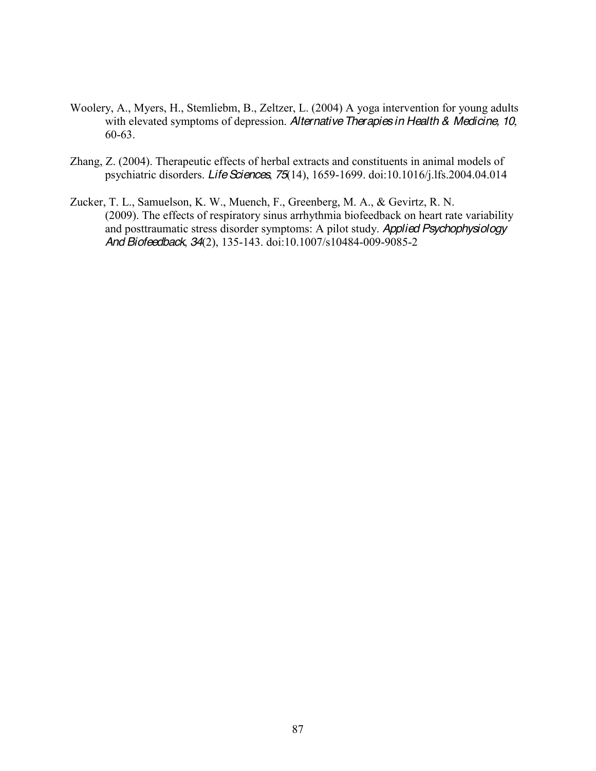Woolery, A., Myers, H., Stemliebm, B., Zeltzer, L. (2004) A yoga intervention for young adults with elevated symptoms of depression. *Alternative Therapies in Health & Medicine, 10*, 60-63.

Zhang, Z. (2004). Therapeutic effects of herbal extracts and constituents in animal models of psychiatric disorders. *Life Sciences*, *75*(14), 1659-1699. doi:10.1016/j.lfs.2004.04.014

Zucker, T. L., Samuelson, K. W., Muench, F., Greenberg, M. A., & Gevirtz, R. N. (2009). The effects of respiratory sinus arrhythmia biofeedback on heart rate variability and posttraumatic stress disorder symptoms: A pilot study. *Applied Psychophysiology And Biofeedback*, *34*(2), 135-143. doi:10.1007/s10484-009-9085-2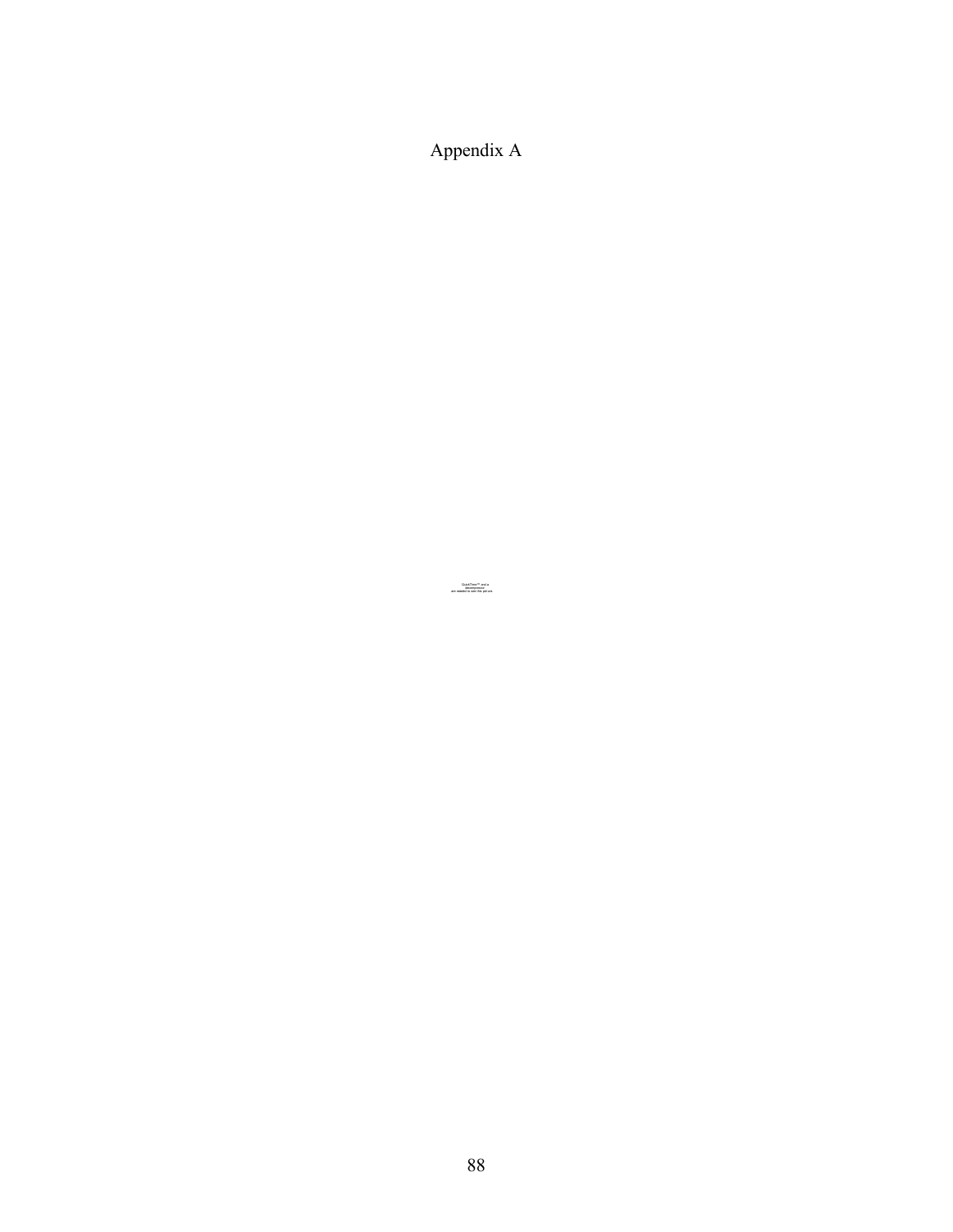# Appendix A

QuickTime™ and a
decompressor
are needed to see this picture.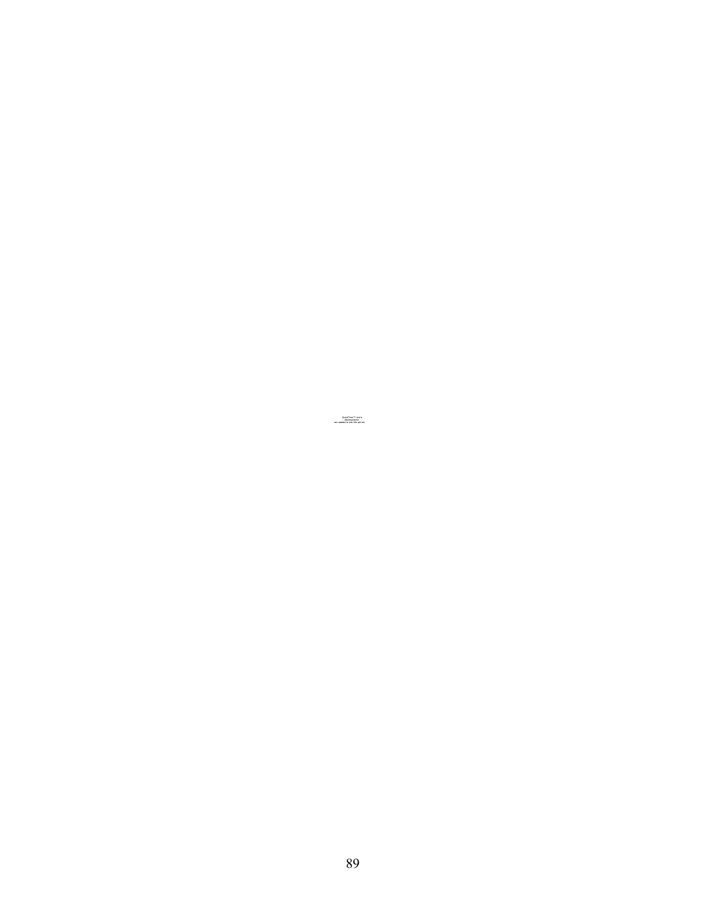QuickTime™ and a
decompressor
are needed to see this picture.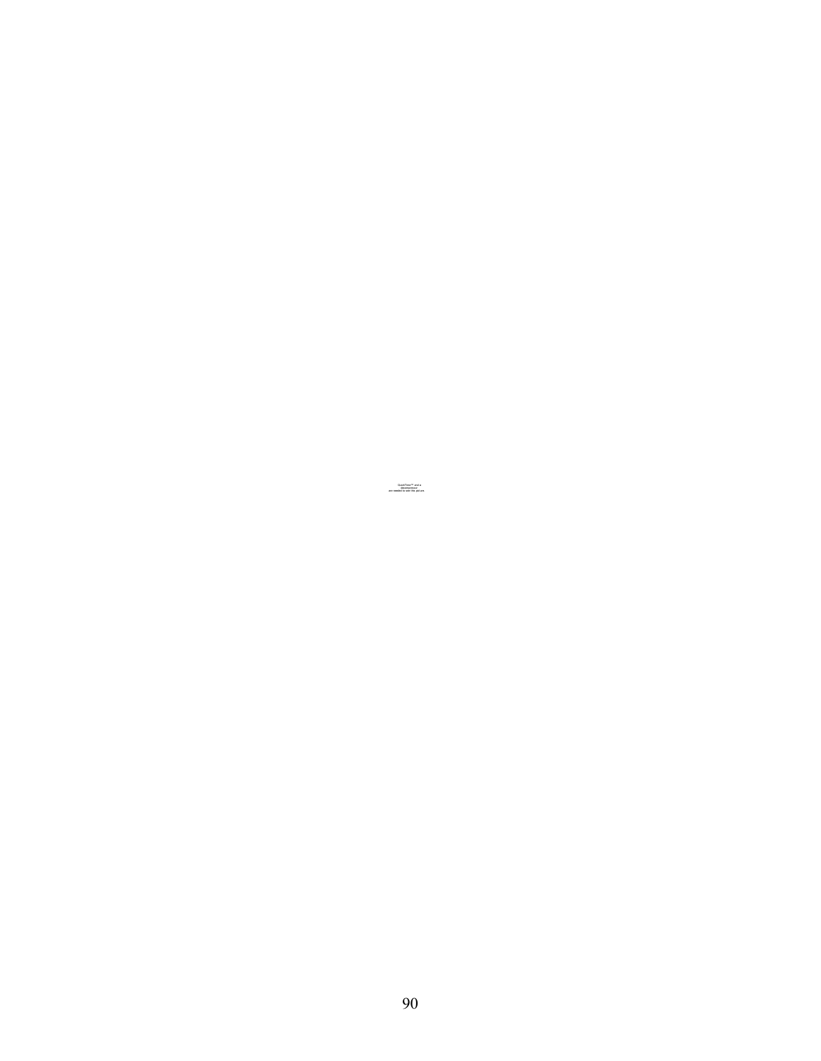QuickTime™ and a
decompressor
are needed to see this picture.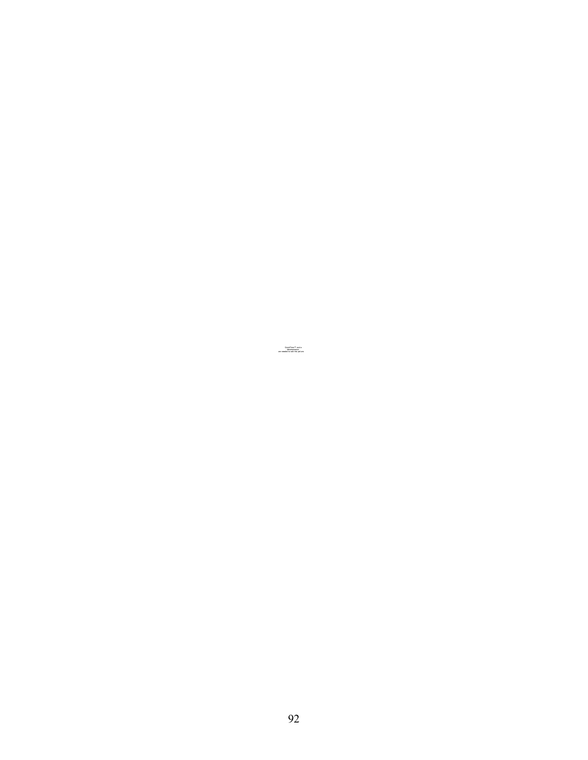QuickTime™ and a
decompressor
are needed to see this picture.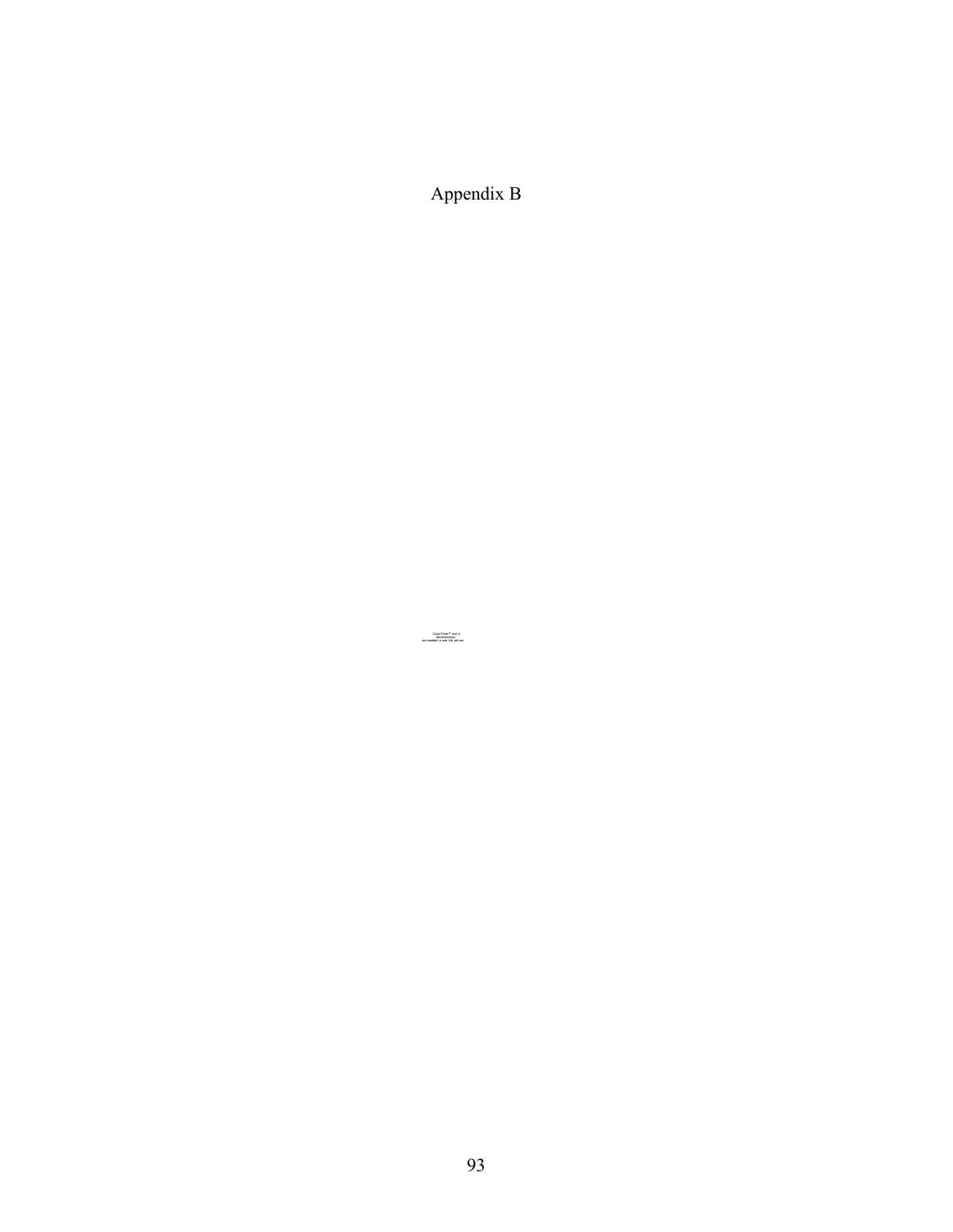# Appendix B

QuickTime™ and a decompressor are needed to see this picture.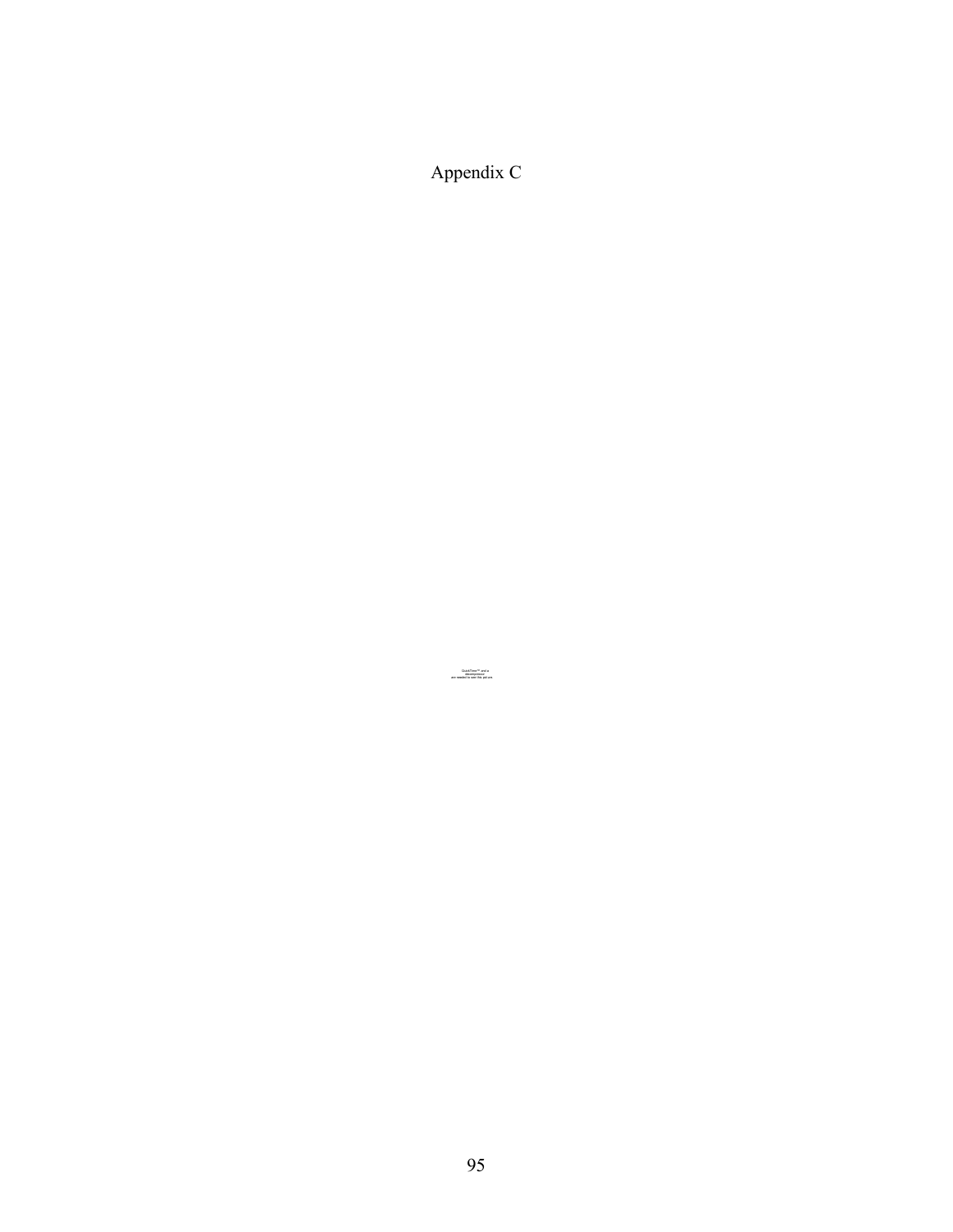# Appendix C

QuickTime™ and a
decompressor
are needed to see this picture.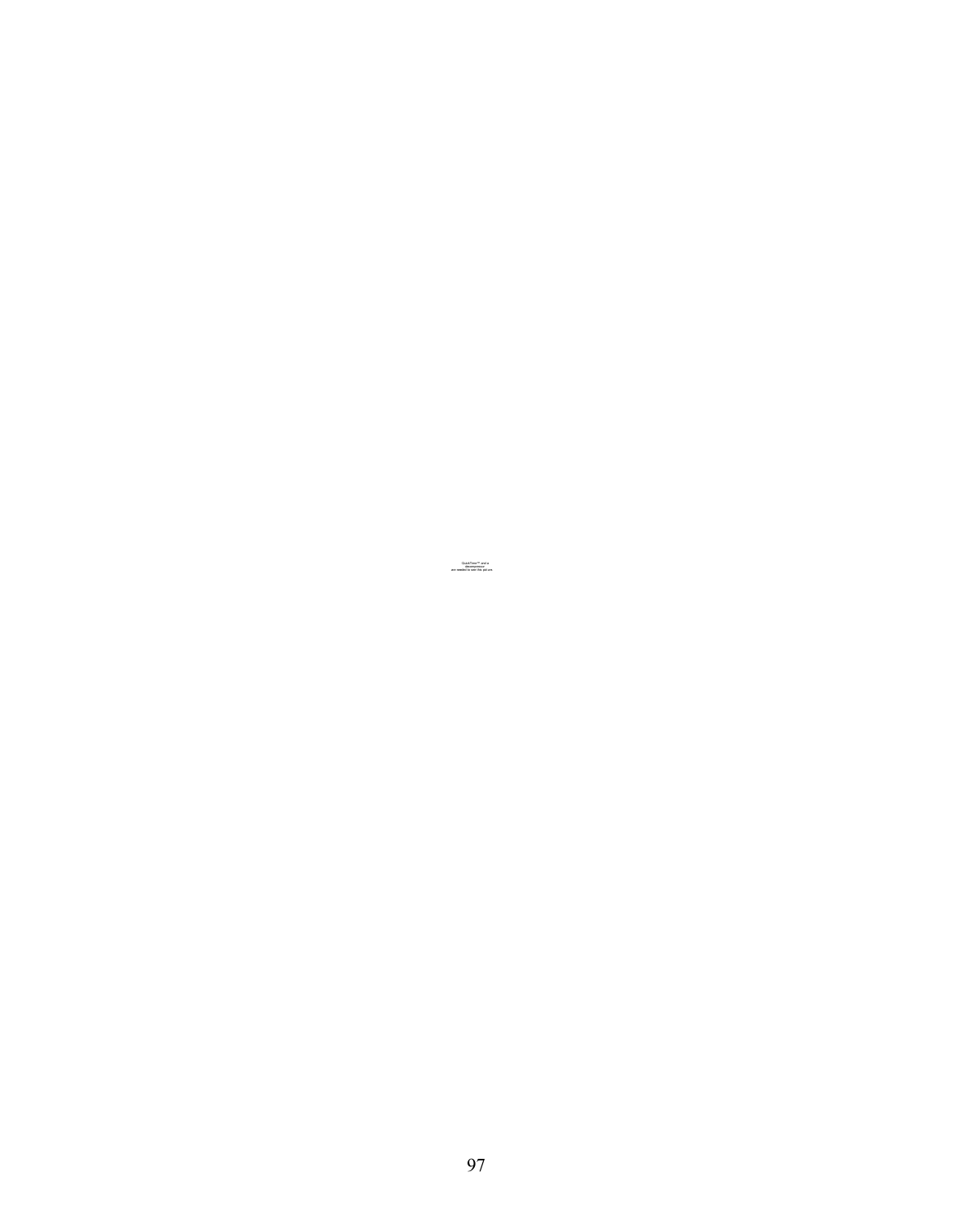QuickTime™ and a
decompressor
are needed to see this picture.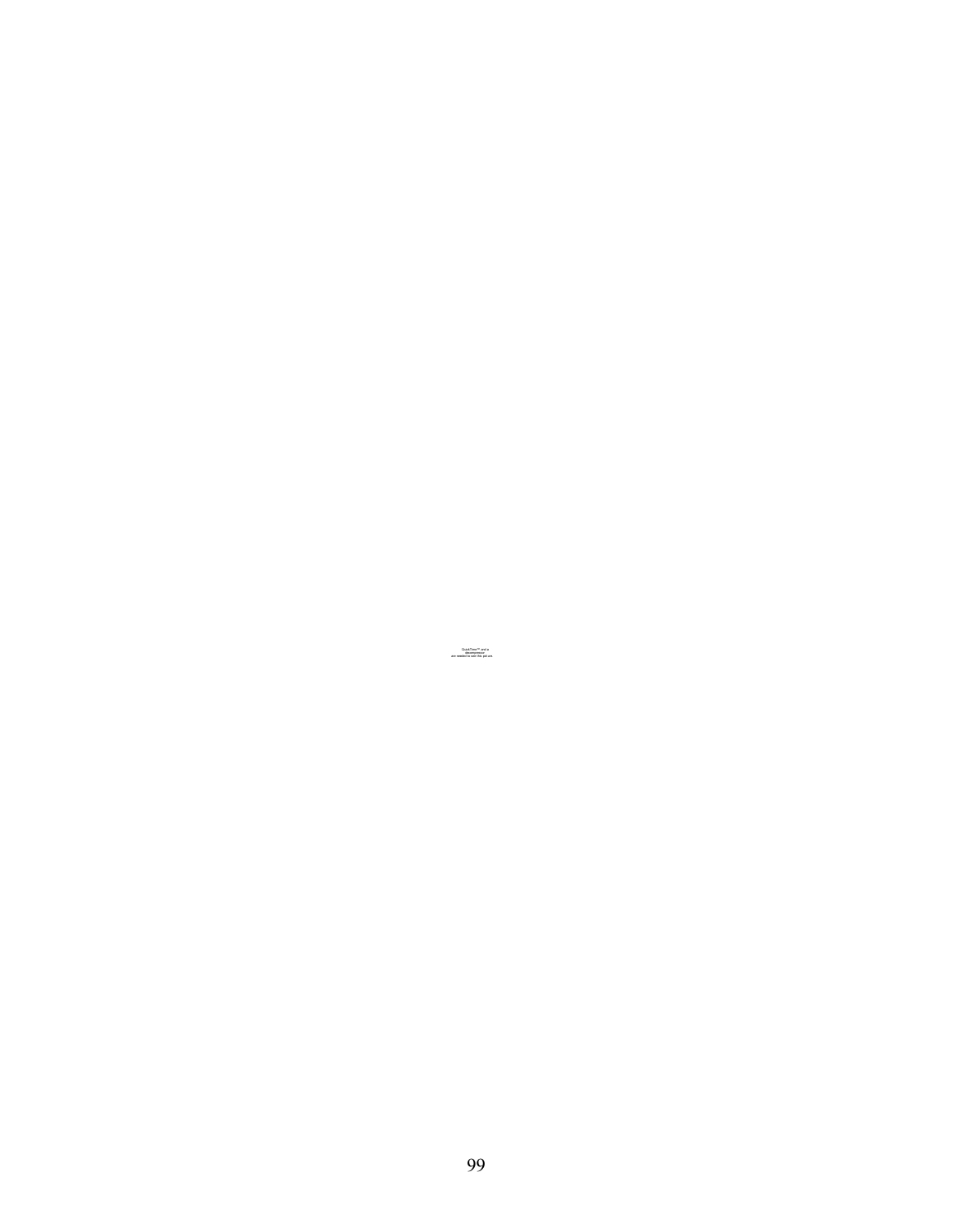QuickTime™ and a
decompressor
are needed to see this picture.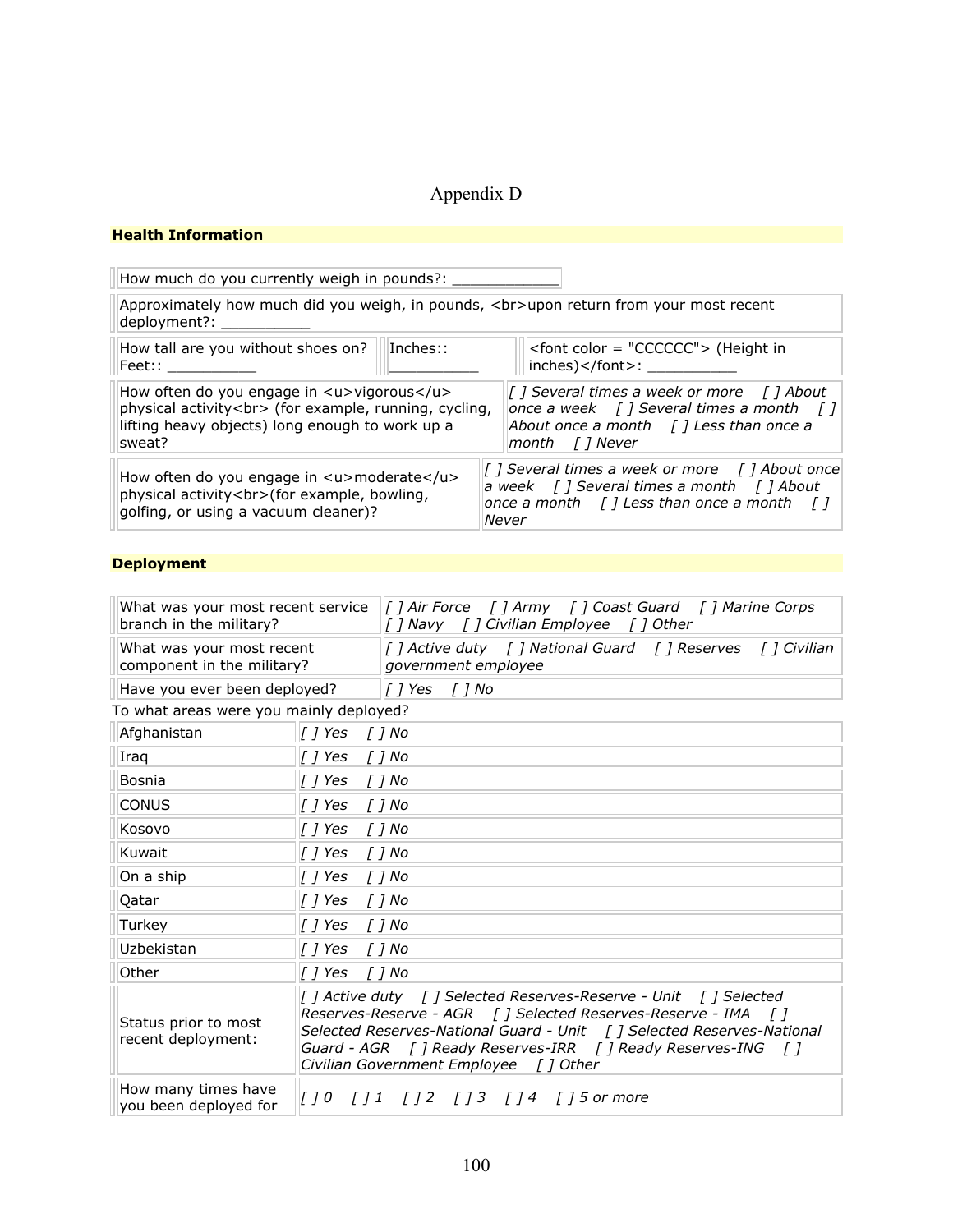Appendix D

**Health Information**

| How much do you currently weigh in pounds?: ____________ |
|---|

| Approximately how much did you weigh, in pounds, <br>upon return from your most recent deployment?: __________ |
|---|

| How tall are you without shoes on? Feet:: __________ | Inches:: __________ | <font color = "CCCCCC"> (Height in inches)</font>: __________ |
|---|---|---|

| How often do you engage in <u>vigorous</u> physical activity<br> (for example, running, cycling, lifting heavy objects) long enough to work up a sweat? | *[ ] Several times a week or more [ ] About once a week [ ] Several times a month [ ] About once a month [ ] Less than once a month [ ] Never* |
|---|---|

| How often do you engage in <u>moderate</u> physical activity<br>(for example, bowling, golfing, or using a vacuum cleaner)? | *[ ] Several times a week or more [ ] About once a week [ ] Several times a month [ ] About once a month [ ] Less than once a month [ ] Never* |
|---|---|

**Deployment**

| What was your most recent service branch in the military? | *[ ] Air Force [ ] Army [ ] Coast Guard [ ] Marine Corps [ ] Navy [ ] Civilian Employee [ ] Other* |
|---|---|
| What was your most recent component in the military? | *[ ] Active duty [ ] National Guard [ ] Reserves [ ] Civilian government employee* |
| Have you ever been deployed? | *[ ] Yes [ ] No* |

To what areas were you mainly deployed?

| Afghanistan | *[ ] Yes [ ] No* |
|---|---|
| Iraq | *[ ] Yes [ ] No* |
| Bosnia | *[ ] Yes [ ] No* |
| CONUS | *[ ] Yes [ ] No* |
| Kosovo | *[ ] Yes [ ] No* |
| Kuwait | *[ ] Yes [ ] No* |
| On a ship | *[ ] Yes [ ] No* |
| Qatar | *[ ] Yes [ ] No* |
| Turkey | *[ ] Yes [ ] No* |
| Uzbekistan | *[ ] Yes [ ] No* |
| Other | *[ ] Yes [ ] No* |
| Status prior to most recent deployment: | *[ ] Active duty [ ] Selected Reserves-Reserve - Unit [ ] Selected Reserves-Reserve - AGR [ ] Selected Reserves-Reserve - IMA [ ] Selected Reserves-National Guard - Unit [ ] Selected Reserves-National Guard - AGR [ ] Ready Reserves-IRR [ ] Ready Reserves-ING [ ] Civilian Government Employee [ ] Other* |
| How many times have you been deployed for | *[ ] 0 [ ] 1 [ ] 2 [ ] 3 [ ] 4 [ ] 5 or more* |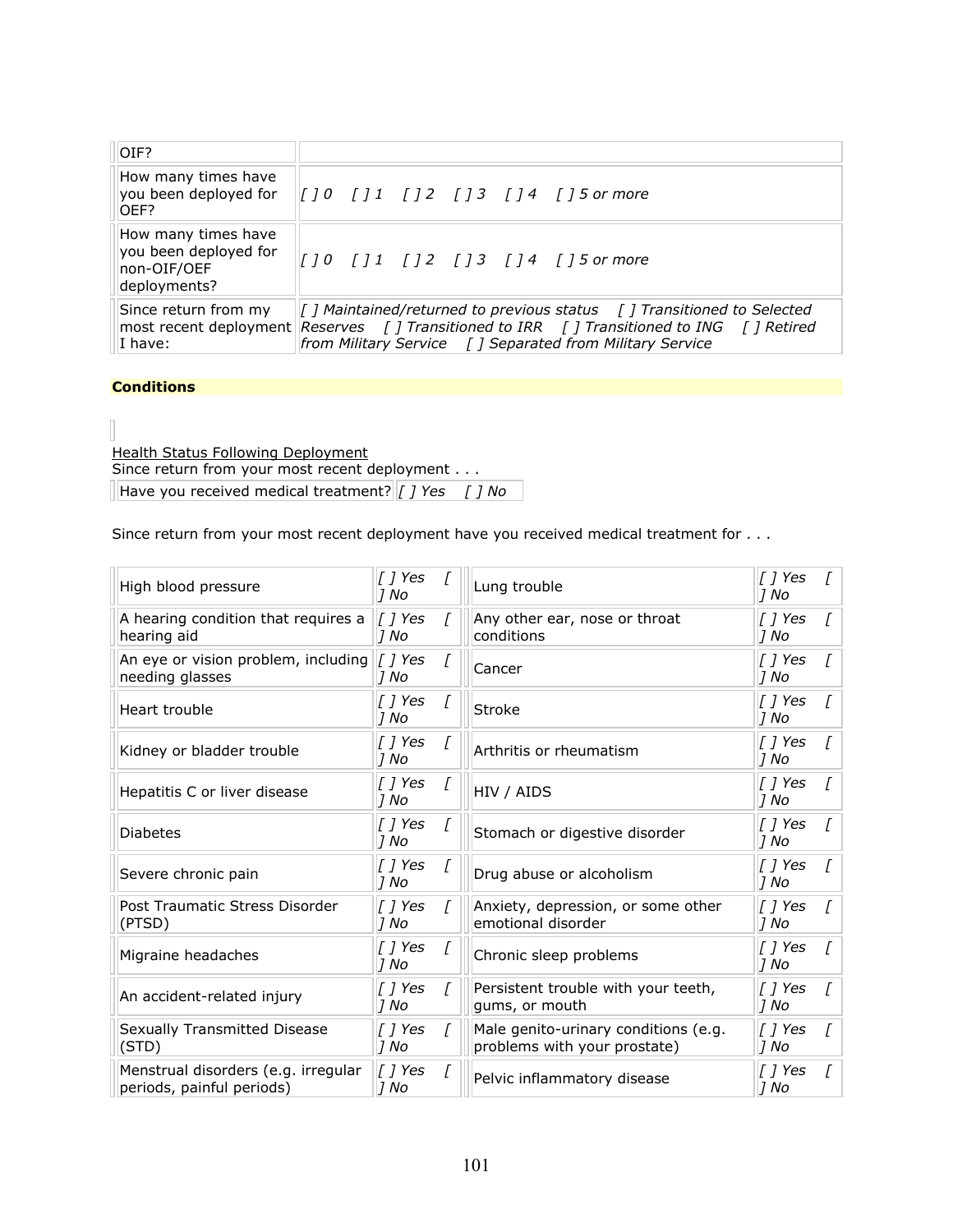| OIF? | |
|---|---|
| How many times have you been deployed for OEF? | *[ ] 0 [ ] 1 [ ] 2 [ ] 3 [ ] 4 [ ] 5 or more* |
| How many times have you been deployed for non-OIF/OEF deployments? | *[ ] 0 [ ] 1 [ ] 2 [ ] 3 [ ] 4 [ ] 5 or more* |
| Since return from my most recent deployment I have: | *[ ] Maintained/returned to previous status [ ] Transitioned to Selected Reserves [ ] Transitioned to IRR [ ] Transitioned to ING [ ] Retired from Military Service [ ] Separated from Military Service* |

**Conditions**

Health Status Following Deployment

Since return from your most recent deployment . . .

| Have you received medical treatment? | *[ ] Yes [ ] No* |
|---|---|

Since return from your most recent deployment have you received medical treatment for . . .

| Condition | Response | Condition | Response |
|---|---|---|---|
| High blood pressure | *[ ] Yes [ ] No* | Lung trouble | *[ ] Yes [ ] No* |
| A hearing condition that requires a hearing aid | *[ ] Yes [ ] No* | Any other ear, nose or throat conditions | *[ ] Yes [ ] No* |
| An eye or vision problem, including needing glasses | *[ ] Yes [ ] No* | Cancer | *[ ] Yes [ ] No* |
| Heart trouble | *[ ] Yes [ ] No* | Stroke | *[ ] Yes [ ] No* |
| Kidney or bladder trouble | *[ ] Yes [ ] No* | Arthritis or rheumatism | *[ ] Yes [ ] No* |
| Hepatitis C or liver disease | *[ ] Yes [ ] No* | HIV / AIDS | *[ ] Yes [ ] No* |
| Diabetes | *[ ] Yes [ ] No* | Stomach or digestive disorder | *[ ] Yes [ ] No* |
| Severe chronic pain | *[ ] Yes [ ] No* | Drug abuse or alcoholism | *[ ] Yes [ ] No* |
| Post Traumatic Stress Disorder (PTSD) | *[ ] Yes [ ] No* | Anxiety, depression, or some other emotional disorder | *[ ] Yes [ ] No* |
| Migraine headaches | *[ ] Yes [ ] No* | Chronic sleep problems | *[ ] Yes [ ] No* |
| An accident-related injury | *[ ] Yes [ ] No* | Persistent trouble with your teeth, gums, or mouth | *[ ] Yes [ ] No* |
| Sexually Transmitted Disease (STD) | *[ ] Yes [ ] No* | Male genito-urinary conditions (e.g. problems with your prostate) | *[ ] Yes [ ] No* |
| Menstrual disorders (e.g. irregular periods, painful periods) | *[ ] Yes [ ] No* | Pelvic inflammatory disease | *[ ] Yes [ ] No* |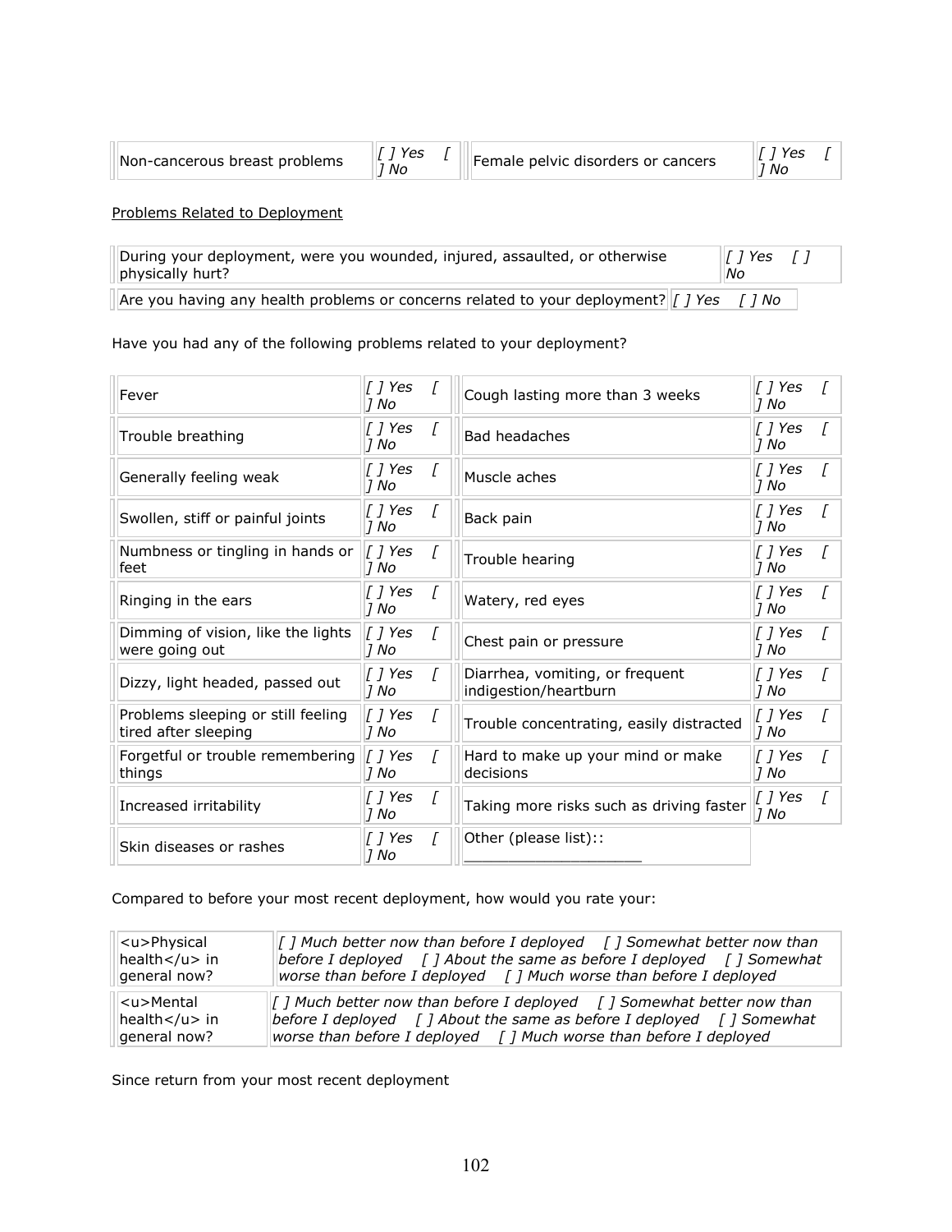| Non-cancerous breast problems | [ ] Yes [ ] No | Female pelvic disorders or cancers | [ ] Yes [ ] No |
|---|---|---|---|

Problems Related to Deployment

| During your deployment, were you wounded, injured, assaulted, or otherwise physically hurt? | [ ] Yes [ ] No |
|---|---|
| Are you having any health problems or concerns related to your deployment? | [ ] Yes [ ] No |

Have you had any of the following problems related to your deployment?

| Fever | [ ] Yes [ ] No | Cough lasting more than 3 weeks | [ ] Yes [ ] No |
|---|---|---|---|
| Trouble breathing | [ ] Yes [ ] No | Bad headaches | [ ] Yes [ ] No |
| Generally feeling weak | [ ] Yes [ ] No | Muscle aches | [ ] Yes [ ] No |
| Swollen, stiff or painful joints | [ ] Yes [ ] No | Back pain | [ ] Yes [ ] No |
| Numbness or tingling in hands or feet | [ ] Yes [ ] No | Trouble hearing | [ ] Yes [ ] No |
| Ringing in the ears | [ ] Yes [ ] No | Watery, red eyes | [ ] Yes [ ] No |
| Dimming of vision, like the lights were going out | [ ] Yes [ ] No | Chest pain or pressure | [ ] Yes [ ] No |
| Dizzy, light headed, passed out | [ ] Yes [ ] No | Diarrhea, vomiting, or frequent indigestion/heartburn | [ ] Yes [ ] No |
| Problems sleeping or still feeling tired after sleeping | [ ] Yes [ ] No | Trouble concentrating, easily distracted | [ ] Yes [ ] No |
| Forgetful or trouble remembering things | [ ] Yes [ ] No | Hard to make up your mind or make decisions | [ ] Yes [ ] No |
| Increased irritability | [ ] Yes [ ] No | Taking more risks such as driving faster | [ ] Yes [ ] No |
| Skin diseases or rashes | [ ] Yes [ ] No | Other (please list):: ____________________ | |

Compared to before your most recent deployment, how would you rate your:

| <u>Physical health</u> in general now? | [ ] Much better now than before I deployed [ ] Somewhat better now than before I deployed [ ] About the same as before I deployed [ ] Somewhat worse than before I deployed [ ] Much worse than before I deployed |
|---|---|
| <u>Mental health</u> in general now? | [ ] Much better now than before I deployed [ ] Somewhat better now than before I deployed [ ] About the same as before I deployed [ ] Somewhat worse than before I deployed [ ] Much worse than before I deployed |

Since return from your most recent deployment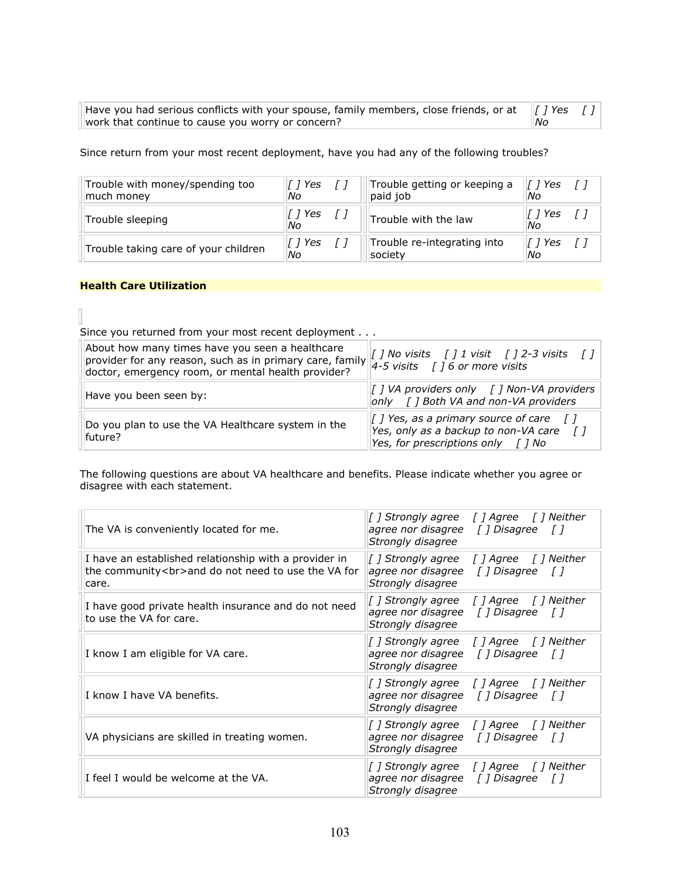| Have you had serious conflicts with your spouse, family members, close friends, or at work that continue to cause you worry or concern? | *[ ] Yes [ ] No* |
|---|---|

Since return from your most recent deployment, have you had any of the following troubles?

| Trouble with money/spending too much money | *[ ] Yes [ ] No* | Trouble getting or keeping a paid job | *[ ] Yes [ ] No* |
|---|---|---|---|
| Trouble sleeping | *[ ] Yes [ ] No* | Trouble with the law | *[ ] Yes [ ] No* |
| Trouble taking care of your children | *[ ] Yes [ ] No* | Trouble re-integrating into society | *[ ] Yes [ ] No* |

**Health Care Utilization**

Since you returned from your most recent deployment . . .

| About how many times have you seen a healthcare provider for any reason, such as in primary care, family doctor, emergency room, or mental health provider? | *[ ] No visits [ ] 1 visit [ ] 2-3 visits [ ] 4-5 visits [ ] 6 or more visits* |
|---|---|
| Have you been seen by: | *[ ] VA providers only [ ] Non-VA providers only [ ] Both VA and non-VA providers* |
| Do you plan to use the VA Healthcare system in the future? | *[ ] Yes, as a primary source of care [ ] Yes, only as a backup to non-VA care [ ] Yes, for prescriptions only [ ] No* |

The following questions are about VA healthcare and benefits. Please indicate whether you agree or disagree with each statement.

| The VA is conveniently located for me. | *[ ] Strongly agree [ ] Agree [ ] Neither agree nor disagree [ ] Disagree [ ] Strongly disagree* |
|---|---|
| I have an established relationship with a provider in the community<br>and do not need to use the VA for care. | *[ ] Strongly agree [ ] Agree [ ] Neither agree nor disagree [ ] Disagree [ ] Strongly disagree* |
| I have good private health insurance and do not need to use the VA for care. | *[ ] Strongly agree [ ] Agree [ ] Neither agree nor disagree [ ] Disagree [ ] Strongly disagree* |
| I know I am eligible for VA care. | *[ ] Strongly agree [ ] Agree [ ] Neither agree nor disagree [ ] Disagree [ ] Strongly disagree* |
| I know I have VA benefits. | *[ ] Strongly agree [ ] Agree [ ] Neither agree nor disagree [ ] Disagree [ ] Strongly disagree* |
| VA physicians are skilled in treating women. | *[ ] Strongly agree [ ] Agree [ ] Neither agree nor disagree [ ] Disagree [ ] Strongly disagree* |
| I feel I would be welcome at the VA. | *[ ] Strongly agree [ ] Agree [ ] Neither agree nor disagree [ ] Disagree [ ] Strongly disagree* |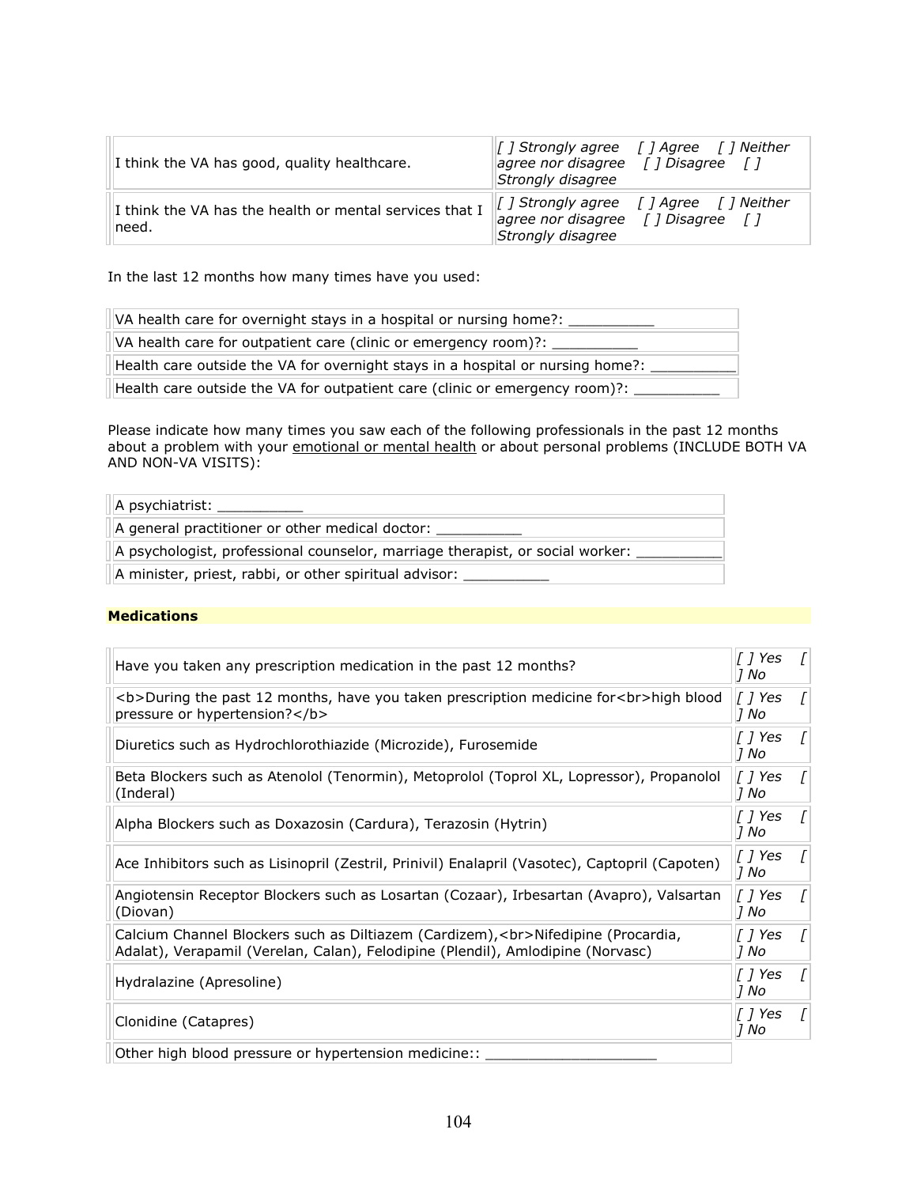| | |
|---|---|
| I think the VA has good, quality healthcare. | *[ ] Strongly agree [ ] Agree [ ] Neither agree nor disagree [ ] Disagree [ ] Strongly disagree* |
| I think the VA has the health or mental services that I need. | *[ ] Strongly agree [ ] Agree [ ] Neither agree nor disagree [ ] Disagree [ ] Strongly disagree* |

In the last 12 months how many times have you used:

| |
|---|
| VA health care for overnight stays in a hospital or nursing home?: __________ |
| VA health care for outpatient care (clinic or emergency room)?: __________ |
| Health care outside the VA for overnight stays in a hospital or nursing home?: __________ |
| Health care outside the VA for outpatient care (clinic or emergency room)?: __________ |

Please indicate how many times you saw each of the following professionals in the past 12 months about a problem with your emotional or mental health or about personal problems (INCLUDE BOTH VA AND NON-VA VISITS):

| |
|---|
| A psychiatrist: __________ |
| A general practitioner or other medical doctor: __________ |
| A psychologist, professional counselor, marriage therapist, or social worker: __________ |
| A minister, priest, rabbi, or other spiritual advisor: __________ |

**Medications**

| | |
|---|---|
| Have you taken any prescription medication in the past 12 months? | *[ ] Yes [ ] No* |
| <b>During the past 12 months, have you taken prescription medicine for<br>high blood pressure or hypertension?</b> | *[ ] Yes [ ] No* |
| Diuretics such as Hydrochlorothiazide (Microzide), Furosemide | *[ ] Yes [ ] No* |
| Beta Blockers such as Atenolol (Tenormin), Metoprolol (Toprol XL, Lopressor), Propanolol (Inderal) | *[ ] Yes [ ] No* |
| Alpha Blockers such as Doxazosin (Cardura), Terazosin (Hytrin) | *[ ] Yes [ ] No* |
| Ace Inhibitors such as Lisinopril (Zestril, Prinivil) Enalapril (Vasotec), Captopril (Capoten) | *[ ] Yes [ ] No* |
| Angiotensin Receptor Blockers such as Losartan (Cozaar), Irbesartan (Avapro), Valsartan (Diovan) | *[ ] Yes [ ] No* |
| Calcium Channel Blockers such as Diltiazem (Cardizem),<br>Nifedipine (Procardia, Adalat), Verapamil (Verelan, Calan), Felodipine (Plendil), Amlodipine (Norvasc) | *[ ] Yes [ ] No* |
| Hydralazine (Apresoline) | *[ ] Yes [ ] No* |
| Clonidine (Catapres) | *[ ] Yes [ ] No* |
| Other high blood pressure or hypertension medicine:: ____________________ | |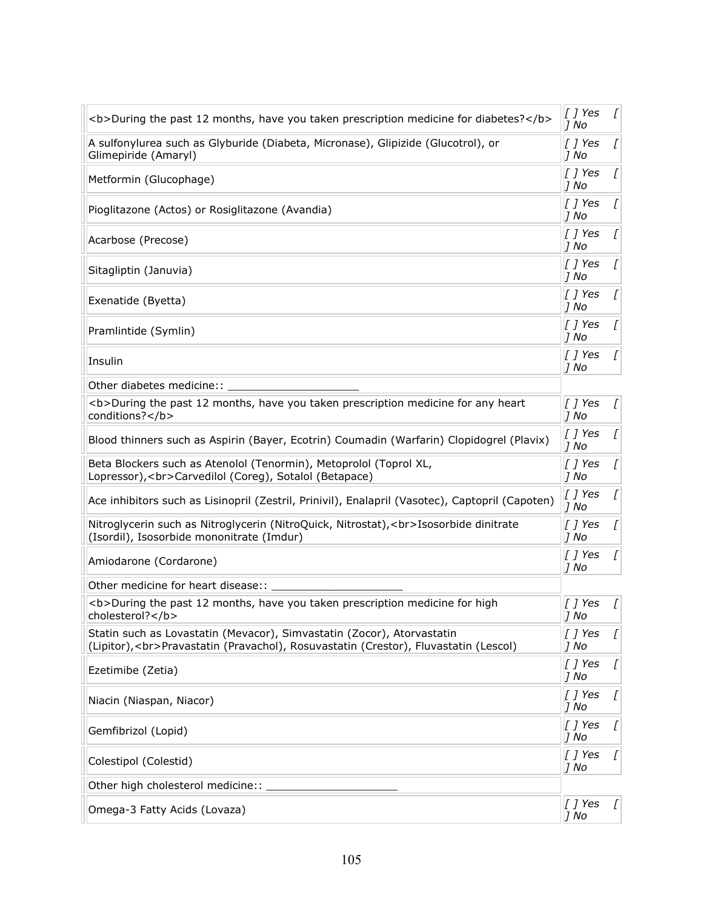| | |
|---|---|
| <b>During the past 12 months, have you taken prescription medicine for diabetes?</b> | [ ] Yes [ ] No |
| A sulfonylurea such as Glyburide (Diabeta, Micronase), Glipizide (Glucotrol), or Glimepiride (Amaryl) | [ ] Yes [ ] No |
| Metformin (Glucophage) | [ ] Yes [ ] No |
| Pioglitazone (Actos) or Rosiglitazone (Avandia) | [ ] Yes [ ] No |
| Acarbose (Precose) | [ ] Yes [ ] No |
| Sitagliptin (Januvia) | [ ] Yes [ ] No |
| Exenatide (Byetta) | [ ] Yes [ ] No |
| Pramlintide (Symlin) | [ ] Yes [ ] No |
| Insulin | [ ] Yes [ ] No |
| Other diabetes medicine:: ____________________ | |
| <b>During the past 12 months, have you taken prescription medicine for any heart conditions?</b> | [ ] Yes [ ] No |
| Blood thinners such as Aspirin (Bayer, Ecotrin) Coumadin (Warfarin) Clopidogrel (Plavix) | [ ] Yes [ ] No |
| Beta Blockers such as Atenolol (Tenormin), Metoprolol (Toprol XL, Lopressor),<br>Carvedilol (Coreg), Sotalol (Betapace) | [ ] Yes [ ] No |
| Ace inhibitors such as Lisinopril (Zestril, Prinivil), Enalapril (Vasotec), Captopril (Capoten) | [ ] Yes [ ] No |
| Nitroglycerin such as Nitroglycerin (NitroQuick, Nitrostat),<br>Isosorbide dinitrate (Isordil), Isosorbide mononitrate (Imdur) | [ ] Yes [ ] No |
| Amiodarone (Cordarone) | [ ] Yes [ ] No |
| Other medicine for heart disease:: ____________________ | |
| <b>During the past 12 months, have you taken prescription medicine for high cholesterol?</b> | [ ] Yes [ ] No |
| Statin such as Lovastatin (Mevacor), Simvastatin (Zocor), Atorvastatin (Lipitor),<br>Pravastatin (Pravachol), Rosuvastatin (Crestor), Fluvastatin (Lescol) | [ ] Yes [ ] No |
| Ezetimibe (Zetia) | [ ] Yes [ ] No |
| Niacin (Niaspan, Niacor) | [ ] Yes [ ] No |
| Gemfibrizol (Lopid) | [ ] Yes [ ] No |
| Colestipol (Colestid) | [ ] Yes [ ] No |
| Other high cholesterol medicine:: ____________________ | |
| Omega-3 Fatty Acids (Lovaza) | [ ] Yes [ ] No |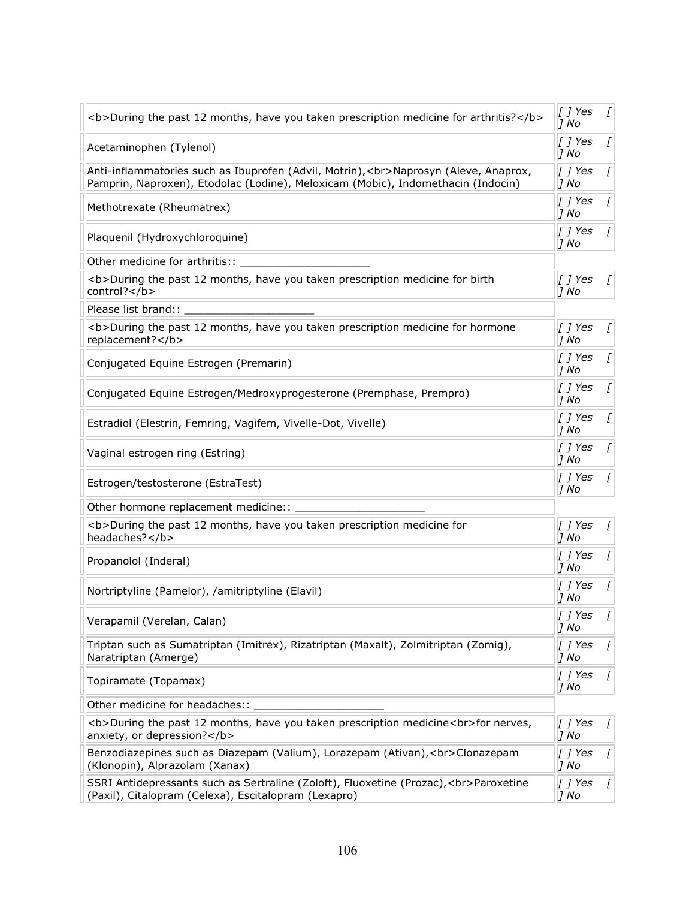| | |
|---|---|
| <b>During the past 12 months, have you taken prescription medicine for arthritis?</b> | *[ ] Yes [ ] No* |
| Acetaminophen (Tylenol) | *[ ] Yes [ ] No* |
| Anti-inflammatories such as Ibuprofen (Advil, Motrin),<br>Naprosyn (Aleve, Anaprox, Pamprin, Naproxen), Etodolac (Lodine), Meloxicam (Mobic), Indomethacin (Indocin) | *[ ] Yes [ ] No* |
| Methotrexate (Rheumatrex) | *[ ] Yes [ ] No* |
| Plaquenil (Hydroxychloroquine) | *[ ] Yes [ ] No* |
| Other medicine for arthritis:: ____________________ | |
| <b>During the past 12 months, have you taken prescription medicine for birth control?</b> | *[ ] Yes [ ] No* |
| Please list brand:: ____________________ | |
| <b>During the past 12 months, have you taken prescription medicine for hormone replacement?</b> | *[ ] Yes [ ] No* |
| Conjugated Equine Estrogen (Premarin) | *[ ] Yes [ ] No* |
| Conjugated Equine Estrogen/Medroxyprogesterone (Premphase, Prempro) | *[ ] Yes [ ] No* |
| Estradiol (Elestrin, Femring, Vagifem, Vivelle-Dot, Vivelle) | *[ ] Yes [ ] No* |
| Vaginal estrogen ring (Estring) | *[ ] Yes [ ] No* |
| Estrogen/testosterone (EstraTest) | *[ ] Yes [ ] No* |
| Other hormone replacement medicine:: ____________________ | |
| <b>During the past 12 months, have you taken prescription medicine for headaches?</b> | *[ ] Yes [ ] No* |
| Propanolol (Inderal) | *[ ] Yes [ ] No* |
| Nortriptyline (Pamelor), /amitriptyline (Elavil) | *[ ] Yes [ ] No* |
| Verapamil (Verelan, Calan) | *[ ] Yes [ ] No* |
| Triptan such as Sumatriptan (Imitrex), Rizatriptan (Maxalt), Zolmitriptan (Zomig), Naratriptan (Amerge) | *[ ] Yes [ ] No* |
| Topiramate (Topamax) | *[ ] Yes [ ] No* |
| Other medicine for headaches:: ____________________ | |
| <b>During the past 12 months, have you taken prescription medicine<br>for nerves, anxiety, or depression?</b> | *[ ] Yes [ ] No* |
| Benzodiazepines such as Diazepam (Valium), Lorazepam (Ativan),<br>Clonazepam (Klonopin), Alprazolam (Xanax) | *[ ] Yes [ ] No* |
| SSRI Antidepressants such as Sertraline (Zoloft), Fluoxetine (Prozac),<br>Paroxetine (Paxil), Citalopram (Celexa), Escitalopram (Lexapro) | *[ ] Yes [ ] No* |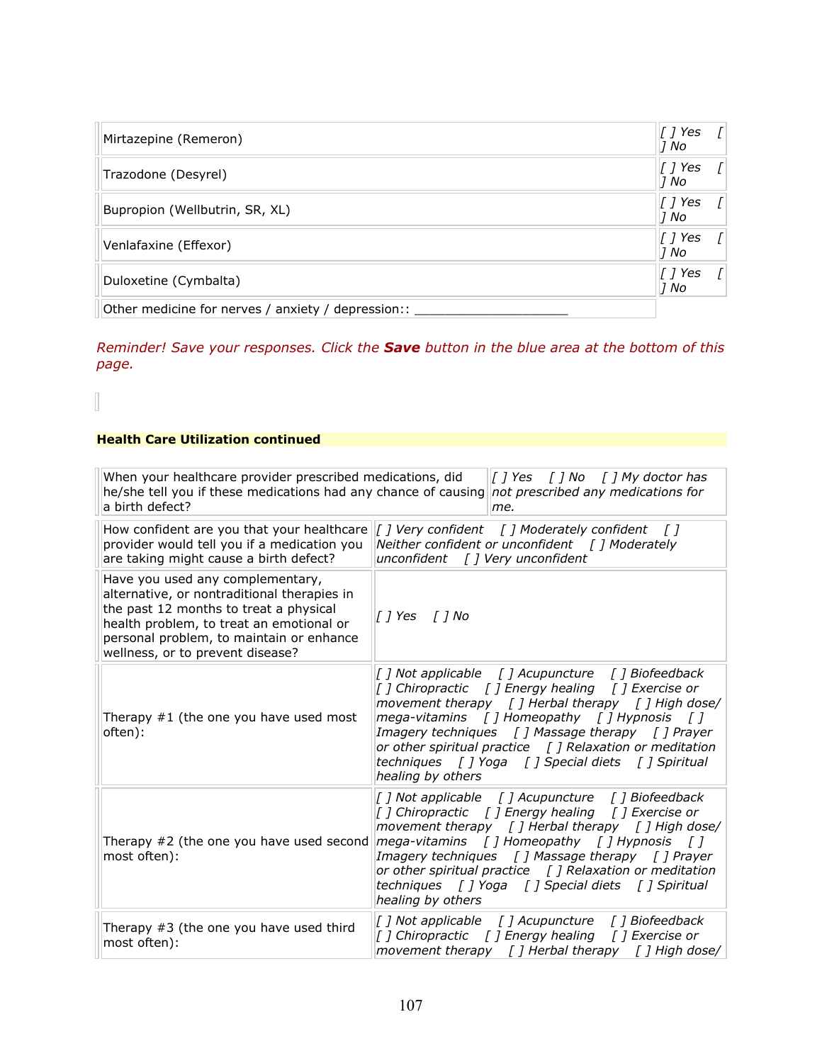| | |
|---|---|
| Mirtazepine (Remeron) | *[ ] Yes [ ] No* |
| Trazodone (Desyrel) | *[ ] Yes [ ] No* |
| Bupropion (Wellbutrin, SR, XL) | *[ ] Yes [ ] No* |
| Venlafaxine (Effexor) | *[ ] Yes [ ] No* |
| Duloxetine (Cymbalta) | *[ ] Yes [ ] No* |
| Other medicine for nerves / anxiety / depression:: ____________________ | |

*Reminder! Save your responses. Click the* ***Save*** *button in the blue area at the bottom of this page.*

**Health Care Utilization continued**

| | |
|---|---|
| When your healthcare provider prescribed medications, did he/she tell you if these medications had any chance of causing a birth defect? | *[ ] Yes [ ] No [ ] My doctor has not prescribed any medications for me.* |

| | |
|---|---|
| How confident are you that your healthcare provider would tell you if a medication you are taking might cause a birth defect? | *[ ] Very confident [ ] Moderately confident [ ] Neither confident or unconfident [ ] Moderately unconfident [ ] Very unconfident* |
| Have you used any complementary, alternative, or nontraditional therapies in the past 12 months to treat a physical health problem, to treat an emotional or personal problem, to maintain or enhance wellness, or to prevent disease? | *[ ] Yes [ ] No* |
| Therapy #1 (the one you have used most often): | *[ ] Not applicable [ ] Acupuncture [ ] Biofeedback [ ] Chiropractic [ ] Energy healing [ ] Exercise or movement therapy [ ] Herbal therapy [ ] High dose/ mega-vitamins [ ] Homeopathy [ ] Hypnosis [ ] Imagery techniques [ ] Massage therapy [ ] Prayer or other spiritual practice [ ] Relaxation or meditation techniques [ ] Yoga [ ] Special diets [ ] Spiritual healing by others* |
| Therapy #2 (the one you have used second most often): | *[ ] Not applicable [ ] Acupuncture [ ] Biofeedback [ ] Chiropractic [ ] Energy healing [ ] Exercise or movement therapy [ ] Herbal therapy [ ] High dose/ mega-vitamins [ ] Homeopathy [ ] Hypnosis [ ] Imagery techniques [ ] Massage therapy [ ] Prayer or other spiritual practice [ ] Relaxation or meditation techniques [ ] Yoga [ ] Special diets [ ] Spiritual healing by others* |
| Therapy #3 (the one you have used third most often): | *[ ] Not applicable [ ] Acupuncture [ ] Biofeedback [ ] Chiropractic [ ] Energy healing [ ] Exercise or movement therapy [ ] Herbal therapy [ ] High dose/* |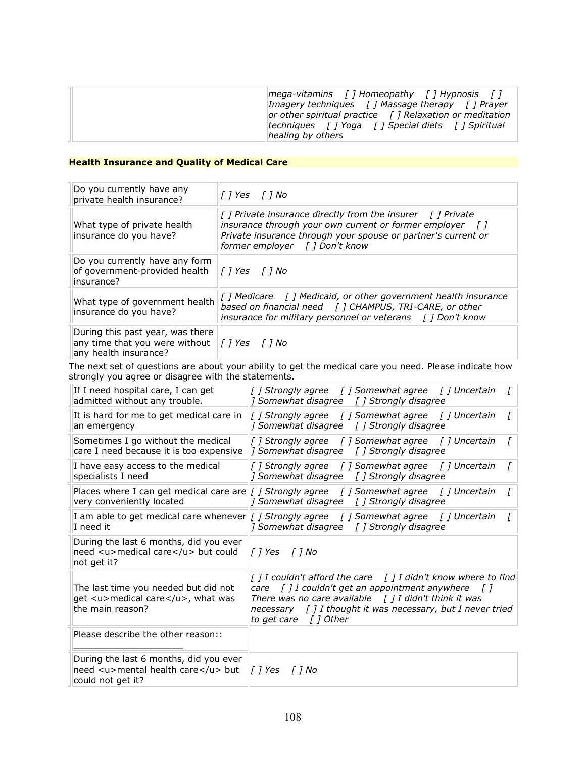| | |
|---|---|
| | *mega-vitamins [ ] Homeopathy [ ] Hypnosis [ ] Imagery techniques [ ] Massage therapy [ ] Prayer or other spiritual practice [ ] Relaxation or meditation techniques [ ] Yoga [ ] Special diets [ ] Spiritual healing by others* |

**Health Insurance and Quality of Medical Care**

| | |
|---|---|
| Do you currently have any private health insurance? | *[ ] Yes [ ] No* |
| What type of private health insurance do you have? | *[ ] Private insurance directly from the insurer [ ] Private insurance through your own current or former employer [ ] Private insurance through your spouse or partner's current or former employer [ ] Don't know* |
| Do you currently have any form of government-provided health insurance? | *[ ] Yes [ ] No* |
| What type of government health insurance do you have? | *[ ] Medicare [ ] Medicaid, or other government health insurance based on financial need [ ] CHAMPUS, TRI-CARE, or other insurance for military personnel or veterans [ ] Don't know* |
| During this past year, was there any time that you were without any health insurance? | *[ ] Yes [ ] No* |

The next set of questions are about your ability to get the medical care you need. Please indicate how strongly you agree or disagree with the statements.

| | |
|---|---|
| If I need hospital care, I can get admitted without any trouble. | *[ ] Strongly agree [ ] Somewhat agree [ ] Uncertain [ ] Somewhat disagree [ ] Strongly disagree* |
| It is hard for me to get medical care in an emergency | *[ ] Strongly agree [ ] Somewhat agree [ ] Uncertain [ ] Somewhat disagree [ ] Strongly disagree* |
| Sometimes I go without the medical care I need because it is too expensive | *[ ] Strongly agree [ ] Somewhat agree [ ] Uncertain [ ] Somewhat disagree [ ] Strongly disagree* |
| I have easy access to the medical specialists I need | *[ ] Strongly agree [ ] Somewhat agree [ ] Uncertain [ ] Somewhat disagree [ ] Strongly disagree* |
| Places where I can get medical care are very conveniently located | *[ ] Strongly agree [ ] Somewhat agree [ ] Uncertain [ ] Somewhat disagree [ ] Strongly disagree* |
| I am able to get medical care whenever I need it | *[ ] Strongly agree [ ] Somewhat agree [ ] Uncertain [ ] Somewhat disagree [ ] Strongly disagree* |
| During the last 6 months, did you ever need <u>medical care</u> but could not get it? | *[ ] Yes [ ] No* |
| The last time you needed but did not get <u>medical care</u>, what was the main reason? | *[ ] I couldn't afford the care [ ] I didn't know where to find care [ ] I couldn't get an appointment anywhere [ ] There was no care available [ ] I didn't think it was necessary [ ] I thought it was necessary, but I never tried to get care [ ] Other* |
| Please describe the other reason:: ____________________ | |
| During the last 6 months, did you ever need <u>mental health care</u> but could not get it? | *[ ] Yes [ ] No* |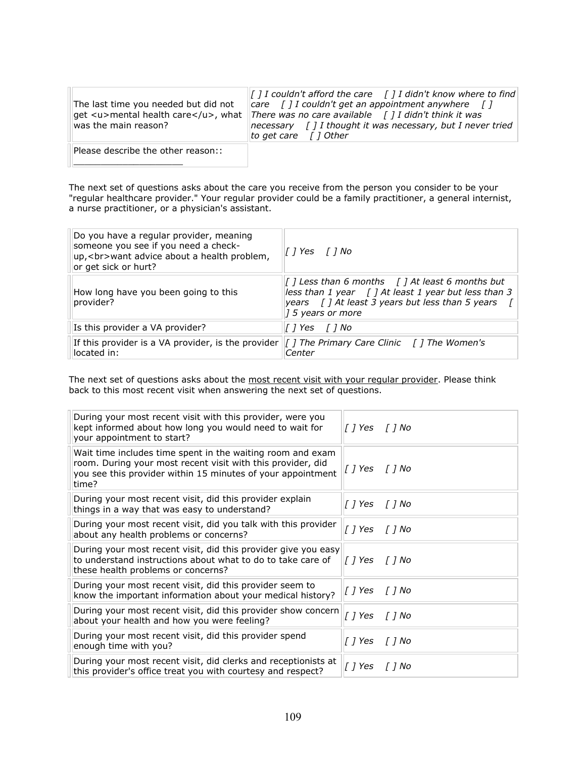| | |
|---|---|
| The last time you needed but did not get <u>mental health care</u>, what was the main reason? | *[ ] I couldn't afford the care [ ] I didn't know where to find care [ ] I couldn't get an appointment anywhere [ ] There was no care available [ ] I didn't think it was necessary [ ] I thought it was necessary, but I never tried to get care [ ] Other* |
| Please describe the other reason:: ____________________ | |

The next set of questions asks about the care you receive from the person you consider to be your "regular healthcare provider." Your regular provider could be a family practitioner, a general internist, a nurse practitioner, or a physician's assistant.

| | |
|---|---|
| Do you have a regular provider, meaning someone you see if you need a check-up,<br>want advice about a health problem, or get sick or hurt? | *[ ] Yes [ ] No* |
| How long have you been going to this provider? | *[ ] Less than 6 months [ ] At least 6 months but less than 1 year [ ] At least 1 year but less than 3 years [ ] At least 3 years but less than 5 years [ ] 5 years or more* |
| Is this provider a VA provider? | *[ ] Yes [ ] No* |
| If this provider is a VA provider, is the provider located in: | *[ ] The Primary Care Clinic [ ] The Women's Center* |

The next set of questions asks about the <u>most recent visit with your regular provider</u>. Please think back to this most recent visit when answering the next set of questions.

| | |
|---|---|
| During your most recent visit with this provider, were you kept informed about how long you would need to wait for your appointment to start? | *[ ] Yes [ ] No* |
| Wait time includes time spent in the waiting room and exam room. During your most recent visit with this provider, did you see this provider within 15 minutes of your appointment time? | *[ ] Yes [ ] No* |
| During your most recent visit, did this provider explain things in a way that was easy to understand? | *[ ] Yes [ ] No* |
| During your most recent visit, did you talk with this provider about any health problems or concerns? | *[ ] Yes [ ] No* |
| During your most recent visit, did this provider give you easy to understand instructions about what to do to take care of these health problems or concerns? | *[ ] Yes [ ] No* |
| During your most recent visit, did this provider seem to know the important information about your medical history? | *[ ] Yes [ ] No* |
| During your most recent visit, did this provider show concern about your health and how you were feeling? | *[ ] Yes [ ] No* |
| During your most recent visit, did this provider spend enough time with you? | *[ ] Yes [ ] No* |
| During your most recent visit, did clerks and receptionists at this provider's office treat you with courtesy and respect? | *[ ] Yes [ ] No* |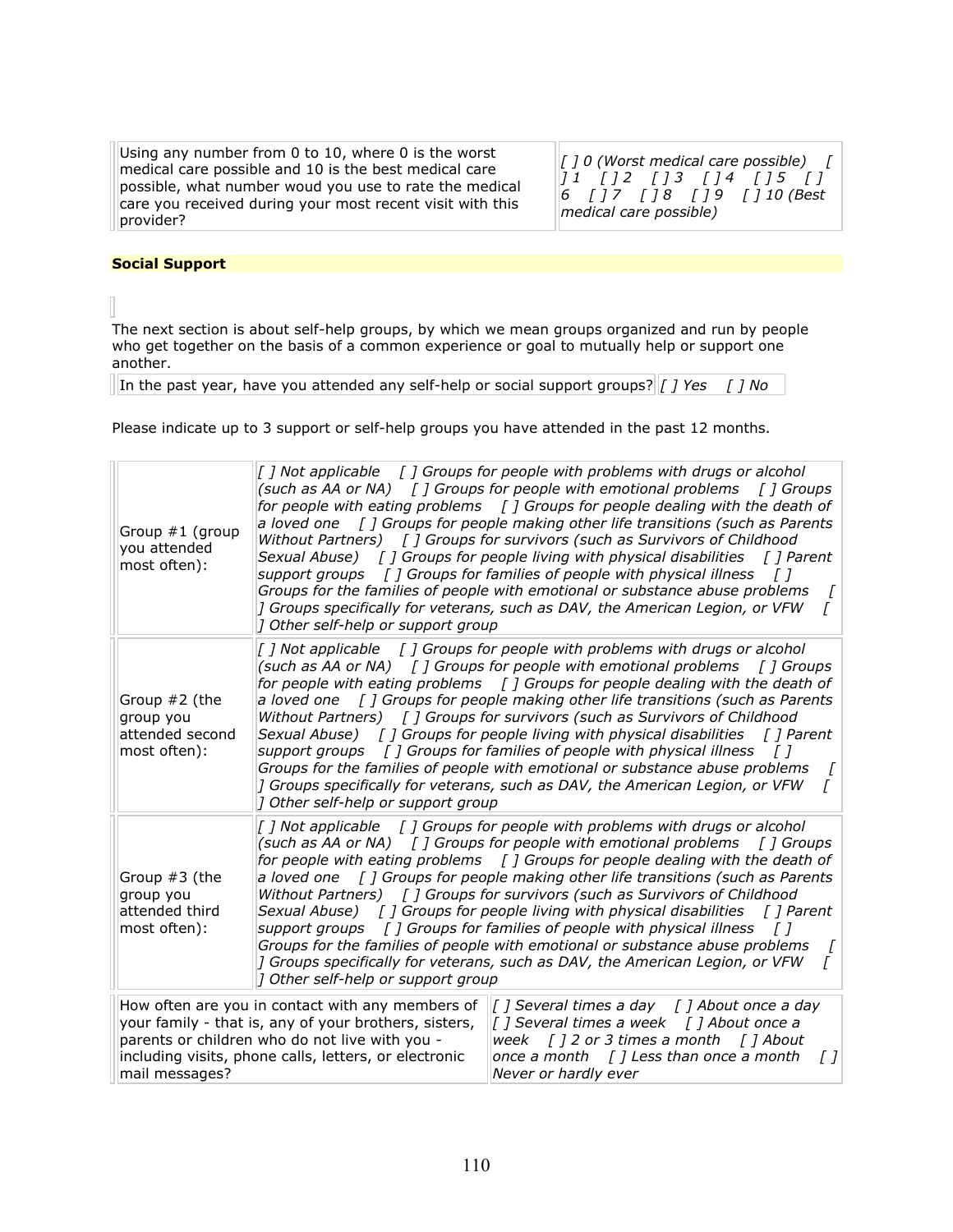| | |
|---|---|
| Using any number from 0 to 10, where 0 is the worst medical care possible and 10 is the best medical care possible, what number woud you use to rate the medical care you received during your most recent visit with this provider? | *[ ] 0 (Worst medical care possible) [ ] 1 [ ] 2 [ ] 3 [ ] 4 [ ] 5 [ ] 6 [ ] 7 [ ] 8 [ ] 9 [ ] 10 (Best medical care possible)* |

**Social Support**

The next section is about self-help groups, by which we mean groups organized and run by people who get together on the basis of a common experience or goal to mutually help or support one another.

| | |
|---|---|
| In the past year, have you attended any self-help or social support groups? | *[ ] Yes [ ] No* |

Please indicate up to 3 support or self-help groups you have attended in the past 12 months.

| | |
|---|---|
| Group #1 (group you attended most often): | *[ ] Not applicable [ ] Groups for people with problems with drugs or alcohol (such as AA or NA) [ ] Groups for people with emotional problems [ ] Groups for people with eating problems [ ] Groups for people dealing with the death of a loved one [ ] Groups for people making other life transitions (such as Parents Without Partners) [ ] Groups for survivors (such as Survivors of Childhood Sexual Abuse) [ ] Groups for people living with physical disabilities [ ] Parent support groups [ ] Groups for families of people with physical illness [ ] Groups for the families of people with emotional or substance abuse problems [ ] Groups specifically for veterans, such as DAV, the American Legion, or VFW [ ] Other self-help or support group* |
| Group #2 (the group you attended second most often): | *[ ] Not applicable [ ] Groups for people with problems with drugs or alcohol (such as AA or NA) [ ] Groups for people with emotional problems [ ] Groups for people with eating problems [ ] Groups for people dealing with the death of a loved one [ ] Groups for people making other life transitions (such as Parents Without Partners) [ ] Groups for survivors (such as Survivors of Childhood Sexual Abuse) [ ] Groups for people living with physical disabilities [ ] Parent support groups [ ] Groups for families of people with physical illness [ ] Groups for the families of people with emotional or substance abuse problems [ ] Groups specifically for veterans, such as DAV, the American Legion, or VFW [ ] Other self-help or support group* |
| Group #3 (the group you attended third most often): | *[ ] Not applicable [ ] Groups for people with problems with drugs or alcohol (such as AA or NA) [ ] Groups for people with emotional problems [ ] Groups for people with eating problems [ ] Groups for people dealing with the death of a loved one [ ] Groups for people making other life transitions (such as Parents Without Partners) [ ] Groups for survivors (such as Survivors of Childhood Sexual Abuse) [ ] Groups for people living with physical disabilities [ ] Parent support groups [ ] Groups for families of people with physical illness [ ] Groups for the families of people with emotional or substance abuse problems [ ] Groups specifically for veterans, such as DAV, the American Legion, or VFW [ ] Other self-help or support group* |

| | |
|---|---|
| How often are you in contact with any members of your family - that is, any of your brothers, sisters, parents or children who do not live with you - including visits, phone calls, letters, or electronic mail messages? | *[ ] Several times a day [ ] About once a day [ ] Several times a week [ ] About once a week [ ] 2 or 3 times a month [ ] About once a month [ ] Less than once a month [ ] Never or hardly ever* |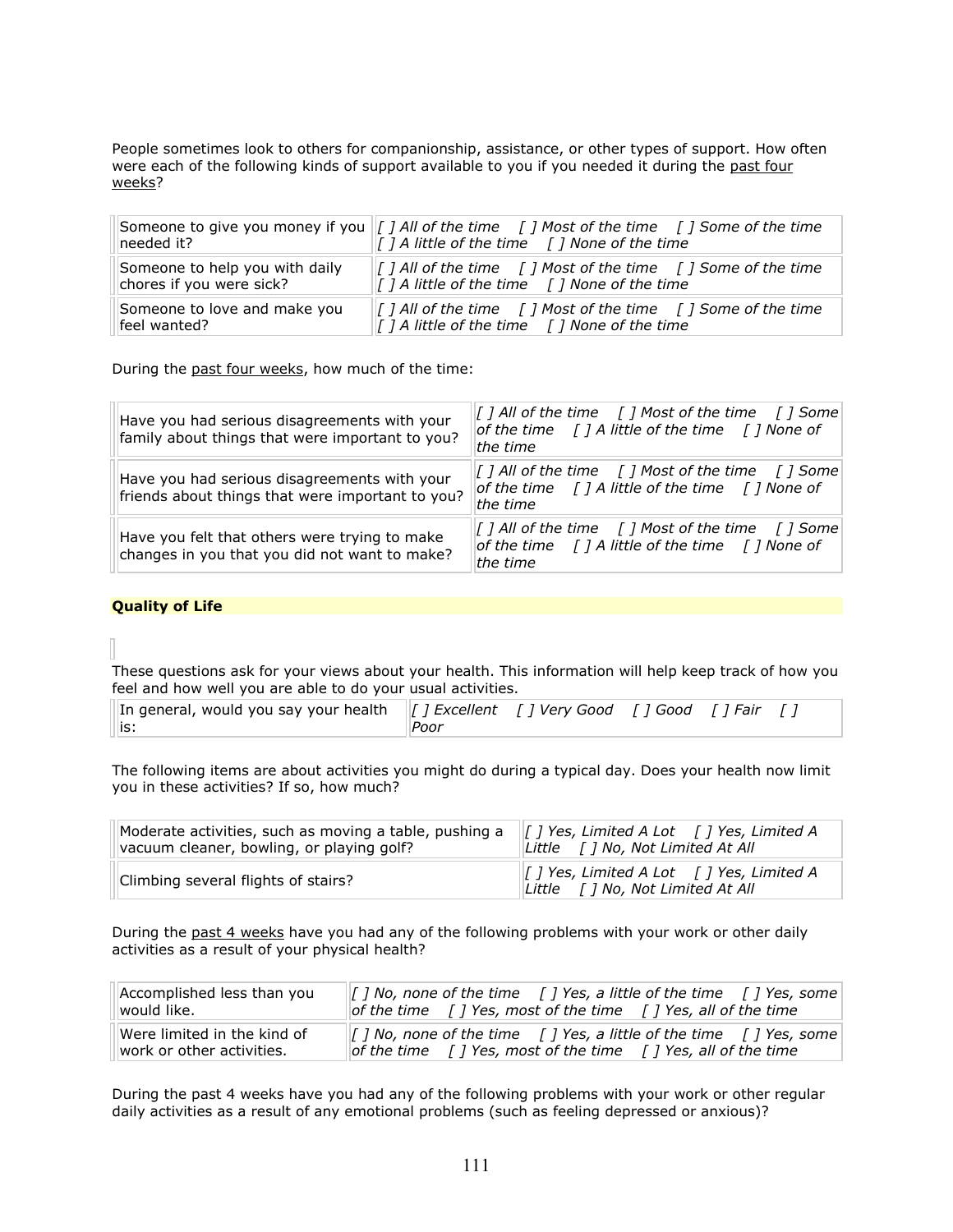People sometimes look to others for companionship, assistance, or other types of support. How often were each of the following kinds of support available to you if you needed it during the past four weeks?

| | |
|---|---|
| Someone to give you money if you needed it? | *[ ] All of the time [ ] Most of the time [ ] Some of the time [ ] A little of the time [ ] None of the time* |
| Someone to help you with daily chores if you were sick? | *[ ] All of the time [ ] Most of the time [ ] Some of the time [ ] A little of the time [ ] None of the time* |
| Someone to love and make you feel wanted? | *[ ] All of the time [ ] Most of the time [ ] Some of the time [ ] A little of the time [ ] None of the time* |

During the past four weeks, how much of the time:

| | |
|---|---|
| Have you had serious disagreements with your family about things that were important to you? | *[ ] All of the time [ ] Most of the time [ ] Some of the time [ ] A little of the time [ ] None of the time* |
| Have you had serious disagreements with your friends about things that were important to you? | *[ ] All of the time [ ] Most of the time [ ] Some of the time [ ] A little of the time [ ] None of the time* |
| Have you felt that others were trying to make changes in you that you did not want to make? | *[ ] All of the time [ ] Most of the time [ ] Some of the time [ ] A little of the time [ ] None of the time* |

**Quality of Life**

These questions ask for your views about your health. This information will help keep track of how you feel and how well you are able to do your usual activities.

| | |
|---|---|
| In general, would you say your health is: | *[ ] Excellent [ ] Very Good [ ] Good [ ] Fair [ ] Poor* |

The following items are about activities you might do during a typical day. Does your health now limit you in these activities? If so, how much?

| | |
|---|---|
| Moderate activities, such as moving a table, pushing a vacuum cleaner, bowling, or playing golf? | *[ ] Yes, Limited A Lot [ ] Yes, Limited A Little [ ] No, Not Limited At All* |
| Climbing several flights of stairs? | *[ ] Yes, Limited A Lot [ ] Yes, Limited A Little [ ] No, Not Limited At All* |

During the past 4 weeks have you had any of the following problems with your work or other daily activities as a result of your physical health?

| | |
|---|---|
| Accomplished less than you would like. | *[ ] No, none of the time [ ] Yes, a little of the time [ ] Yes, some of the time [ ] Yes, most of the time [ ] Yes, all of the time* |
| Were limited in the kind of work or other activities. | *[ ] No, none of the time [ ] Yes, a little of the time [ ] Yes, some of the time [ ] Yes, most of the time [ ] Yes, all of the time* |

During the past 4 weeks have you had any of the following problems with your work or other regular daily activities as a result of any emotional problems (such as feeling depressed or anxious)?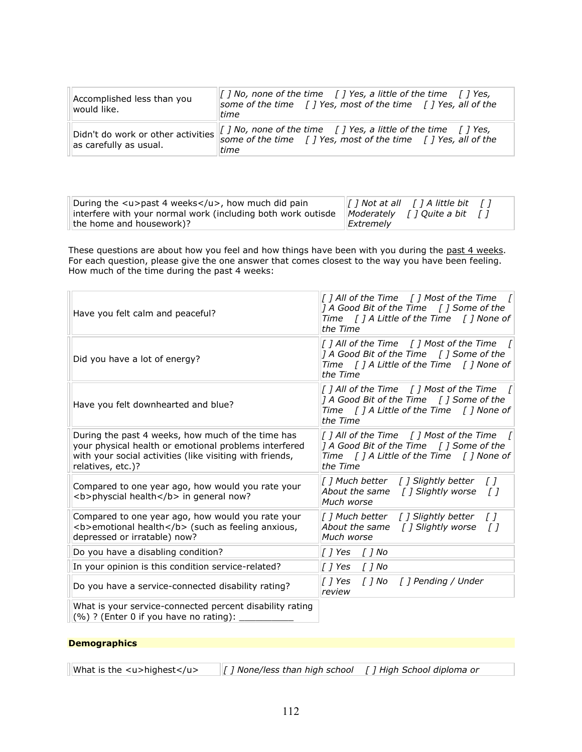| | |
|---|---|
| Accomplished less than you would like. | *[ ] No, none of the time [ ] Yes, a little of the time [ ] Yes, some of the time [ ] Yes, most of the time [ ] Yes, all of the time* |
| Didn't do work or other activities as carefully as usual. | *[ ] No, none of the time [ ] Yes, a little of the time [ ] Yes, some of the time [ ] Yes, most of the time [ ] Yes, all of the time* |

| | |
|---|---|
| During the <u>past 4 weeks</u>, how much did pain interfere with your normal work (including both work outisde the home and housework)? | *[ ] Not at all [ ] A little bit [ ] Moderately [ ] Quite a bit [ ] Extremely* |

These questions are about how you feel and how things have been with you during the past 4 weeks. For each question, please give the one answer that comes closest to the way you have been feeling. How much of the time during the past 4 weeks:

| | |
|---|---|
| Have you felt calm and peaceful? | *[ ] All of the Time [ ] Most of the Time [ ] A Good Bit of the Time [ ] Some of the Time [ ] A Little of the Time [ ] None of the Time* |
| Did you have a lot of energy? | *[ ] All of the Time [ ] Most of the Time [ ] A Good Bit of the Time [ ] Some of the Time [ ] A Little of the Time [ ] None of the Time* |
| Have you felt downhearted and blue? | *[ ] All of the Time [ ] Most of the Time [ ] A Good Bit of the Time [ ] Some of the Time [ ] A Little of the Time [ ] None of the Time* |
| During the past 4 weeks, how much of the time has your physical health or emotional problems interfered with your social activities (like visiting with friends, relatives, etc.)? | *[ ] All of the Time [ ] Most of the Time [ ] A Good Bit of the Time [ ] Some of the Time [ ] A Little of the Time [ ] None of the Time* |
| Compared to one year ago, how would you rate your <b>physcial health</b> in general now? | *[ ] Much better [ ] Slightly better [ ] About the same [ ] Slightly worse [ ] Much worse* |
| Compared to one year ago, how would you rate your <b>emotional health</b> (such as feeling anxious, depressed or irratable) now? | *[ ] Much better [ ] Slightly better [ ] About the same [ ] Slightly worse [ ] Much worse* |
| Do you have a disabling condition? | *[ ] Yes [ ] No* |
| In your opinion is this condition service-related? | *[ ] Yes [ ] No* |
| Do you have a service-connected disability rating? | *[ ] Yes [ ] No [ ] Pending / Under review* |
| What is your service-connected percent disability rating (%) ? (Enter 0 if you have no rating): __________ | |

**Demographics**

| | |
|---|---|
| What is the <u>highest</u> | *[ ] None/less than high school [ ] High School diploma or* |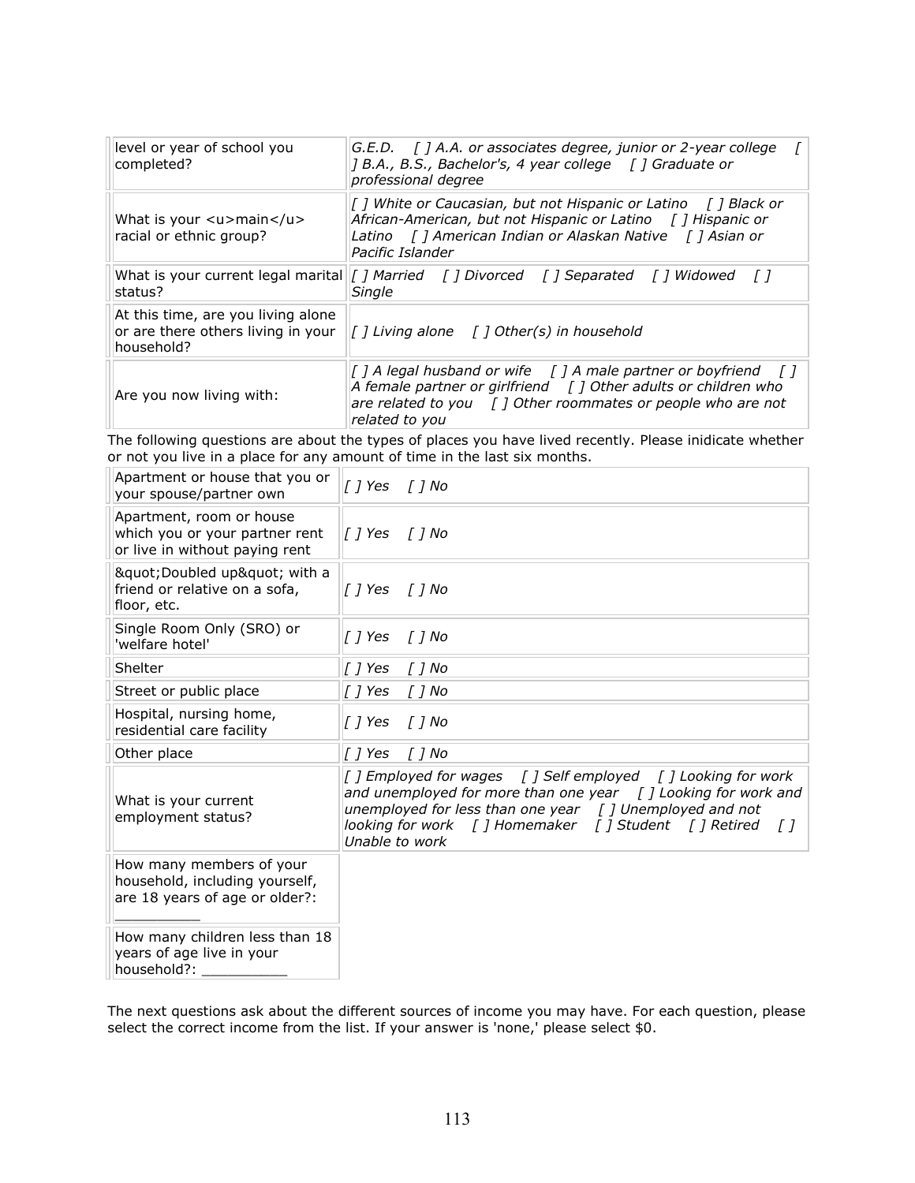| | |
|---|---|
| level or year of school you completed? | *G.E.D. [ ] A.A. or associates degree, junior or 2-year college [ ] B.A., B.S., Bachelor's, 4 year college [ ] Graduate or professional degree* |
| What is your <u>main</u> racial or ethnic group? | *[ ] White or Caucasian, but not Hispanic or Latino [ ] Black or African-American, but not Hispanic or Latino [ ] Hispanic or Latino [ ] American Indian or Alaskan Native [ ] Asian or Pacific Islander* |
| What is your current legal marital status? | *[ ] Married [ ] Divorced [ ] Separated [ ] Widowed [ ] Single* |
| At this time, are you living alone or are there others living in your household? | *[ ] Living alone [ ] Other(s) in household* |
| Are you now living with: | *[ ] A legal husband or wife [ ] A male partner or boyfriend [ ] A female partner or girlfriend [ ] Other adults or children who are related to you [ ] Other roommates or people who are not related to you* |

The following questions are about the types of places you have lived recently. Please inidicate whether or not you live in a place for any amount of time in the last six months.

| | |
|---|---|
| Apartment or house that you or your spouse/partner own | *[ ] Yes [ ] No* |
| Apartment, room or house which you or your partner rent or live in without paying rent | *[ ] Yes [ ] No* |
| &quot;Doubled up&quot; with a friend or relative on a sofa, floor, etc. | *[ ] Yes [ ] No* |
| Single Room Only (SRO) or 'welfare hotel' | *[ ] Yes [ ] No* |
| Shelter | *[ ] Yes [ ] No* |
| Street or public place | *[ ] Yes [ ] No* |
| Hospital, nursing home, residential care facility | *[ ] Yes [ ] No* |
| Other place | *[ ] Yes [ ] No* |
| What is your current employment status? | *[ ] Employed for wages [ ] Self employed [ ] Looking for work and unemployed for more than one year [ ] Looking for work and unemployed for less than one year [ ] Unemployed and not looking for work [ ] Homemaker [ ] Student [ ] Retired [ ] Unable to work* |
| How many members of your household, including yourself, are 18 years of age or older?: __________ | |
| How many children less than 18 years of age live in your household?: __________ | |

The next questions ask about the different sources of income you may have. For each question, please select the correct income from the list. If your answer is 'none,' please select $0.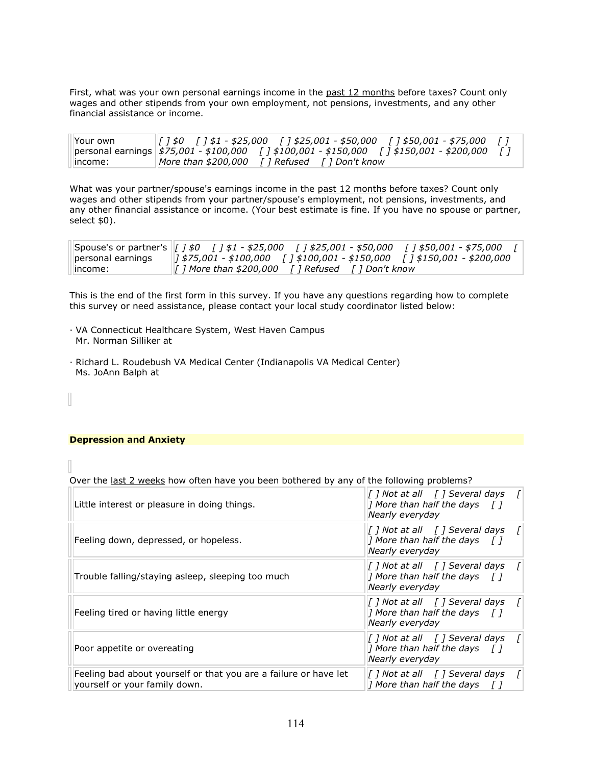First, what was your own personal earnings income in the past 12 months before taxes? Count only wages and other stipends from your own employment, not pensions, investments, and any other financial assistance or income.

| | |
|---|---|
| Your own personal earnings income: | *[ ] $0 [ ] $1 - $25,000 [ ] $25,001 - $50,000 [ ] $50,001 - $75,000 [ ] $75,001 - $100,000 [ ] $100,001 - $150,000 [ ] $150,001 - $200,000 [ ] More than $200,000 [ ] Refused [ ] Don't know* |

What was your partner/spouse's earnings income in the past 12 months before taxes? Count only wages and other stipends from your partner/spouse's employment, not pensions, investments, and any other financial assistance or income. (Your best estimate is fine. If you have no spouse or partner, select $0).

| | |
|---|---|
| Spouse's or partner's personal earnings income: | *[ ] $0 [ ] $1 - $25,000 [ ] $25,001 - $50,000 [ ] $50,001 - $75,000 [ ] $75,001 - $100,000 [ ] $100,001 - $150,000 [ ] $150,001 - $200,000 [ ] More than $200,000 [ ] Refused [ ] Don't know* |

This is the end of the first form in this survey. If you have any questions regarding how to complete this survey or need assistance, please contact your local study coordinator listed below:

- VA Connecticut Healthcare System, West Haven Campus
  Mr. Norman Silliker at
- Richard L. Roudebush VA Medical Center (Indianapolis VA Medical Center)
  Ms. JoAnn Balph at

**Depression and Anxiety**

Over the last 2 weeks how often have you been bothered by any of the following problems?

| | |
|---|---|
| Little interest or pleasure in doing things. | *[ ] Not at all [ ] Several days [ ] More than half the days [ ] Nearly everyday* |
| Feeling down, depressed, or hopeless. | *[ ] Not at all [ ] Several days [ ] More than half the days [ ] Nearly everyday* |
| Trouble falling/staying asleep, sleeping too much | *[ ] Not at all [ ] Several days [ ] More than half the days [ ] Nearly everyday* |
| Feeling tired or having little energy | *[ ] Not at all [ ] Several days [ ] More than half the days [ ] Nearly everyday* |
| Poor appetite or overeating | *[ ] Not at all [ ] Several days [ ] More than half the days [ ] Nearly everyday* |
| Feeling bad about yourself or that you are a failure or have let yourself or your family down. | *[ ] Not at all [ ] Several days [ ] More than half the days [ ]* |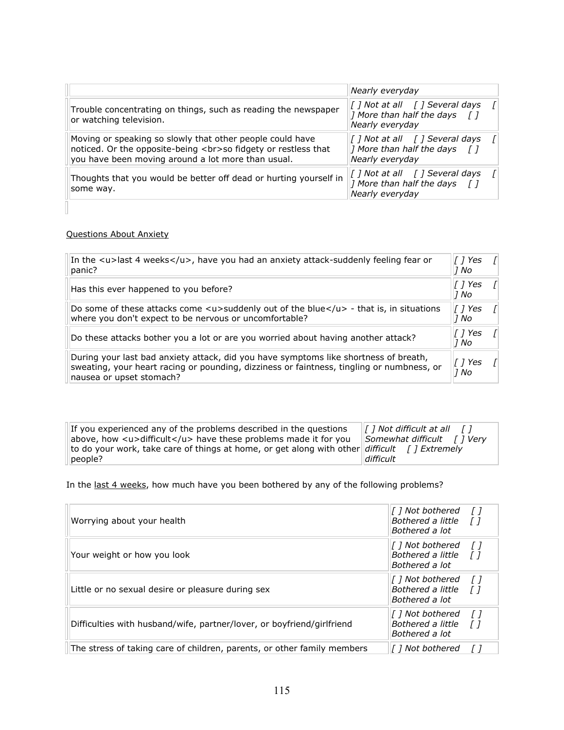| | |
|---|---|
| | Nearly everyday |
| Trouble concentrating on things, such as reading the newspaper or watching television. | [ ] Not at all [ ] Several days [ ] More than half the days [ ] Nearly everyday |
| Moving or speaking so slowly that other people could have noticed. Or the opposite-being <br>so fidgety or restless that you have been moving around a lot more than usual. | [ ] Not at all [ ] Several days [ ] More than half the days [ ] Nearly everyday |
| Thoughts that you would be better off dead or hurting yourself in some way. | [ ] Not at all [ ] Several days [ ] More than half the days [ ] Nearly everyday |

Questions About Anxiety

| | |
|---|---|
| In the <u>last 4 weeks</u>, have you had an anxiety attack-suddenly feeling fear or panic? | [ ] Yes [ ] No |
| Has this ever happened to you before? | [ ] Yes [ ] No |
| Do some of these attacks come <u>suddenly out of the blue</u> - that is, in situations where you don't expect to be nervous or uncomfortable? | [ ] Yes [ ] No |
| Do these attacks bother you a lot or are you worried about having another attack? | [ ] Yes [ ] No |
| During your last bad anxiety attack, did you have symptoms like shortness of breath, sweating, your heart racing or pounding, dizziness or faintness, tingling or numbness, or nausea or upset stomach? | [ ] Yes [ ] No |

| | |
|---|---|
| If you experienced any of the problems described in the questions above, how <u>difficult</u> have these problems made it for you to do your work, take care of things at home, or get along with other people? | [ ] Not difficult at all [ ] Somewhat difficult [ ] Very difficult [ ] Extremely difficult |

In the last 4 weeks, how much have you been bothered by any of the following problems?

| | |
|---|---|
| Worrying about your health | [ ] Not bothered [ ] Bothered a little [ ] Bothered a lot |
| Your weight or how you look | [ ] Not bothered [ ] Bothered a little [ ] Bothered a lot |
| Little or no sexual desire or pleasure during sex | [ ] Not bothered [ ] Bothered a little [ ] Bothered a lot |
| Difficulties with husband/wife, partner/lover, or boyfriend/girlfriend | [ ] Not bothered [ ] Bothered a little [ ] Bothered a lot |
| The stress of taking care of children, parents, or other family members | [ ] Not bothered [ ] |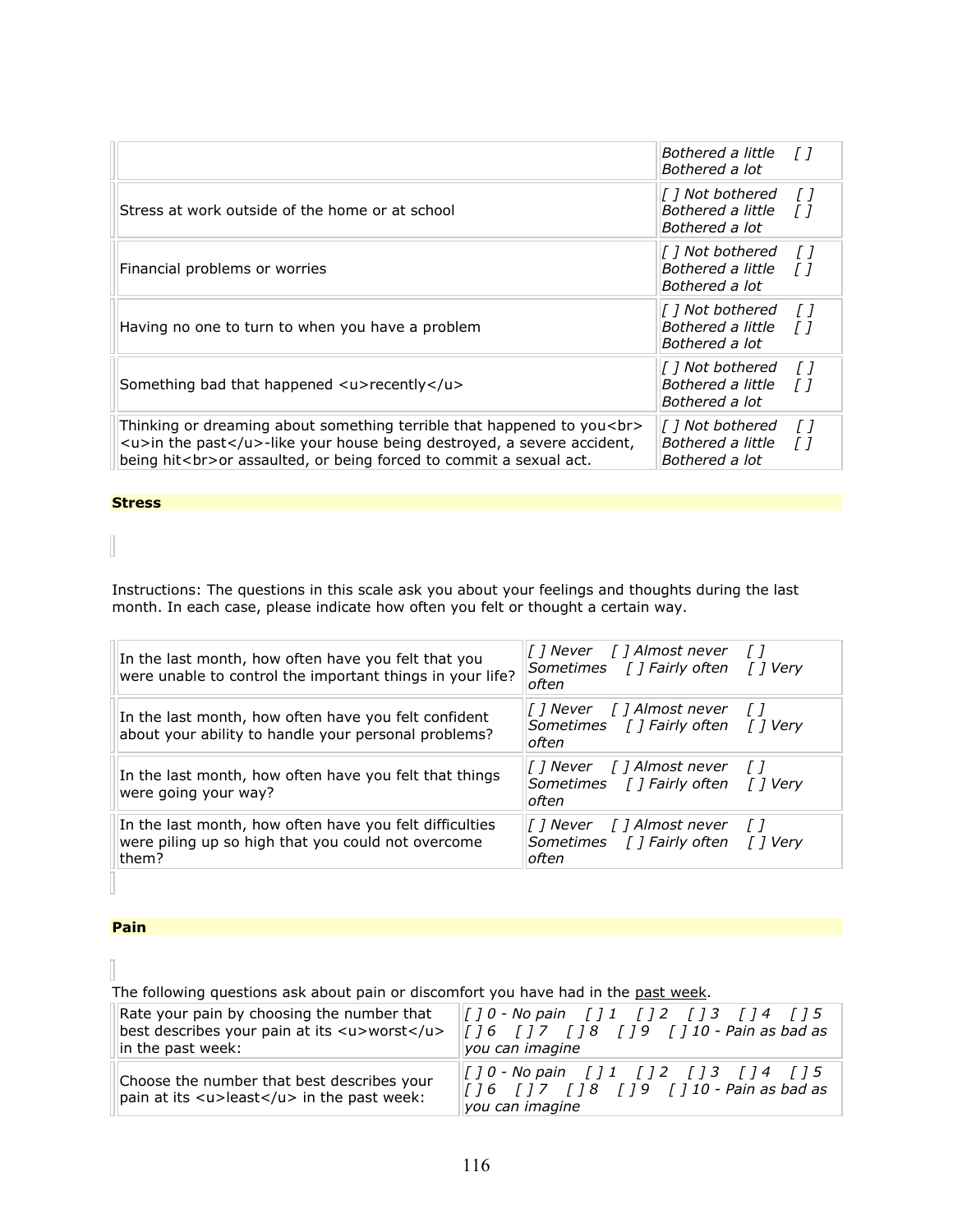| | |
|---|---|
| | Bothered a little [ ] Bothered a lot |
| Stress at work outside of the home or at school | [ ] Not bothered [ ] Bothered a little [ ] Bothered a lot |
| Financial problems or worries | [ ] Not bothered [ ] Bothered a little [ ] Bothered a lot |
| Having no one to turn to when you have a problem | [ ] Not bothered [ ] Bothered a little [ ] Bothered a lot |
| Something bad that happened <u>recently</u> | [ ] Not bothered [ ] Bothered a little [ ] Bothered a lot |
| Thinking or dreaming about something terrible that happened to you<br><u>in the past</u>-like your house being destroyed, a severe accident, being hit<br>or assaulted, or being forced to commit a sexual act. | [ ] Not bothered [ ] Bothered a little [ ] Bothered a lot |

**Stress**

Instructions: The questions in this scale ask you about your feelings and thoughts during the last month. In each case, please indicate how often you felt or thought a certain way.

| | |
|---|---|
| In the last month, how often have you felt that you were unable to control the important things in your life? | [ ] Never [ ] Almost never [ ] Sometimes [ ] Fairly often [ ] Very often |
| In the last month, how often have you felt confident about your ability to handle your personal problems? | [ ] Never [ ] Almost never [ ] Sometimes [ ] Fairly often [ ] Very often |
| In the last month, how often have you felt that things were going your way? | [ ] Never [ ] Almost never [ ] Sometimes [ ] Fairly often [ ] Very often |
| In the last month, how often have you felt difficulties were piling up so high that you could not overcome them? | [ ] Never [ ] Almost never [ ] Sometimes [ ] Fairly often [ ] Very often |

**Pain**

The following questions ask about pain or discomfort you have had in the past week.

| | |
|---|---|
| Rate your pain by choosing the number that best describes your pain at its <u>worst</u> in the past week: | [ ] 0 - No pain [ ] 1 [ ] 2 [ ] 3 [ ] 4 [ ] 5 [ ] 6 [ ] 7 [ ] 8 [ ] 9 [ ] 10 - Pain as bad as you can imagine |
| Choose the number that best describes your pain at its <u>least</u> in the past week: | [ ] 0 - No pain [ ] 1 [ ] 2 [ ] 3 [ ] 4 [ ] 5 [ ] 6 [ ] 7 [ ] 8 [ ] 9 [ ] 10 - Pain as bad as you can imagine |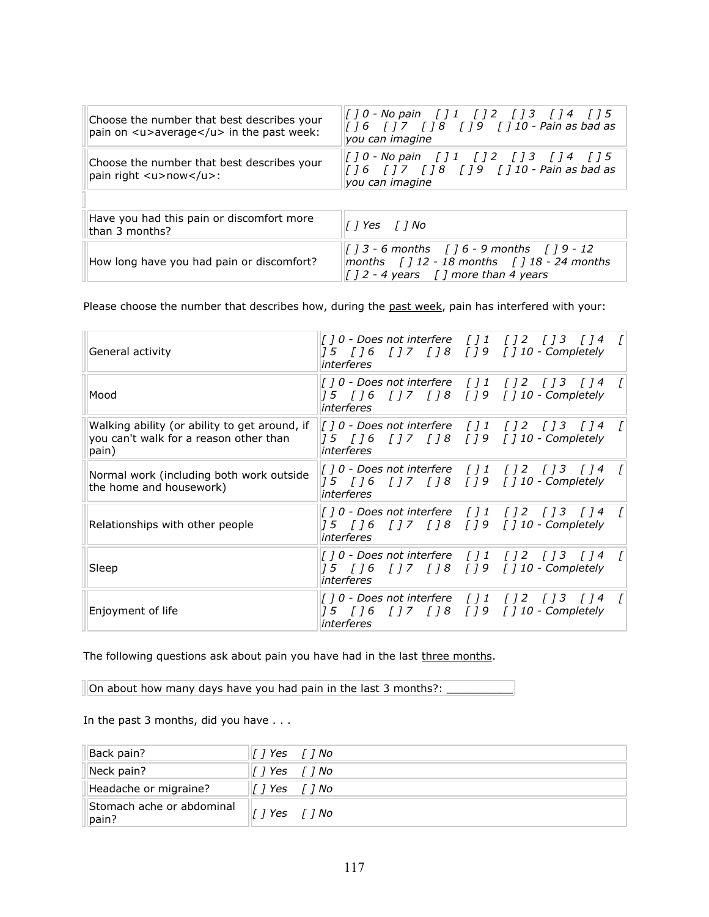| | |
|---|---|
| Choose the number that best describes your pain on <u>average</u> in the past week: | [ ] 0 - No pain [ ] 1 [ ] 2 [ ] 3 [ ] 4 [ ] 5 [ ] 6 [ ] 7 [ ] 8 [ ] 9 [ ] 10 - Pain as bad as you can imagine |
| Choose the number that best describes your pain right <u>now</u>: | [ ] 0 - No pain [ ] 1 [ ] 2 [ ] 3 [ ] 4 [ ] 5 [ ] 6 [ ] 7 [ ] 8 [ ] 9 [ ] 10 - Pain as bad as you can imagine |

| | |
|---|---|
| Have you had this pain or discomfort more than 3 months? | [ ] Yes [ ] No |
| How long have you had pain or discomfort? | [ ] 3 - 6 months [ ] 6 - 9 months [ ] 9 - 12 months [ ] 12 - 18 months [ ] 18 - 24 months [ ] 2 - 4 years [ ] more than 4 years |

Please choose the number that describes how, during the <u>past week</u>, pain has interfered with your:

| | |
|---|---|
| General activity | [ ] 0 - Does not interfere [ ] 1 [ ] 2 [ ] 3 [ ] 4 [ ] 5 [ ] 6 [ ] 7 [ ] 8 [ ] 9 [ ] 10 - Completely interferes |
| Mood | [ ] 0 - Does not interfere [ ] 1 [ ] 2 [ ] 3 [ ] 4 [ ] 5 [ ] 6 [ ] 7 [ ] 8 [ ] 9 [ ] 10 - Completely interferes |
| Walking ability (or ability to get around, if you can't walk for a reason other than pain) | [ ] 0 - Does not interfere [ ] 1 [ ] 2 [ ] 3 [ ] 4 [ ] 5 [ ] 6 [ ] 7 [ ] 8 [ ] 9 [ ] 10 - Completely interferes |
| Normal work (including both work outside the home and housework) | [ ] 0 - Does not interfere [ ] 1 [ ] 2 [ ] 3 [ ] 4 [ ] 5 [ ] 6 [ ] 7 [ ] 8 [ ] 9 [ ] 10 - Completely interferes |
| Relationships with other people | [ ] 0 - Does not interfere [ ] 1 [ ] 2 [ ] 3 [ ] 4 [ ] 5 [ ] 6 [ ] 7 [ ] 8 [ ] 9 [ ] 10 - Completely interferes |
| Sleep | [ ] 0 - Does not interfere [ ] 1 [ ] 2 [ ] 3 [ ] 4 [ ] 5 [ ] 6 [ ] 7 [ ] 8 [ ] 9 [ ] 10 - Completely interferes |
| Enjoyment of life | [ ] 0 - Does not interfere [ ] 1 [ ] 2 [ ] 3 [ ] 4 [ ] 5 [ ] 6 [ ] 7 [ ] 8 [ ] 9 [ ] 10 - Completely interferes |

The following questions ask about pain you have had in the last <u>three months</u>.

On about how many days have you had pain in the last 3 months?: __________

In the past 3 months, did you have . . .

| | |
|---|---|
| Back pain? | [ ] Yes [ ] No |
| Neck pain? | [ ] Yes [ ] No |
| Headache or migraine? | [ ] Yes [ ] No |
| Stomach ache or abdominal pain? | [ ] Yes [ ] No |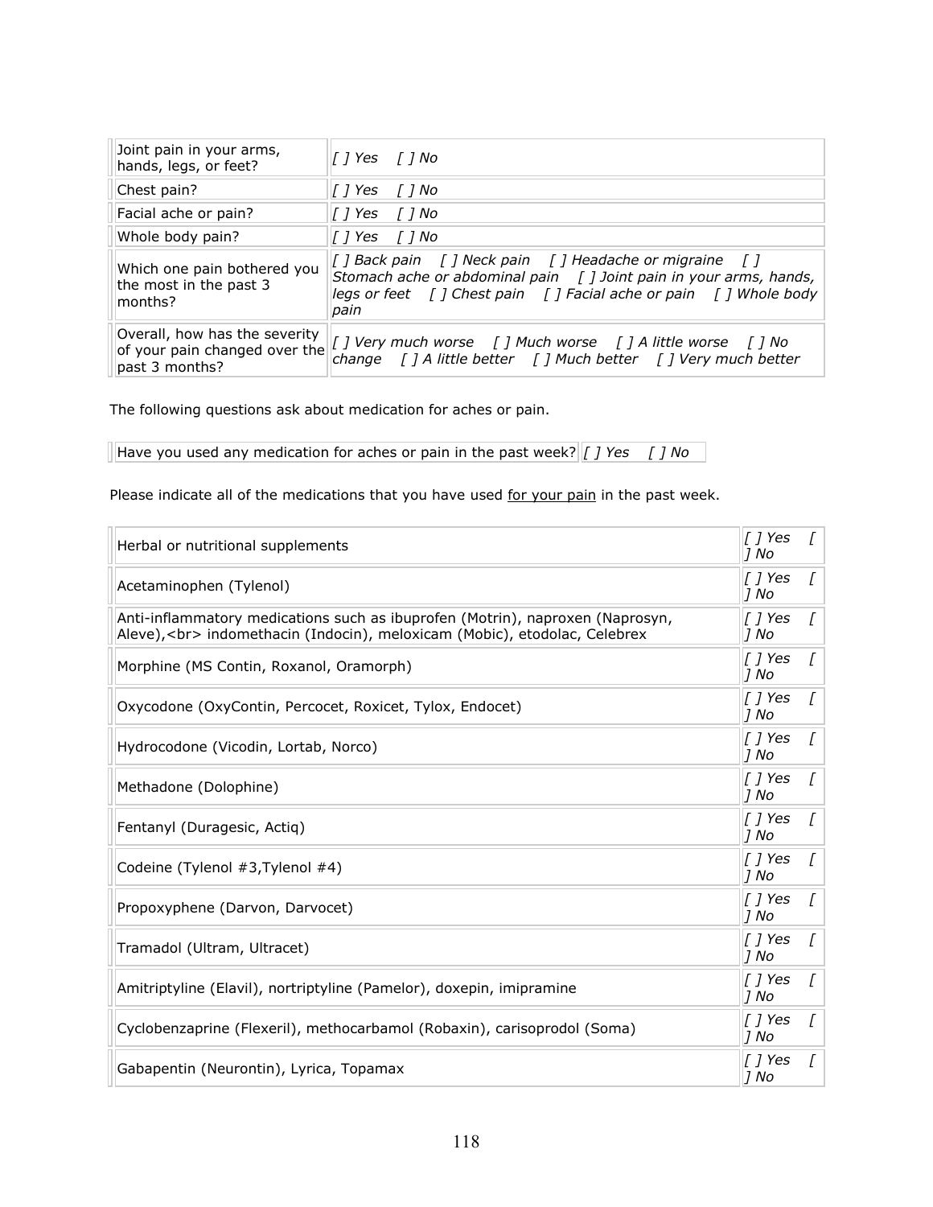| | |
|---|---|
| Joint pain in your arms, hands, legs, or feet? | *[ ] Yes [ ] No* |
| Chest pain? | *[ ] Yes [ ] No* |
| Facial ache or pain? | *[ ] Yes [ ] No* |
| Whole body pain? | *[ ] Yes [ ] No* |
| Which one pain bothered you the most in the past 3 months? | *[ ] Back pain [ ] Neck pain [ ] Headache or migraine [ ] Stomach ache or abdominal pain [ ] Joint pain in your arms, hands, legs or feet [ ] Chest pain [ ] Facial ache or pain [ ] Whole body pain* |
| Overall, how has the severity of your pain changed over the past 3 months? | *[ ] Very much worse [ ] Much worse [ ] A little worse [ ] No change [ ] A little better [ ] Much better [ ] Very much better* |

The following questions ask about medication for aches or pain.

| | |
|---|---|
| Have you used any medication for aches or pain in the past week? | *[ ] Yes [ ] No* |

Please indicate all of the medications that you have used for your pain in the past week.

| | |
|---|---|
| Herbal or nutritional supplements | *[ ] Yes [ ] No* |
| Acetaminophen (Tylenol) | *[ ] Yes [ ] No* |
| Anti-inflammatory medications such as ibuprofen (Motrin), naproxen (Naprosyn, Aleve),<br> indomethacin (Indocin), meloxicam (Mobic), etodolac, Celebrex | *[ ] Yes [ ] No* |
| Morphine (MS Contin, Roxanol, Oramorph) | *[ ] Yes [ ] No* |
| Oxycodone (OxyContin, Percocet, Roxicet, Tylox, Endocet) | *[ ] Yes [ ] No* |
| Hydrocodone (Vicodin, Lortab, Norco) | *[ ] Yes [ ] No* |
| Methadone (Dolophine) | *[ ] Yes [ ] No* |
| Fentanyl (Duragesic, Actiq) | *[ ] Yes [ ] No* |
| Codeine (Tylenol #3,Tylenol #4) | *[ ] Yes [ ] No* |
| Propoxyphene (Darvon, Darvocet) | *[ ] Yes [ ] No* |
| Tramadol (Ultram, Ultracet) | *[ ] Yes [ ] No* |
| Amitriptyline (Elavil), nortriptyline (Pamelor), doxepin, imipramine | *[ ] Yes [ ] No* |
| Cyclobenzaprine (Flexeril), methocarbamol (Robaxin), carisoprodol (Soma) | *[ ] Yes [ ] No* |
| Gabapentin (Neurontin), Lyrica, Topamax | *[ ] Yes [ ] No* |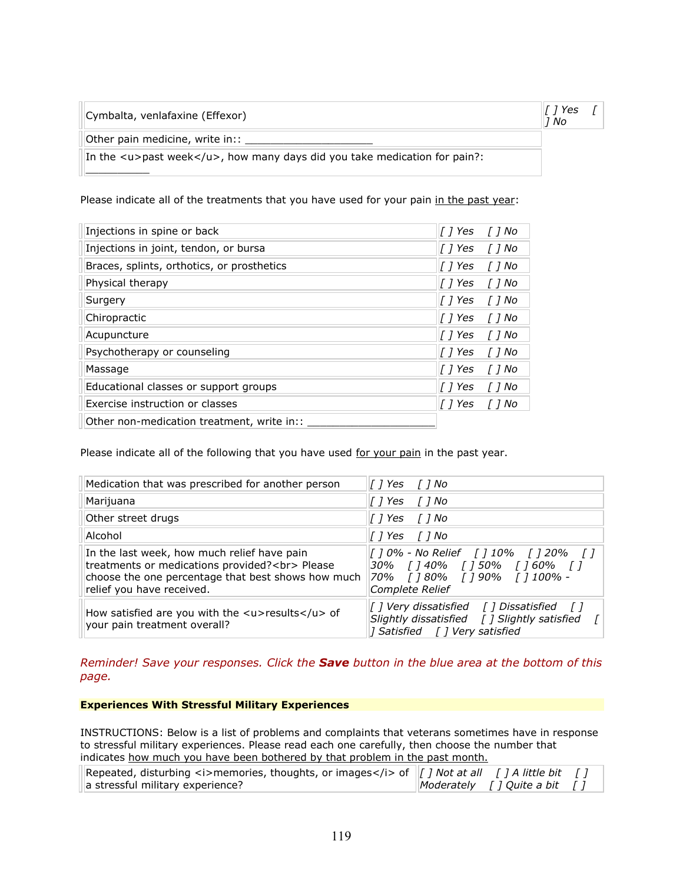| | |
|---|---|
| Cymbalta, venlafaxine (Effexor) | [ ] Yes [ ] No |
| Other pain medicine, write in:: ____________________ | |
| In the <u>past week</u>, how many days did you take medication for pain?: __________ | |

Please indicate all of the treatments that you have used for your pain <u>in the past year</u>:

| | |
|---|---|
| Injections in spine or back | [ ] Yes [ ] No |
| Injections in joint, tendon, or bursa | [ ] Yes [ ] No |
| Braces, splints, orthotics, or prosthetics | [ ] Yes [ ] No |
| Physical therapy | [ ] Yes [ ] No |
| Surgery | [ ] Yes [ ] No |
| Chiropractic | [ ] Yes [ ] No |
| Acupuncture | [ ] Yes [ ] No |
| Psychotherapy or counseling | [ ] Yes [ ] No |
| Massage | [ ] Yes [ ] No |
| Educational classes or support groups | [ ] Yes [ ] No |
| Exercise instruction or classes | [ ] Yes [ ] No |
| Other non-medication treatment, write in:: ____________________ | |

Please indicate all of the following that you have used <u>for your pain</u> in the past year.

| | |
|---|---|
| Medication that was prescribed for another person | [ ] Yes [ ] No |
| Marijuana | [ ] Yes [ ] No |
| Other street drugs | [ ] Yes [ ] No |
| Alcohol | [ ] Yes [ ] No |
| In the last week, how much relief have pain treatments or medications provided?<br> Please choose the one percentage that best shows how much relief you have received. | [ ] 0% - No Relief [ ] 10% [ ] 20% [ ] 30% [ ] 40% [ ] 50% [ ] 60% [ ] 70% [ ] 80% [ ] 90% [ ] 100% - Complete Relief |
| How satisfied are you with the <u>results</u> of your pain treatment overall? | [ ] Very dissatisfied [ ] Dissatisfied [ ] Slightly dissatisfied [ ] Slightly satisfied [ ] Satisfied [ ] Very satisfied |

*Reminder! Save your responses. Click the **Save** button in the blue area at the bottom of this page.*

**Experiences With Stressful Military Experiences**

INSTRUCTIONS: Below is a list of problems and complaints that veterans sometimes have in response to stressful military experiences. Please read each one carefully, then choose the number that indicates <u>how much you have been bothered by that problem in the past month.</u>

| | |
|---|---|
| Repeated, disturbing <i>memories, thoughts, or images</i> of a stressful military experience? | [ ] Not at all [ ] A little bit [ ] Moderately [ ] Quite a bit [ ] |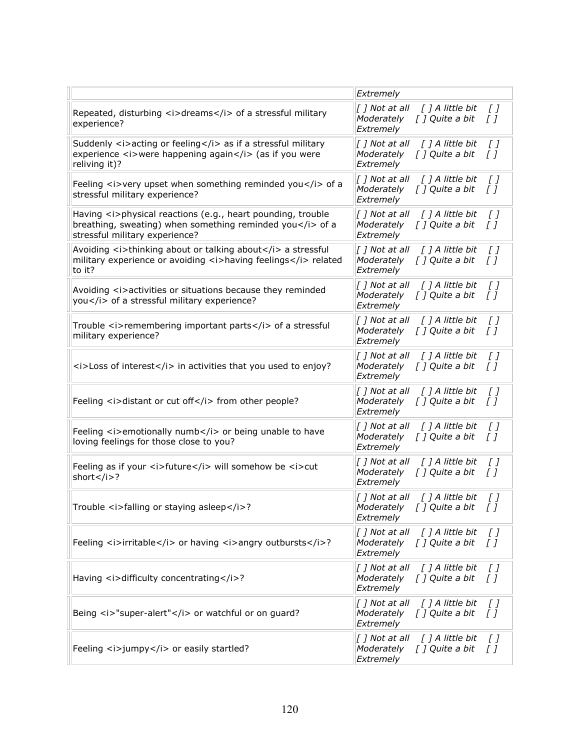| | |
|---|---|
| | *Extremely* |
| Repeated, disturbing <i>dreams</i> of a stressful military experience? | *[ ] Not at all [ ] A little bit [ ] Moderately [ ] Quite a bit [ ] Extremely* |
| Suddenly <i>acting or feeling</i> as if a stressful military experience <i>were happening again</i> (as if you were reliving it)? | *[ ] Not at all [ ] A little bit [ ] Moderately [ ] Quite a bit [ ] Extremely* |
| Feeling <i>very upset when something reminded you</i> of a stressful military experience? | *[ ] Not at all [ ] A little bit [ ] Moderately [ ] Quite a bit [ ] Extremely* |
| Having <i>physical reactions (e.g., heart pounding, trouble breathing, sweating) when something reminded you</i> of a stressful military experience? | *[ ] Not at all [ ] A little bit [ ] Moderately [ ] Quite a bit [ ] Extremely* |
| Avoiding <i>thinking about or talking about</i> a stressful military experience or avoiding <i>having feelings</i> related to it? | *[ ] Not at all [ ] A little bit [ ] Moderately [ ] Quite a bit [ ] Extremely* |
| Avoiding <i>activities or situations because they reminded you</i> of a stressful military experience? | *[ ] Not at all [ ] A little bit [ ] Moderately [ ] Quite a bit [ ] Extremely* |
| Trouble <i>remembering important parts</i> of a stressful military experience? | *[ ] Not at all [ ] A little bit [ ] Moderately [ ] Quite a bit [ ] Extremely* |
| <i>Loss of interest</i> in activities that you used to enjoy? | *[ ] Not at all [ ] A little bit [ ] Moderately [ ] Quite a bit [ ] Extremely* |
| Feeling <i>distant or cut off</i> from other people? | *[ ] Not at all [ ] A little bit [ ] Moderately [ ] Quite a bit [ ] Extremely* |
| Feeling <i>emotionally numb</i> or being unable to have loving feelings for those close to you? | *[ ] Not at all [ ] A little bit [ ] Moderately [ ] Quite a bit [ ] Extremely* |
| Feeling as if your <i>future</i> will somehow be <i>cut short</i>? | *[ ] Not at all [ ] A little bit [ ] Moderately [ ] Quite a bit [ ] Extremely* |
| Trouble <i>falling or staying asleep</i>? | *[ ] Not at all [ ] A little bit [ ] Moderately [ ] Quite a bit [ ] Extremely* |
| Feeling <i>irritable</i> or having <i>angry outbursts</i>? | *[ ] Not at all [ ] A little bit [ ] Moderately [ ] Quite a bit [ ] Extremely* |
| Having <i>difficulty concentrating</i>? | *[ ] Not at all [ ] A little bit [ ] Moderately [ ] Quite a bit [ ] Extremely* |
| Being <i>"super-alert"</i> or watchful or on guard? | *[ ] Not at all [ ] A little bit [ ] Moderately [ ] Quite a bit [ ] Extremely* |
| Feeling <i>jumpy</i> or easily startled? | *[ ] Not at all [ ] A little bit [ ] Moderately [ ] Quite a bit [ ] Extremely* |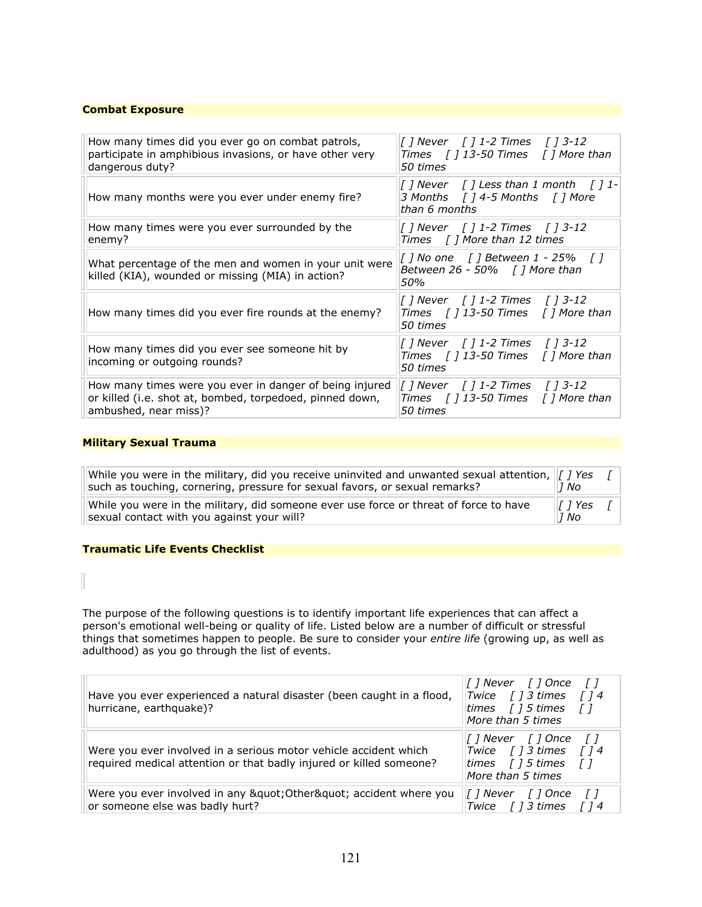**Combat Exposure**

| | |
|---|---|
| How many times did you ever go on combat patrols, participate in amphibious invasions, or have other very dangerous duty? | *[ ] Never [ ] 1-2 Times [ ] 3-12 Times [ ] 13-50 Times [ ] More than 50 times* |
| How many months were you ever under enemy fire? | *[ ] Never [ ] Less than 1 month [ ] 1-3 Months [ ] 4-5 Months [ ] More than 6 months* |
| How many times were you ever surrounded by the enemy? | *[ ] Never [ ] 1-2 Times [ ] 3-12 Times [ ] More than 12 times* |
| What percentage of the men and women in your unit were killed (KIA), wounded or missing (MIA) in action? | *[ ] No one [ ] Between 1 - 25% [ ] Between 26 - 50% [ ] More than 50%* |
| How many times did you ever fire rounds at the enemy? | *[ ] Never [ ] 1-2 Times [ ] 3-12 Times [ ] 13-50 Times [ ] More than 50 times* |
| How many times did you ever see someone hit by incoming or outgoing rounds? | *[ ] Never [ ] 1-2 Times [ ] 3-12 Times [ ] 13-50 Times [ ] More than 50 times* |
| How many times were you ever in danger of being injured or killed (i.e. shot at, bombed, torpedoed, pinned down, ambushed, near miss)? | *[ ] Never [ ] 1-2 Times [ ] 3-12 Times [ ] 13-50 Times [ ] More than 50 times* |

**Military Sexual Trauma**

| | |
|---|---|
| While you were in the military, did you receive uninvited and unwanted sexual attention, such as touching, cornering, pressure for sexual favors, or sexual remarks? | *[ ] Yes [ ] No* |
| While you were in the military, did someone ever use force or threat of force to have sexual contact with you against your will? | *[ ] Yes [ ] No* |

**Traumatic Life Events Checklist**

The purpose of the following questions is to identify important life experiences that can affect a person's emotional well-being or quality of life. Listed below are a number of difficult or stressful things that sometimes happen to people. Be sure to consider your *entire life* (growing up, as well as adulthood) as you go through the list of events.

| | |
|---|---|
| Have you ever experienced a natural disaster (been caught in a flood, hurricane, earthquake)? | *[ ] Never [ ] Once [ ] Twice [ ] 3 times [ ] 4 times [ ] 5 times [ ] More than 5 times* |
| Were you ever involved in a serious motor vehicle accident which required medical attention or that badly injured or killed someone? | *[ ] Never [ ] Once [ ] Twice [ ] 3 times [ ] 4 times [ ] 5 times [ ] More than 5 times* |
| Were you ever involved in any &quot;Other&quot; accident where you or someone else was badly hurt? | *[ ] Never [ ] Once [ ] Twice [ ] 3 times [ ] 4* |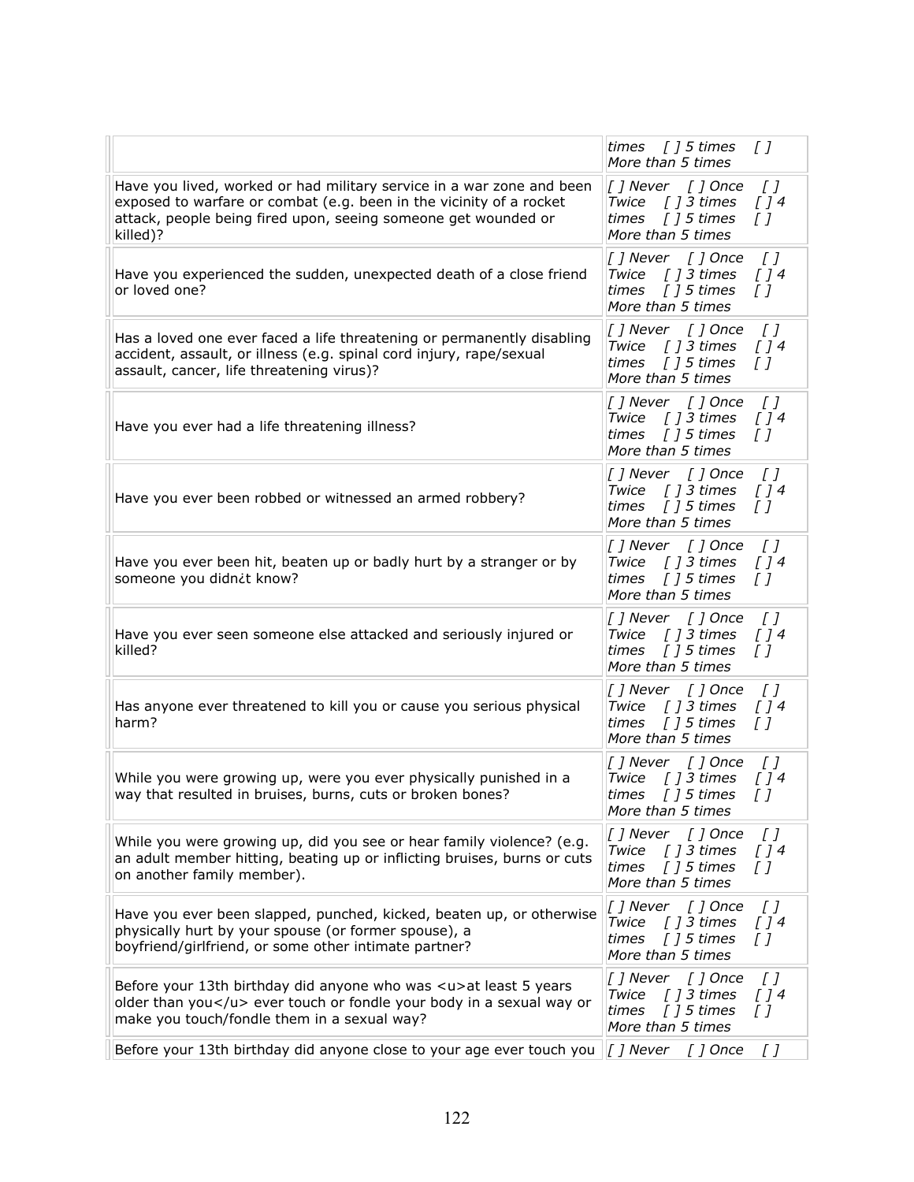| | |
|---|---|
| | *times [ ] 5 times [ ] More than 5 times* |
| Have you lived, worked or had military service in a war zone and been exposed to warfare or combat (e.g. been in the vicinity of a rocket attack, people being fired upon, seeing someone get wounded or killed)? | *[ ] Never [ ] Once [ ] Twice [ ] 3 times [ ] 4 times [ ] 5 times [ ] More than 5 times* |
| Have you experienced the sudden, unexpected death of a close friend or loved one? | *[ ] Never [ ] Once [ ] Twice [ ] 3 times [ ] 4 times [ ] 5 times [ ] More than 5 times* |
| Has a loved one ever faced a life threatening or permanently disabling accident, assault, or illness (e.g. spinal cord injury, rape/sexual assault, cancer, life threatening virus)? | *[ ] Never [ ] Once [ ] Twice [ ] 3 times [ ] 4 times [ ] 5 times [ ] More than 5 times* |
| Have you ever had a life threatening illness? | *[ ] Never [ ] Once [ ] Twice [ ] 3 times [ ] 4 times [ ] 5 times [ ] More than 5 times* |
| Have you ever been robbed or witnessed an armed robbery? | *[ ] Never [ ] Once [ ] Twice [ ] 3 times [ ] 4 times [ ] 5 times [ ] More than 5 times* |
| Have you ever been hit, beaten up or badly hurt by a stranger or by someone you didn¿t know? | *[ ] Never [ ] Once [ ] Twice [ ] 3 times [ ] 4 times [ ] 5 times [ ] More than 5 times* |
| Have you ever seen someone else attacked and seriously injured or killed? | *[ ] Never [ ] Once [ ] Twice [ ] 3 times [ ] 4 times [ ] 5 times [ ] More than 5 times* |
| Has anyone ever threatened to kill you or cause you serious physical harm? | *[ ] Never [ ] Once [ ] Twice [ ] 3 times [ ] 4 times [ ] 5 times [ ] More than 5 times* |
| While you were growing up, were you ever physically punished in a way that resulted in bruises, burns, cuts or broken bones? | *[ ] Never [ ] Once [ ] Twice [ ] 3 times [ ] 4 times [ ] 5 times [ ] More than 5 times* |
| While you were growing up, did you see or hear family violence? (e.g. an adult member hitting, beating up or inflicting bruises, burns or cuts on another family member). | *[ ] Never [ ] Once [ ] Twice [ ] 3 times [ ] 4 times [ ] 5 times [ ] More than 5 times* |
| Have you ever been slapped, punched, kicked, beaten up, or otherwise physically hurt by your spouse (or former spouse), a boyfriend/girlfriend, or some other intimate partner? | *[ ] Never [ ] Once [ ] Twice [ ] 3 times [ ] 4 times [ ] 5 times [ ] More than 5 times* |
| Before your 13th birthday did anyone who was <u>at least 5 years older than you</u> ever touch or fondle your body in a sexual way or make you touch/fondle them in a sexual way? | *[ ] Never [ ] Once [ ] Twice [ ] 3 times [ ] 4 times [ ] 5 times [ ] More than 5 times* |
| Before your 13th birthday did anyone close to your age ever touch you | *[ ] Never [ ] Once [ ]* |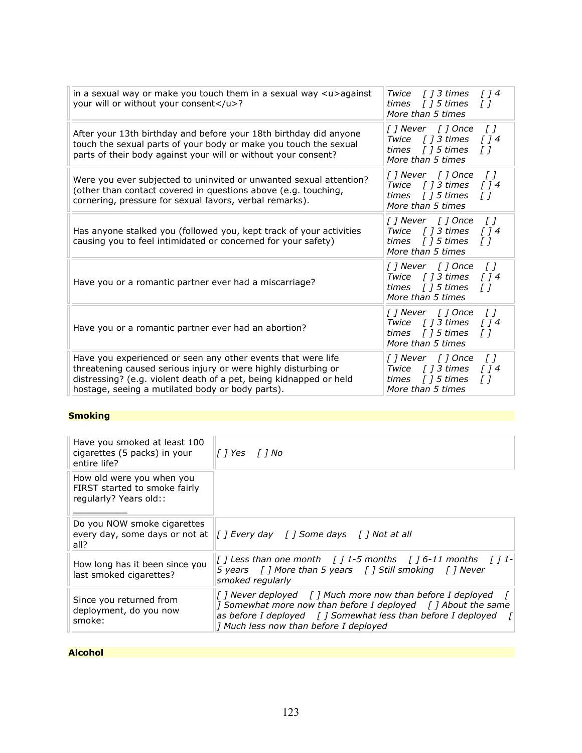| | |
|---|---|
| in a sexual way or make you touch them in a sexual way <u>against your will or without your consent</u>? | *Twice [ ] 3 times [ ] 4 times [ ] 5 times [ ] More than 5 times* |
| After your 13th birthday and before your 18th birthday did anyone touch the sexual parts of your body or make you touch the sexual parts of their body against your will or without your consent? | *[ ] Never [ ] Once [ ] Twice [ ] 3 times [ ] 4 times [ ] 5 times [ ] More than 5 times* |
| Were you ever subjected to uninvited or unwanted sexual attention? (other than contact covered in questions above (e.g. touching, cornering, pressure for sexual favors, verbal remarks). | *[ ] Never [ ] Once [ ] Twice [ ] 3 times [ ] 4 times [ ] 5 times [ ] More than 5 times* |
| Has anyone stalked you (followed you, kept track of your activities causing you to feel intimidated or concerned for your safety) | *[ ] Never [ ] Once [ ] Twice [ ] 3 times [ ] 4 times [ ] 5 times [ ] More than 5 times* |
| Have you or a romantic partner ever had a miscarriage? | *[ ] Never [ ] Once [ ] Twice [ ] 3 times [ ] 4 times [ ] 5 times [ ] More than 5 times* |
| Have you or a romantic partner ever had an abortion? | *[ ] Never [ ] Once [ ] Twice [ ] 3 times [ ] 4 times [ ] 5 times [ ] More than 5 times* |
| Have you experienced or seen any other events that were life threatening caused serious injury or were highly disturbing or distressing? (e.g. violent death of a pet, being kidnapped or held hostage, seeing a mutilated body or body parts). | *[ ] Never [ ] Once [ ] Twice [ ] 3 times [ ] 4 times [ ] 5 times [ ] More than 5 times* |

**Smoking**

| | |
|---|---|
| Have you smoked at least 100 cigarettes (5 packs) in your entire life? | *[ ] Yes [ ] No* |
| How old were you when you FIRST started to smoke fairly regularly? Years old:: __________ | |
| Do you NOW smoke cigarettes every day, some days or not at all? | *[ ] Every day [ ] Some days [ ] Not at all* |
| How long has it been since you last smoked cigarettes? | *[ ] Less than one month [ ] 1-5 months [ ] 6-11 months [ ] 1-5 years [ ] More than 5 years [ ] Still smoking [ ] Never smoked regularly* |
| Since you returned from deployment, do you now smoke: | *[ ] Never deployed [ ] Much more now than before I deployed [ ] Somewhat more now than before I deployed [ ] About the same as before I deployed [ ] Somewhat less than before I deployed [ ] Much less now than before I deployed* |

**Alcohol**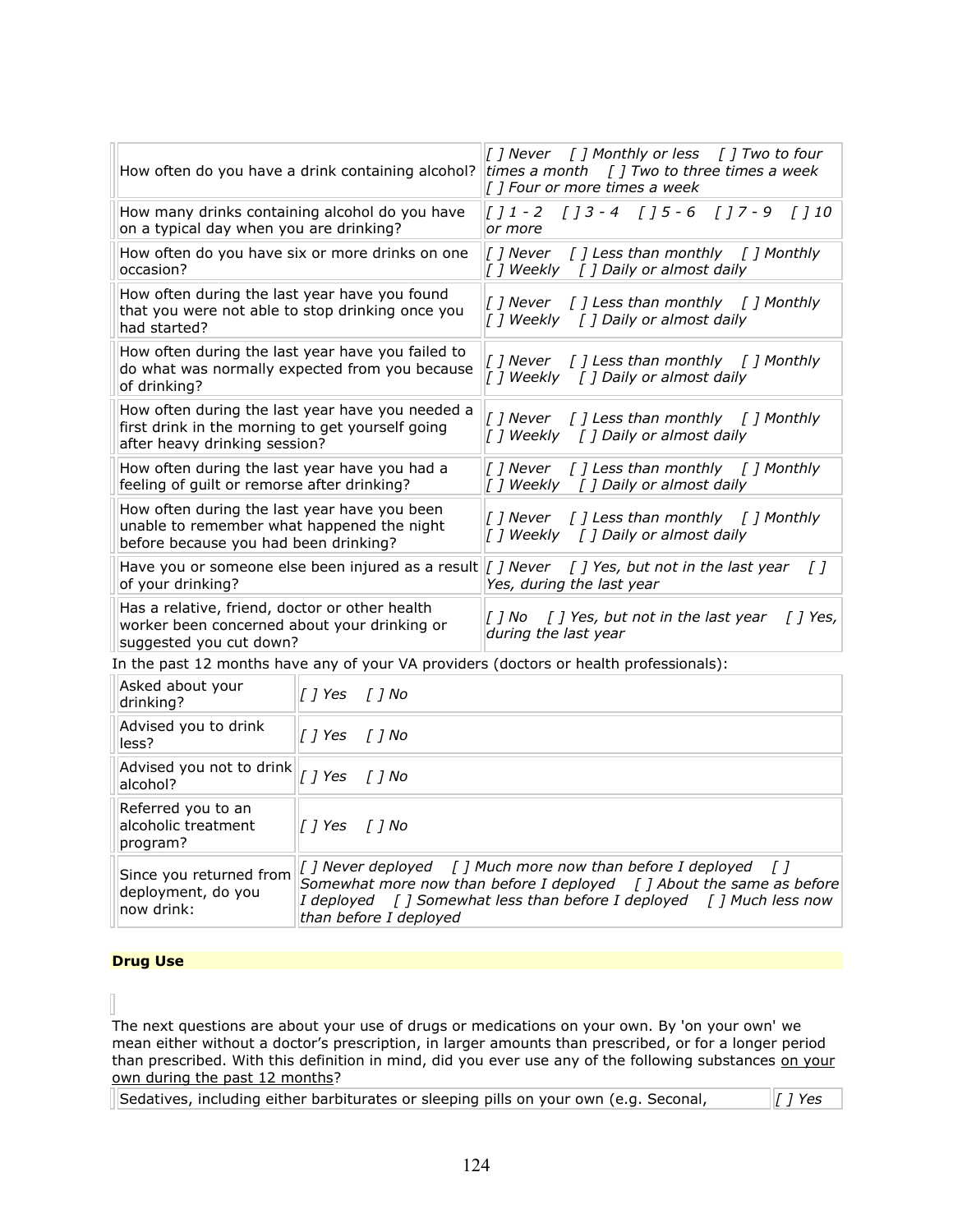| | |
|---|---|
| How often do you have a drink containing alcohol? | *[ ] Never [ ] Monthly or less [ ] Two to four times a month [ ] Two to three times a week [ ] Four or more times a week* |
| How many drinks containing alcohol do you have on a typical day when you are drinking? | *[ ] 1 - 2 [ ] 3 - 4 [ ] 5 - 6 [ ] 7 - 9 [ ] 10 or more* |
| How often do you have six or more drinks on one occasion? | *[ ] Never [ ] Less than monthly [ ] Monthly [ ] Weekly [ ] Daily or almost daily* |
| How often during the last year have you found that you were not able to stop drinking once you had started? | *[ ] Never [ ] Less than monthly [ ] Monthly [ ] Weekly [ ] Daily or almost daily* |
| How often during the last year have you failed to do what was normally expected from you because of drinking? | *[ ] Never [ ] Less than monthly [ ] Monthly [ ] Weekly [ ] Daily or almost daily* |
| How often during the last year have you needed a first drink in the morning to get yourself going after heavy drinking session? | *[ ] Never [ ] Less than monthly [ ] Monthly [ ] Weekly [ ] Daily or almost daily* |
| How often during the last year have you had a feeling of guilt or remorse after drinking? | *[ ] Never [ ] Less than monthly [ ] Monthly [ ] Weekly [ ] Daily or almost daily* |
| How often during the last year have you been unable to remember what happened the night before because you had been drinking? | *[ ] Never [ ] Less than monthly [ ] Monthly [ ] Weekly [ ] Daily or almost daily* |
| Have you or someone else been injured as a result of your drinking? | *[ ] Never [ ] Yes, but not in the last year [ ] Yes, during the last year* |
| Has a relative, friend, doctor or other health worker been concerned about your drinking or suggested you cut down? | *[ ] No [ ] Yes, but not in the last year [ ] Yes, during the last year* |

In the past 12 months have any of your VA providers (doctors or health professionals):

| | |
|---|---|
| Asked about your drinking? | *[ ] Yes [ ] No* |
| Advised you to drink less? | *[ ] Yes [ ] No* |
| Advised you not to drink alcohol? | *[ ] Yes [ ] No* |
| Referred you to an alcoholic treatment program? | *[ ] Yes [ ] No* |
| Since you returned from deployment, do you now drink: | *[ ] Never deployed [ ] Much more now than before I deployed [ ] Somewhat more now than before I deployed [ ] About the same as before I deployed [ ] Somewhat less than before I deployed [ ] Much less now than before I deployed* |

**Drug Use**

The next questions are about your use of drugs or medications on your own. By 'on your own' we mean either without a doctor's prescription, in larger amounts than prescribed, or for a longer period than prescribed. With this definition in mind, did you ever use any of the following substances on your own during the past 12 months?

| | |
|---|---|
| Sedatives, including either barbiturates or sleeping pills on your own (e.g. Seconal, | *[ ] Yes* |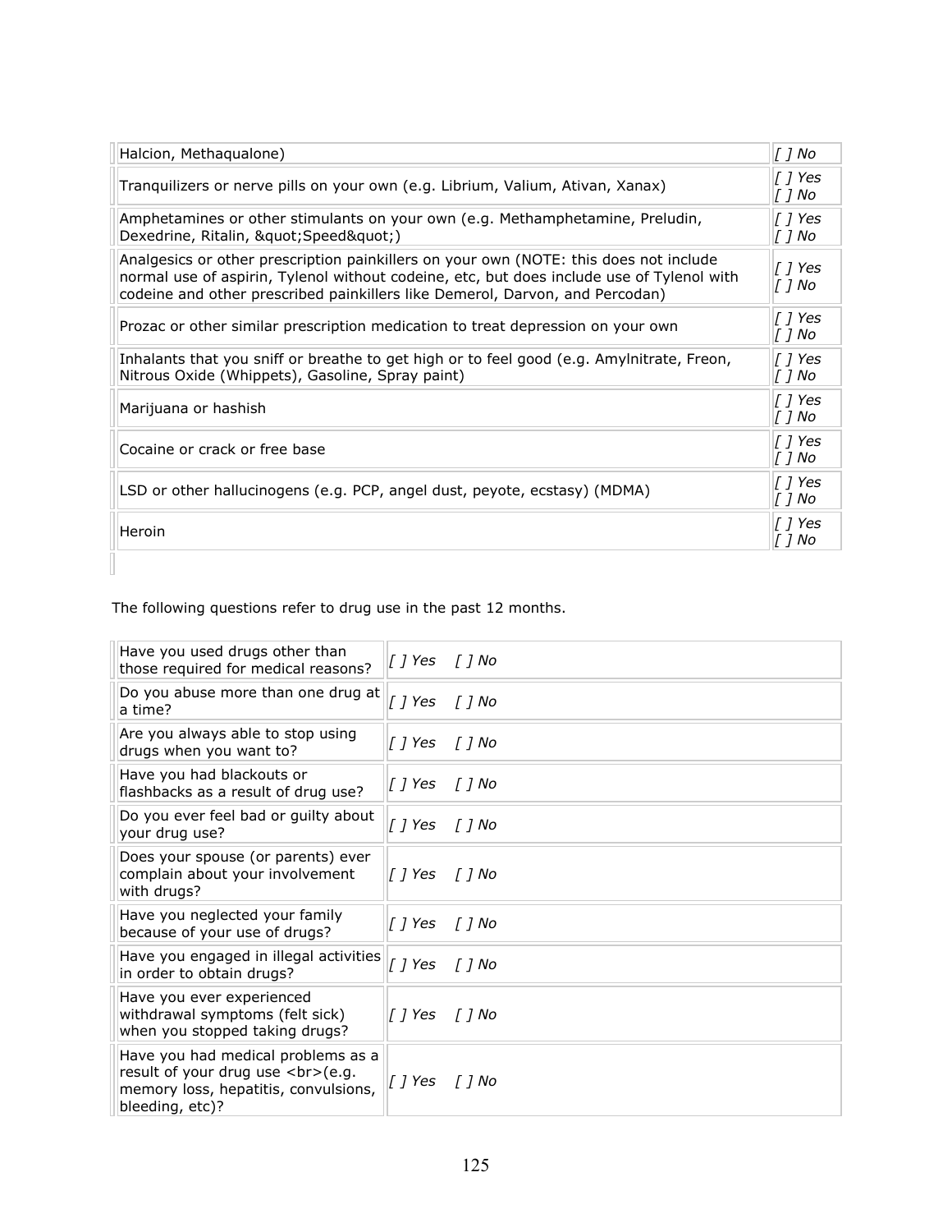| | |
|---|---|
| Halcion, Methaqualone) | [ ] No |
| Tranquilizers or nerve pills on your own (e.g. Librium, Valium, Ativan, Xanax) | [ ] Yes [ ] No |
| Amphetamines or other stimulants on your own (e.g. Methamphetamine, Preludin, Dexedrine, Ritalin, &quot;Speed&quot;) | [ ] Yes [ ] No |
| Analgesics or other prescription painkillers on your own (NOTE: this does not include normal use of aspirin, Tylenol without codeine, etc, but does include use of Tylenol with codeine and other prescribed painkillers like Demerol, Darvon, and Percodan) | [ ] Yes [ ] No |
| Prozac or other similar prescription medication to treat depression on your own | [ ] Yes [ ] No |
| Inhalants that you sniff or breathe to get high or to feel good (e.g. Amylnitrate, Freon, Nitrous Oxide (Whippets), Gasoline, Spray paint) | [ ] Yes [ ] No |
| Marijuana or hashish | [ ] Yes [ ] No |
| Cocaine or crack or free base | [ ] Yes [ ] No |
| LSD or other hallucinogens (e.g. PCP, angel dust, peyote, ecstasy) (MDMA) | [ ] Yes [ ] No |
| Heroin | [ ] Yes [ ] No |

The following questions refer to drug use in the past 12 months.

| | |
|---|---|
| Have you used drugs other than those required for medical reasons? | [ ] Yes [ ] No |
| Do you abuse more than one drug at a time? | [ ] Yes [ ] No |
| Are you always able to stop using drugs when you want to? | [ ] Yes [ ] No |
| Have you had blackouts or flashbacks as a result of drug use? | [ ] Yes [ ] No |
| Do you ever feel bad or guilty about your drug use? | [ ] Yes [ ] No |
| Does your spouse (or parents) ever complain about your involvement with drugs? | [ ] Yes [ ] No |
| Have you neglected your family because of your use of drugs? | [ ] Yes [ ] No |
| Have you engaged in illegal activities in order to obtain drugs? | [ ] Yes [ ] No |
| Have you ever experienced withdrawal symptoms (felt sick) when you stopped taking drugs? | [ ] Yes [ ] No |
| Have you had medical problems as a result of your drug use <br>(e.g. memory loss, hepatitis, convulsions, bleeding, etc)? | [ ] Yes [ ] No |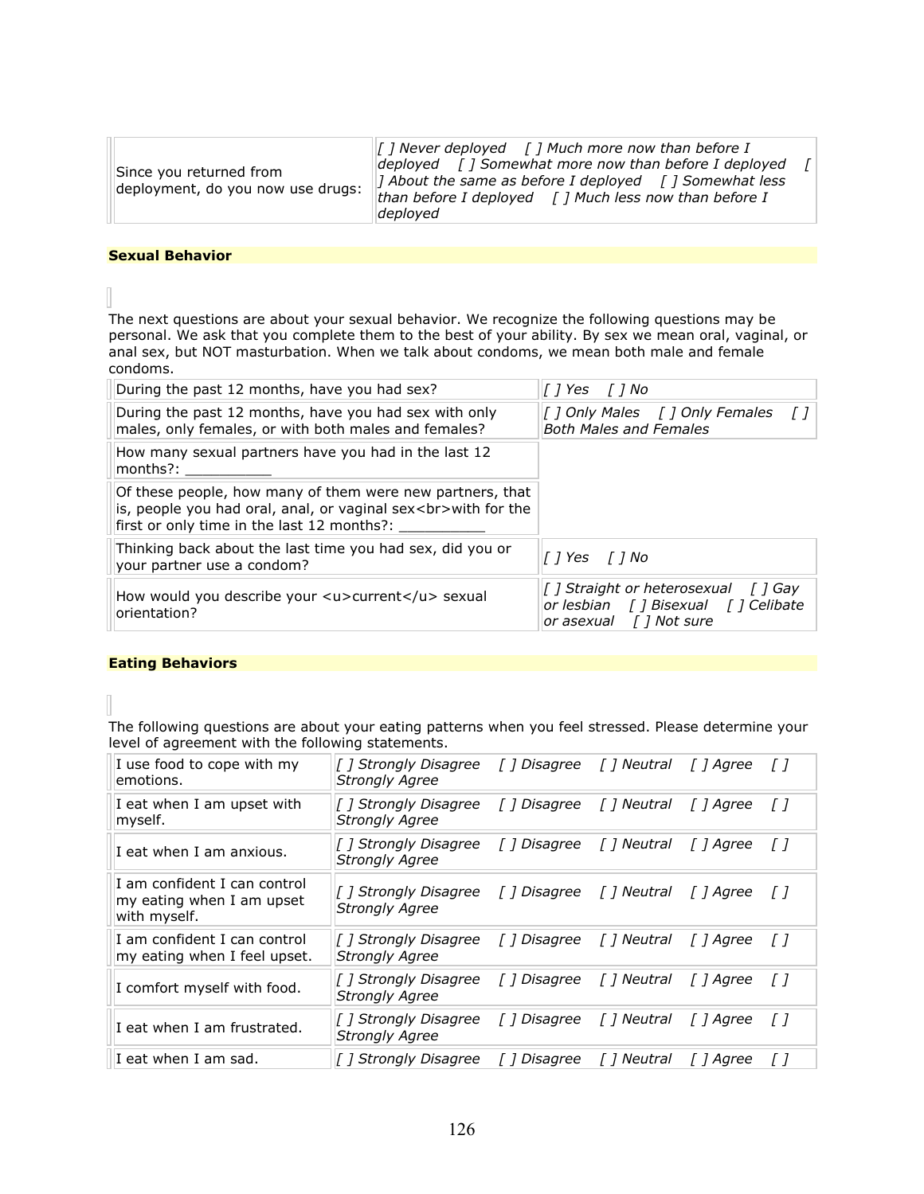| Since you returned from deployment, do you now use drugs: | *[ ] Never deployed [ ] Much more now than before I deployed [ ] Somewhat more now than before I deployed [ ] About the same as before I deployed [ ] Somewhat less than before I deployed [ ] Much less now than before I deployed* |
|---|---|

## Sexual Behavior

The next questions are about your sexual behavior. We recognize the following questions may be personal. We ask that you complete them to the best of your ability. By sex we mean oral, vaginal, or anal sex, but NOT masturbation. When we talk about condoms, we mean both male and female condoms.

| During the past 12 months, have you had sex? | *[ ] Yes [ ] No* |
|---|---|
| During the past 12 months, have you had sex with only males, only females, or with both males and females? | *[ ] Only Males [ ] Only Females [ ] Both Males and Females* |
| How many sexual partners have you had in the last 12 months?: __________ | |
| Of these people, how many of them were new partners, that is, people you had oral, anal, or vaginal sex<br>with for the first or only time in the last 12 months?: __________ | |
| Thinking back about the last time you had sex, did you or your partner use a condom? | *[ ] Yes [ ] No* |
| How would you describe your <u>current</u> sexual orientation? | *[ ] Straight or heterosexual [ ] Gay or lesbian [ ] Bisexual [ ] Celibate or asexual [ ] Not sure* |

## Eating Behaviors

The following questions are about your eating patterns when you feel stressed. Please determine your level of agreement with the following statements.

| I use food to cope with my emotions. | *[ ] Strongly Disagree [ ] Disagree [ ] Neutral [ ] Agree [ ] Strongly Agree* |
|---|---|
| I eat when I am upset with myself. | *[ ] Strongly Disagree [ ] Disagree [ ] Neutral [ ] Agree [ ] Strongly Agree* |
| I eat when I am anxious. | *[ ] Strongly Disagree [ ] Disagree [ ] Neutral [ ] Agree [ ] Strongly Agree* |
| I am confident I can control my eating when I am upset with myself. | *[ ] Strongly Disagree [ ] Disagree [ ] Neutral [ ] Agree [ ] Strongly Agree* |
| I am confident I can control my eating when I feel upset. | *[ ] Strongly Disagree [ ] Disagree [ ] Neutral [ ] Agree [ ] Strongly Agree* |
| I comfort myself with food. | *[ ] Strongly Disagree [ ] Disagree [ ] Neutral [ ] Agree [ ] Strongly Agree* |
| I eat when I am frustrated. | *[ ] Strongly Disagree [ ] Disagree [ ] Neutral [ ] Agree [ ] Strongly Agree* |
| I eat when I am sad. | *[ ] Strongly Disagree [ ] Disagree [ ] Neutral [ ] Agree [ ]* |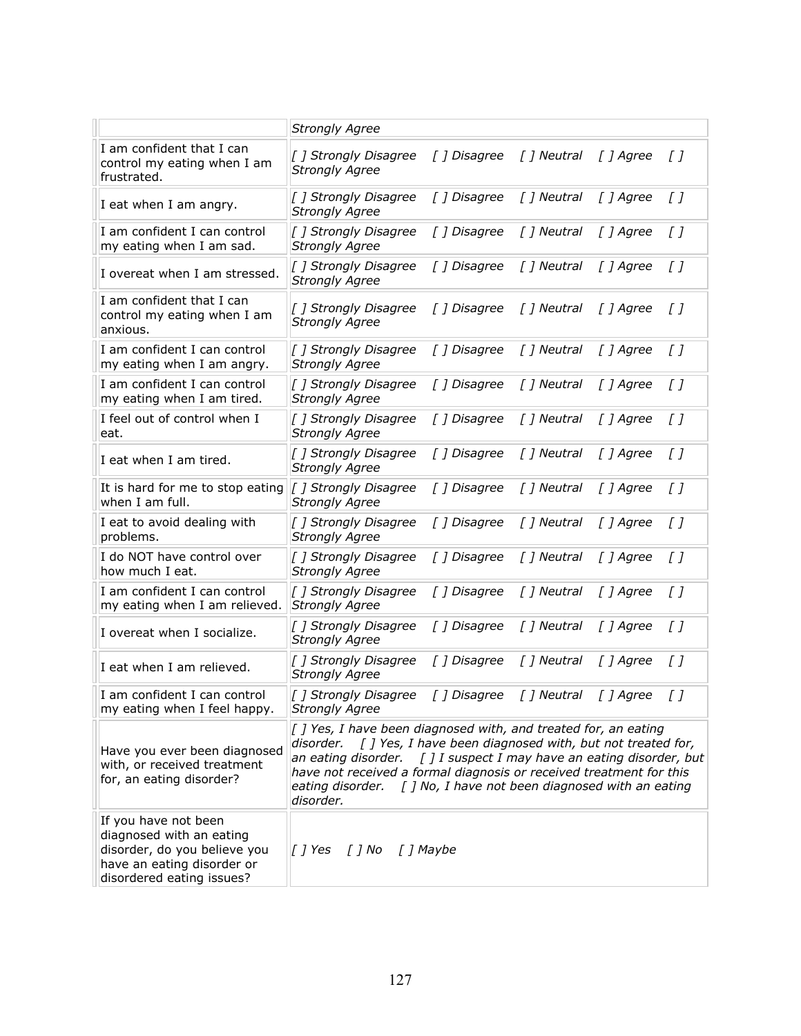| | |
|---|---|
| | *Strongly Agree* |
| I am confident that I can control my eating when I am frustrated. | *[ ] Strongly Disagree [ ] Disagree [ ] Neutral [ ] Agree [ ] Strongly Agree* |
| I eat when I am angry. | *[ ] Strongly Disagree [ ] Disagree [ ] Neutral [ ] Agree [ ] Strongly Agree* |
| I am confident I can control my eating when I am sad. | *[ ] Strongly Disagree [ ] Disagree [ ] Neutral [ ] Agree [ ] Strongly Agree* |
| I overeat when I am stressed. | *[ ] Strongly Disagree [ ] Disagree [ ] Neutral [ ] Agree [ ] Strongly Agree* |
| I am confident that I can control my eating when I am anxious. | *[ ] Strongly Disagree [ ] Disagree [ ] Neutral [ ] Agree [ ] Strongly Agree* |
| I am confident I can control my eating when I am angry. | *[ ] Strongly Disagree [ ] Disagree [ ] Neutral [ ] Agree [ ] Strongly Agree* |
| I am confident I can control my eating when I am tired. | *[ ] Strongly Disagree [ ] Disagree [ ] Neutral [ ] Agree [ ] Strongly Agree* |
| I feel out of control when I eat. | *[ ] Strongly Disagree [ ] Disagree [ ] Neutral [ ] Agree [ ] Strongly Agree* |
| I eat when I am tired. | *[ ] Strongly Disagree [ ] Disagree [ ] Neutral [ ] Agree [ ] Strongly Agree* |
| It is hard for me to stop eating when I am full. | *[ ] Strongly Disagree [ ] Disagree [ ] Neutral [ ] Agree [ ] Strongly Agree* |
| I eat to avoid dealing with problems. | *[ ] Strongly Disagree [ ] Disagree [ ] Neutral [ ] Agree [ ] Strongly Agree* |
| I do NOT have control over how much I eat. | *[ ] Strongly Disagree [ ] Disagree [ ] Neutral [ ] Agree [ ] Strongly Agree* |
| I am confident I can control my eating when I am relieved. | *[ ] Strongly Disagree [ ] Disagree [ ] Neutral [ ] Agree [ ] Strongly Agree* |
| I overeat when I socialize. | *[ ] Strongly Disagree [ ] Disagree [ ] Neutral [ ] Agree [ ] Strongly Agree* |
| I eat when I am relieved. | *[ ] Strongly Disagree [ ] Disagree [ ] Neutral [ ] Agree [ ] Strongly Agree* |
| I am confident I can control my eating when I feel happy. | *[ ] Strongly Disagree [ ] Disagree [ ] Neutral [ ] Agree [ ] Strongly Agree* |
| Have you ever been diagnosed with, or received treatment for, an eating disorder? | *[ ] Yes, I have been diagnosed with, and treated for, an eating disorder. [ ] Yes, I have been diagnosed with, but not treated for, an eating disorder. [ ] I suspect I may have an eating disorder, but have not received a formal diagnosis or received treatment for this eating disorder. [ ] No, I have not been diagnosed with an eating disorder.* |
| If you have not been diagnosed with an eating disorder, do you believe you have an eating disorder or disordered eating issues? | *[ ] Yes [ ] No [ ] Maybe* |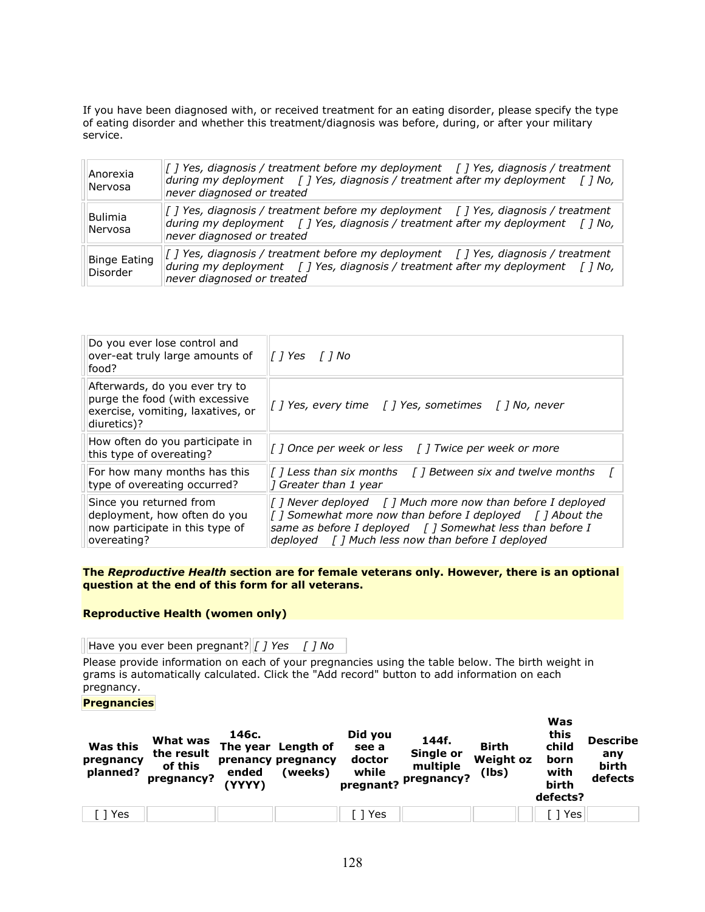If you have been diagnosed with, or received treatment for an eating disorder, please specify the type of eating disorder and whether this treatment/diagnosis was before, during, or after your military service.

| | |
|---|---|
| Anorexia Nervosa | *[ ] Yes, diagnosis / treatment before my deployment [ ] Yes, diagnosis / treatment during my deployment [ ] Yes, diagnosis / treatment after my deployment [ ] No, never diagnosed or treated* |
| Bulimia Nervosa | *[ ] Yes, diagnosis / treatment before my deployment [ ] Yes, diagnosis / treatment during my deployment [ ] Yes, diagnosis / treatment after my deployment [ ] No, never diagnosed or treated* |
| Binge Eating Disorder | *[ ] Yes, diagnosis / treatment before my deployment [ ] Yes, diagnosis / treatment during my deployment [ ] Yes, diagnosis / treatment after my deployment [ ] No, never diagnosed or treated* |

| | |
|---|---|
| Do you ever lose control and over-eat truly large amounts of food? | *[ ] Yes [ ] No* |
| Afterwards, do you ever try to purge the food (with excessive exercise, vomiting, laxatives, or diuretics)? | *[ ] Yes, every time [ ] Yes, sometimes [ ] No, never* |
| How often do you participate in this type of overeating? | *[ ] Once per week or less [ ] Twice per week or more* |
| For how many months has this type of overeating occurred? | *[ ] Less than six months [ ] Between six and twelve months [ ] Greater than 1 year* |
| Since you returned from deployment, how often do you now participate in this type of overeating? | *[ ] Never deployed [ ] Much more now than before I deployed [ ] Somewhat more now than before I deployed [ ] About the same as before I deployed [ ] Somewhat less than before I deployed [ ] Much less now than before I deployed* |

**The *Reproductive Health* section are for female veterans only. However, there is an optional question at the end of this form for all veterans.**

**Reproductive Health (women only)**

| | |
|---|---|
| Have you ever been pregnant? | *[ ] Yes [ ] No* |

Please provide information on each of your pregnancies using the table below. The birth weight in grams is automatically calculated. Click the "Add record" button to add information on each pregnancy.

**Pregnancies**

| Was this pregnancy planned? | What was the result of this pregnancy? | 146c. The year prenancy ended (YYYY) | Length of pregnancy (weeks) | Did you see a doctor while pregnant? | 144f. Single or multiple pregnancy? | Birth Weight oz (lbs) | | Was this child born with birth defects? | Describe any birth defects |
|---|---|---|---|---|---|---|---|---|---|
| [ ] Yes | | | | [ ] Yes | | | | [ ] Yes | |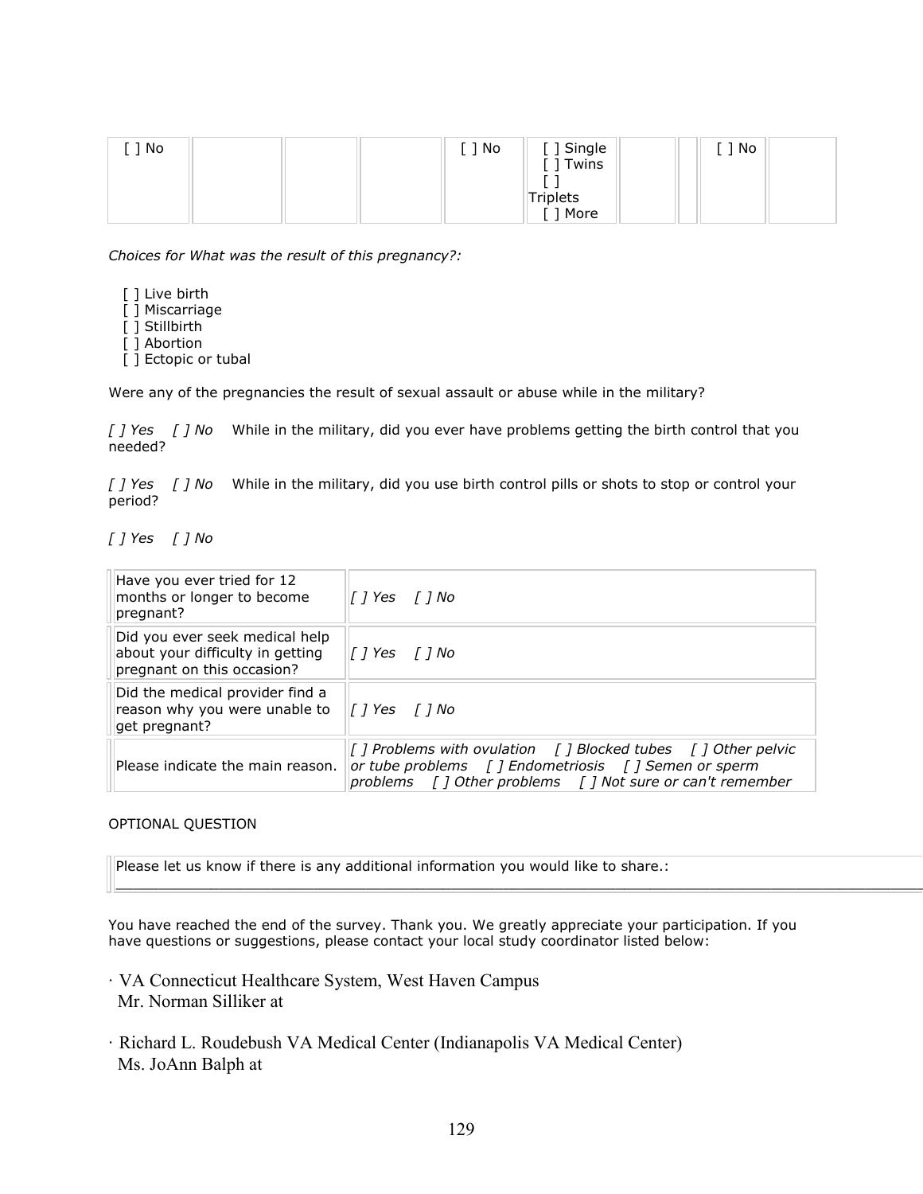| | | | | | | | | | |
|---|---|---|---|---|---|---|---|---|---|
| [ ] No | | | | [ ] No | [ ] Single [ ] Twins [ ] Triplets [ ] More | | | [ ] No | |

*Choices for What was the result of this pregnancy?:*

[ ] Live birth
[ ] Miscarriage
[ ] Stillbirth
[ ] Abortion
[ ] Ectopic or tubal

Were any of the pregnancies the result of sexual assault or abuse while in the military?

*[ ] Yes [ ] No* While in the military, did you ever have problems getting the birth control that you needed?

*[ ] Yes [ ] No* While in the military, did you use birth control pills or shots to stop or control your period?

*[ ] Yes [ ] No*

| | |
|---|---|
| Have you ever tried for 12 months or longer to become pregnant? | *[ ] Yes [ ] No* |
| Did you ever seek medical help about your difficulty in getting pregnant on this occasion? | *[ ] Yes [ ] No* |
| Did the medical provider find a reason why you were unable to get pregnant? | *[ ] Yes [ ] No* |
| Please indicate the main reason. | *[ ] Problems with ovulation [ ] Blocked tubes [ ] Other pelvic or tube problems [ ] Endometriosis [ ] Semen or sperm problems [ ] Other problems [ ] Not sure or can't remember* |

OPTIONAL QUESTION

Please let us know if there is any additional information you would like to share.: ________________________________________

You have reached the end of the survey. Thank you. We greatly appreciate your participation. If you have questions or suggestions, please contact your local study coordinator listed below:

- VA Connecticut Healthcare System, West Haven Campus
  Mr. Norman Silliker at
- Richard L. Roudebush VA Medical Center (Indianapolis VA Medical Center)
  Ms. JoAnn Balph at